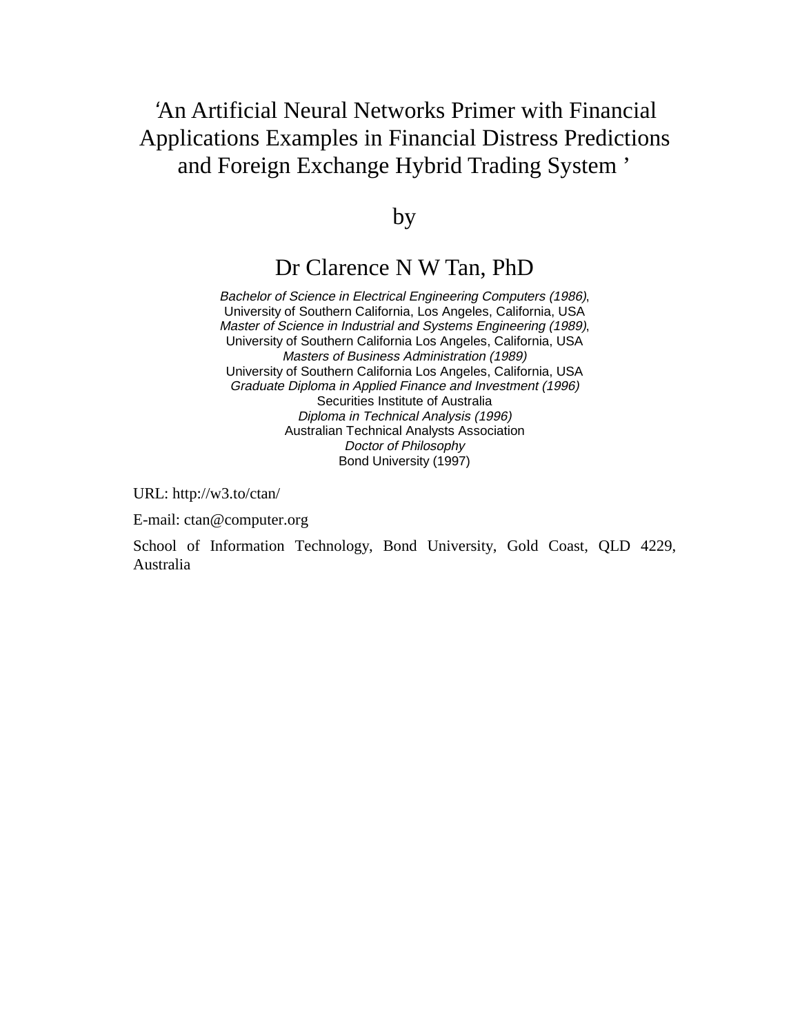# ‘An Artificial Neural Networks Primer with Financial Applications Examples in Financial Distress Predictions and Foreign Exchange Hybrid Trading System ’

by

## Dr Clarence N W Tan, PhD

*Bachelor of Science in Electrical Engineering Computers (1986)*,
University of Southern California, Los Angeles, California, USA
*Master of Science in Industrial and Systems Engineering (1989)*,
University of Southern California Los Angeles, California, USA
*Masters of Business Administration (1989)*
University of Southern California Los Angeles, California, USA
*Graduate Diploma in Applied Finance and Investment (1996)*
Securities Institute of Australia
*Diploma in Technical Analysis (1996)*
Australian Technical Analysts Association
*Doctor of Philosophy*
Bond University (1997)

URL: http://w3.to/ctan/

E-mail: ctan@computer.org

School of Information Technology, Bond University, Gold Coast, QLD 4229, Australia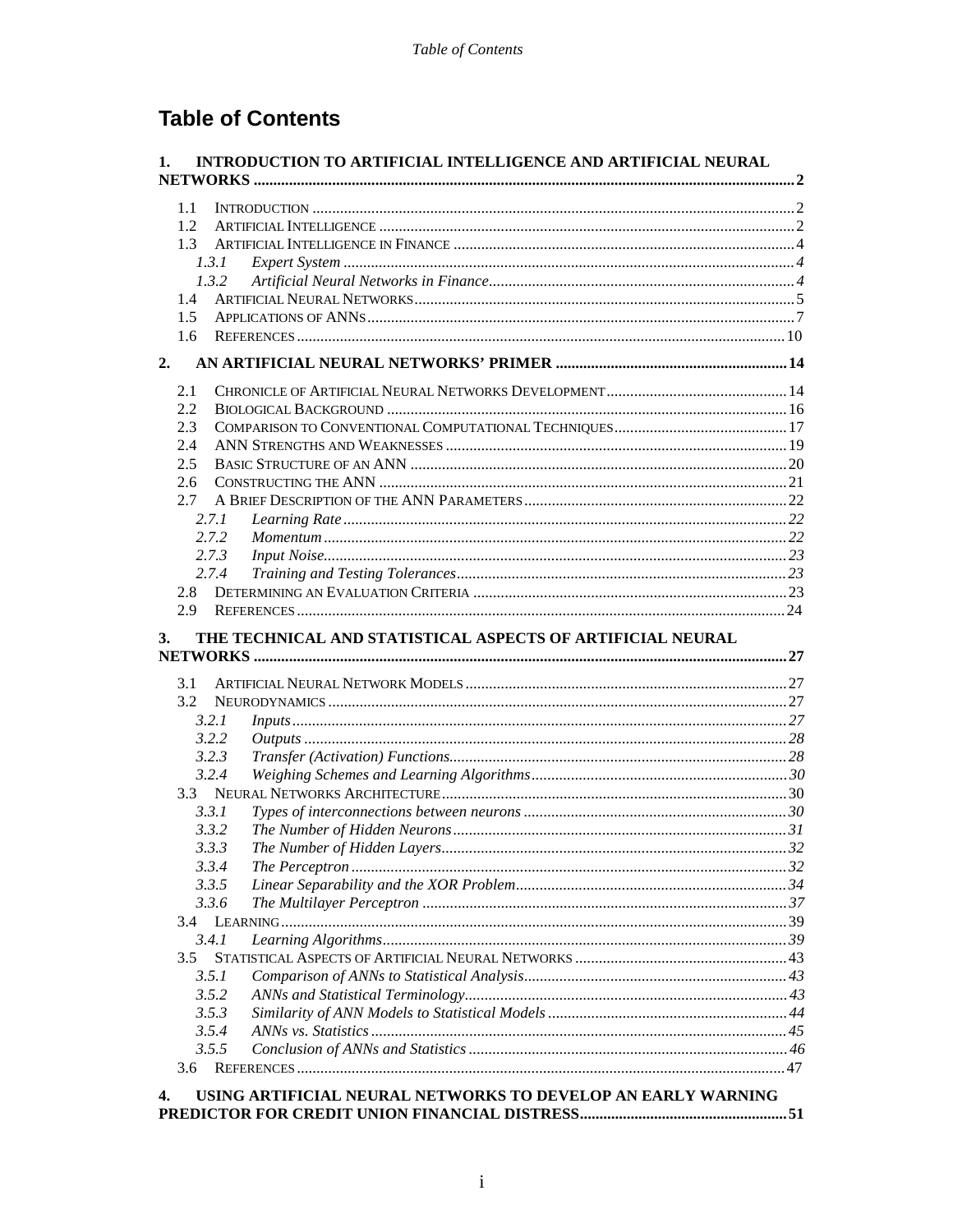# Table of Contents

**1. INTRODUCTION TO ARTIFICIAL INTELLIGENCE AND ARTIFICIAL NEURAL NETWORKS ..... 2**

- 1.1 INTRODUCTION ..... 2
- 1.2 ARTIFICIAL INTELLIGENCE ..... 2
- 1.3 ARTIFICIAL INTELLIGENCE IN FINANCE ..... 4
  - *1.3.1 Expert System ..... 4*
  - *1.3.2 Artificial Neural Networks in Finance ..... 4*
- 1.4 ARTIFICIAL NEURAL NETWORKS ..... 5
- 1.5 APPLICATIONS OF ANNS ..... 7
- 1.6 REFERENCES ..... 10

**2. AN ARTIFICIAL NEURAL NETWORKS' PRIMER ..... 14**

- 2.1 CHRONICLE OF ARTIFICIAL NEURAL NETWORKS DEVELOPMENT ..... 14
- 2.2 BIOLOGICAL BACKGROUND ..... 16
- 2.3 COMPARISON TO CONVENTIONAL COMPUTATIONAL TECHNIQUES ..... 17
- 2.4 ANN STRENGTHS AND WEAKNESSES ..... 19
- 2.5 BASIC STRUCTURE OF AN ANN ..... 20
- 2.6 CONSTRUCTING THE ANN ..... 21
- 2.7 A BRIEF DESCRIPTION OF THE ANN PARAMETERS ..... 22
  - *2.7.1 Learning Rate ..... 22*
  - *2.7.2 Momentum ..... 22*
  - *2.7.3 Input Noise ..... 23*
  - *2.7.4 Training and Testing Tolerances ..... 23*
- 2.8 DETERMINING AN EVALUATION CRITERIA ..... 23
- 2.9 REFERENCES ..... 24

**3. THE TECHNICAL AND STATISTICAL ASPECTS OF ARTIFICIAL NEURAL NETWORKS ..... 27**

- 3.1 ARTIFICIAL NEURAL NETWORK MODELS ..... 27
- 3.2 NEURODYNAMICS ..... 27
  - *3.2.1 Inputs ..... 27*
  - *3.2.2 Outputs ..... 28*
  - *3.2.3 Transfer (Activation) Functions ..... 28*
  - *3.2.4 Weighing Schemes and Learning Algorithms ..... 30*
- 3.3 NEURAL NETWORKS ARCHITECTURE ..... 30
  - *3.3.1 Types of interconnections between neurons ..... 30*
  - *3.3.2 The Number of Hidden Neurons ..... 31*
  - *3.3.3 The Number of Hidden Layers ..... 32*
  - *3.3.4 The Perceptron ..... 32*
  - *3.3.5 Linear Separability and the XOR Problem ..... 34*
  - *3.3.6 The Multilayer Perceptron ..... 37*
- 3.4 LEARNING ..... 39
  - *3.4.1 Learning Algorithms ..... 39*
- 3.5 STATISTICAL ASPECTS OF ARTIFICIAL NEURAL NETWORKS ..... 43
  - *3.5.1 Comparison of ANNs to Statistical Analysis ..... 43*
  - *3.5.2 ANNs and Statistical Terminology ..... 43*
  - *3.5.3 Similarity of ANN Models to Statistical Models ..... 44*
  - *3.5.4 ANNs vs. Statistics ..... 45*
  - *3.5.5 Conclusion of ANNs and Statistics ..... 46*
- 3.6 REFERENCES ..... 47

**4. USING ARTIFICIAL NEURAL NETWORKS TO DEVELOP AN EARLY WARNING PREDICTOR FOR CREDIT UNION FINANCIAL DISTRESS ..... 51**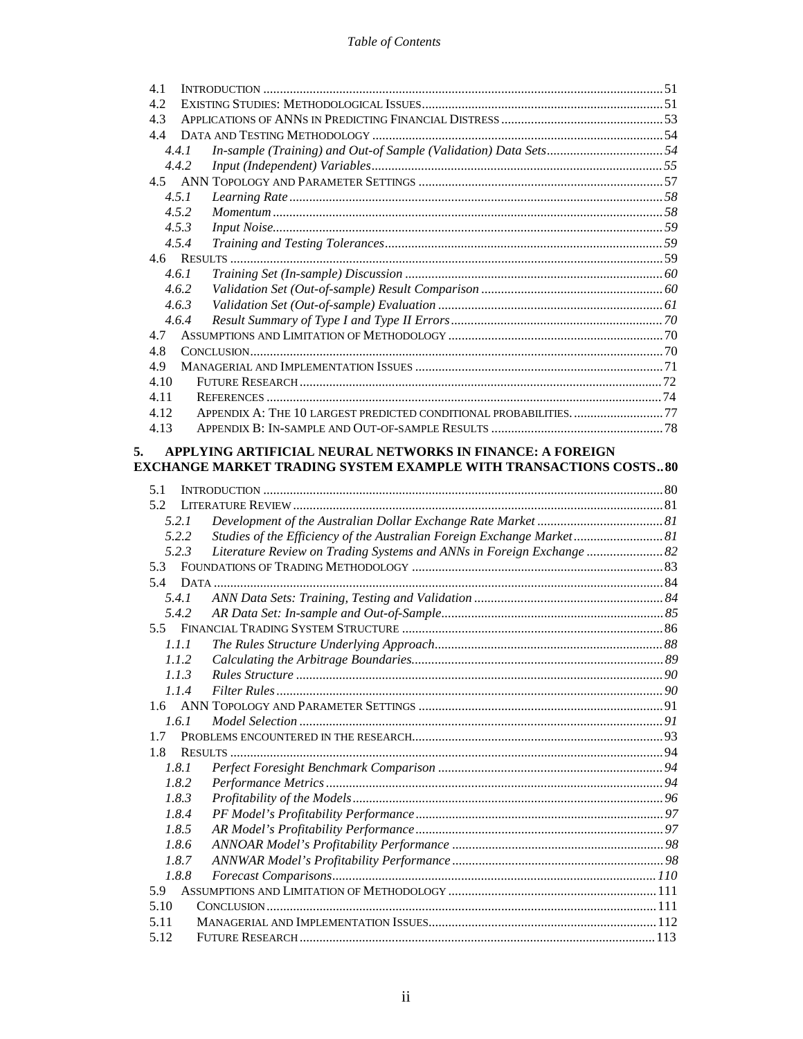4.1 Introduction ........ 51
4.2 Existing Studies: Methodological Issues ........ 51
4.3 Applications of ANNs in Predicting Financial Distress ........ 53
4.4 Data and Testing Methodology ........ 54
  *4.4.1 In-sample (Training) and Out-of Sample (Validation) Data Sets ........ 54*
  *4.4.2 Input (Independent) Variables ........ 55*
4.5 ANN Topology and Parameter Settings ........ 57
  *4.5.1 Learning Rate ........ 58*
  *4.5.2 Momentum ........ 58*
  *4.5.3 Input Noise ........ 59*
  *4.5.4 Training and Testing Tolerances ........ 59*
4.6 Results ........ 59
  *4.6.1 Training Set (In-sample) Discussion ........ 60*
  *4.6.2 Validation Set (Out-of-sample) Result Comparison ........ 60*
  *4.6.3 Validation Set (Out-of-sample) Evaluation ........ 61*
  *4.6.4 Result Summary of Type I and Type II Errors ........ 70*
4.7 Assumptions and Limitation of Methodology ........ 70
4.8 Conclusion ........ 70
4.9 Managerial and Implementation Issues ........ 71
4.10 Future Research ........ 72
4.11 References ........ 74
4.12 Appendix A: The 10 largest predicted conditional probabilities. ........ 77
4.13 Appendix B: In-sample and Out-of-sample Results ........ 78

**5. APPLYING ARTIFICIAL NEURAL NETWORKS IN FINANCE: A FOREIGN EXCHANGE MARKET TRADING SYSTEM EXAMPLE WITH TRANSACTIONS COSTS .. 80**

5.1 Introduction ........ 80
5.2 Literature Review ........ 81
  *5.2.1 Development of the Australian Dollar Exchange Rate Market ........ 81*
  *5.2.2 Studies of the Efficiency of the Australian Foreign Exchange Market ........ 81*
  *5.2.3 Literature Review on Trading Systems and ANNs in Foreign Exchange ........ 82*
5.3 Foundations of Trading Methodology ........ 83
5.4 Data ........ 84
  *5.4.1 ANN Data Sets: Training, Testing and Validation ........ 84*
  *5.4.2 AR Data Set: In-sample and Out-of-Sample ........ 85*
5.5 Financial Trading System Structure ........ 86
  *1.1.1 The Rules Structure Underlying Approach ........ 88*
  *1.1.2 Calculating the Arbitrage Boundaries ........ 89*
  *1.1.3 Rules Structure ........ 90*
  *1.1.4 Filter Rules ........ 90*
1.6 ANN Topology and Parameter Settings ........ 91
  *1.6.1 Model Selection ........ 91*
1.7 Problems encountered in the research ........ 93
1.8 Results ........ 94
  *1.8.1 Perfect Foresight Benchmark Comparison ........ 94*
  *1.8.2 Performance Metrics ........ 94*
  *1.8.3 Profitability of the Models ........ 96*
  *1.8.4 PF Model's Profitability Performance ........ 97*
  *1.8.5 AR Model's Profitability Performance ........ 97*
  *1.8.6 ANNOAR Model's Profitability Performance ........ 98*
  *1.8.7 ANNWAR Model's Profitability Performance ........ 98*
  *1.8.8 Forecast Comparisons ........ 110*
5.9 Assumptions and Limitation of Methodology ........ 111
5.10 Conclusion ........ 111
5.11 Managerial and Implementation Issues ........ 112
5.12 Future Research ........ 113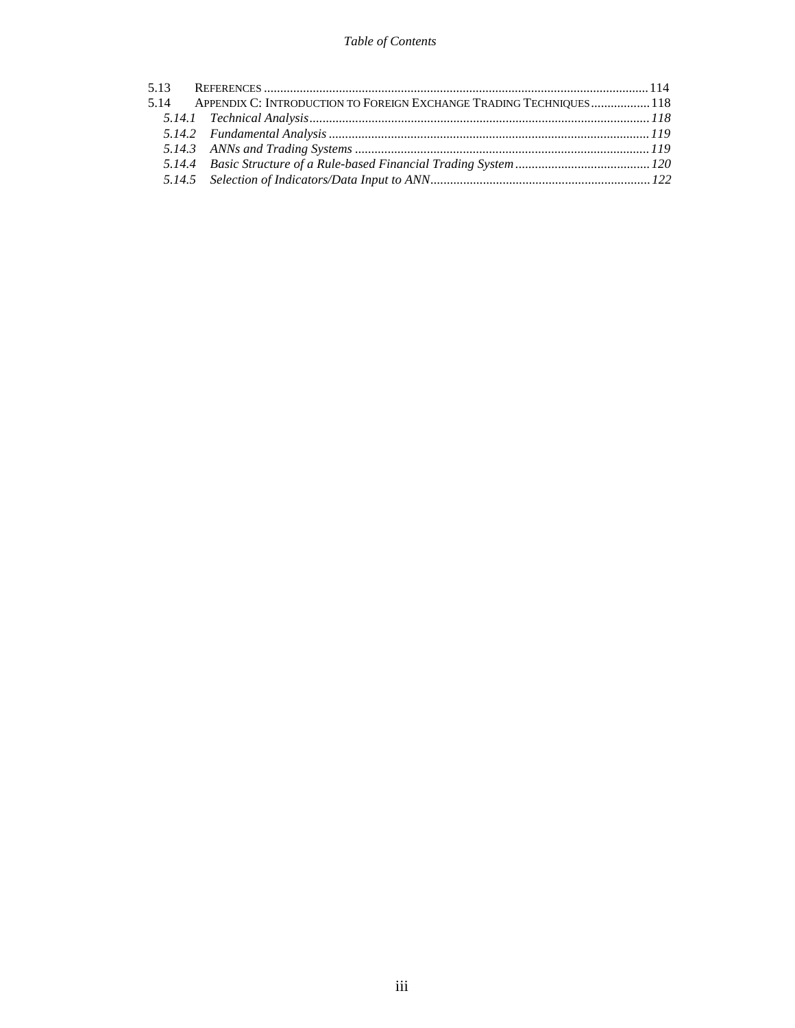5.13 REFERENCES .......... 114
5.14 APPENDIX C: INTRODUCTION TO FOREIGN EXCHANGE TRADING TECHNIQUES .......... 118

*5.14.1 Technical Analysis .......... 118*
*5.14.2 Fundamental Analysis .......... 119*
*5.14.3 ANNs and Trading Systems .......... 119*
*5.14.4 Basic Structure of a Rule-based Financial Trading System .......... 120*
*5.14.5 Selection of Indicators/Data Input to ANN .......... 122*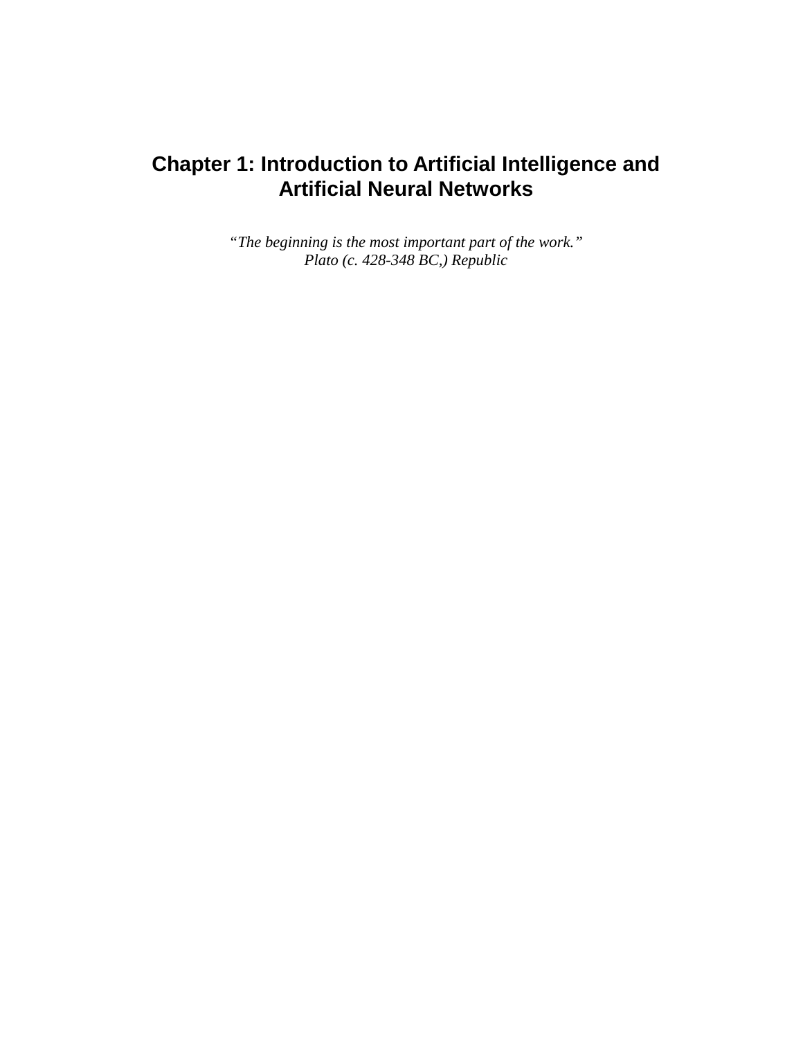# Chapter 1: Introduction to Artificial Intelligence and Artificial Neural Networks

*"The beginning is the most important part of the work."*
*Plato (c. 428-348 BC,) Republic*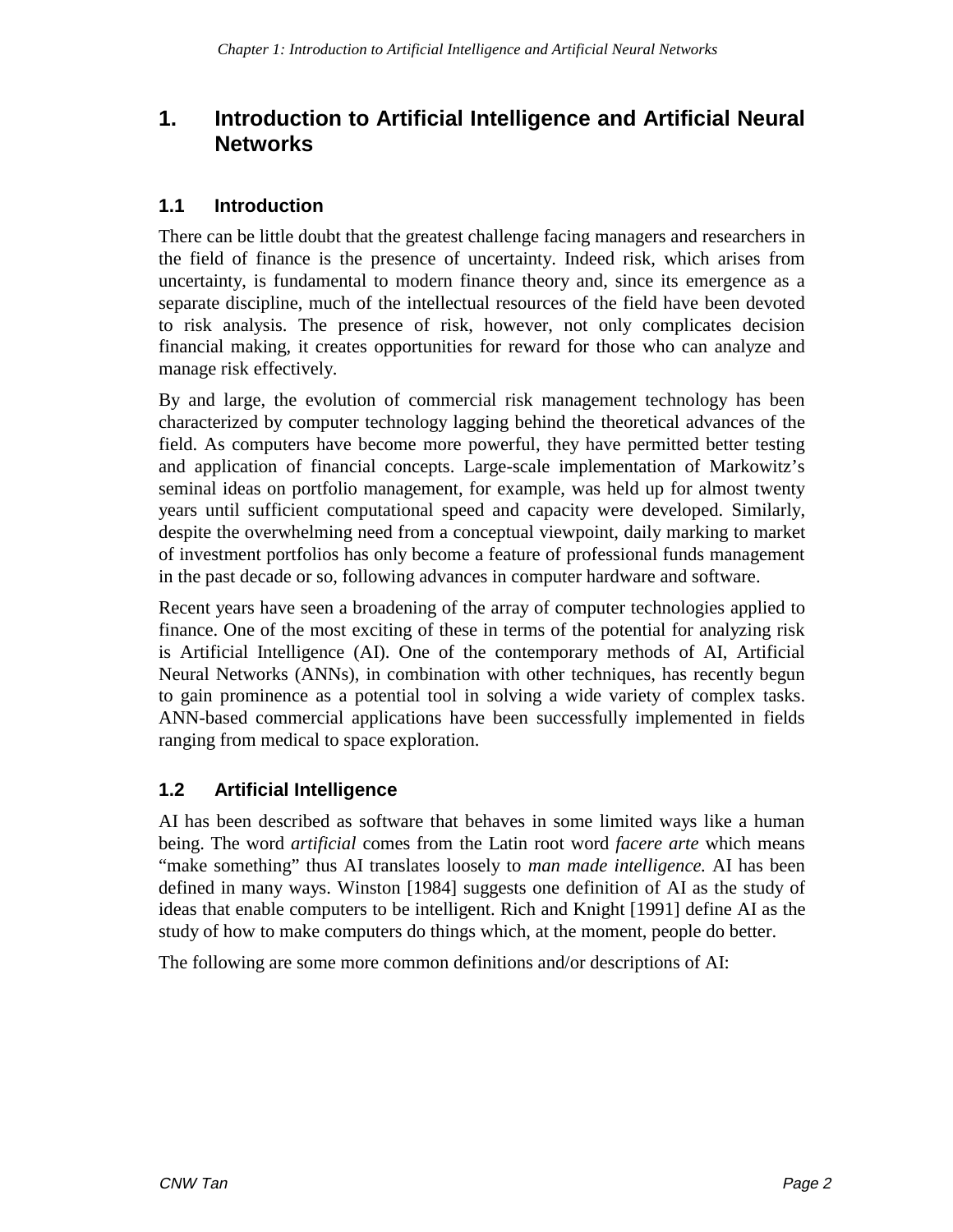# 1. Introduction to Artificial Intelligence and Artificial Neural Networks

## 1.1 Introduction

There can be little doubt that the greatest challenge facing managers and researchers in the field of finance is the presence of uncertainty. Indeed risk, which arises from uncertainty, is fundamental to modern finance theory and, since its emergence as a separate discipline, much of the intellectual resources of the field have been devoted to risk analysis. The presence of risk, however, not only complicates decision financial making, it creates opportunities for reward for those who can analyze and manage risk effectively.

By and large, the evolution of commercial risk management technology has been characterized by computer technology lagging behind the theoretical advances of the field. As computers have become more powerful, they have permitted better testing and application of financial concepts. Large-scale implementation of Markowitz's seminal ideas on portfolio management, for example, was held up for almost twenty years until sufficient computational speed and capacity were developed. Similarly, despite the overwhelming need from a conceptual viewpoint, daily marking to market of investment portfolios has only become a feature of professional funds management in the past decade or so, following advances in computer hardware and software.

Recent years have seen a broadening of the array of computer technologies applied to finance. One of the most exciting of these in terms of the potential for analyzing risk is Artificial Intelligence (AI). One of the contemporary methods of AI, Artificial Neural Networks (ANNs), in combination with other techniques, has recently begun to gain prominence as a potential tool in solving a wide variety of complex tasks. ANN-based commercial applications have been successfully implemented in fields ranging from medical to space exploration.

## 1.2 Artificial Intelligence

AI has been described as software that behaves in some limited ways like a human being. The word *artificial* comes from the Latin root word *facere arte* which means "make something" thus AI translates loosely to *man made intelligence.* AI has been defined in many ways. Winston [1984] suggests one definition of AI as the study of ideas that enable computers to be intelligent. Rich and Knight [1991] define AI as the study of how to make computers do things which, at the moment, people do better.

The following are some more common definitions and/or descriptions of AI: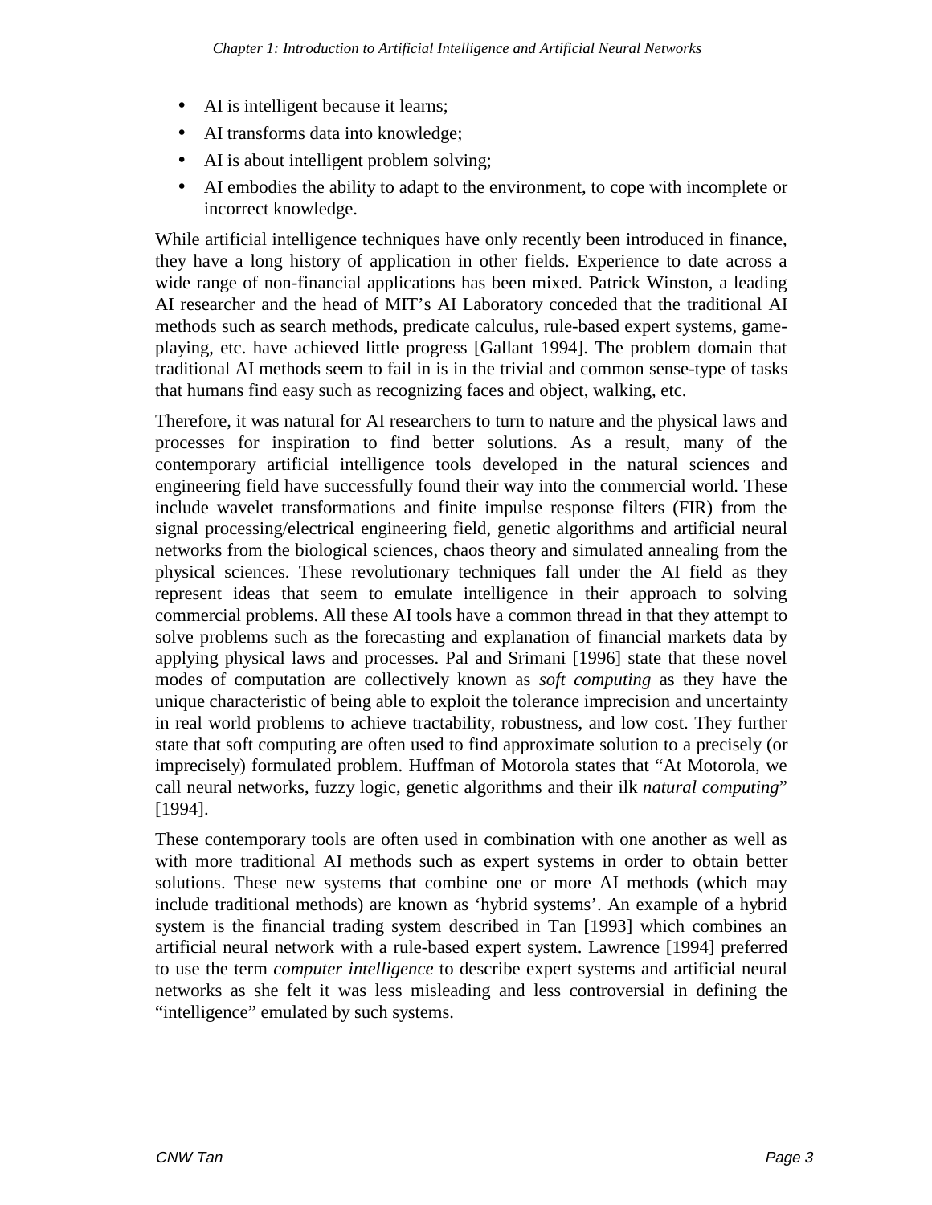- AI is intelligent because it learns;
- AI transforms data into knowledge;
- AI is about intelligent problem solving;
- AI embodies the ability to adapt to the environment, to cope with incomplete or incorrect knowledge.

While artificial intelligence techniques have only recently been introduced in finance, they have a long history of application in other fields. Experience to date across a wide range of non-financial applications has been mixed. Patrick Winston, a leading AI researcher and the head of MIT's AI Laboratory conceded that the traditional AI methods such as search methods, predicate calculus, rule-based expert systems, game-playing, etc. have achieved little progress [Gallant 1994]. The problem domain that traditional AI methods seem to fail in is in the trivial and common sense-type of tasks that humans find easy such as recognizing faces and object, walking, etc.

Therefore, it was natural for AI researchers to turn to nature and the physical laws and processes for inspiration to find better solutions. As a result, many of the contemporary artificial intelligence tools developed in the natural sciences and engineering field have successfully found their way into the commercial world. These include wavelet transformations and finite impulse response filters (FIR) from the signal processing/electrical engineering field, genetic algorithms and artificial neural networks from the biological sciences, chaos theory and simulated annealing from the physical sciences. These revolutionary techniques fall under the AI field as they represent ideas that seem to emulate intelligence in their approach to solving commercial problems. All these AI tools have a common thread in that they attempt to solve problems such as the forecasting and explanation of financial markets data by applying physical laws and processes. Pal and Srimani [1996] state that these novel modes of computation are collectively known as *soft computing* as they have the unique characteristic of being able to exploit the tolerance imprecision and uncertainty in real world problems to achieve tractability, robustness, and low cost. They further state that soft computing are often used to find approximate solution to a precisely (or imprecisely) formulated problem. Huffman of Motorola states that "At Motorola, we call neural networks, fuzzy logic, genetic algorithms and their ilk *natural computing*" [1994].

These contemporary tools are often used in combination with one another as well as with more traditional AI methods such as expert systems in order to obtain better solutions. These new systems that combine one or more AI methods (which may include traditional methods) are known as 'hybrid systems'. An example of a hybrid system is the financial trading system described in Tan [1993] which combines an artificial neural network with a rule-based expert system. Lawrence [1994] preferred to use the term *computer intelligence* to describe expert systems and artificial neural networks as she felt it was less misleading and less controversial in defining the "intelligence" emulated by such systems.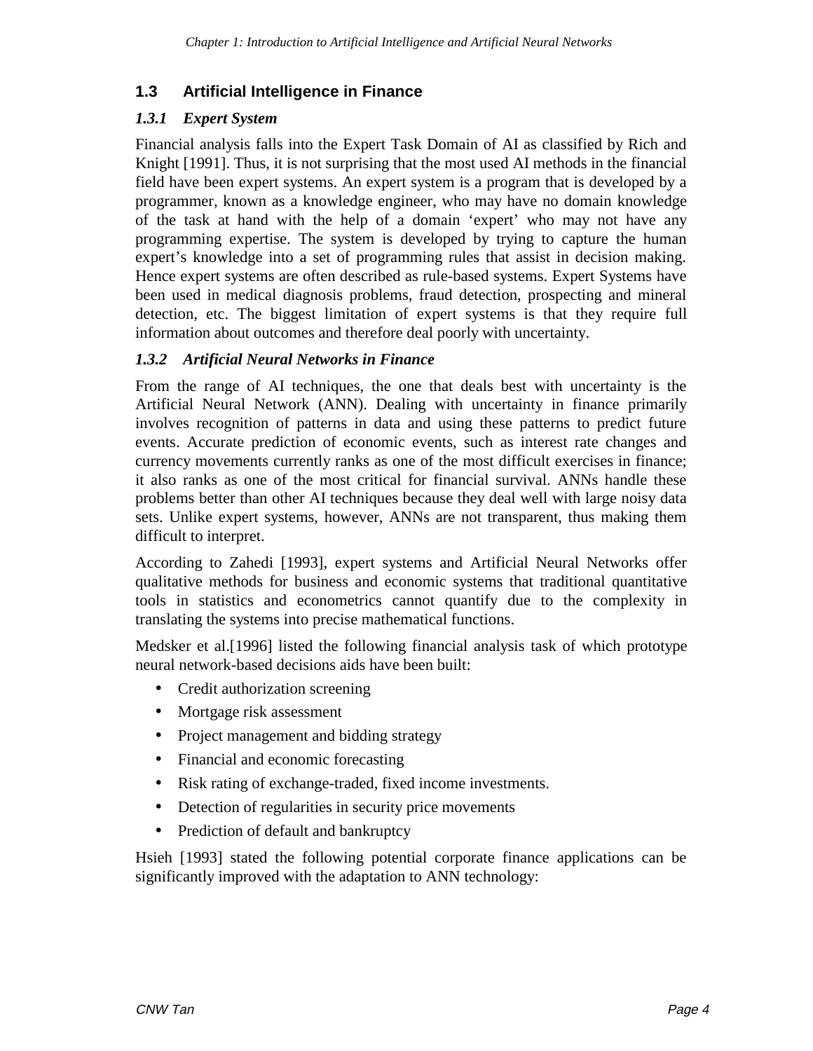## 1.3 Artificial Intelligence in Finance

### *1.3.1 Expert System*

Financial analysis falls into the Expert Task Domain of AI as classified by Rich and Knight [1991]. Thus, it is not surprising that the most used AI methods in the financial field have been expert systems. An expert system is a program that is developed by a programmer, known as a knowledge engineer, who may have no domain knowledge of the task at hand with the help of a domain 'expert' who may not have any programming expertise. The system is developed by trying to capture the human expert's knowledge into a set of programming rules that assist in decision making. Hence expert systems are often described as rule-based systems. Expert Systems have been used in medical diagnosis problems, fraud detection, prospecting and mineral detection, etc. The biggest limitation of expert systems is that they require full information about outcomes and therefore deal poorly with uncertainty.

### *1.3.2 Artificial Neural Networks in Finance*

From the range of AI techniques, the one that deals best with uncertainty is the Artificial Neural Network (ANN). Dealing with uncertainty in finance primarily involves recognition of patterns in data and using these patterns to predict future events. Accurate prediction of economic events, such as interest rate changes and currency movements currently ranks as one of the most difficult exercises in finance; it also ranks as one of the most critical for financial survival. ANNs handle these problems better than other AI techniques because they deal well with large noisy data sets. Unlike expert systems, however, ANNs are not transparent, thus making them difficult to interpret.

According to Zahedi [1993], expert systems and Artificial Neural Networks offer qualitative methods for business and economic systems that traditional quantitative tools in statistics and econometrics cannot quantify due to the complexity in translating the systems into precise mathematical functions.

Medsker et al.[1996] listed the following financial analysis task of which prototype neural network-based decisions aids have been built:

- Credit authorization screening
- Mortgage risk assessment
- Project management and bidding strategy
- Financial and economic forecasting
- Risk rating of exchange-traded, fixed income investments.
- Detection of regularities in security price movements
- Prediction of default and bankruptcy

Hsieh [1993] stated the following potential corporate finance applications can be significantly improved with the adaptation to ANN technology: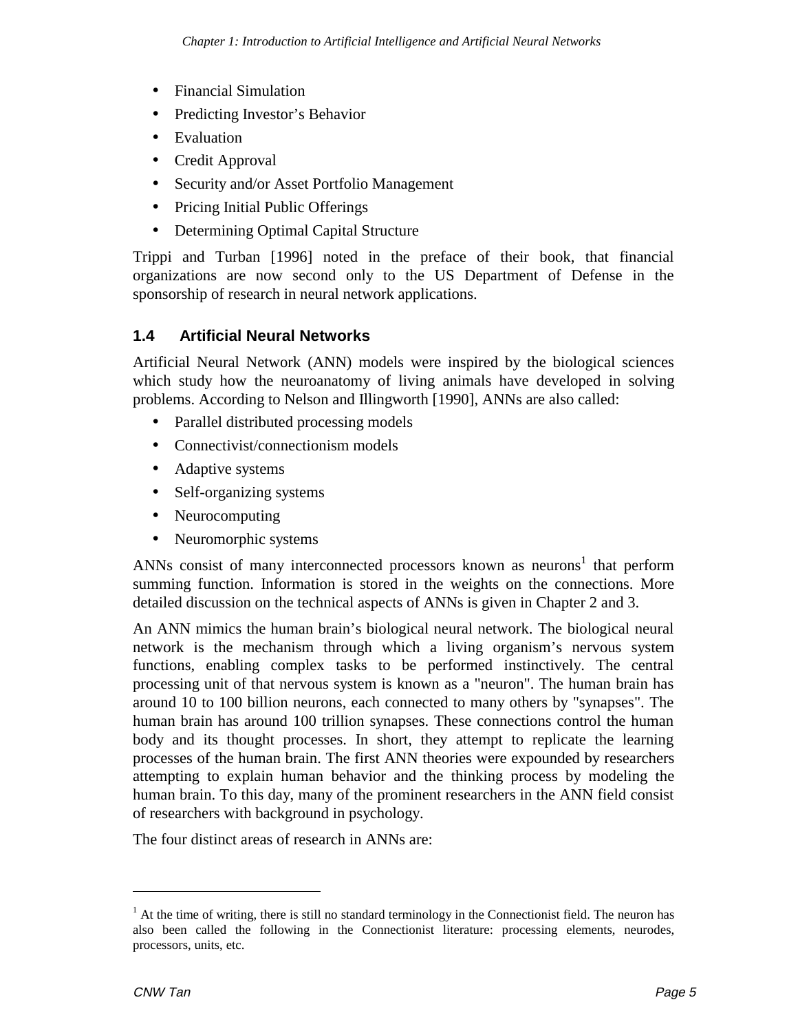- Financial Simulation
- Predicting Investor's Behavior
- Evaluation
- Credit Approval
- Security and/or Asset Portfolio Management
- Pricing Initial Public Offerings
- Determining Optimal Capital Structure

Trippi and Turban [1996] noted in the preface of their book, that financial organizations are now second only to the US Department of Defense in the sponsorship of research in neural network applications.

## 1.4 Artificial Neural Networks

Artificial Neural Network (ANN) models were inspired by the biological sciences which study how the neuroanatomy of living animals have developed in solving problems. According to Nelson and Illingworth [1990], ANNs are also called:

- Parallel distributed processing models
- Connectivist/connectionism models
- Adaptive systems
- Self-organizing systems
- Neurocomputing
- Neuromorphic systems

ANNs consist of many interconnected processors known as neurons[1] that perform summing function. Information is stored in the weights on the connections. More detailed discussion on the technical aspects of ANNs is given in Chapter 2 and 3.

An ANN mimics the human brain's biological neural network. The biological neural network is the mechanism through which a living organism's nervous system functions, enabling complex tasks to be performed instinctively. The central processing unit of that nervous system is known as a "neuron". The human brain has around 10 to 100 billion neurons, each connected to many others by "synapses". The human brain has around 100 trillion synapses. These connections control the human body and its thought processes. In short, they attempt to replicate the learning processes of the human brain. The first ANN theories were expounded by researchers attempting to explain human behavior and the thinking process by modeling the human brain. To this day, many of the prominent researchers in the ANN field consist of researchers with background in psychology.

The four distinct areas of research in ANNs are:

---

[1] At the time of writing, there is still no standard terminology in the Connectionist field. The neuron has also been called the following in the Connectionist literature: processing elements, neurodes, processors, units, etc.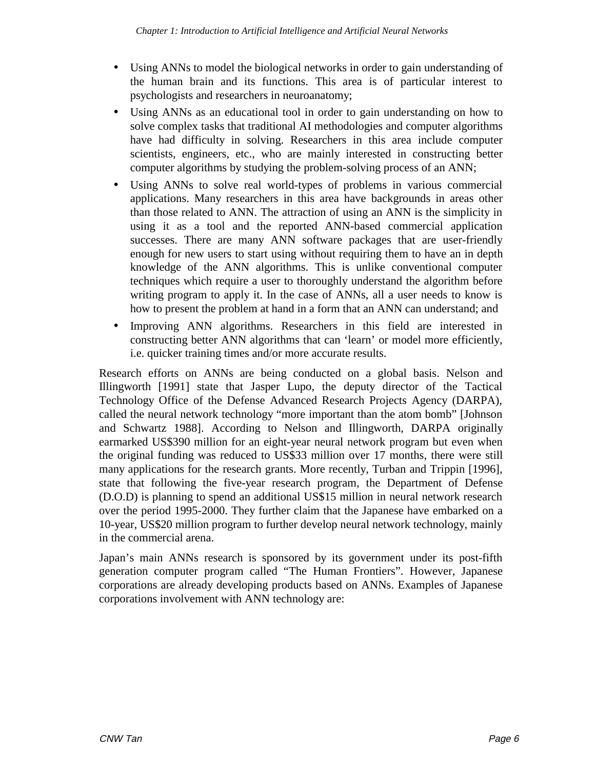- Using ANNs to model the biological networks in order to gain understanding of the human brain and its functions. This area is of particular interest to psychologists and researchers in neuroanatomy;
- Using ANNs as an educational tool in order to gain understanding on how to solve complex tasks that traditional AI methodologies and computer algorithms have had difficulty in solving. Researchers in this area include computer scientists, engineers, etc., who are mainly interested in constructing better computer algorithms by studying the problem-solving process of an ANN;
- Using ANNs to solve real world-types of problems in various commercial applications. Many researchers in this area have backgrounds in areas other than those related to ANN. The attraction of using an ANN is the simplicity in using it as a tool and the reported ANN-based commercial application successes. There are many ANN software packages that are user-friendly enough for new users to start using without requiring them to have an in depth knowledge of the ANN algorithms. This is unlike conventional computer techniques which require a user to thoroughly understand the algorithm before writing program to apply it. In the case of ANNs, all a user needs to know is how to present the problem at hand in a form that an ANN can understand; and
- Improving ANN algorithms. Researchers in this field are interested in constructing better ANN algorithms that can 'learn' or model more efficiently, i.e. quicker training times and/or more accurate results.

Research efforts on ANNs are being conducted on a global basis. Nelson and Illingworth [1991] state that Jasper Lupo, the deputy director of the Tactical Technology Office of the Defense Advanced Research Projects Agency (DARPA), called the neural network technology "more important than the atom bomb" [Johnson and Schwartz 1988]. According to Nelson and Illingworth, DARPA originally earmarked US$390 million for an eight-year neural network program but even when the original funding was reduced to US$33 million over 17 months, there were still many applications for the research grants. More recently, Turban and Trippin [1996], state that following the five-year research program, the Department of Defense (D.O.D) is planning to spend an additional US$15 million in neural network research over the period 1995-2000. They further claim that the Japanese have embarked on a 10-year, US$20 million program to further develop neural network technology, mainly in the commercial arena.

Japan's main ANNs research is sponsored by its government under its post-fifth generation computer program called "The Human Frontiers". However, Japanese corporations are already developing products based on ANNs. Examples of Japanese corporations involvement with ANN technology are: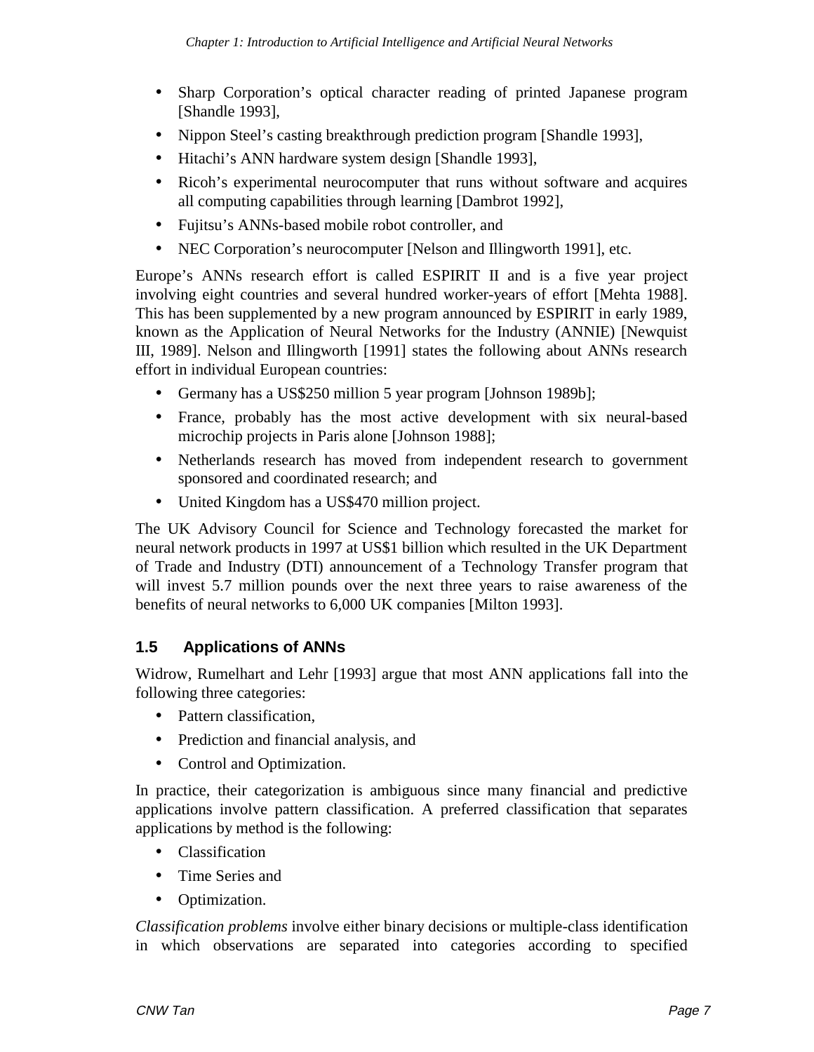- Sharp Corporation's optical character reading of printed Japanese program [Shandle 1993],
- Nippon Steel's casting breakthrough prediction program [Shandle 1993],
- Hitachi's ANN hardware system design [Shandle 1993],
- Ricoh's experimental neurocomputer that runs without software and acquires all computing capabilities through learning [Dambrot 1992],
- Fujitsu's ANNs-based mobile robot controller, and
- NEC Corporation's neurocomputer [Nelson and Illingworth 1991], etc.

Europe's ANNs research effort is called ESPIRIT II and is a five year project involving eight countries and several hundred worker-years of effort [Mehta 1988]. This has been supplemented by a new program announced by ESPIRIT in early 1989, known as the Application of Neural Networks for the Industry (ANNIE) [Newquist III, 1989]. Nelson and Illingworth [1991] states the following about ANNs research effort in individual European countries:

- Germany has a US$250 million 5 year program [Johnson 1989b];
- France, probably has the most active development with six neural-based microchip projects in Paris alone [Johnson 1988];
- Netherlands research has moved from independent research to government sponsored and coordinated research; and
- United Kingdom has a US$470 million project.

The UK Advisory Council for Science and Technology forecasted the market for neural network products in 1997 at US$1 billion which resulted in the UK Department of Trade and Industry (DTI) announcement of a Technology Transfer program that will invest 5.7 million pounds over the next three years to raise awareness of the benefits of neural networks to 6,000 UK companies [Milton 1993].

## 1.5 Applications of ANNs

Widrow, Rumelhart and Lehr [1993] argue that most ANN applications fall into the following three categories:

- Pattern classification,
- Prediction and financial analysis, and
- Control and Optimization.

In practice, their categorization is ambiguous since many financial and predictive applications involve pattern classification. A preferred classification that separates applications by method is the following:

- Classification
- Time Series and
- Optimization.

*Classification problems* involve either binary decisions or multiple-class identification in which observations are separated into categories according to specified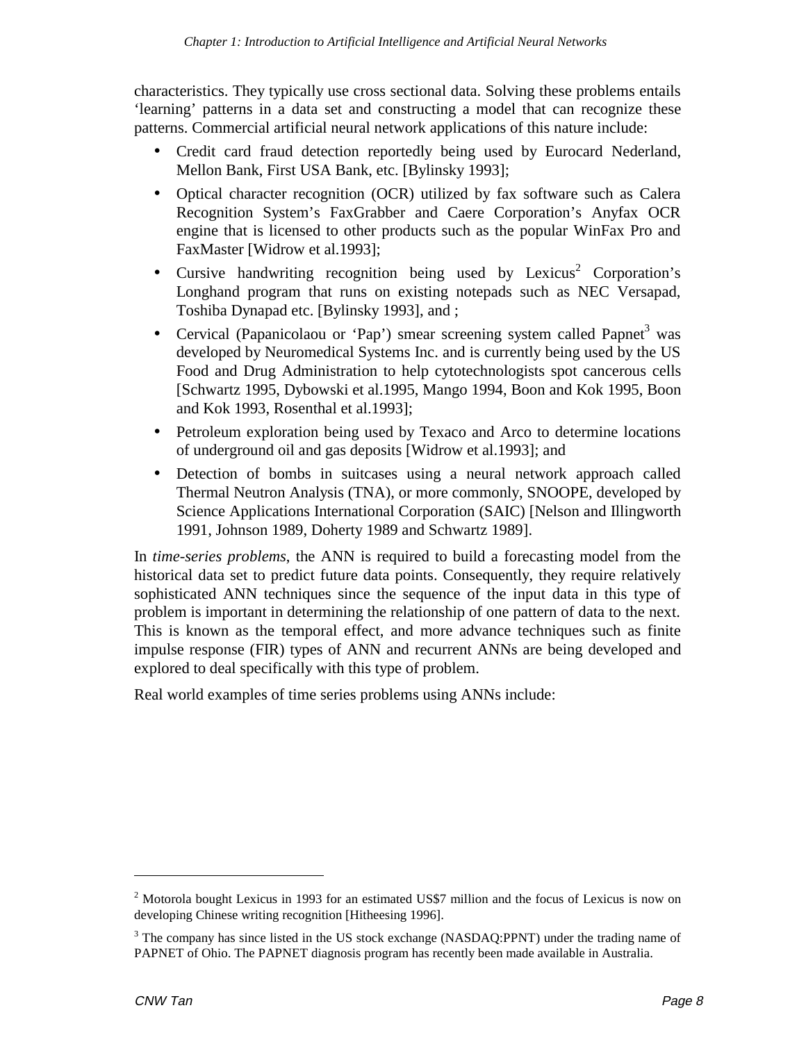characteristics. They typically use cross sectional data. Solving these problems entails 'learning' patterns in a data set and constructing a model that can recognize these patterns. Commercial artificial neural network applications of this nature include:

- Credit card fraud detection reportedly being used by Eurocard Nederland, Mellon Bank, First USA Bank, etc. [Bylinsky 1993];
- Optical character recognition (OCR) utilized by fax software such as Calera Recognition System's FaxGrabber and Caere Corporation's Anyfax OCR engine that is licensed to other products such as the popular WinFax Pro and FaxMaster [Widrow et al.1993];
- Cursive handwriting recognition being used by Lexicus[2] Corporation's Longhand program that runs on existing notepads such as NEC Versapad, Toshiba Dynapad etc. [Bylinsky 1993], and ;
- Cervical (Papanicolaou or 'Pap') smear screening system called Papnet[3] was developed by Neuromedical Systems Inc. and is currently being used by the US Food and Drug Administration to help cytotechnologists spot cancerous cells [Schwartz 1995, Dybowski et al.1995, Mango 1994, Boon and Kok 1995, Boon and Kok 1993, Rosenthal et al.1993];
- Petroleum exploration being used by Texaco and Arco to determine locations of underground oil and gas deposits [Widrow et al.1993]; and
- Detection of bombs in suitcases using a neural network approach called Thermal Neutron Analysis (TNA), or more commonly, SNOOPE, developed by Science Applications International Corporation (SAIC) [Nelson and Illingworth 1991, Johnson 1989, Doherty 1989 and Schwartz 1989].

In *time-series problems*, the ANN is required to build a forecasting model from the historical data set to predict future data points. Consequently, they require relatively sophisticated ANN techniques since the sequence of the input data in this type of problem is important in determining the relationship of one pattern of data to the next. This is known as the temporal effect, and more advance techniques such as finite impulse response (FIR) types of ANN and recurrent ANNs are being developed and explored to deal specifically with this type of problem.

Real world examples of time series problems using ANNs include:

---

[2] Motorola bought Lexicus in 1993 for an estimated US$7 million and the focus of Lexicus is now on developing Chinese writing recognition [Hitheesing 1996].

[3] The company has since listed in the US stock exchange (NASDAQ:PPNT) under the trading name of PAPNET of Ohio. The PAPNET diagnosis program has recently been made available in Australia.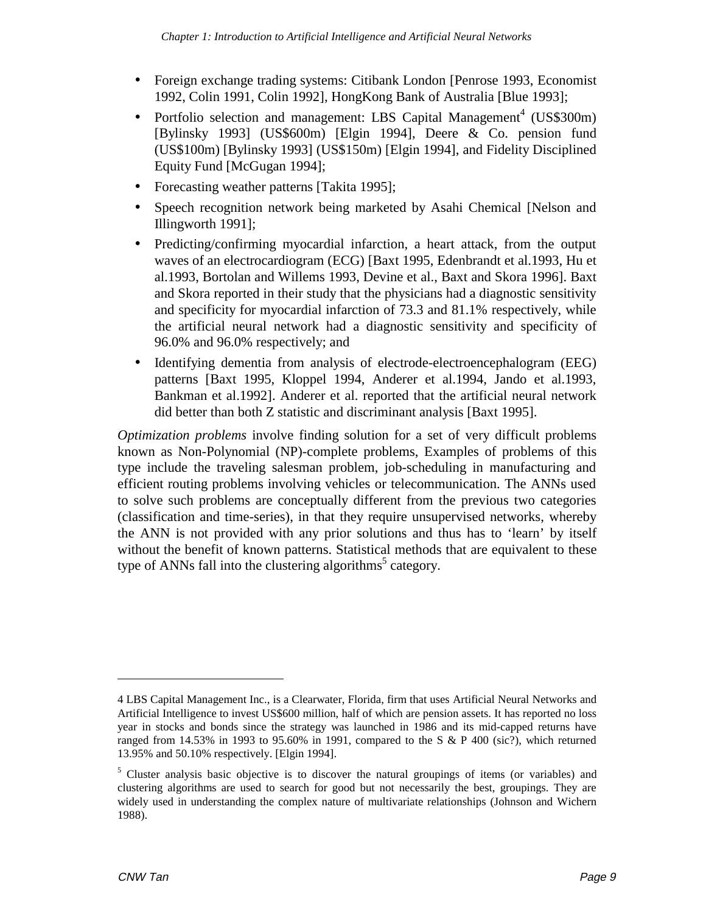- Foreign exchange trading systems: Citibank London [Penrose 1993, Economist 1992, Colin 1991, Colin 1992], HongKong Bank of Australia [Blue 1993];
- Portfolio selection and management: LBS Capital Management[4] (US$300m) [Bylinsky 1993] (US$600m) [Elgin 1994], Deere & Co. pension fund (US$100m) [Bylinsky 1993] (US$150m) [Elgin 1994], and Fidelity Disciplined Equity Fund [McGugan 1994];
- Forecasting weather patterns [Takita 1995];
- Speech recognition network being marketed by Asahi Chemical [Nelson and Illingworth 1991];
- Predicting/confirming myocardial infarction, a heart attack, from the output waves of an electrocardiogram (ECG) [Baxt 1995, Edenbrandt et al.1993, Hu et al.1993, Bortolan and Willems 1993, Devine et al., Baxt and Skora 1996]. Baxt and Skora reported in their study that the physicians had a diagnostic sensitivity and specificity for myocardial infarction of 73.3 and 81.1% respectively, while the artificial neural network had a diagnostic sensitivity and specificity of 96.0% and 96.0% respectively; and
- Identifying dementia from analysis of electrode-electroencephalogram (EEG) patterns [Baxt 1995, Kloppel 1994, Anderer et al.1994, Jando et al.1993, Bankman et al.1992]. Anderer et al. reported that the artificial neural network did better than both Z statistic and discriminant analysis [Baxt 1995].

*Optimization problems* involve finding solution for a set of very difficult problems known as Non-Polynomial (NP)-complete problems, Examples of problems of this type include the traveling salesman problem, job-scheduling in manufacturing and efficient routing problems involving vehicles or telecommunication. The ANNs used to solve such problems are conceptually different from the previous two categories (classification and time-series), in that they require unsupervised networks, whereby the ANN is not provided with any prior solutions and thus has to 'learn' by itself without the benefit of known patterns. Statistical methods that are equivalent to these type of ANNs fall into the clustering algorithms[5] category.

---

4 LBS Capital Management Inc., is a Clearwater, Florida, firm that uses Artificial Neural Networks and Artificial Intelligence to invest US$600 million, half of which are pension assets. It has reported no loss year in stocks and bonds since the strategy was launched in 1986 and its mid-capped returns have ranged from 14.53% in 1993 to 95.60% in 1991, compared to the S & P 400 (sic?), which returned 13.95% and 50.10% respectively. [Elgin 1994].

5 Cluster analysis basic objective is to discover the natural groupings of items (or variables) and clustering algorithms are used to search for good but not necessarily the best, groupings. They are widely used in understanding the complex nature of multivariate relationships (Johnson and Wichern 1988).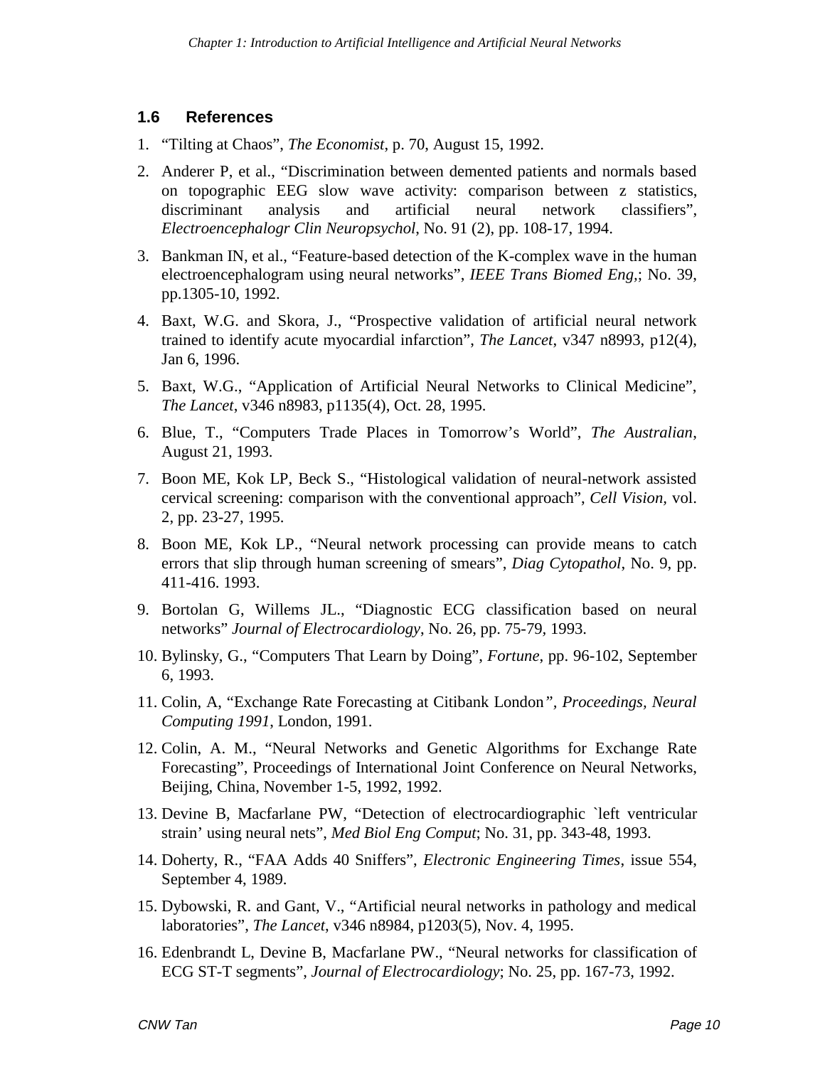## 1.6 References

1. "Tilting at Chaos", *The Economist*, p. 70, August 15, 1992.
2. Anderer P, et al., "Discrimination between demented patients and normals based on topographic EEG slow wave activity: comparison between z statistics, discriminant analysis and artificial neural network classifiers", *Electroencephalogr Clin Neuropsychol*, No. 91 (2), pp. 108-17, 1994.
3. Bankman IN, et al., "Feature-based detection of the K-complex wave in the human electroencephalogram using neural networks", *IEEE Trans Biomed Eng*,; No. 39, pp.1305-10, 1992.
4. Baxt, W.G. and Skora, J., "Prospective validation of artificial neural network trained to identify acute myocardial infarction", *The Lancet*, v347 n8993, p12(4), Jan 6, 1996.
5. Baxt, W.G., "Application of Artificial Neural Networks to Clinical Medicine", *The Lancet*, v346 n8983, p1135(4), Oct. 28, 1995.
6. Blue, T., "Computers Trade Places in Tomorrow's World", *The Australian*, August 21, 1993.
7. Boon ME, Kok LP, Beck S., "Histological validation of neural-network assisted cervical screening: comparison with the conventional approach", *Cell Vision*, vol. 2, pp. 23-27, 1995.
8. Boon ME, Kok LP., "Neural network processing can provide means to catch errors that slip through human screening of smears", *Diag Cytopathol*, No. 9, pp. 411-416. 1993.
9. Bortolan G, Willems JL., "Diagnostic ECG classification based on neural networks" *Journal of Electrocardiology*, No. 26, pp. 75-79, 1993.
10. Bylinsky, G., "Computers That Learn by Doing", *Fortune*, pp. 96-102, September 6, 1993.
11. Colin, A, "Exchange Rate Forecasting at Citibank London", *Proceedings, Neural Computing 1991*, London, 1991.
12. Colin, A. M., "Neural Networks and Genetic Algorithms for Exchange Rate Forecasting", Proceedings of International Joint Conference on Neural Networks, Beijing, China, November 1-5, 1992, 1992.
13. Devine B, Macfarlane PW, "Detection of electrocardiographic `left ventricular strain' using neural nets", *Med Biol Eng Comput*; No. 31, pp. 343-48, 1993.
14. Doherty, R., "FAA Adds 40 Sniffers", *Electronic Engineering Times*, issue 554, September 4, 1989.
15. Dybowski, R. and Gant, V., "Artificial neural networks in pathology and medical laboratories", *The Lancet*, v346 n8984, p1203(5), Nov. 4, 1995.
16. Edenbrandt L, Devine B, Macfarlane PW., "Neural networks for classification of ECG ST-T segments", *Journal of Electrocardiology*; No. 25, pp. 167-73, 1992.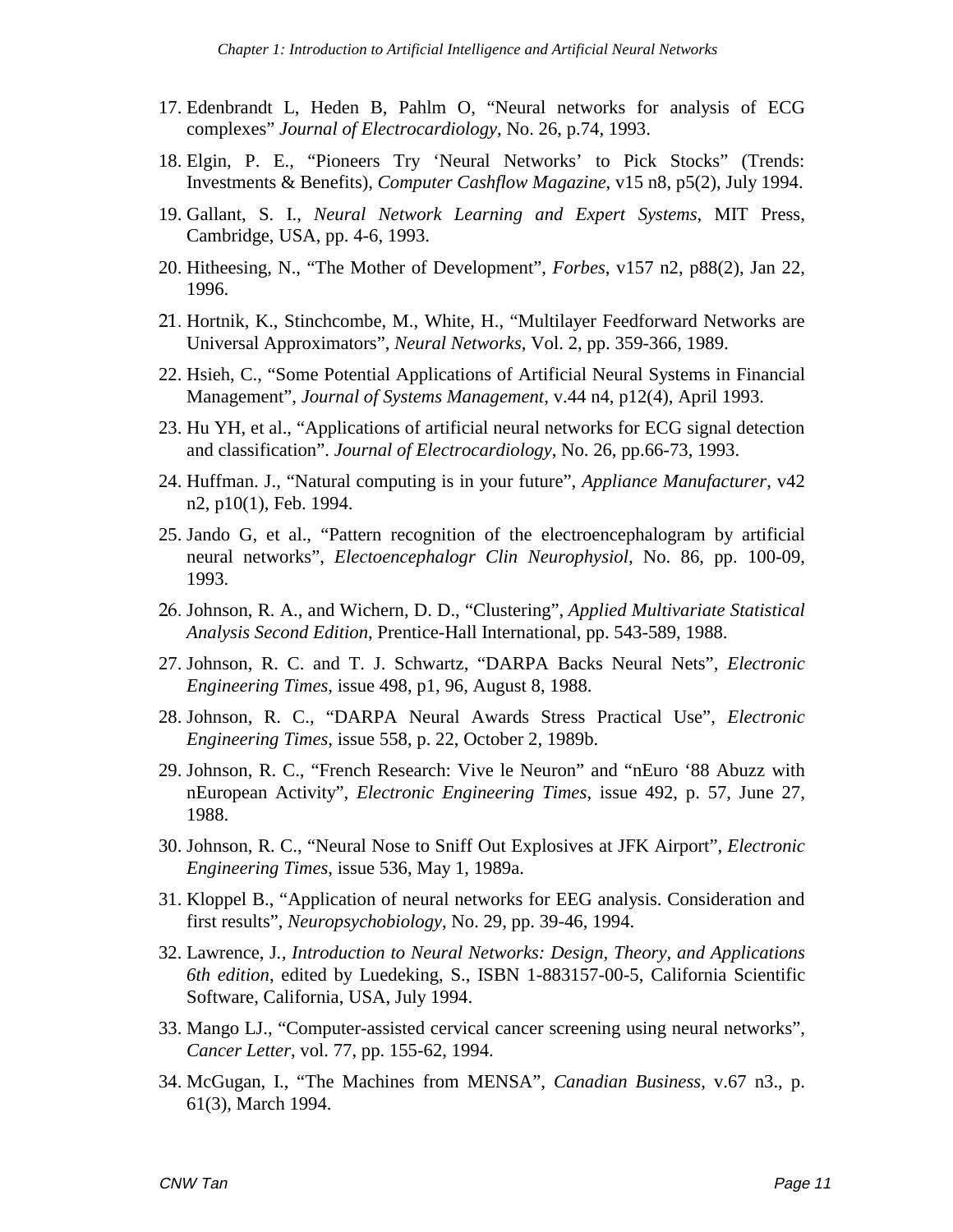17. Edenbrandt L, Heden B, Pahlm O, “Neural networks for analysis of ECG complexes” *Journal of Electrocardiology*, No. 26, p.74, 1993.

18. Elgin, P. E., “Pioneers Try ‘Neural Networks’ to Pick Stocks” (Trends: Investments & Benefits), *Computer Cashflow Magazine*, v15 n8, p5(2), July 1994.

19. Gallant, S. I., *Neural Network Learning and Expert Systems*, MIT Press, Cambridge, USA, pp. 4-6, 1993.

20. Hitheesing, N., “The Mother of Development”, *Forbes*, v157 n2, p88(2), Jan 22, 1996.

21. Hortnik, K., Stinchcombe, M., White, H., “Multilayer Feedforward Networks are Universal Approximators”, *Neural Networks*, Vol. 2, pp. 359-366, 1989.

22. Hsieh, C., “Some Potential Applications of Artificial Neural Systems in Financial Management”, *Journal of Systems Management*, v.44 n4, p12(4), April 1993.

23. Hu YH, et al., “Applications of artificial neural networks for ECG signal detection and classification”. *Journal of Electrocardiology*, No. 26, pp.66-73, 1993.

24. Huffman. J., “Natural computing is in your future”, *Appliance Manufacturer*, v42 n2, p10(1), Feb. 1994.

25. Jando G, et al., “Pattern recognition of the electroencephalogram by artificial neural networks”, *Electoencephalogr Clin Neurophysiol*, No. 86, pp. 100-09, 1993.

26. Johnson, R. A., and Wichern, D. D., “Clustering”, *Applied Multivariate Statistical Analysis Second Edition*, Prentice-Hall International, pp. 543-589, 1988.

27. Johnson, R. C. and T. J. Schwartz, “DARPA Backs Neural Nets”, *Electronic Engineering Times*, issue 498, p1, 96, August 8, 1988.

28. Johnson, R. C., “DARPA Neural Awards Stress Practical Use”, *Electronic Engineering Times*, issue 558, p. 22, October 2, 1989b.

29. Johnson, R. C., “French Research: Vive le Neuron” and “nEuro ‘88 Abuzz with nEuropean Activity”, *Electronic Engineering Times*, issue 492, p. 57, June 27, 1988.

30. Johnson, R. C., “Neural Nose to Sniff Out Explosives at JFK Airport”, *Electronic Engineering Times*, issue 536, May 1, 1989a.

31. Kloppel B., “Application of neural networks for EEG analysis. Consideration and first results”, *Neuropsychobiology*, No. 29, pp. 39-46, 1994.

32. Lawrence, J*., Introduction to Neural Networks: Design, Theory, and Applications 6th edition*, edited by Luedeking, S., ISBN 1-883157-00-5, California Scientific Software, California, USA, July 1994.

33. Mango LJ., “Computer-assisted cervical cancer screening using neural networks”, *Cancer Letter*, vol. 77, pp. 155-62, 1994.

34. McGugan, I., “The Machines from MENSA”, *Canadian Business*, v.67 n3., p. 61(3), March 1994.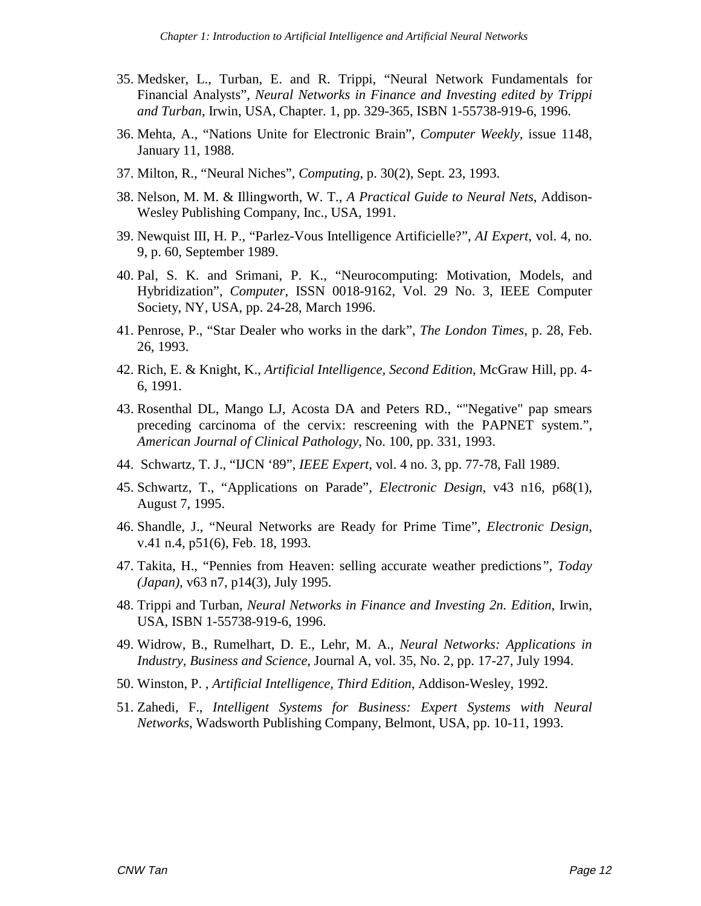35. Medsker, L., Turban, E. and R. Trippi, “Neural Network Fundamentals for Financial Analysts”, *Neural Networks in Finance and Investing edited by Trippi and Turban*, Irwin, USA, Chapter. 1, pp. 329-365, ISBN 1-55738-919-6, 1996.

36. Mehta, A., “Nations Unite for Electronic Brain”, *Computer Weekly*, issue 1148, January 11, 1988.

37. Milton, R., “Neural Niches”, *Computing*, p. 30(2), Sept. 23, 1993.

38. Nelson, M. M. & Illingworth, W. T., *A Practical Guide to Neural Nets*, Addison-Wesley Publishing Company, Inc., USA, 1991.

39. Newquist III, H. P., “Parlez-Vous Intelligence Artificielle?”, *AI Expert*, vol. 4, no. 9, p. 60, September 1989.

40. Pal, S. K. and Srimani, P. K., “Neurocomputing: Motivation, Models, and Hybridization”, *Computer*, ISSN 0018-9162, Vol. 29 No. 3, IEEE Computer Society, NY, USA, pp. 24-28, March 1996.

41. Penrose, P., “Star Dealer who works in the dark”, *The London Times*, p. 28, Feb. 26, 1993.

42. Rich, E. & Knight, K., *Artificial Intelligence, Second Edition*, McGraw Hill, pp. 4-6, 1991.

43. Rosenthal DL, Mango LJ, Acosta DA and Peters RD., “"Negative" pap smears preceding carcinoma of the cervix: rescreening with the PAPNET system.”, *American Journal of Clinical Pathology*, No. 100, pp. 331, 1993.

44. Schwartz, T. J., “IJCN ‘89”, *IEEE Expert*, vol. 4 no. 3, pp. 77-78, Fall 1989.

45. Schwartz, T., “Applications on Parade”, *Electronic Design*, v43 n16, p68(1), August 7, 1995.

46. Shandle, J., “Neural Networks are Ready for Prime Time”, *Electronic Design*, v.41 n.4, p51(6), Feb. 18, 1993.

47. Takita, H., “Pennies from Heaven: selling accurate weather predictions”, *Today (Japan)*, v63 n7, p14(3), July 1995.

48. Trippi and Turban, *Neural Networks in Finance and Investing 2n. Edition*, Irwin, USA, ISBN 1-55738-919-6, 1996.

49. Widrow, B., Rumelhart, D. E., Lehr, M. A., *Neural Networks: Applications in Industry, Business and Science*, Journal A, vol. 35, No. 2, pp. 17-27, July 1994.

50. Winston, P. , *Artificial Intelligence, Third Edition*, Addison-Wesley, 1992.

51. Zahedi, F., *Intelligent Systems for Business: Expert Systems with Neural Networks*, Wadsworth Publishing Company, Belmont, USA, pp. 10-11, 1993.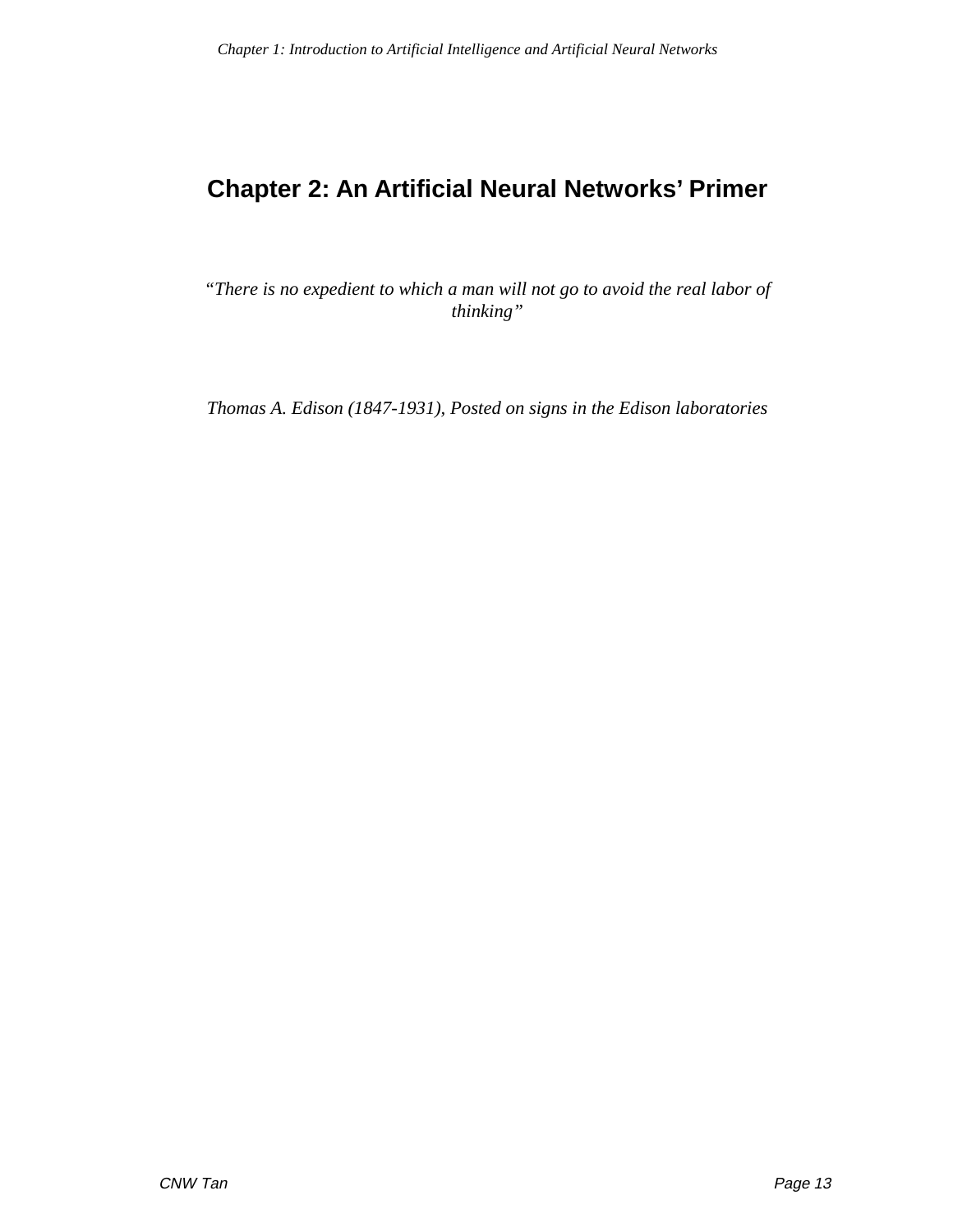# Chapter 2: An Artificial Neural Networks' Primer

*"There is no expedient to which a man will not go to avoid the real labor of thinking"*

*Thomas A. Edison (1847-1931), Posted on signs in the Edison laboratories*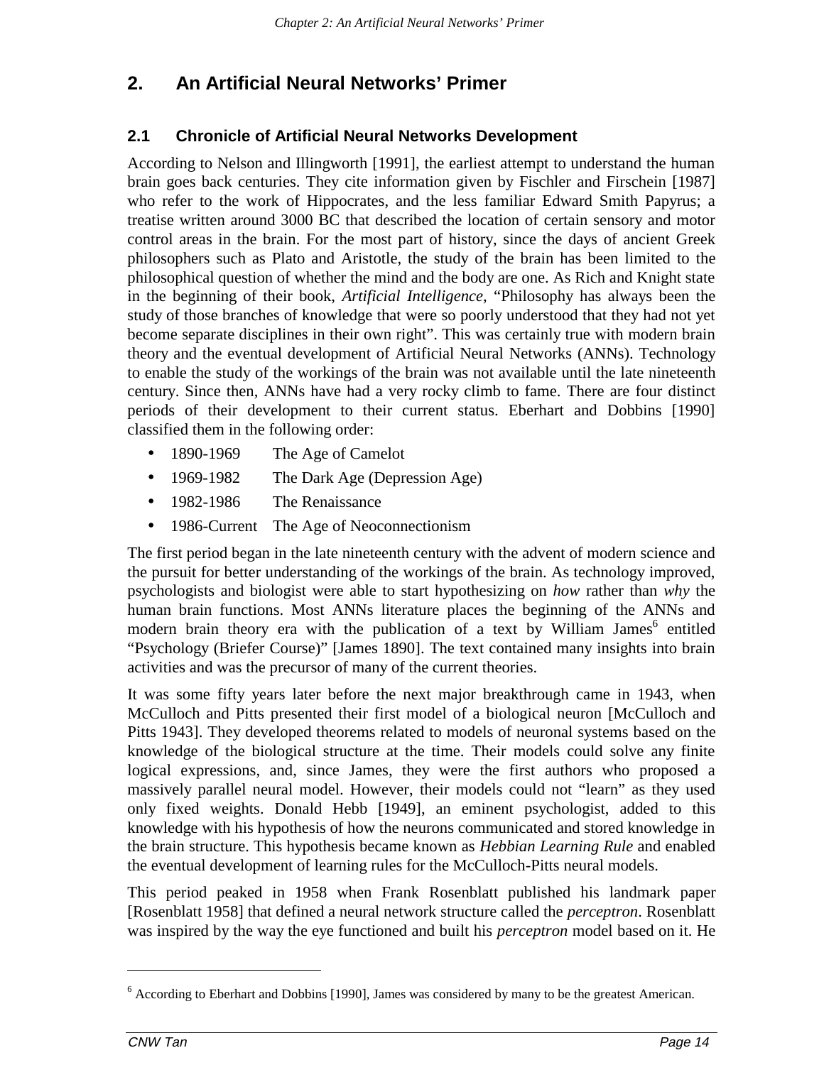# 2. An Artificial Neural Networks' Primer

## 2.1 Chronicle of Artificial Neural Networks Development

According to Nelson and Illingworth [1991], the earliest attempt to understand the human brain goes back centuries. They cite information given by Fischler and Firschein [1987] who refer to the work of Hippocrates, and the less familiar Edward Smith Papyrus; a treatise written around 3000 BC that described the location of certain sensory and motor control areas in the brain. For the most part of history, since the days of ancient Greek philosophers such as Plato and Aristotle, the study of the brain has been limited to the philosophical question of whether the mind and the body are one. As Rich and Knight state in the beginning of their book, *Artificial Intelligence*, "Philosophy has always been the study of those branches of knowledge that were so poorly understood that they had not yet become separate disciplines in their own right". This was certainly true with modern brain theory and the eventual development of Artificial Neural Networks (ANNs). Technology to enable the study of the workings of the brain was not available until the late nineteenth century. Since then, ANNs have had a very rocky climb to fame. There are four distinct periods of their development to their current status. Eberhart and Dobbins [1990] classified them in the following order:

- 1890-1969 The Age of Camelot
- 1969-1982 The Dark Age (Depression Age)
- 1982-1986 The Renaissance
- 1986-Current The Age of Neoconnectionism

The first period began in the late nineteenth century with the advent of modern science and the pursuit for better understanding of the workings of the brain. As technology improved, psychologists and biologist were able to start hypothesizing on *how* rather than *why* the human brain functions. Most ANNs literature places the beginning of the ANNs and modern brain theory era with the publication of a text by William James[6] entitled "Psychology (Briefer Course)" [James 1890]. The text contained many insights into brain activities and was the precursor of many of the current theories.

It was some fifty years later before the next major breakthrough came in 1943, when McCulloch and Pitts presented their first model of a biological neuron [McCulloch and Pitts 1943]. They developed theorems related to models of neuronal systems based on the knowledge of the biological structure at the time. Their models could solve any finite logical expressions, and, since James, they were the first authors who proposed a massively parallel neural model. However, their models could not "learn" as they used only fixed weights. Donald Hebb [1949], an eminent psychologist, added to this knowledge with his hypothesis of how the neurons communicated and stored knowledge in the brain structure. This hypothesis became known as *Hebbian Learning Rule* and enabled the eventual development of learning rules for the McCulloch-Pitts neural models.

This period peaked in 1958 when Frank Rosenblatt published his landmark paper [Rosenblatt 1958] that defined a neural network structure called the *perceptron*. Rosenblatt was inspired by the way the eye functioned and built his *perceptron* model based on it. He

[6] According to Eberhart and Dobbins [1990], James was considered by many to be the greatest American.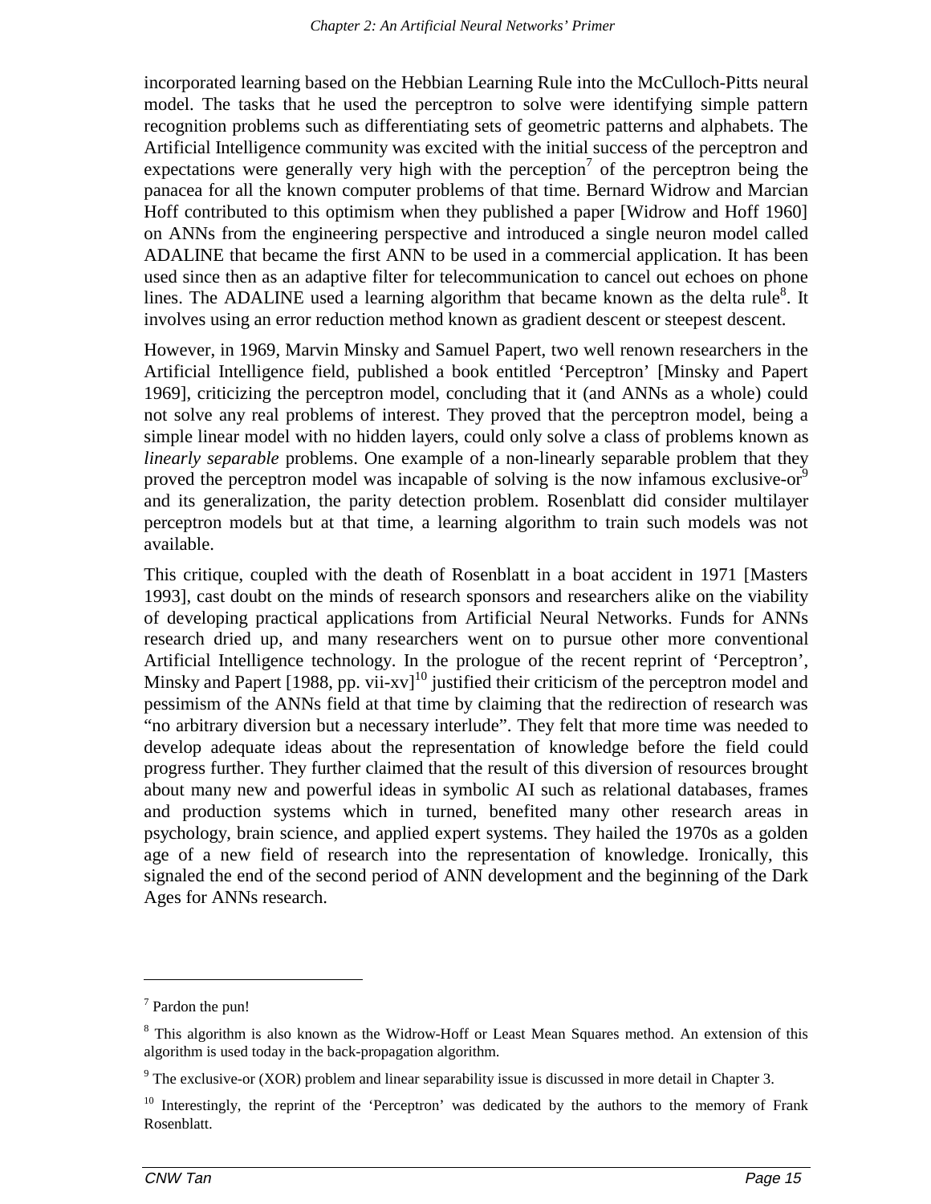incorporated learning based on the Hebbian Learning Rule into the McCulloch-Pitts neural model. The tasks that he used the perceptron to solve were identifying simple pattern recognition problems such as differentiating sets of geometric patterns and alphabets. The Artificial Intelligence community was excited with the initial success of the perceptron and expectations were generally very high with the perception[7] of the perceptron being the panacea for all the known computer problems of that time. Bernard Widrow and Marcian Hoff contributed to this optimism when they published a paper [Widrow and Hoff 1960] on ANNs from the engineering perspective and introduced a single neuron model called ADALINE that became the first ANN to be used in a commercial application. It has been used since then as an adaptive filter for telecommunication to cancel out echoes on phone lines. The ADALINE used a learning algorithm that became known as the delta rule[8]. It involves using an error reduction method known as gradient descent or steepest descent.

However, in 1969, Marvin Minsky and Samuel Papert, two well renown researchers in the Artificial Intelligence field, published a book entitled 'Perceptron' [Minsky and Papert 1969], criticizing the perceptron model, concluding that it (and ANNs as a whole) could not solve any real problems of interest. They proved that the perceptron model, being a simple linear model with no hidden layers, could only solve a class of problems known as *linearly separable* problems. One example of a non-linearly separable problem that they proved the perceptron model was incapable of solving is the now infamous exclusive-or[9] and its generalization, the parity detection problem. Rosenblatt did consider multilayer perceptron models but at that time, a learning algorithm to train such models was not available.

This critique, coupled with the death of Rosenblatt in a boat accident in 1971 [Masters 1993], cast doubt on the minds of research sponsors and researchers alike on the viability of developing practical applications from Artificial Neural Networks. Funds for ANNs research dried up, and many researchers went on to pursue other more conventional Artificial Intelligence technology. In the prologue of the recent reprint of 'Perceptron', Minsky and Papert [1988, pp. vii-xv][10] justified their criticism of the perceptron model and pessimism of the ANNs field at that time by claiming that the redirection of research was "no arbitrary diversion but a necessary interlude". They felt that more time was needed to develop adequate ideas about the representation of knowledge before the field could progress further. They further claimed that the result of this diversion of resources brought about many new and powerful ideas in symbolic AI such as relational databases, frames and production systems which in turned, benefited many other research areas in psychology, brain science, and applied expert systems. They hailed the 1970s as a golden age of a new field of research into the representation of knowledge. Ironically, this signaled the end of the second period of ANN development and the beginning of the Dark Ages for ANNs research.

---

[7] Pardon the pun!

[8] This algorithm is also known as the Widrow-Hoff or Least Mean Squares method. An extension of this algorithm is used today in the back-propagation algorithm.

[9] The exclusive-or (XOR) problem and linear separability issue is discussed in more detail in Chapter 3.

[10] Interestingly, the reprint of the 'Perceptron' was dedicated by the authors to the memory of Frank Rosenblatt.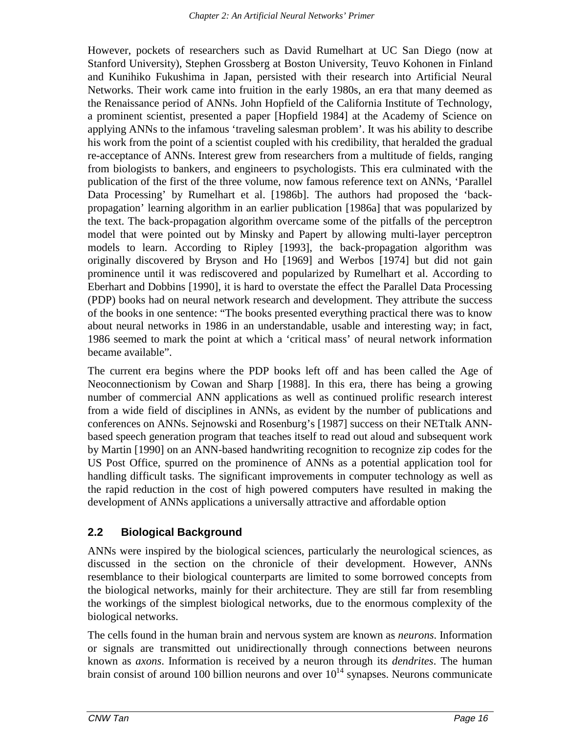However, pockets of researchers such as David Rumelhart at UC San Diego (now at Stanford University), Stephen Grossberg at Boston University, Teuvo Kohonen in Finland and Kunihiko Fukushima in Japan, persisted with their research into Artificial Neural Networks. Their work came into fruition in the early 1980s, an era that many deemed as the Renaissance period of ANNs. John Hopfield of the California Institute of Technology, a prominent scientist, presented a paper [Hopfield 1984] at the Academy of Science on applying ANNs to the infamous 'traveling salesman problem'. It was his ability to describe his work from the point of a scientist coupled with his credibility, that heralded the gradual re-acceptance of ANNs. Interest grew from researchers from a multitude of fields, ranging from biologists to bankers, and engineers to psychologists. This era culminated with the publication of the first of the three volume, now famous reference text on ANNs, 'Parallel Data Processing' by Rumelhart et al. [1986b]. The authors had proposed the 'back-propagation' learning algorithm in an earlier publication [1986a] that was popularized by the text. The back-propagation algorithm overcame some of the pitfalls of the perceptron model that were pointed out by Minsky and Papert by allowing multi-layer perceptron models to learn. According to Ripley [1993], the back-propagation algorithm was originally discovered by Bryson and Ho [1969] and Werbos [1974] but did not gain prominence until it was rediscovered and popularized by Rumelhart et al. According to Eberhart and Dobbins [1990], it is hard to overstate the effect the Parallel Data Processing (PDP) books had on neural network research and development. They attribute the success of the books in one sentence: "The books presented everything practical there was to know about neural networks in 1986 in an understandable, usable and interesting way; in fact, 1986 seemed to mark the point at which a 'critical mass' of neural network information became available".

The current era begins where the PDP books left off and has been called the Age of Neoconnectionism by Cowan and Sharp [1988]. In this era, there has being a growing number of commercial ANN applications as well as continued prolific research interest from a wide field of disciplines in ANNs, as evident by the number of publications and conferences on ANNs. Sejnowski and Rosenburg's [1987] success on their NETtalk ANN-based speech generation program that teaches itself to read out aloud and subsequent work by Martin [1990] on an ANN-based handwriting recognition to recognize zip codes for the US Post Office, spurred on the prominence of ANNs as a potential application tool for handling difficult tasks. The significant improvements in computer technology as well as the rapid reduction in the cost of high powered computers have resulted in making the development of ANNs applications a universally attractive and affordable option

## 2.2 Biological Background

ANNs were inspired by the biological sciences, particularly the neurological sciences, as discussed in the section on the chronicle of their development. However, ANNs resemblance to their biological counterparts are limited to some borrowed concepts from the biological networks, mainly for their architecture. They are still far from resembling the workings of the simplest biological networks, due to the enormous complexity of the biological networks.

The cells found in the human brain and nervous system are known as *neurons*. Information or signals are transmitted out unidirectionally through connections between neurons known as *axons*. Information is received by a neuron through its *dendrites*. The human brain consist of around 100 billion neurons and over $10^{14}$ synapses. Neurons communicate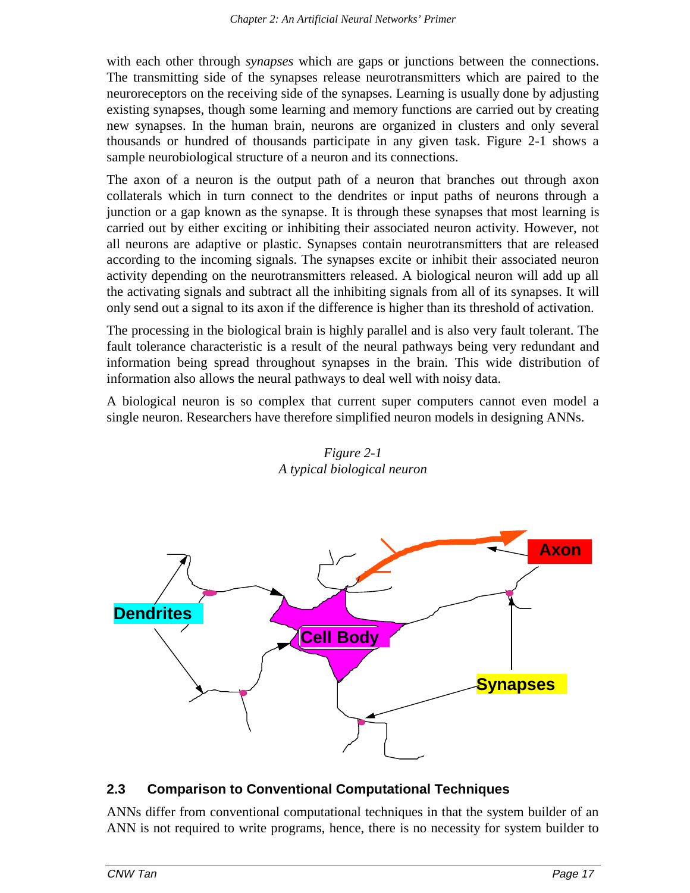with each other through *synapses* which are gaps or junctions between the connections. The transmitting side of the synapses release neurotransmitters which are paired to the neuroreceptors on the receiving side of the synapses. Learning is usually done by adjusting existing synapses, though some learning and memory functions are carried out by creating new synapses. In the human brain, neurons are organized in clusters and only several thousands or hundred of thousands participate in any given task. Figure 2-1 shows a sample neurobiological structure of a neuron and its connections.

The axon of a neuron is the output path of a neuron that branches out through axon collaterals which in turn connect to the dendrites or input paths of neurons through a junction or a gap known as the synapse. It is through these synapses that most learning is carried out by either exciting or inhibiting their associated neuron activity. However, not all neurons are adaptive or plastic. Synapses contain neurotransmitters that are released according to the incoming signals. The synapses excite or inhibit their associated neuron activity depending on the neurotransmitters released. A biological neuron will add up all the activating signals and subtract all the inhibiting signals from all of its synapses. It will only send out a signal to its axon if the difference is higher than its threshold of activation.

The processing in the biological brain is highly parallel and is also very fault tolerant. The fault tolerance characteristic is a result of the neural pathways being very redundant and information being spread throughout synapses in the brain. This wide distribution of information also allows the neural pathways to deal well with noisy data.

A biological neuron is so complex that current super computers cannot even model a single neuron. Researchers have therefore simplified neuron models in designing ANNs.

*Figure 2-1*
*A typical biological neuron*

## 2.3 Comparison to Conventional Computational Techniques

ANNs differ from conventional computational techniques in that the system builder of an ANN is not required to write programs, hence, there is no necessity for system builder to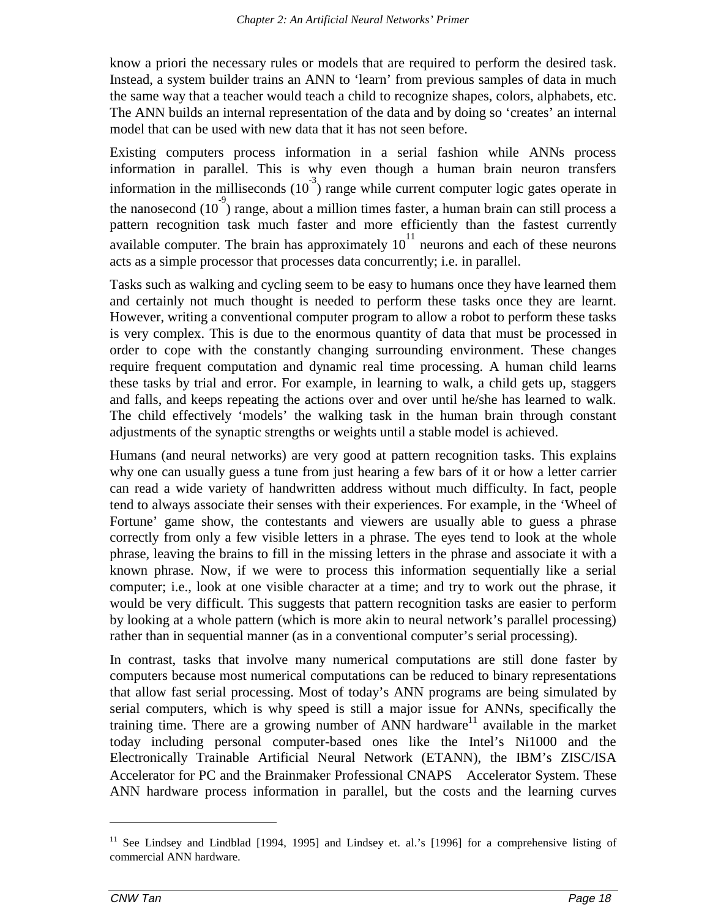know a priori the necessary rules or models that are required to perform the desired task. Instead, a system builder trains an ANN to ‘learn’ from previous samples of data in much the same way that a teacher would teach a child to recognize shapes, colors, alphabets, etc. The ANN builds an internal representation of the data and by doing so ‘creates’ an internal model that can be used with new data that it has not seen before.

Existing computers process information in a serial fashion while ANNs process information in parallel. This is why even though a human brain neuron transfers information in the milliseconds ($10^{-3}$) range while current computer logic gates operate in the nanosecond ($10^{-9}$) range, about a million times faster, a human brain can still process a pattern recognition task much faster and more efficiently than the fastest currently available computer. The brain has approximately $10^{11}$ neurons and each of these neurons acts as a simple processor that processes data concurrently; i.e. in parallel.

Tasks such as walking and cycling seem to be easy to humans once they have learned them and certainly not much thought is needed to perform these tasks once they are learnt. However, writing a conventional computer program to allow a robot to perform these tasks is very complex. This is due to the enormous quantity of data that must be processed in order to cope with the constantly changing surrounding environment. These changes require frequent computation and dynamic real time processing. A human child learns these tasks by trial and error. For example, in learning to walk, a child gets up, staggers and falls, and keeps repeating the actions over and over until he/she has learned to walk. The child effectively ‘models’ the walking task in the human brain through constant adjustments of the synaptic strengths or weights until a stable model is achieved.

Humans (and neural networks) are very good at pattern recognition tasks. This explains why one can usually guess a tune from just hearing a few bars of it or how a letter carrier can read a wide variety of handwritten address without much difficulty. In fact, people tend to always associate their senses with their experiences. For example, in the ‘Wheel of Fortune’ game show, the contestants and viewers are usually able to guess a phrase correctly from only a few visible letters in a phrase. The eyes tend to look at the whole phrase, leaving the brains to fill in the missing letters in the phrase and associate it with a known phrase. Now, if we were to process this information sequentially like a serial computer; i.e., look at one visible character at a time; and try to work out the phrase, it would be very difficult. This suggests that pattern recognition tasks are easier to perform by looking at a whole pattern (which is more akin to neural network’s parallel processing) rather than in sequential manner (as in a conventional computer’s serial processing).

In contrast, tasks that involve many numerical computations are still done faster by computers because most numerical computations can be reduced to binary representations that allow fast serial processing. Most of today’s ANN programs are being simulated by serial computers, which is why speed is still a major issue for ANNs, specifically the training time. There are a growing number of ANN hardware[11] available in the market today including personal computer-based ones like the Intel’s Ni1000 and the Electronically Trainable Artificial Neural Network (ETANN), the IBM’s ZISC/ISA Accelerator for PC and the Brainmaker Professional CNAPS Accelerator System. These ANN hardware process information in parallel, but the costs and the learning curves

---

[11] See Lindsey and Lindblad [1994, 1995] and Lindsey et. al.’s [1996] for a comprehensive listing of commercial ANN hardware.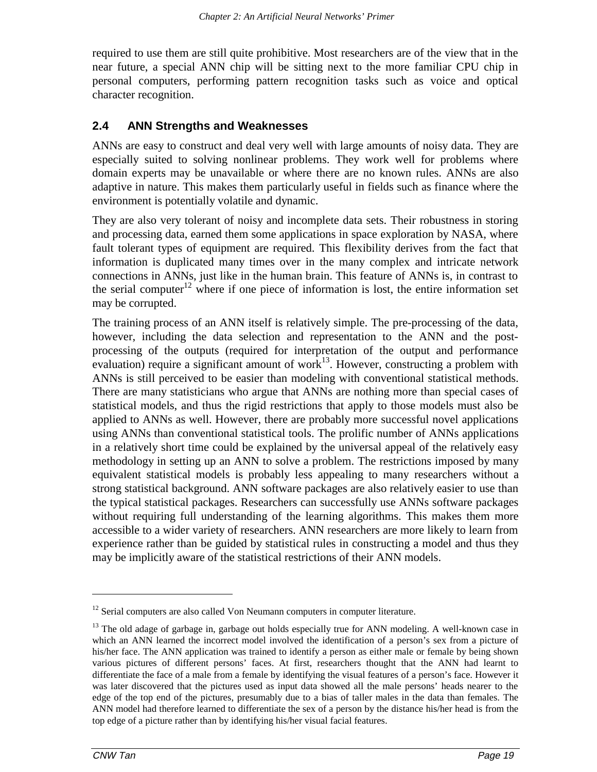required to use them are still quite prohibitive. Most researchers are of the view that in the near future, a special ANN chip will be sitting next to the more familiar CPU chip in personal computers, performing pattern recognition tasks such as voice and optical character recognition.

## 2.4 ANN Strengths and Weaknesses

ANNs are easy to construct and deal very well with large amounts of noisy data. They are especially suited to solving nonlinear problems. They work well for problems where domain experts may be unavailable or where there are no known rules. ANNs are also adaptive in nature. This makes them particularly useful in fields such as finance where the environment is potentially volatile and dynamic.

They are also very tolerant of noisy and incomplete data sets. Their robustness in storing and processing data, earned them some applications in space exploration by NASA, where fault tolerant types of equipment are required. This flexibility derives from the fact that information is duplicated many times over in the many complex and intricate network connections in ANNs, just like in the human brain. This feature of ANNs is, in contrast to the serial computer[12] where if one piece of information is lost, the entire information set may be corrupted.

The training process of an ANN itself is relatively simple. The pre-processing of the data, however, including the data selection and representation to the ANN and the post-processing of the outputs (required for interpretation of the output and performance evaluation) require a significant amount of work[13]. However, constructing a problem with ANNs is still perceived to be easier than modeling with conventional statistical methods. There are many statisticians who argue that ANNs are nothing more than special cases of statistical models, and thus the rigid restrictions that apply to those models must also be applied to ANNs as well. However, there are probably more successful novel applications using ANNs than conventional statistical tools. The prolific number of ANNs applications in a relatively short time could be explained by the universal appeal of the relatively easy methodology in setting up an ANN to solve a problem. The restrictions imposed by many equivalent statistical models is probably less appealing to many researchers without a strong statistical background. ANN software packages are also relatively easier to use than the typical statistical packages. Researchers can successfully use ANNs software packages without requiring full understanding of the learning algorithms. This makes them more accessible to a wider variety of researchers. ANN researchers are more likely to learn from experience rather than be guided by statistical rules in constructing a model and thus they may be implicitly aware of the statistical restrictions of their ANN models.

---

[12] Serial computers are also called Von Neumann computers in computer literature.

[13] The old adage of garbage in, garbage out holds especially true for ANN modeling. A well-known case in which an ANN learned the incorrect model involved the identification of a person's sex from a picture of his/her face. The ANN application was trained to identify a person as either male or female by being shown various pictures of different persons' faces. At first, researchers thought that the ANN had learnt to differentiate the face of a male from a female by identifying the visual features of a person's face. However it was later discovered that the pictures used as input data showed all the male persons' heads nearer to the edge of the top end of the pictures, presumably due to a bias of taller males in the data than females. The ANN model had therefore learned to differentiate the sex of a person by the distance his/her head is from the top edge of a picture rather than by identifying his/her visual facial features.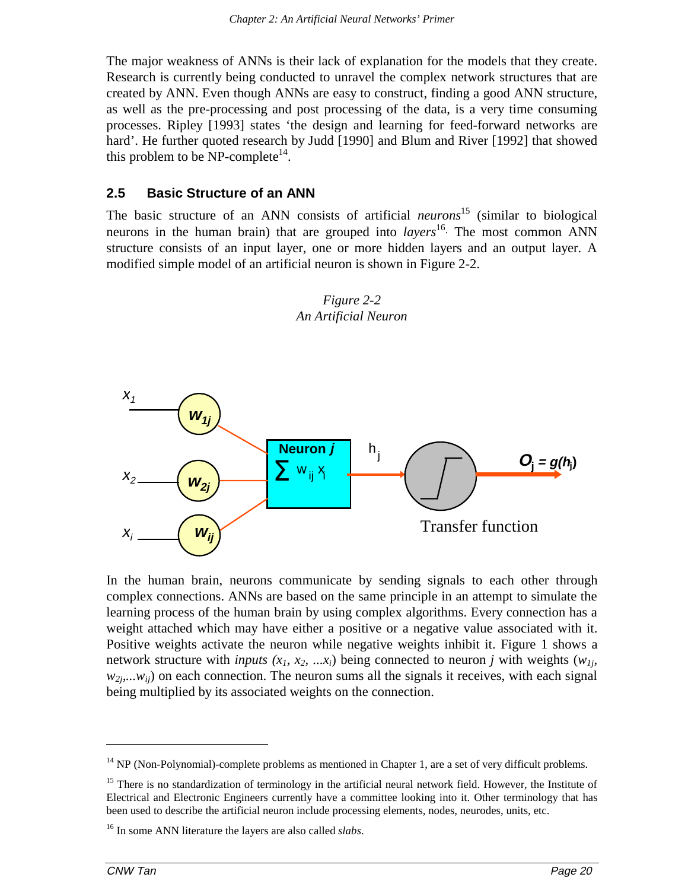The major weakness of ANNs is their lack of explanation for the models that they create. Research is currently being conducted to unravel the complex network structures that are created by ANN. Even though ANNs are easy to construct, finding a good ANN structure, as well as the pre-processing and post processing of the data, is a very time consuming processes. Ripley [1993] states 'the design and learning for feed-forward networks are hard'. He further quoted research by Judd [1990] and Blum and River [1992] that showed this problem to be NP-complete[14].

## 2.5 Basic Structure of an ANN

The basic structure of an ANN consists of artificial *neurons*[15] (similar to biological neurons in the human brain) that are grouped into *layers*[16]. The most common ANN structure consists of an input layer, one or more hidden layers and an output layer. A modified simple model of an artificial neuron is shown in Figure 2-2.

*Figure 2-2*
*An Artificial Neuron*

In the human brain, neurons communicate by sending signals to each other through complex connections. ANNs are based on the same principle in an attempt to simulate the learning process of the human brain by using complex algorithms. Every connection has a weight attached which may have either a positive or a negative value associated with it. Positive weights activate the neuron while negative weights inhibit it. Figure 1 shows a network structure with *inputs* ($x_1$, $x_2$, ...$x_i$) being connected to neuron *j* with weights ($w_{1j}$, $w_{2j}$,...$w_{ij}$) on each connection. The neuron sums all the signals it receives, with each signal being multiplied by its associated weights on the connection.

---

[14] NP (Non-Polynomial)-complete problems as mentioned in Chapter 1, are a set of very difficult problems.

[15] There is no standardization of terminology in the artificial neural network field. However, the Institute of Electrical and Electronic Engineers currently have a committee looking into it. Other terminology that has been used to describe the artificial neuron include processing elements, nodes, neurodes, units, etc.

[16] In some ANN literature the layers are also called *slabs*.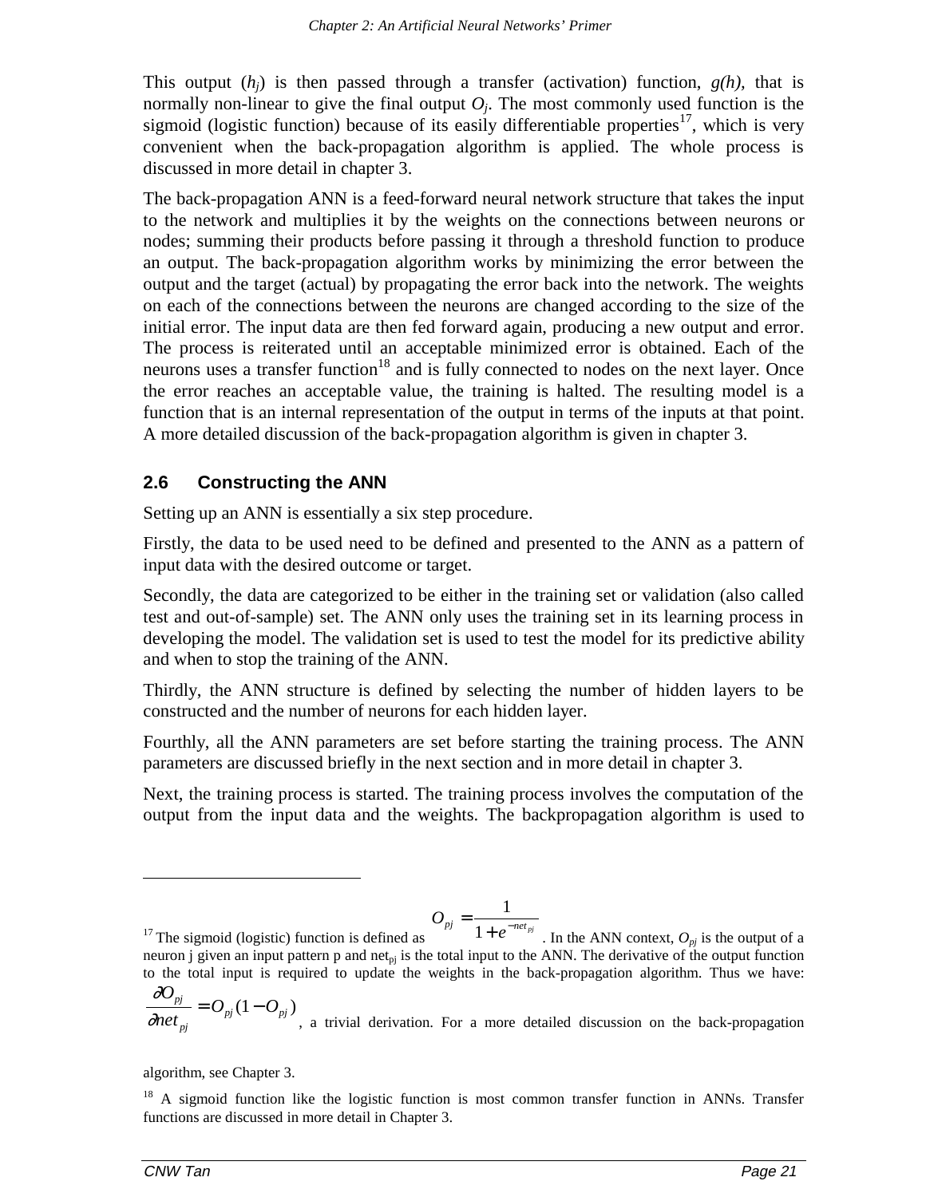This output ($h_j$) is then passed through a transfer (activation) function, *g(h)*, that is normally non-linear to give the final output $O_j$. The most commonly used function is the sigmoid (logistic function) because of its easily differentiable properties[17], which is very convenient when the back-propagation algorithm is applied. The whole process is discussed in more detail in chapter 3.

The back-propagation ANN is a feed-forward neural network structure that takes the input to the network and multiplies it by the weights on the connections between neurons or nodes; summing their products before passing it through a threshold function to produce an output. The back-propagation algorithm works by minimizing the error between the output and the target (actual) by propagating the error back into the network. The weights on each of the connections between the neurons are changed according to the size of the initial error. The input data are then fed forward again, producing a new output and error. The process is reiterated until an acceptable minimized error is obtained. Each of the neurons uses a transfer function[18] and is fully connected to nodes on the next layer. Once the error reaches an acceptable value, the training is halted. The resulting model is a function that is an internal representation of the output in terms of the inputs at that point. A more detailed discussion of the back-propagation algorithm is given in chapter 3.

## 2.6 Constructing the ANN

Setting up an ANN is essentially a six step procedure.

Firstly, the data to be used need to be defined and presented to the ANN as a pattern of input data with the desired outcome or target.

Secondly, the data are categorized to be either in the training set or validation (also called test and out-of-sample) set. The ANN only uses the training set in its learning process in developing the model. The validation set is used to test the model for its predictive ability and when to stop the training of the ANN.

Thirdly, the ANN structure is defined by selecting the number of hidden layers to be constructed and the number of neurons for each hidden layer.

Fourthly, all the ANN parameters are set before starting the training process. The ANN parameters are discussed briefly in the next section and in more detail in chapter 3.

Next, the training process is started. The training process involves the computation of the output from the input data and the weights. The backpropagation algorithm is used to

---

[17] The sigmoid (logistic) function is defined as $O_{pj} = \frac{1}{1+e^{-net_{pj}}}$. In the ANN context, $O_{pj}$ is the output of a neuron j given an input pattern p and $net_{pj}$ is the total input to the ANN. The derivative of the output function to the total input is required to update the weights in the back-propagation algorithm. Thus we have: $\frac{\partial O_{pj}}{\partial net_{pj}} = O_{pj}(1-O_{pj})$, a trivial derivation. For a more detailed discussion on the back-propagation algorithm, see Chapter 3.

[18] A sigmoid function like the logistic function is most common transfer function in ANNs. Transfer functions are discussed in more detail in Chapter 3.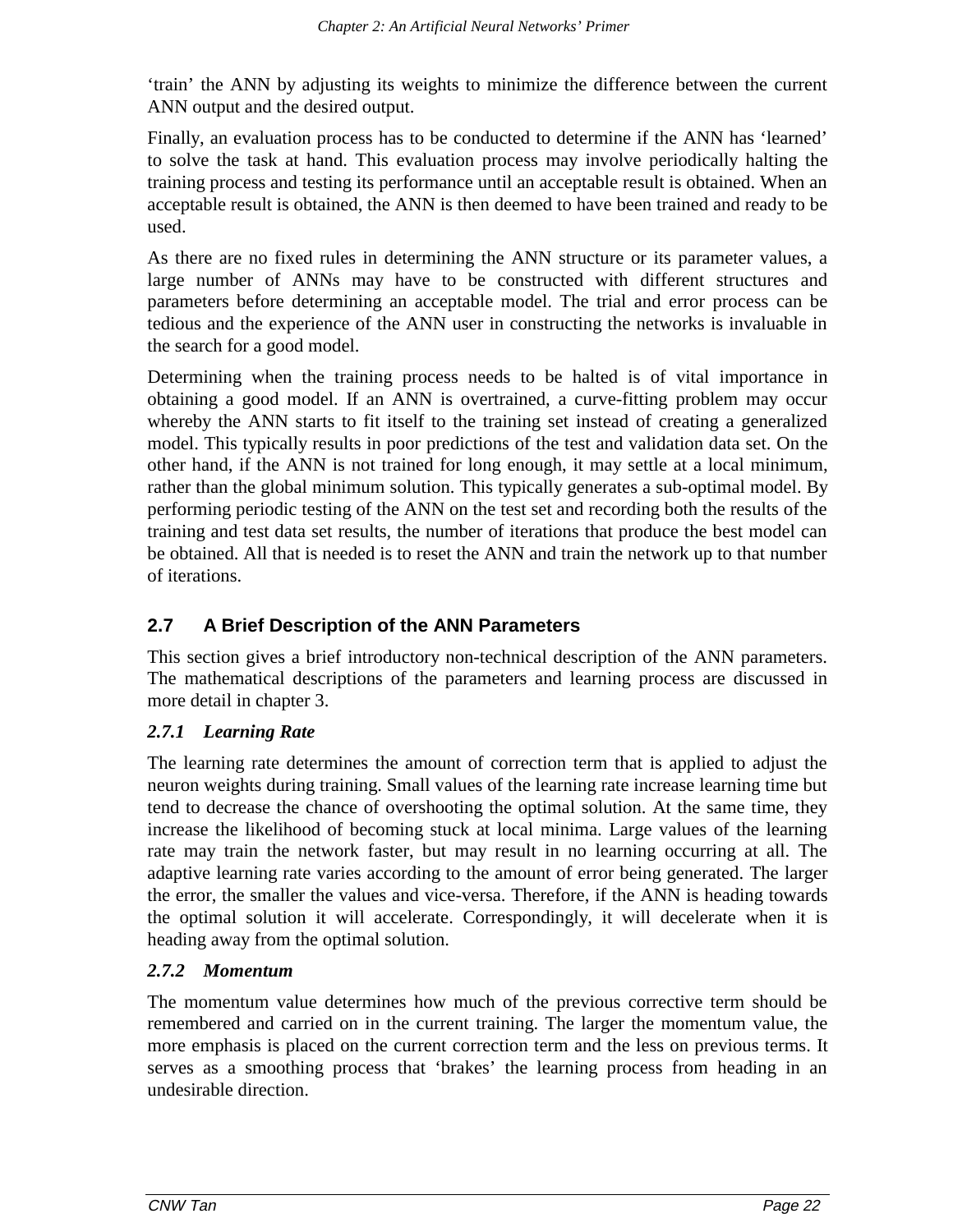'train' the ANN by adjusting its weights to minimize the difference between the current ANN output and the desired output.

Finally, an evaluation process has to be conducted to determine if the ANN has 'learned' to solve the task at hand. This evaluation process may involve periodically halting the training process and testing its performance until an acceptable result is obtained. When an acceptable result is obtained, the ANN is then deemed to have been trained and ready to be used.

As there are no fixed rules in determining the ANN structure or its parameter values, a large number of ANNs may have to be constructed with different structures and parameters before determining an acceptable model. The trial and error process can be tedious and the experience of the ANN user in constructing the networks is invaluable in the search for a good model.

Determining when the training process needs to be halted is of vital importance in obtaining a good model. If an ANN is overtrained, a curve-fitting problem may occur whereby the ANN starts to fit itself to the training set instead of creating a generalized model. This typically results in poor predictions of the test and validation data set. On the other hand, if the ANN is not trained for long enough, it may settle at a local minimum, rather than the global minimum solution. This typically generates a sub-optimal model. By performing periodic testing of the ANN on the test set and recording both the results of the training and test data set results, the number of iterations that produce the best model can be obtained. All that is needed is to reset the ANN and train the network up to that number of iterations.

## 2.7 A Brief Description of the ANN Parameters

This section gives a brief introductory non-technical description of the ANN parameters. The mathematical descriptions of the parameters and learning process are discussed in more detail in chapter 3.

### *2.7.1 Learning Rate*

The learning rate determines the amount of correction term that is applied to adjust the neuron weights during training. Small values of the learning rate increase learning time but tend to decrease the chance of overshooting the optimal solution. At the same time, they increase the likelihood of becoming stuck at local minima. Large values of the learning rate may train the network faster, but may result in no learning occurring at all. The adaptive learning rate varies according to the amount of error being generated. The larger the error, the smaller the values and vice-versa. Therefore, if the ANN is heading towards the optimal solution it will accelerate. Correspondingly, it will decelerate when it is heading away from the optimal solution.

### *2.7.2 Momentum*

The momentum value determines how much of the previous corrective term should be remembered and carried on in the current training. The larger the momentum value, the more emphasis is placed on the current correction term and the less on previous terms. It serves as a smoothing process that 'brakes' the learning process from heading in an undesirable direction.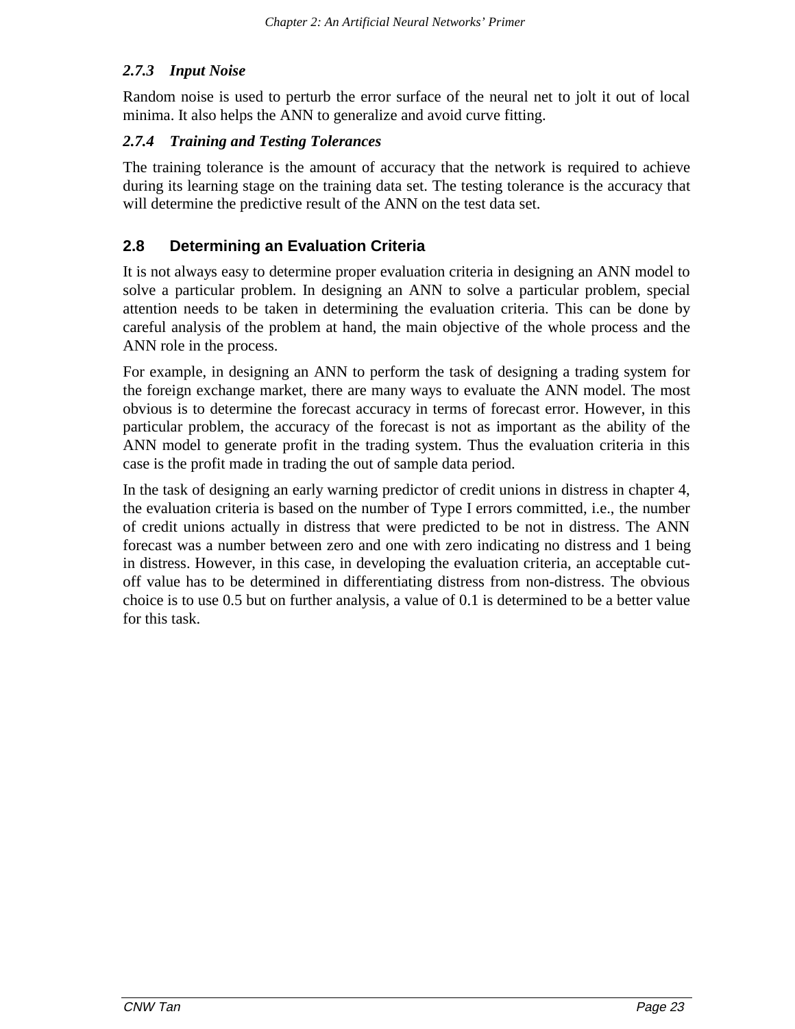### *2.7.3 Input Noise*

Random noise is used to perturb the error surface of the neural net to jolt it out of local minima. It also helps the ANN to generalize and avoid curve fitting.

### *2.7.4 Training and Testing Tolerances*

The training tolerance is the amount of accuracy that the network is required to achieve during its learning stage on the training data set. The testing tolerance is the accuracy that will determine the predictive result of the ANN on the test data set.

## 2.8 Determining an Evaluation Criteria

It is not always easy to determine proper evaluation criteria in designing an ANN model to solve a particular problem. In designing an ANN to solve a particular problem, special attention needs to be taken in determining the evaluation criteria. This can be done by careful analysis of the problem at hand, the main objective of the whole process and the ANN role in the process.

For example, in designing an ANN to perform the task of designing a trading system for the foreign exchange market, there are many ways to evaluate the ANN model. The most obvious is to determine the forecast accuracy in terms of forecast error. However, in this particular problem, the accuracy of the forecast is not as important as the ability of the ANN model to generate profit in the trading system. Thus the evaluation criteria in this case is the profit made in trading the out of sample data period.

In the task of designing an early warning predictor of credit unions in distress in chapter 4, the evaluation criteria is based on the number of Type I errors committed, i.e., the number of credit unions actually in distress that were predicted to be not in distress. The ANN forecast was a number between zero and one with zero indicating no distress and 1 being in distress. However, in this case, in developing the evaluation criteria, an acceptable cut-off value has to be determined in differentiating distress from non-distress. The obvious choice is to use 0.5 but on further analysis, a value of 0.1 is determined to be a better value for this task.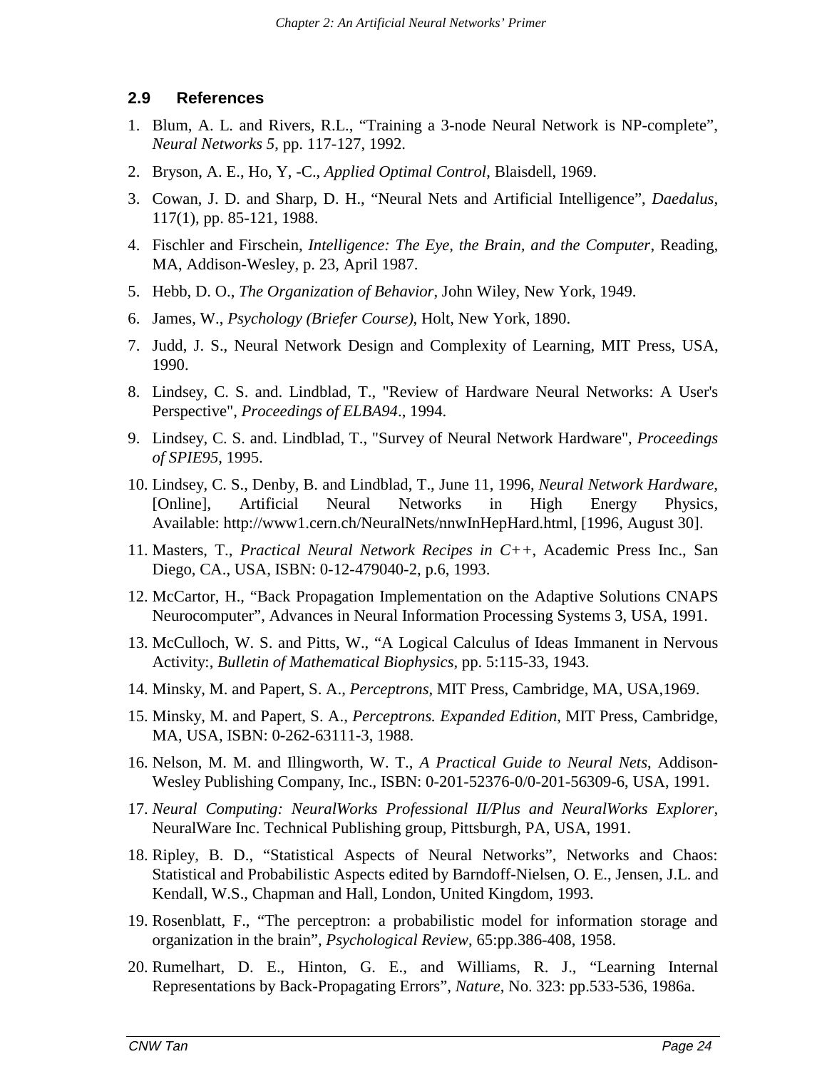## 2.9 References

1. Blum, A. L. and Rivers, R.L., “Training a 3-node Neural Network is NP-complete”, *Neural Networks 5*, pp. 117-127, 1992.
2. Bryson, A. E., Ho, Y, -C., *Applied Optimal Control*, Blaisdell, 1969.
3. Cowan, J. D. and Sharp, D. H., “Neural Nets and Artificial Intelligence”, *Daedalus*, 117(1), pp. 85-121, 1988.
4. Fischler and Firschein, *Intelligence: The Eye, the Brain, and the Computer*, Reading, MA, Addison-Wesley, p. 23, April 1987.
5. Hebb, D. O., *The Organization of Behavior*, John Wiley, New York, 1949.
6. James, W., *Psychology (Briefer Course)*, Holt, New York, 1890.
7. Judd, J. S., Neural Network Design and Complexity of Learning, MIT Press, USA, 1990.
8. Lindsey, C. S. and. Lindblad, T., "Review of Hardware Neural Networks: A User's Perspective", *Proceedings of ELBA94*., 1994.
9. Lindsey, C. S. and. Lindblad, T., "Survey of Neural Network Hardware", *Proceedings of SPIE95*, 1995.
10. Lindsey, C. S., Denby, B. and Lindblad, T., June 11, 1996, *Neural Network Hardware*, [Online], Artificial Neural Networks in High Energy Physics, Available: http://www1.cern.ch/NeuralNets/nnwInHepHard.html, [1996, August 30].
11. Masters, T., *Practical Neural Network Recipes in C++*, Academic Press Inc., San Diego, CA., USA, ISBN: 0-12-479040-2, p.6, 1993.
12. McCartor, H., “Back Propagation Implementation on the Adaptive Solutions CNAPS Neurocomputer”, Advances in Neural Information Processing Systems 3, USA, 1991.
13. McCulloch, W. S. and Pitts, W., “A Logical Calculus of Ideas Immanent in Nervous Activity:, *Bulletin of Mathematical Biophysics*, pp. 5:115-33, 1943.
14. Minsky, M. and Papert, S. A., *Perceptrons*, MIT Press, Cambridge, MA, USA,1969.
15. Minsky, M. and Papert, S. A., *Perceptrons. Expanded Edition*, MIT Press, Cambridge, MA, USA, ISBN: 0-262-63111-3, 1988.
16. Nelson, M. M. and Illingworth, W. T., *A Practical Guide to Neural Nets*, Addison-Wesley Publishing Company, Inc., ISBN: 0-201-52376-0/0-201-56309-6, USA, 1991.
17. *Neural Computing: NeuralWorks Professional II/Plus and NeuralWorks Explorer*, NeuralWare Inc. Technical Publishing group, Pittsburgh, PA, USA, 1991.
18. Ripley, B. D., “Statistical Aspects of Neural Networks”, Networks and Chaos: Statistical and Probabilistic Aspects edited by Barndoff-Nielsen, O. E., Jensen, J.L. and Kendall, W.S., Chapman and Hall, London, United Kingdom, 1993.
19. Rosenblatt, F., “The perceptron: a probabilistic model for information storage and organization in the brain”, *Psychological Review*, 65:pp.386-408, 1958.
20. Rumelhart, D. E., Hinton, G. E., and Williams, R. J., “Learning Internal Representations by Back-Propagating Errors”, *Nature*, No. 323: pp.533-536, 1986a.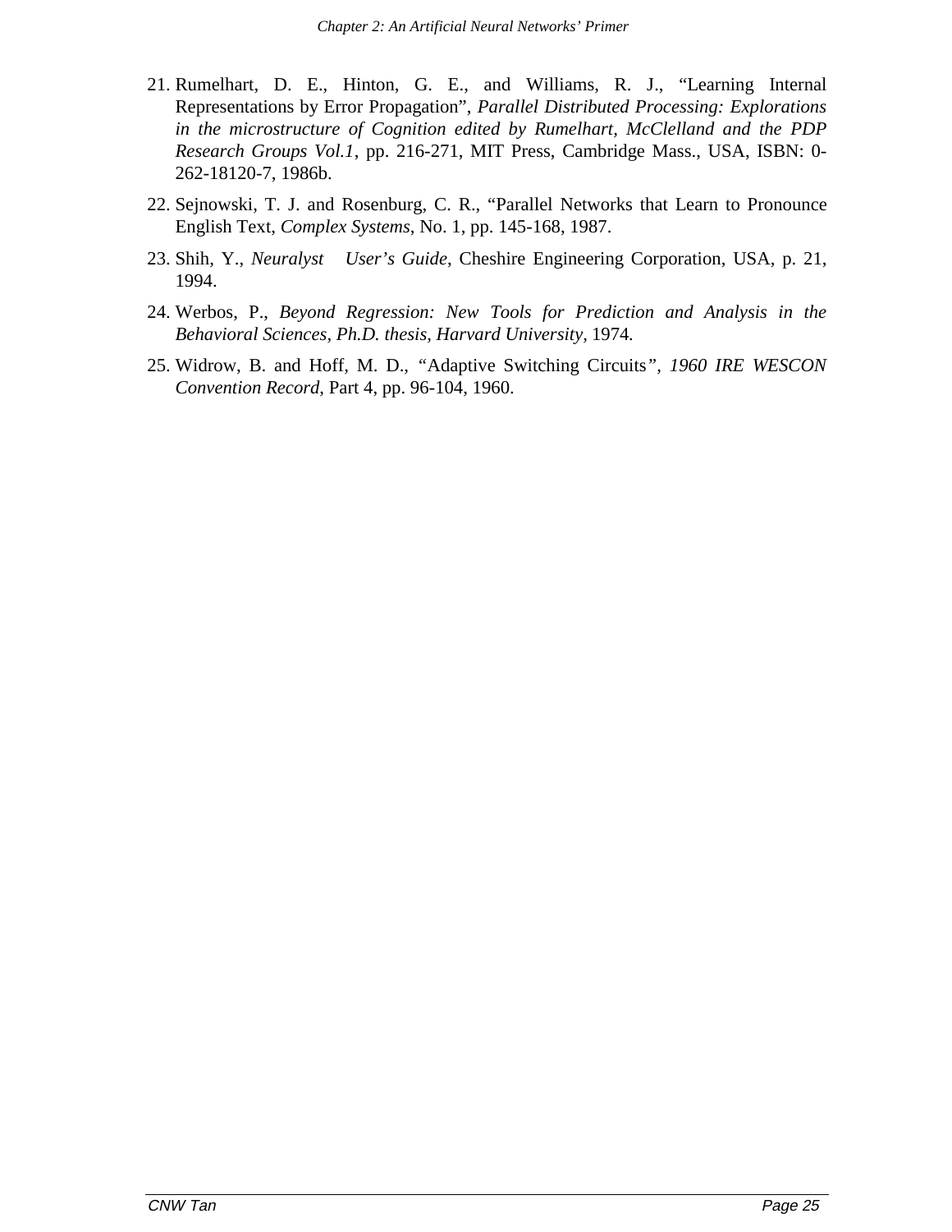21. Rumelhart, D. E., Hinton, G. E., and Williams, R. J., "Learning Internal Representations by Error Propagation", *Parallel Distributed Processing: Explorations in the microstructure of Cognition edited by Rumelhart, McClelland and the PDP Research Groups Vol.1*, pp. 216-271, MIT Press, Cambridge Mass., USA, ISBN: 0-262-18120-7, 1986b.

22. Sejnowski, T. J. and Rosenburg, C. R., "Parallel Networks that Learn to Pronounce English Text, *Complex Systems*, No. 1, pp. 145-168, 1987.

23. Shih, Y., *Neuralyst User's Guide*, Cheshire Engineering Corporation, USA, p. 21, 1994.

24. Werbos, P., *Beyond Regression: New Tools for Prediction and Analysis in the Behavioral Sciences, Ph.D. thesis, Harvard University*, 1974.

25. Widrow, B. and Hoff, M. D., "Adaptive Switching Circuits", *1960 IRE WESCON Convention Record*, Part 4, pp. 96-104, 1960.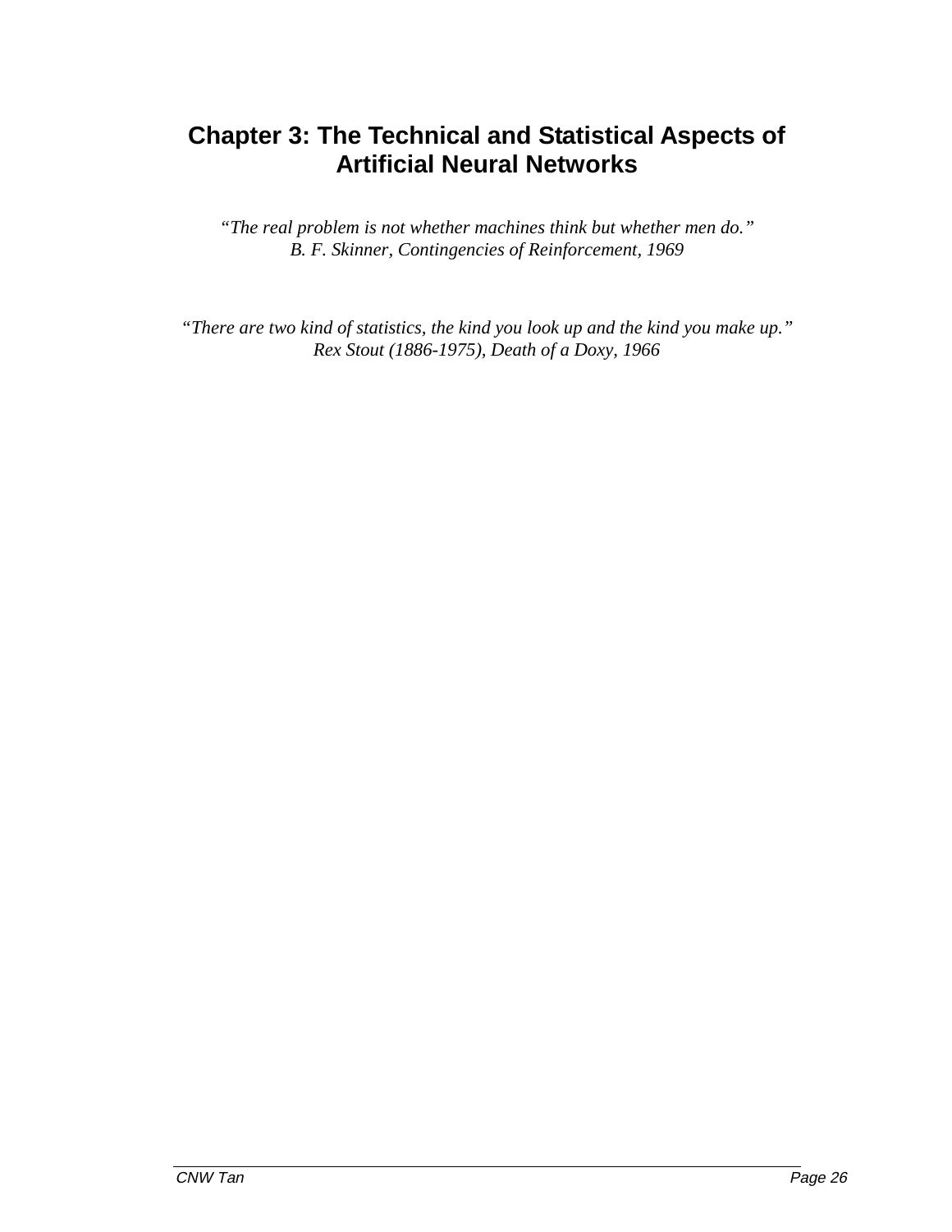# Chapter 3: The Technical and Statistical Aspects of Artificial Neural Networks

*"The real problem is not whether machines think but whether men do."*
*B. F. Skinner, Contingencies of Reinforcement, 1969*

*"There are two kind of statistics, the kind you look up and the kind you make up."*
*Rex Stout (1886-1975), Death of a Doxy, 1966*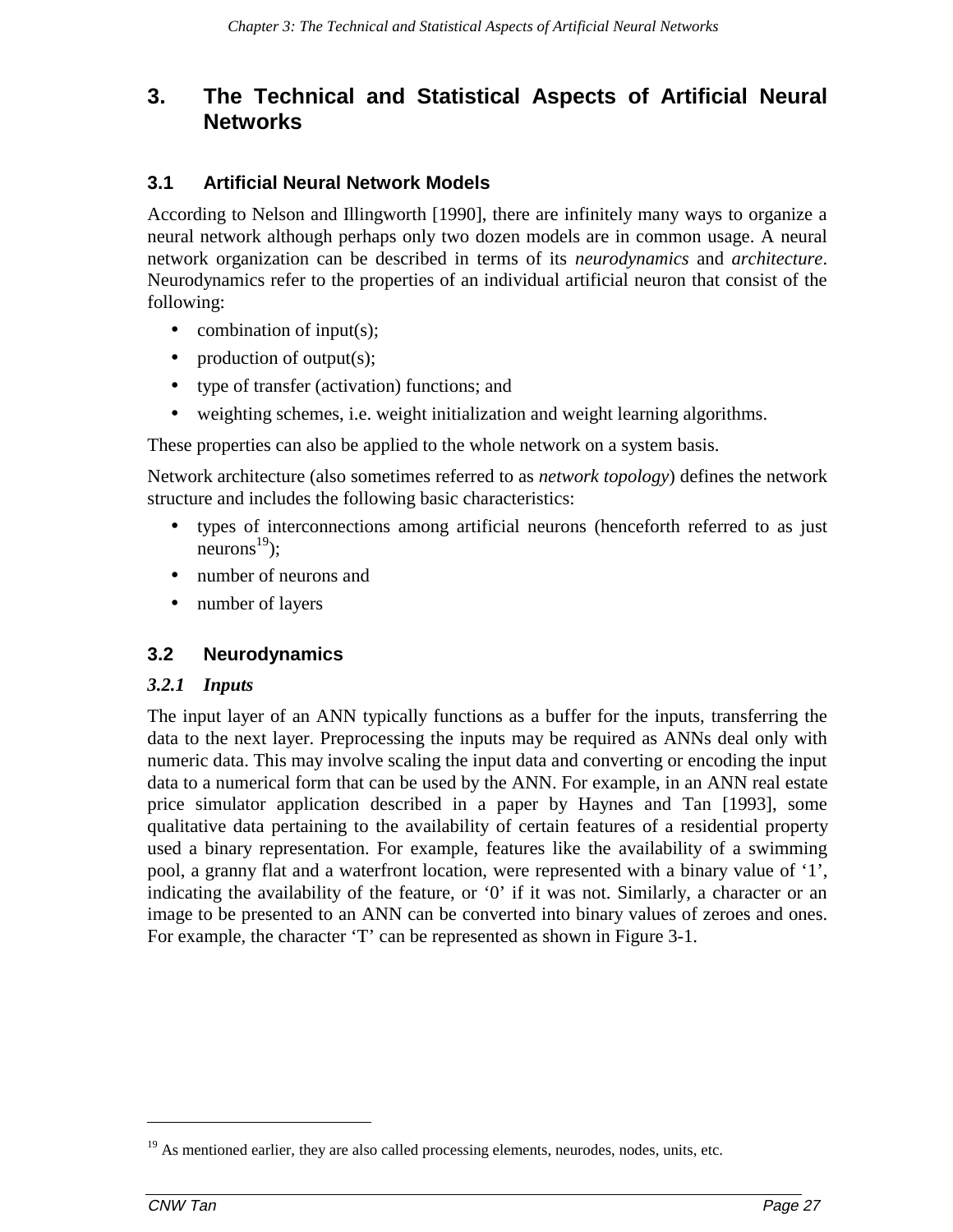# 3. The Technical and Statistical Aspects of Artificial Neural Networks

## 3.1 Artificial Neural Network Models

According to Nelson and Illingworth [1990], there are infinitely many ways to organize a neural network although perhaps only two dozen models are in common usage. A neural network organization can be described in terms of its *neurodynamics* and *architecture*. Neurodynamics refer to the properties of an individual artificial neuron that consist of the following:

- combination of input(s);
- production of output(s);
- type of transfer (activation) functions; and
- weighting schemes, i.e. weight initialization and weight learning algorithms.

These properties can also be applied to the whole network on a system basis.

Network architecture (also sometimes referred to as *network topology*) defines the network structure and includes the following basic characteristics:

- types of interconnections among artificial neurons (henceforth referred to as just neurons[19]);
- number of neurons and
- number of layers

## 3.2 Neurodynamics

### *3.2.1 Inputs*

The input layer of an ANN typically functions as a buffer for the inputs, transferring the data to the next layer. Preprocessing the inputs may be required as ANNs deal only with numeric data. This may involve scaling the input data and converting or encoding the input data to a numerical form that can be used by the ANN. For example, in an ANN real estate price simulator application described in a paper by Haynes and Tan [1993], some qualitative data pertaining to the availability of certain features of a residential property used a binary representation. For example, features like the availability of a swimming pool, a granny flat and a waterfront location, were represented with a binary value of '1', indicating the availability of the feature, or '0' if it was not. Similarly, a character or an image to be presented to an ANN can be converted into binary values of zeroes and ones. For example, the character 'T' can be represented as shown in Figure 3-1.

---

[19] As mentioned earlier, they are also called processing elements, neurodes, nodes, units, etc.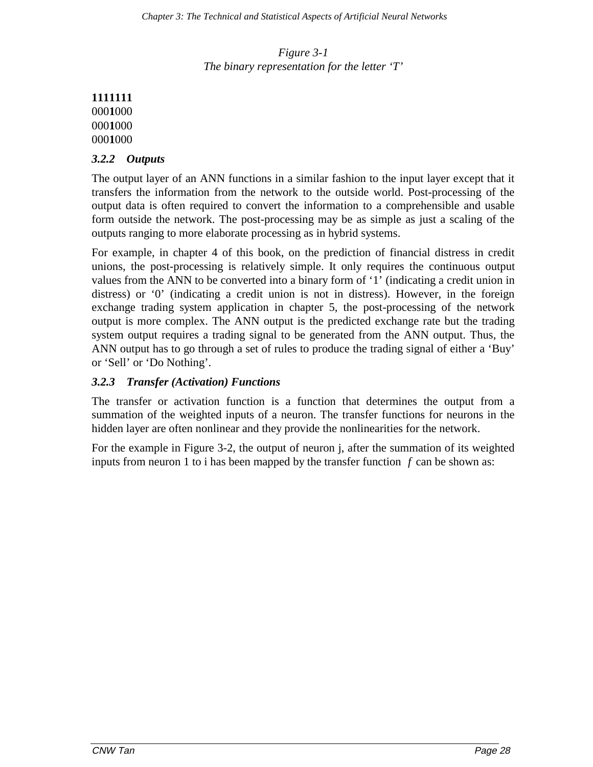*Figure 3-1*
*The binary representation for the letter 'T'*

**1111111**
000**1**000
000**1**000
000**1**000

### *3.2.2 Outputs*

The output layer of an ANN functions in a similar fashion to the input layer except that it transfers the information from the network to the outside world. Post-processing of the output data is often required to convert the information to a comprehensible and usable form outside the network. The post-processing may be as simple as just a scaling of the outputs ranging to more elaborate processing as in hybrid systems.

For example, in chapter 4 of this book, on the prediction of financial distress in credit unions, the post-processing is relatively simple. It only requires the continuous output values from the ANN to be converted into a binary form of '1' (indicating a credit union in distress) or '0' (indicating a credit union is not in distress). However, in the foreign exchange trading system application in chapter 5, the post-processing of the network output is more complex. The ANN output is the predicted exchange rate but the trading system output requires a trading signal to be generated from the ANN output. Thus, the ANN output has to go through a set of rules to produce the trading signal of either a 'Buy' or 'Sell' or 'Do Nothing'.

### *3.2.3 Transfer (Activation) Functions*

The transfer or activation function is a function that determines the output from a summation of the weighted inputs of a neuron. The transfer functions for neurons in the hidden layer are often nonlinear and they provide the nonlinearities for the network.

For the example in Figure 3-2, the output of neuron j, after the summation of its weighted inputs from neuron 1 to i has been mapped by the transfer function $f$ can be shown as: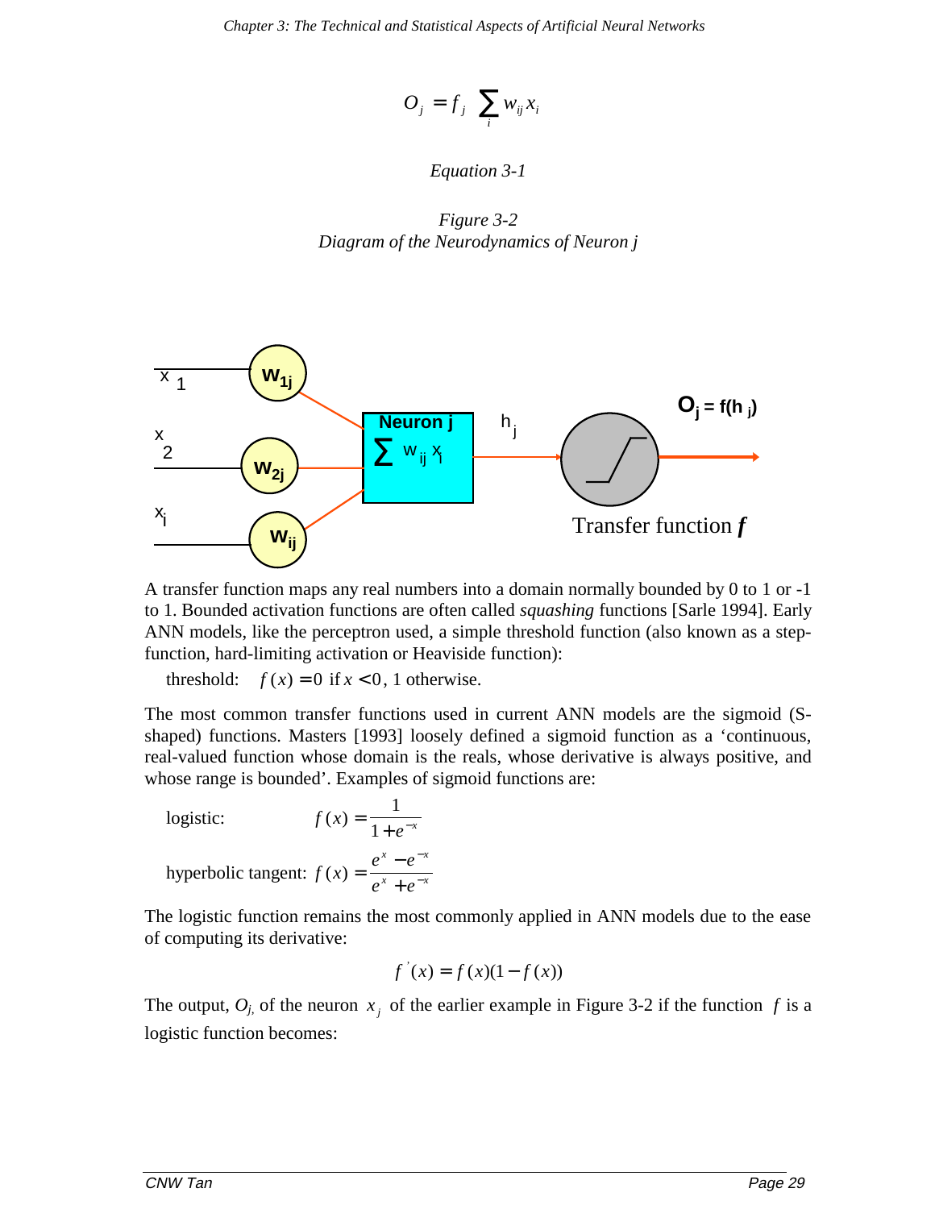$$O_j = f_j \sum_i w_{ij} x_i$$

*Equation 3-1*

*Figure 3-2*
*Diagram of the Neurodynamics of Neuron j*

A transfer function maps any real numbers into a domain normally bounded by 0 to 1 or -1 to 1. Bounded activation functions are often called *squashing* functions [Sarle 1994]. Early ANN models, like the perceptron used, a simple threshold function (also known as a step-function, hard-limiting activation or Heaviside function):

threshold: $f(x) = 0$ if $x < 0$, 1 otherwise.

The most common transfer functions used in current ANN models are the sigmoid (S-shaped) functions. Masters [1993] loosely defined a sigmoid function as a 'continuous, real-valued function whose domain is the reals, whose derivative is always positive, and whose range is bounded'. Examples of sigmoid functions are:

logistic: $f(x) = \dfrac{1}{1+e^{-x}}$

hyperbolic tangent: $f(x) = \dfrac{e^{x} - e^{-x}}{e^{x} + e^{-x}}$

The logistic function remains the most commonly applied in ANN models due to the ease of computing its derivative:

$$f'(x) = f(x)(1 - f(x))$$

The output, $O_j$, of the neuron $x_j$ of the earlier example in Figure 3-2 if the function $f$ is a logistic function becomes: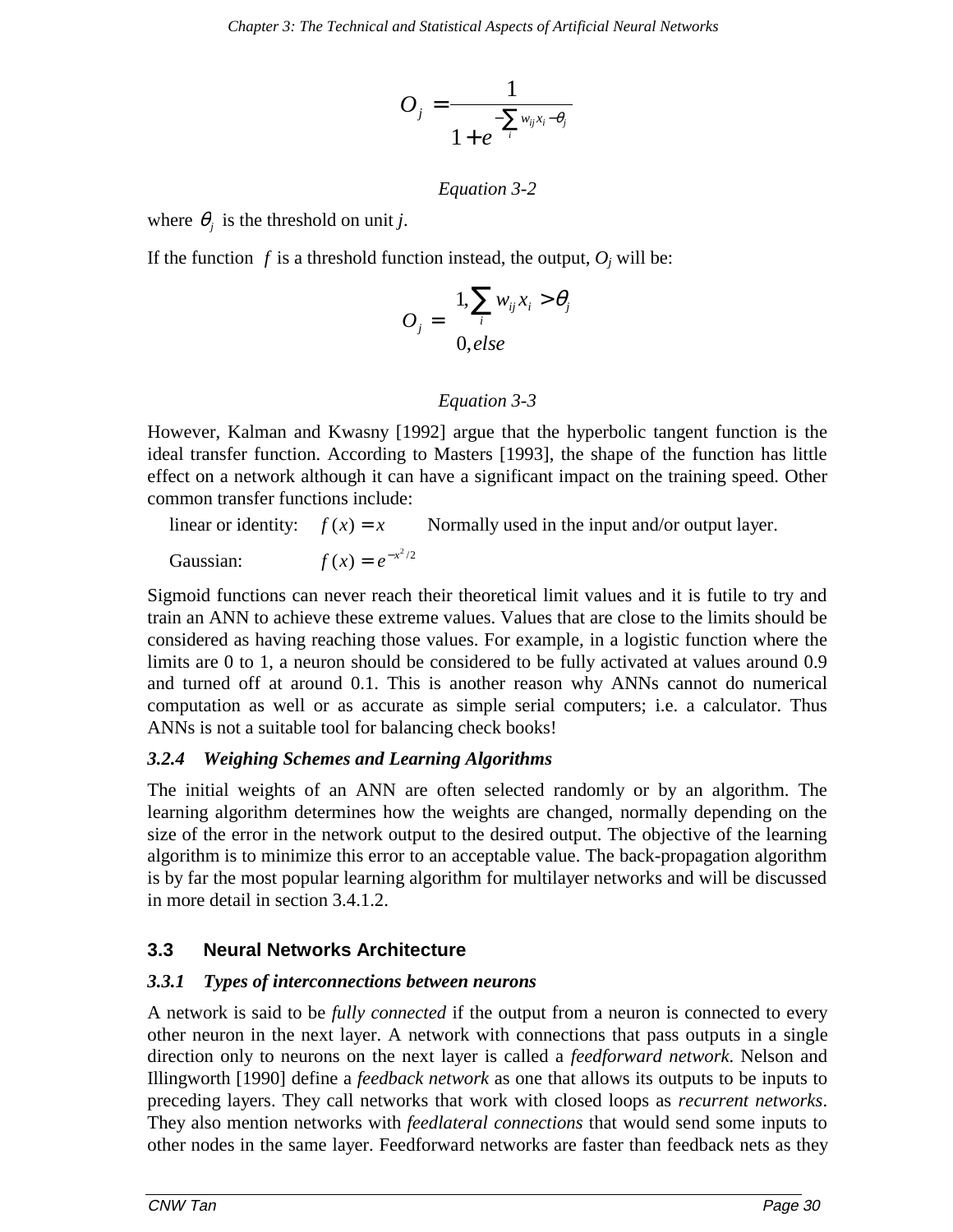$$O_j = \frac{1}{1 + e^{-\sum_i w_{ij} x_i - \theta_j}}$$

*Equation 3-2*

where $\theta_j$ is the threshold on unit *j*.

If the function $f$ is a threshold function instead, the output, $O_j$ will be:

$$O_j = \begin{cases} 1, \sum_i w_{ij} x_i > \theta_j \\ 0, else \end{cases}$$

*Equation 3-3*

However, Kalman and Kwasny [1992] argue that the hyperbolic tangent function is the ideal transfer function. According to Masters [1993], the shape of the function has little effect on a network although it can have a significant impact on the training speed. Other common transfer functions include:

linear or identity: $f(x) = x$ Normally used in the input and/or output layer.

Gaussian: $f(x) = e^{-x^2/2}$

Sigmoid functions can never reach their theoretical limit values and it is futile to try and train an ANN to achieve these extreme values. Values that are close to the limits should be considered as having reaching those values. For example, in a logistic function where the limits are 0 to 1, a neuron should be considered to be fully activated at values around 0.9 and turned off at around 0.1. This is another reason why ANNs cannot do numerical computation as well or as accurate as simple serial computers; i.e. a calculator. Thus ANNs is not a suitable tool for balancing check books!

### *3.2.4 Weighing Schemes and Learning Algorithms*

The initial weights of an ANN are often selected randomly or by an algorithm. The learning algorithm determines how the weights are changed, normally depending on the size of the error in the network output to the desired output. The objective of the learning algorithm is to minimize this error to an acceptable value. The back-propagation algorithm is by far the most popular learning algorithm for multilayer networks and will be discussed in more detail in section 3.4.1.2.

## 3.3 Neural Networks Architecture

### *3.3.1 Types of interconnections between neurons*

A network is said to be *fully connected* if the output from a neuron is connected to every other neuron in the next layer. A network with connections that pass outputs in a single direction only to neurons on the next layer is called a *feedforward network*. Nelson and Illingworth [1990] define a *feedback network* as one that allows its outputs to be inputs to preceding layers. They call networks that work with closed loops as *recurrent networks*. They also mention networks with *feedlateral connections* that would send some inputs to other nodes in the same layer. Feedforward networks are faster than feedback nets as they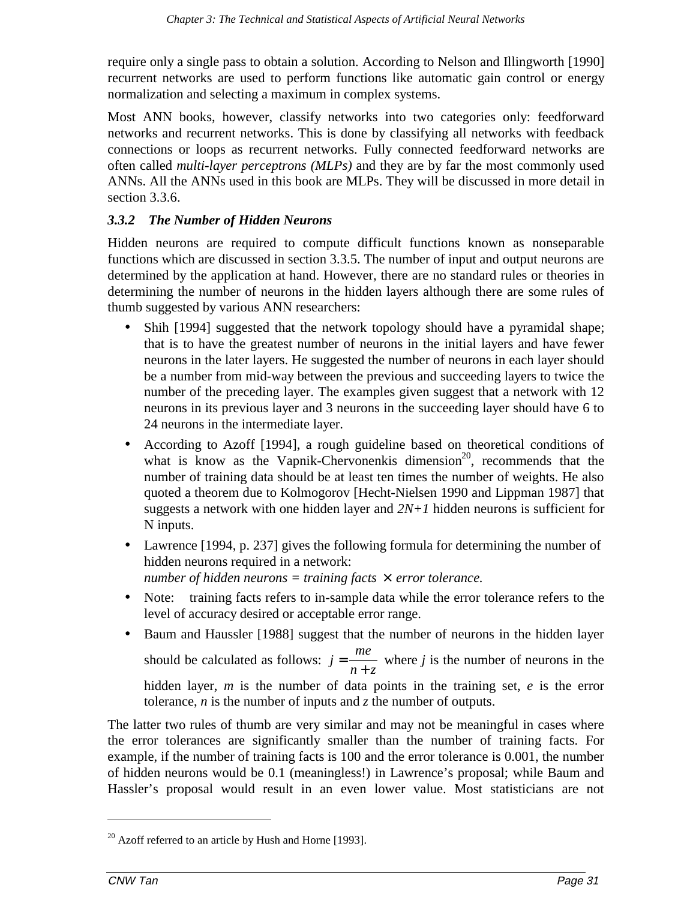require only a single pass to obtain a solution. According to Nelson and Illingworth [1990] recurrent networks are used to perform functions like automatic gain control or energy normalization and selecting a maximum in complex systems.

Most ANN books, however, classify networks into two categories only: feedforward networks and recurrent networks. This is done by classifying all networks with feedback connections or loops as recurrent networks. Fully connected feedforward networks are often called *multi-layer perceptrons (MLPs)* and they are by far the most commonly used ANNs. All the ANNs used in this book are MLPs. They will be discussed in more detail in section 3.3.6.

### *3.3.2 The Number of Hidden Neurons*

Hidden neurons are required to compute difficult functions known as nonseparable functions which are discussed in section 3.3.5. The number of input and output neurons are determined by the application at hand. However, there are no standard rules or theories in determining the number of neurons in the hidden layers although there are some rules of thumb suggested by various ANN researchers:

- Shih [1994] suggested that the network topology should have a pyramidal shape; that is to have the greatest number of neurons in the initial layers and have fewer neurons in the later layers. He suggested the number of neurons in each layer should be a number from mid-way between the previous and succeeding layers to twice the number of the preceding layer. The examples given suggest that a network with 12 neurons in its previous layer and 3 neurons in the succeeding layer should have 6 to 24 neurons in the intermediate layer.
- According to Azoff [1994], a rough guideline based on theoretical conditions of what is know as the Vapnik-Chervonenkis dimension[20], recommends that the number of training data should be at least ten times the number of weights. He also quoted a theorem due to Kolmogorov [Hecht-Nielsen 1990 and Lippman 1987] that suggests a network with one hidden layer and *2N+1* hidden neurons is sufficient for N inputs.
- Lawrence [1994, p. 237] gives the following formula for determining the number of hidden neurons required in a network:
  *number of hidden neurons = training facts* $\times$ *error tolerance.*
- Note: training facts refers to in-sample data while the error tolerance refers to the level of accuracy desired or acceptable error range.
- Baum and Haussler [1988] suggest that the number of neurons in the hidden layer should be calculated as follows: $j = \frac{me}{n+z}$ where *j* is the number of neurons in the hidden layer, *m* is the number of data points in the training set, *e* is the error tolerance, *n* is the number of inputs and *z* the number of outputs.

The latter two rules of thumb are very similar and may not be meaningful in cases where the error tolerances are significantly smaller than the number of training facts. For example, if the number of training facts is 100 and the error tolerance is 0.001, the number of hidden neurons would be 0.1 (meaningless!) in Lawrence's proposal; while Baum and Hassler's proposal would result in an even lower value. Most statisticians are not

[20] Azoff referred to an article by Hush and Horne [1993].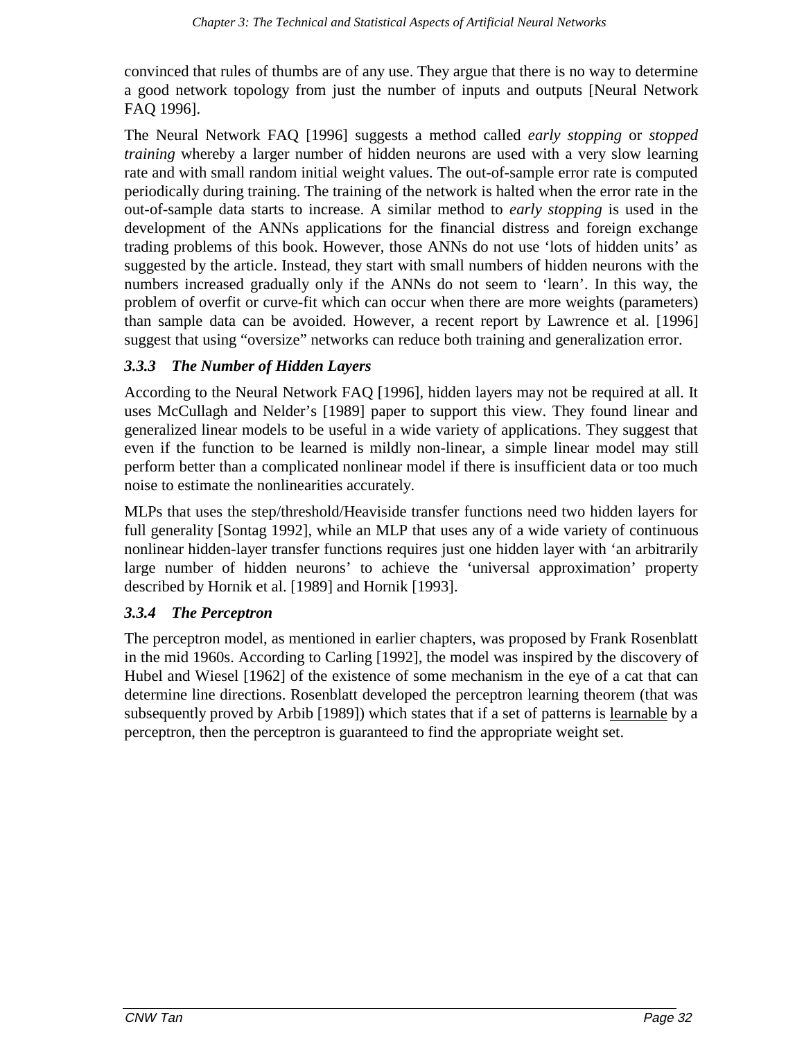convinced that rules of thumbs are of any use. They argue that there is no way to determine a good network topology from just the number of inputs and outputs [Neural Network FAQ 1996].

The Neural Network FAQ [1996] suggests a method called *early stopping* or *stopped training* whereby a larger number of hidden neurons are used with a very slow learning rate and with small random initial weight values. The out-of-sample error rate is computed periodically during training. The training of the network is halted when the error rate in the out-of-sample data starts to increase. A similar method to *early stopping* is used in the development of the ANNs applications for the financial distress and foreign exchange trading problems of this book. However, those ANNs do not use 'lots of hidden units' as suggested by the article. Instead, they start with small numbers of hidden neurons with the numbers increased gradually only if the ANNs do not seem to 'learn'. In this way, the problem of overfit or curve-fit which can occur when there are more weights (parameters) than sample data can be avoided. However, a recent report by Lawrence et al. [1996] suggest that using "oversize" networks can reduce both training and generalization error.

### *3.3.3 The Number of Hidden Layers*

According to the Neural Network FAQ [1996], hidden layers may not be required at all. It uses McCullagh and Nelder's [1989] paper to support this view. They found linear and generalized linear models to be useful in a wide variety of applications. They suggest that even if the function to be learned is mildly non-linear, a simple linear model may still perform better than a complicated nonlinear model if there is insufficient data or too much noise to estimate the nonlinearities accurately.

MLPs that uses the step/threshold/Heaviside transfer functions need two hidden layers for full generality [Sontag 1992], while an MLP that uses any of a wide variety of continuous nonlinear hidden-layer transfer functions requires just one hidden layer with 'an arbitrarily large number of hidden neurons' to achieve the 'universal approximation' property described by Hornik et al. [1989] and Hornik [1993].

### *3.3.4 The Perceptron*

The perceptron model, as mentioned in earlier chapters, was proposed by Frank Rosenblatt in the mid 1960s. According to Carling [1992], the model was inspired by the discovery of Hubel and Wiesel [1962] of the existence of some mechanism in the eye of a cat that can determine line directions. Rosenblatt developed the perceptron learning theorem (that was subsequently proved by Arbib [1989]) which states that if a set of patterns is learnable by a perceptron, then the perceptron is guaranteed to find the appropriate weight set.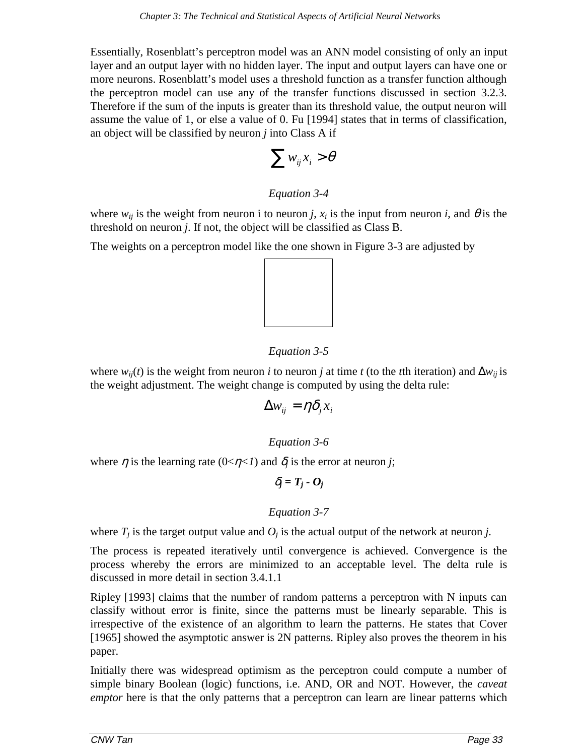Essentially, Rosenblatt's perceptron model was an ANN model consisting of only an input layer and an output layer with no hidden layer. The input and output layers can have one or more neurons. Rosenblatt's model uses a threshold function as a transfer function although the perceptron model can use any of the transfer functions discussed in section 3.2.3. Therefore if the sum of the inputs is greater than its threshold value, the output neuron will assume the value of 1, or else a value of 0. Fu [1994] states that in terms of classification, an object will be classified by neuron *j* into Class A if

$$\sum w_{ij} x_i > \theta$$

*Equation 3-4*

where $w_{ij}$ is the weight from neuron i to neuron *j*, $x_i$ is the input from neuron *i*, and $\theta$ is the threshold on neuron *j*. If not, the object will be classified as Class B.

The weights on a perceptron model like the one shown in Figure 3-3 are adjusted by

*Equation 3-5*

where $w_{ij}(t)$ is the weight from neuron *i* to neuron *j* at time *t* (to the *t*th iteration) and $\Delta w_{ij}$ is the weight adjustment. The weight change is computed by using the delta rule:

$$\Delta w_{ij} = \eta \delta_j x_i$$

*Equation 3-6*

where $\eta$ is the learning rate ($0<\eta<1$) and $\delta_j$ is the error at neuron *j*;

$$\delta_j = T_j - O_j$$

*Equation 3-7*

where $T_j$ is the target output value and $O_j$ is the actual output of the network at neuron *j*.

The process is repeated iteratively until convergence is achieved. Convergence is the process whereby the errors are minimized to an acceptable level. The delta rule is discussed in more detail in section 3.4.1.1

Ripley [1993] claims that the number of random patterns a perceptron with N inputs can classify without error is finite, since the patterns must be linearly separable. This is irrespective of the existence of an algorithm to learn the patterns. He states that Cover [1965] showed the asymptotic answer is 2N patterns. Ripley also proves the theorem in his paper.

Initially there was widespread optimism as the perceptron could compute a number of simple binary Boolean (logic) functions, i.e. AND, OR and NOT. However, the *caveat emptor* here is that the only patterns that a perceptron can learn are linear patterns which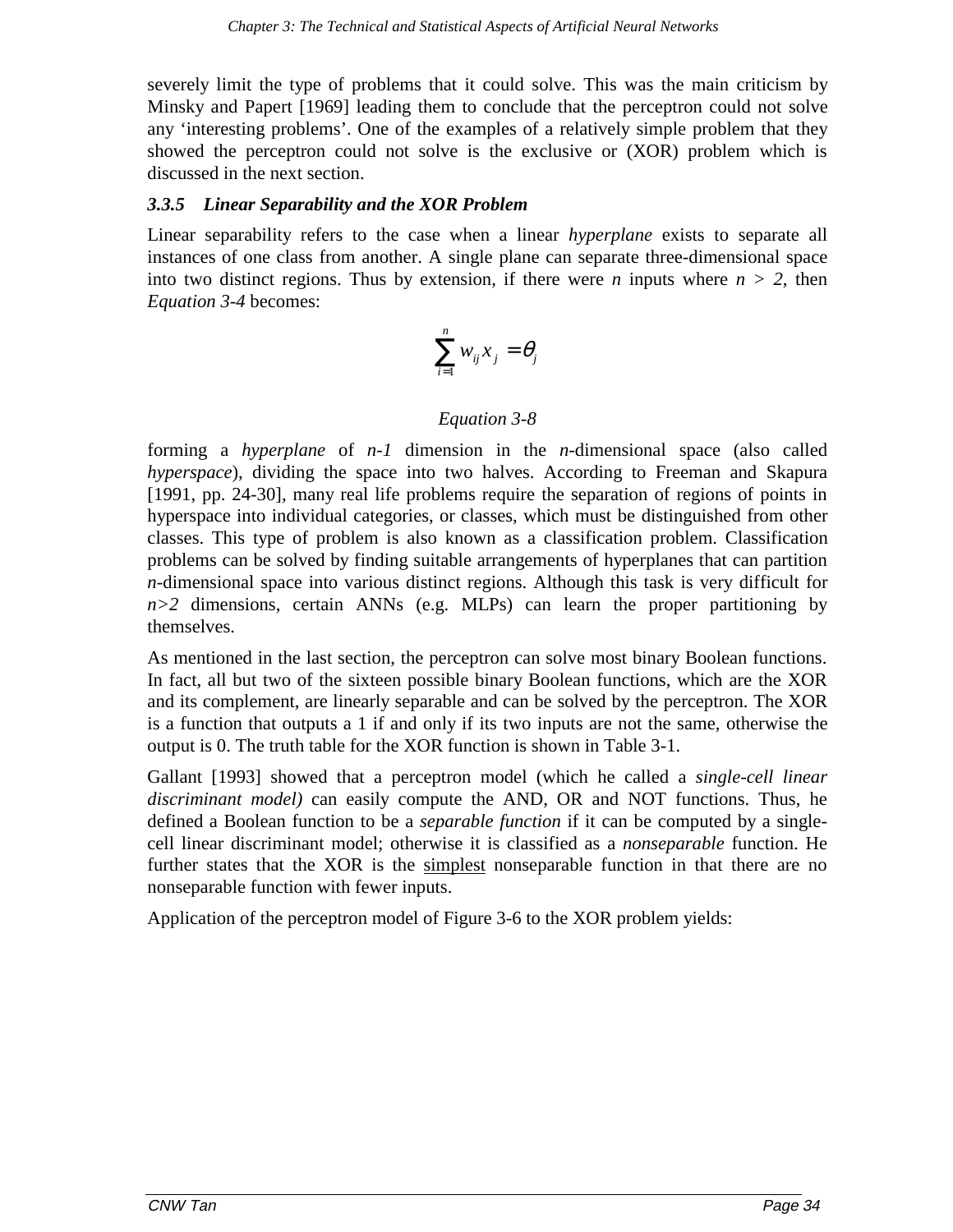severely limit the type of problems that it could solve. This was the main criticism by Minsky and Papert [1969] leading them to conclude that the perceptron could not solve any 'interesting problems'. One of the examples of a relatively simple problem that they showed the perceptron could not solve is the exclusive or (XOR) problem which is discussed in the next section.

### *3.3.5 Linear Separability and the XOR Problem*

Linear separability refers to the case when a linear *hyperplane* exists to separate all instances of one class from another. A single plane can separate three-dimensional space into two distinct regions. Thus by extension, if there were *n* inputs where $n > 2$, then *Equation 3-4* becomes:

$$\sum_{i=1}^{n} w_{ij} x_j = \theta_j$$

*Equation 3-8*

forming a *hyperplane* of *n-1* dimension in the *n*-dimensional space (also called *hyperspace*), dividing the space into two halves. According to Freeman and Skapura [1991, pp. 24-30], many real life problems require the separation of regions of points in hyperspace into individual categories, or classes, which must be distinguished from other classes. This type of problem is also known as a classification problem. Classification problems can be solved by finding suitable arrangements of hyperplanes that can partition *n*-dimensional space into various distinct regions. Although this task is very difficult for $n>2$ dimensions, certain ANNs (e.g. MLPs) can learn the proper partitioning by themselves.

As mentioned in the last section, the perceptron can solve most binary Boolean functions. In fact, all but two of the sixteen possible binary Boolean functions, which are the XOR and its complement, are linearly separable and can be solved by the perceptron. The XOR is a function that outputs a 1 if and only if its two inputs are not the same, otherwise the output is 0. The truth table for the XOR function is shown in Table 3-1.

Gallant [1993] showed that a perceptron model (which he called a *single-cell linear discriminant model)* can easily compute the AND, OR and NOT functions. Thus, he defined a Boolean function to be a *separable function* if it can be computed by a single-cell linear discriminant model; otherwise it is classified as a *nonseparable* function. He further states that the XOR is the simplest nonseparable function in that there are no nonseparable function with fewer inputs.

Application of the perceptron model of Figure 3-6 to the XOR problem yields: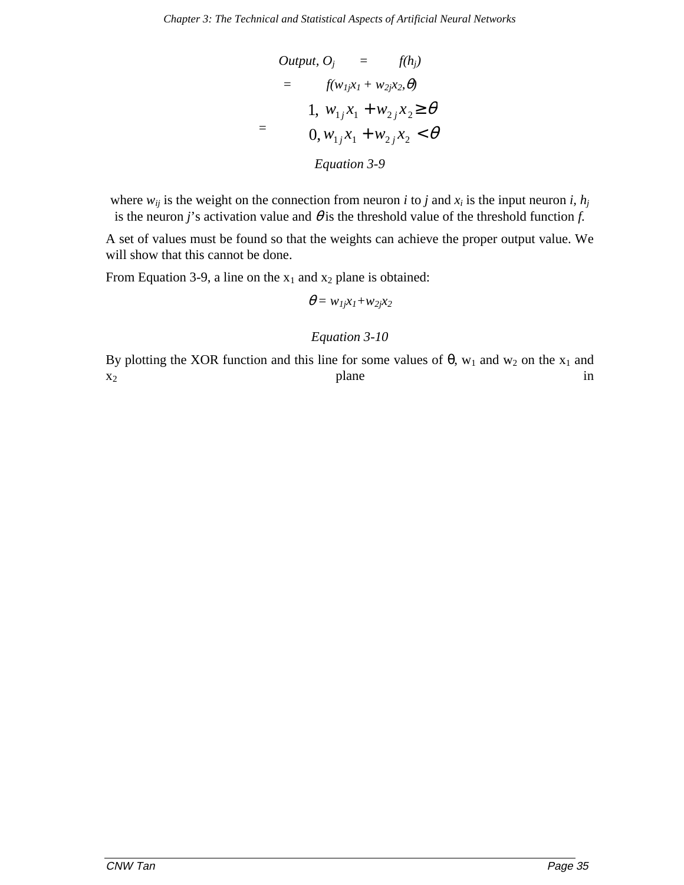$$
\begin{aligned}
\text{Output}, O_j &= f(h_j) \\
&= f(w_{1j}x_1 + w_{2j}x_2, \theta) \\
&= \begin{cases} 1, & w_{1j}x_1 + w_{2j}x_2 \geq \theta \\ 0, & w_{1j}x_1 + w_{2j}x_2 < \theta \end{cases}
\end{aligned}
$$

*Equation 3-9*

where $w_{ij}$ is the weight on the connection from neuron *i* to *j* and $x_i$ is the input neuron *i*, $h_j$ is the neuron *j*'s activation value and $\theta$ is the threshold value of the threshold function *f*.

A set of values must be found so that the weights can achieve the proper output value. We will show that this cannot be done.

From Equation 3-9, a line on the $x_1$ and $x_2$ plane is obtained:

$$\theta = w_{1j}x_1 + w_{2j}x_2$$

*Equation 3-10*

By plotting the XOR function and this line for some values of $\theta$, $w_1$ and $w_2$ on the $x_1$ and $x_2$ plane in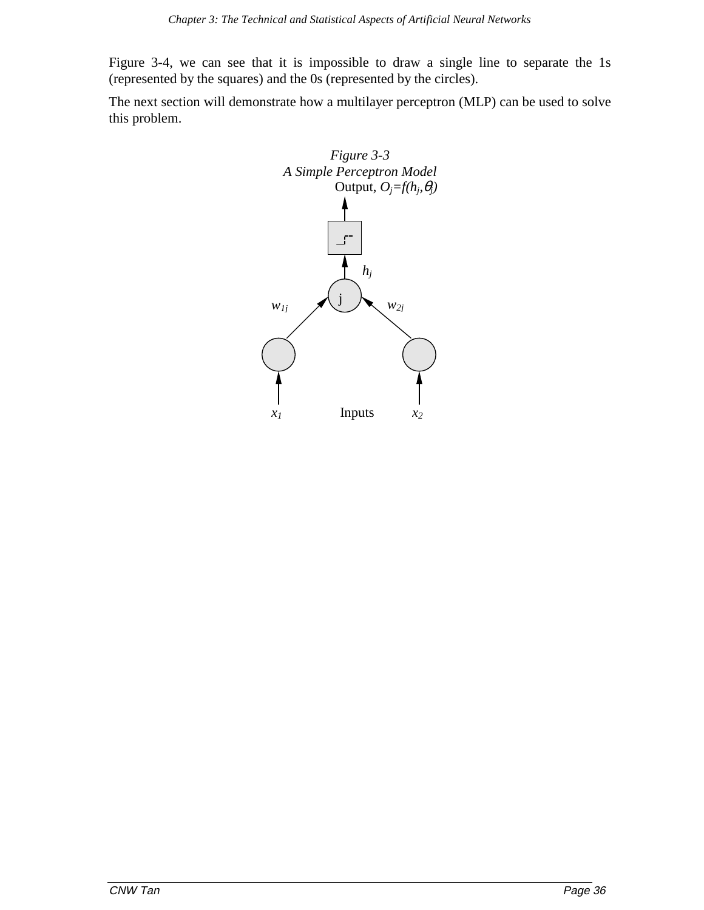Figure 3-4, we can see that it is impossible to draw a single line to separate the 1s (represented by the squares) and the 0s (represented by the circles).

The next section will demonstrate how a multilayer perceptron (MLP) can be used to solve this problem.

*Figure 3-3*
*A Simple Perceptron Model*

Output, $O_j=f(h_j,\theta_j)$

$h_j$

j

$w_{1i}$ $w_{2i}$

$x_1$ Inputs $x_2$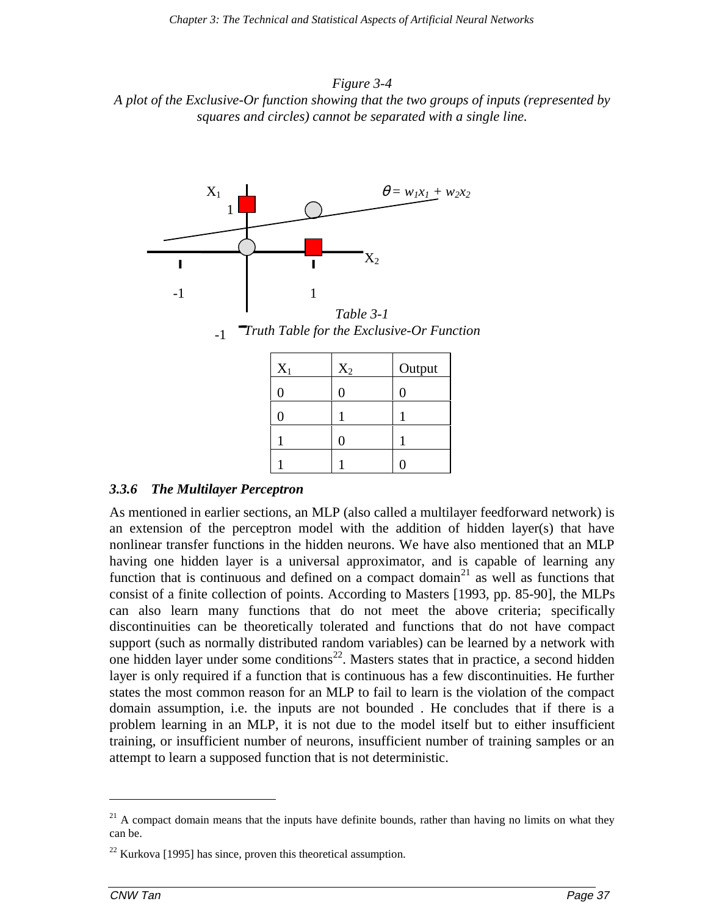*Figure 3-4*
*A plot of the Exclusive-Or function showing that the two groups of inputs (represented by squares and circles) cannot be separated with a single line.*

*Table 3-1*
*Truth Table for the Exclusive-Or Function*

| $X_1$ | $X_2$ | Output |
|---|---|---|
| 0 | 0 | 0 |
| 0 | 1 | 1 |
| 1 | 0 | 1 |
| 1 | 1 | 0 |

### *3.3.6 The Multilayer Perceptron*

As mentioned in earlier sections, an MLP (also called a multilayer feedforward network) is an extension of the perceptron model with the addition of hidden layer(s) that have nonlinear transfer functions in the hidden neurons. We have also mentioned that an MLP having one hidden layer is a universal approximator, and is capable of learning any function that is continuous and defined on a compact domain[21] as well as functions that consist of a finite collection of points. According to Masters [1993, pp. 85-90], the MLPs can also learn many functions that do not meet the above criteria; specifically discontinuities can be theoretically tolerated and functions that do not have compact support (such as normally distributed random variables) can be learned by a network with one hidden layer under some conditions[22]. Masters states that in practice, a second hidden layer is only required if a function that is continuous has a few discontinuities. He further states the most common reason for an MLP to fail to learn is the violation of the compact domain assumption, i.e. the inputs are not bounded . He concludes that if there is a problem learning in an MLP, it is not due to the model itself but to either insufficient training, or insufficient number of neurons, insufficient number of training samples or an attempt to learn a supposed function that is not deterministic.

---

[21] A compact domain means that the inputs have definite bounds, rather than having no limits on what they can be.

[22] Kurkova [1995] has since, proven this theoretical assumption.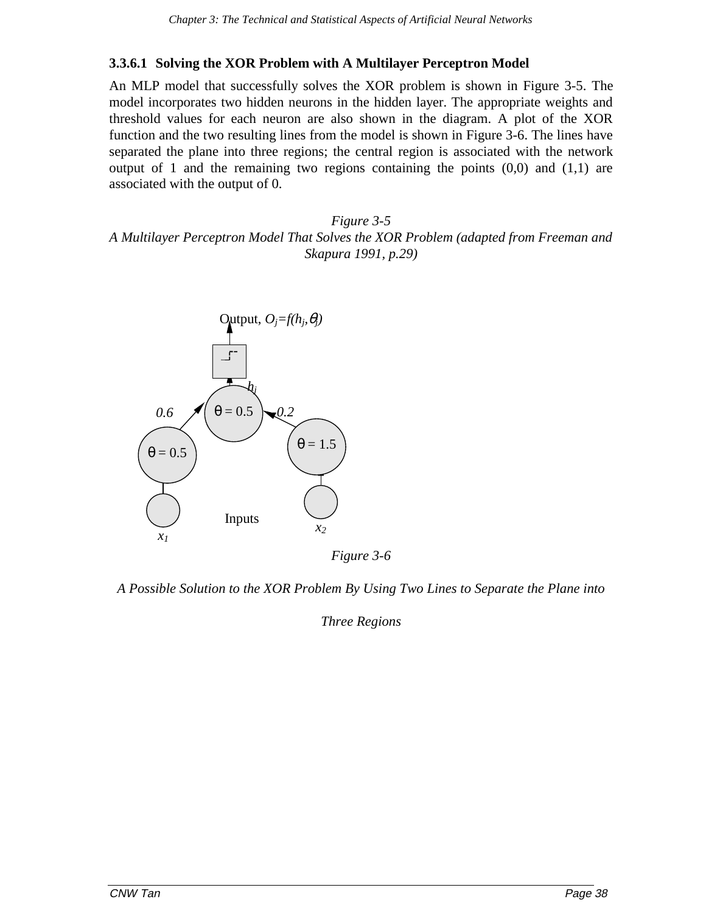#### 3.3.6.1 Solving the XOR Problem with A Multilayer Perceptron Model

An MLP model that successfully solves the XOR problem is shown in Figure 3-5. The model incorporates two hidden neurons in the hidden layer. The appropriate weights and threshold values for each neuron are also shown in the diagram. A plot of the XOR function and the two resulting lines from the model is shown in Figure 3-6. The lines have separated the plane into three regions; the central region is associated with the network output of 1 and the remaining two regions containing the points (0,0) and (1,1) are associated with the output of 0.

*Figure 3-5*
*A Multilayer Perceptron Model That Solves the XOR Problem (adapted from Freeman and Skapura 1991, p.29)*

Output, $O_j = f(h_j, \theta_j)$

$h_j$

0.6 &nbsp;&nbsp; $\theta = 0.5$ &nbsp;&nbsp; 0.2

$\theta = 0.5$ &nbsp;&nbsp; $\theta = 1.5$

Inputs

$x_1$ &nbsp;&nbsp; $x_2$

*Figure 3-6*

*A Possible Solution to the XOR Problem By Using Two Lines to Separate the Plane into Three Regions*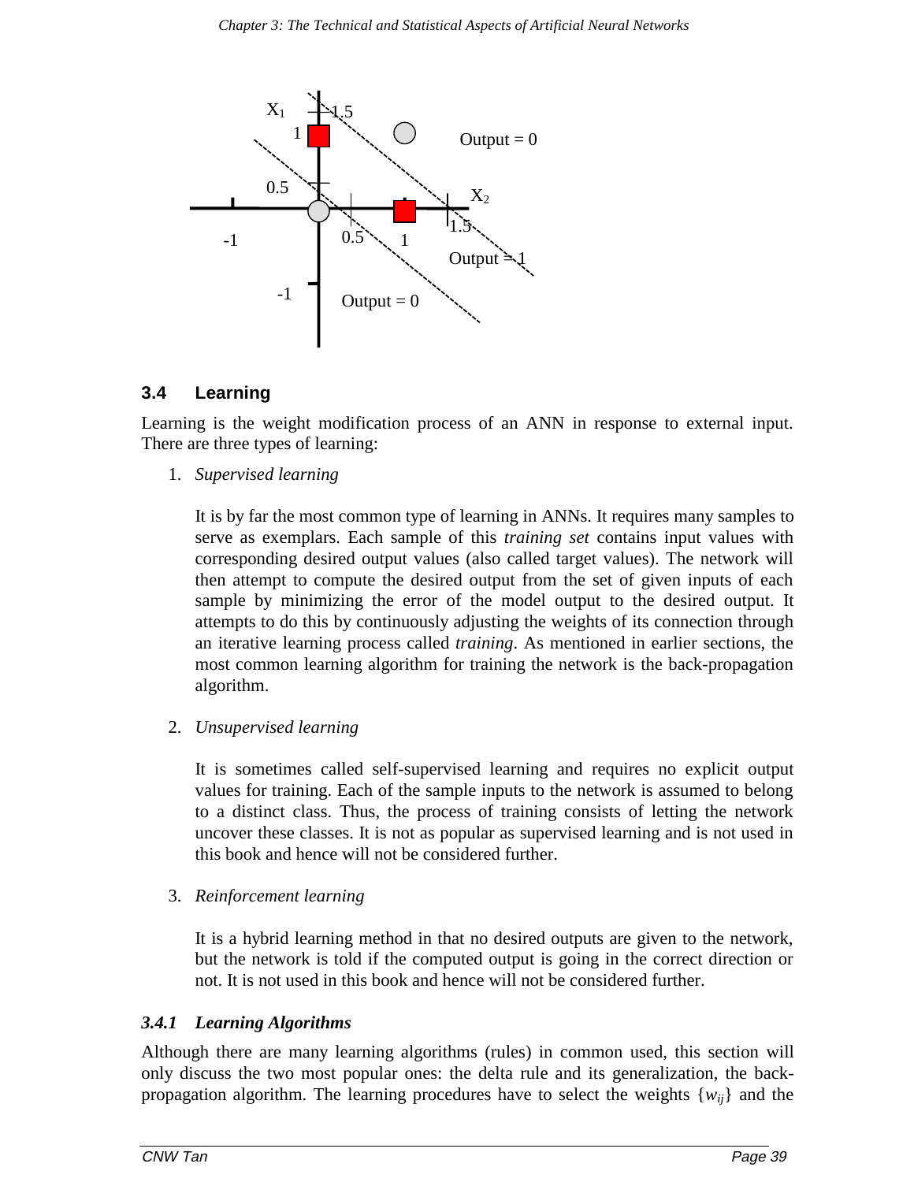X1 1.5 1 Output = 0 0.5 X2 1.5 -1 0.5 1 Output = 1 -1 Output = 0

## 3.4 Learning

Learning is the weight modification process of an ANN in response to external input. There are three types of learning:

1. *Supervised learning*

   It is by far the most common type of learning in ANNs. It requires many samples to serve as exemplars. Each sample of this *training set* contains input values with corresponding desired output values (also called target values). The network will then attempt to compute the desired output from the set of given inputs of each sample by minimizing the error of the model output to the desired output. It attempts to do this by continuously adjusting the weights of its connection through an iterative learning process called *training*. As mentioned in earlier sections, the most common learning algorithm for training the network is the back-propagation algorithm.

2. *Unsupervised learning*

   It is sometimes called self-supervised learning and requires no explicit output values for training. Each of the sample inputs to the network is assumed to belong to a distinct class. Thus, the process of training consists of letting the network uncover these classes. It is not as popular as supervised learning and is not used in this book and hence will not be considered further.

3. *Reinforcement learning*

   It is a hybrid learning method in that no desired outputs are given to the network, but the network is told if the computed output is going in the correct direction or not. It is not used in this book and hence will not be considered further.

### *3.4.1 Learning Algorithms*

Although there are many learning algorithms (rules) in common used, this section will only discuss the two most popular ones: the delta rule and its generalization, the back-propagation algorithm. The learning procedures have to select the weights $\{w_{ij}\}$ and the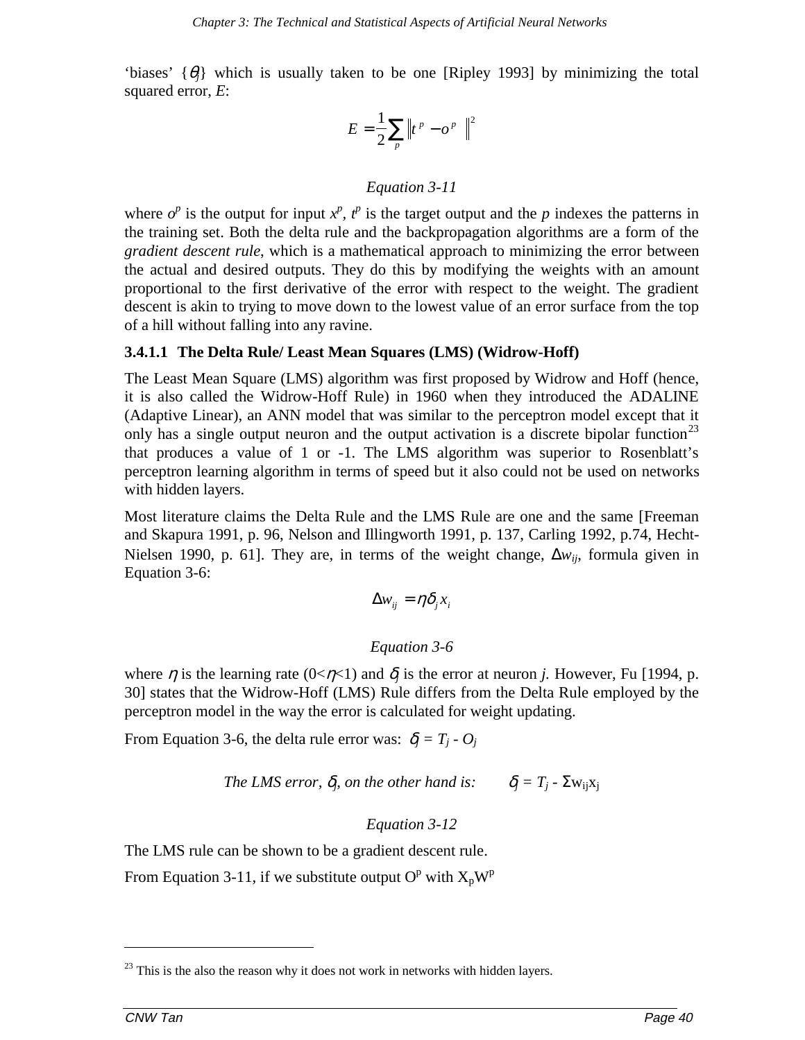'biases' $\{\theta_j\}$ which is usually taken to be one [Ripley 1993] by minimizing the total squared error, *E*:

$$E = \frac{1}{2}\sum_p \left\| t^p - o^p \right\|^2$$

*Equation 3-11*

where $o^p$ is the output for input $x^p$, $t^p$ is the target output and the *p* indexes the patterns in the training set. Both the delta rule and the backpropagation algorithms are a form of the *gradient descent rule*, which is a mathematical approach to minimizing the error between the actual and desired outputs. They do this by modifying the weights with an amount proportional to the first derivative of the error with respect to the weight. The gradient descent is akin to trying to move down to the lowest value of an error surface from the top of a hill without falling into any ravine.

#### 3.4.1.1 The Delta Rule/ Least Mean Squares (LMS) (Widrow-Hoff)

The Least Mean Square (LMS) algorithm was first proposed by Widrow and Hoff (hence, it is also called the Widrow-Hoff Rule) in 1960 when they introduced the ADALINE (Adaptive Linear), an ANN model that was similar to the perceptron model except that it only has a single output neuron and the output activation is a discrete bipolar function[23] that produces a value of 1 or -1. The LMS algorithm was superior to Rosenblatt's perceptron learning algorithm in terms of speed but it also could not be used on networks with hidden layers.

Most literature claims the Delta Rule and the LMS Rule are one and the same [Freeman and Skapura 1991, p. 96, Nelson and Illingworth 1991, p. 137, Carling 1992, p.74, Hecht-Nielsen 1990, p. 61]. They are, in terms of the weight change, $\Delta w_{ij}$, formula given in Equation 3-6:

$$\Delta w_{ij} = \eta \delta_j x_i$$

*Equation 3-6*

where $\eta$ is the learning rate ($0<\eta<1$) and $\delta_j$ is the error at neuron *j*. However, Fu [1994, p. 30] states that the Widrow-Hoff (LMS) Rule differs from the Delta Rule employed by the perceptron model in the way the error is calculated for weight updating.

From Equation 3-6, the delta rule error was: $\delta_j = T_j - O_j$

*The LMS error, $\delta_j$, on the other hand is:* $\delta_j = T_j - \Sigma w_{ij} x_j$

*Equation 3-12*

The LMS rule can be shown to be a gradient descent rule.

From Equation 3-11, if we substitute output $O^p$ with $X_p W^p$

---

[23] This is the also the reason why it does not work in networks with hidden layers.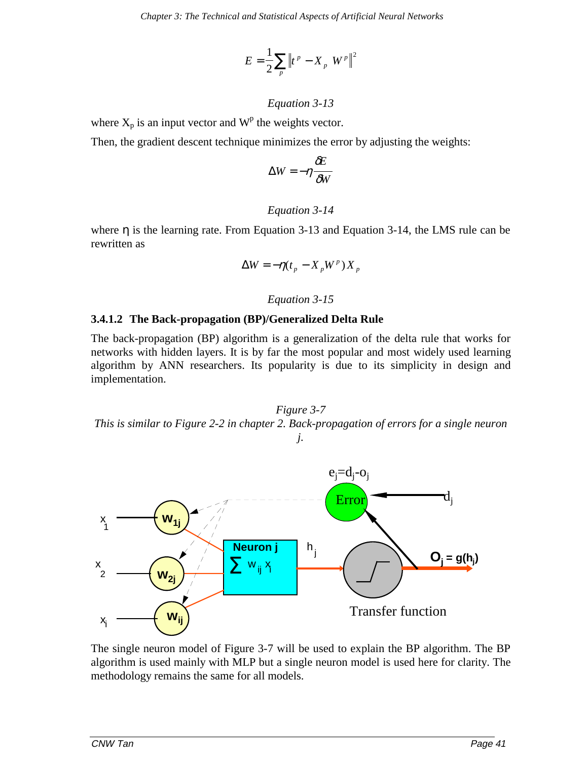$$E = \frac{1}{2}\sum_{p} \left\| t^{p} - X_{p} \, W^{p} \right\|^{2}$$

*Equation 3-13*

where $X_p$ is an input vector and $W^p$ the weights vector.

Then, the gradient descent technique minimizes the error by adjusting the weights:

$$\Delta W = -\eta \frac{\delta E}{\delta W}$$

*Equation 3-14*

where $\eta$ is the learning rate. From Equation 3-13 and Equation 3-14, the LMS rule can be rewritten as

$$\Delta W = -\eta (t_{p} - X_{p} W^{p}) X_{p}$$

*Equation 3-15*

#### 3.4.1.2 The Back-propagation (BP)/Generalized Delta Rule

The back-propagation (BP) algorithm is a generalization of the delta rule that works for networks with hidden layers. It is by far the most popular and most widely used learning algorithm by ANN researchers. Its popularity is due to its simplicity in design and implementation.

*Figure 3-7*
*This is similar to Figure 2-2 in chapter 2. Back-propagation of errors for a single neuron j.*

The single neuron model of Figure 3-7 will be used to explain the BP algorithm. The BP algorithm is used mainly with MLP but a single neuron model is used here for clarity. The methodology remains the same for all models.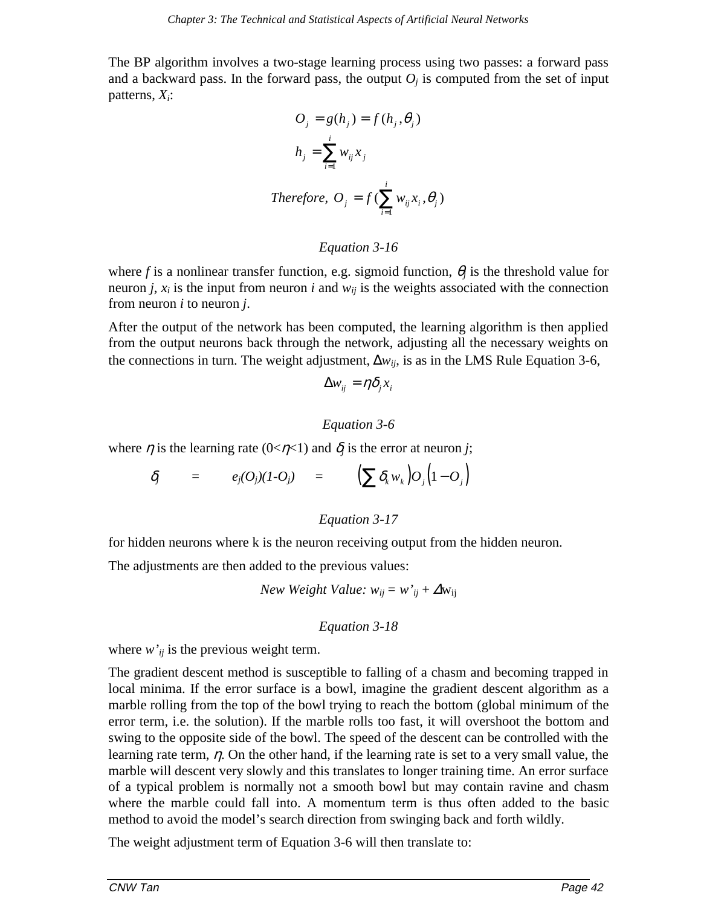The BP algorithm involves a two-stage learning process using two passes: a forward pass and a backward pass. In the forward pass, the output $O_j$ is computed from the set of input patterns, $X_i$:

$$O_j = g(h_j) = f(h_j, \theta_j)$$

$$h_j = \sum_{i=1}^{i} w_{ij} x_j$$

$$\textit{Therefore, } O_j = f(\sum_{i=1}^{i} w_{ij} x_i, \theta_j)$$

*Equation 3-16*

where *f* is a nonlinear transfer function, e.g. sigmoid function, $\theta_j$ is the threshold value for neuron *j*, $x_i$ is the input from neuron *i* and $w_{ij}$ is the weights associated with the connection from neuron *i* to neuron *j*.

After the output of the network has been computed, the learning algorithm is then applied from the output neurons back through the network, adjusting all the necessary weights on the connections in turn. The weight adjustment, $\Delta w_{ij}$, is as in the LMS Rule Equation 3-6,

$$\Delta w_{ij} = \eta \delta_j x_i$$

*Equation 3-6*

where $\eta$ is the learning rate ($0<\eta<1$) and $\delta_j$ is the error at neuron *j*;

$$\delta_j = e_j(O_j)(1-O_j) = \left(\sum \delta_k w_k\right) O_j \left(1 - O_j\right)$$

*Equation 3-17*

for hidden neurons where k is the neuron receiving output from the hidden neuron.

The adjustments are then added to the previous values:

$$\textit{New Weight Value: } w_{ij} = w'_{ij} + \Delta w_{ij}$$

*Equation 3-18*

where $w'_{ij}$ is the previous weight term.

The gradient descent method is susceptible to falling of a chasm and becoming trapped in local minima. If the error surface is a bowl, imagine the gradient descent algorithm as a marble rolling from the top of the bowl trying to reach the bottom (global minimum of the error term, i.e. the solution). If the marble rolls too fast, it will overshoot the bottom and swing to the opposite side of the bowl. The speed of the descent can be controlled with the learning rate term, $\eta$. On the other hand, if the learning rate is set to a very small value, the marble will descent very slowly and this translates to longer training time. An error surface of a typical problem is normally not a smooth bowl but may contain ravine and chasm where the marble could fall into. A momentum term is thus often added to the basic method to avoid the model's search direction from swinging back and forth wildly.

The weight adjustment term of Equation 3-6 will then translate to: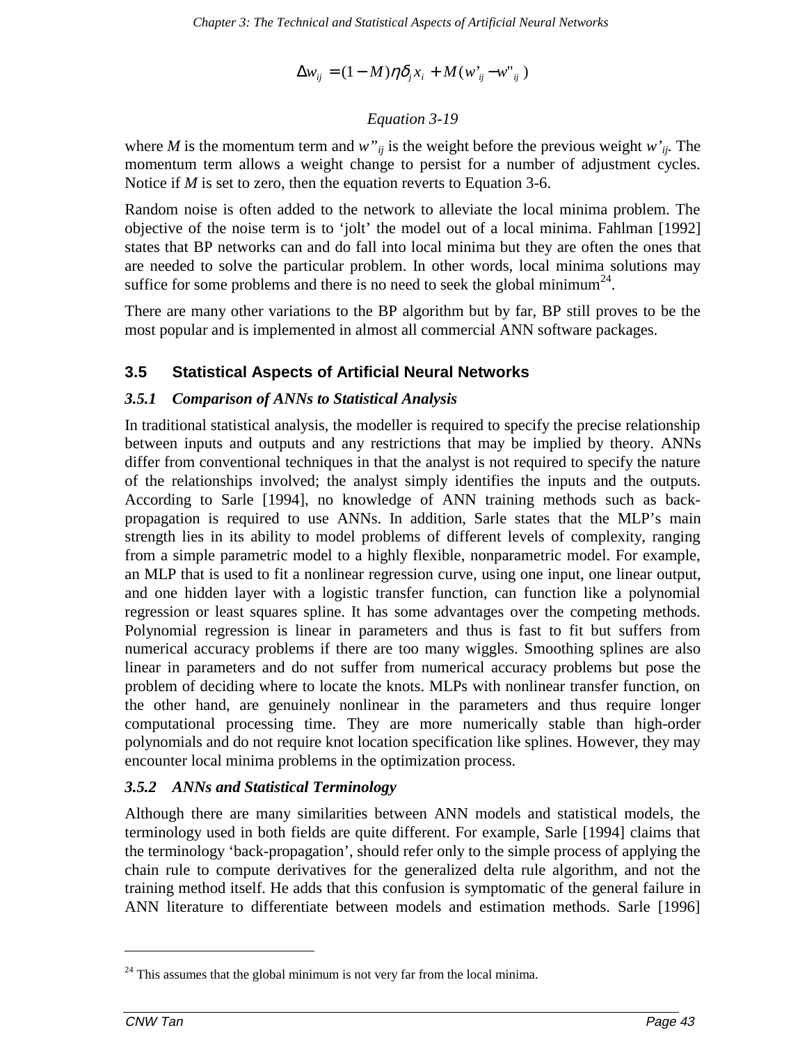$$\Delta w_{ij} = (1 - M)\eta\delta_j x_i + M(w'_{ij} - w''_{ij})$$

*Equation 3-19*

where *M* is the momentum term and $w''_{ij}$ is the weight before the previous weight $w'_{ij}$. The momentum term allows a weight change to persist for a number of adjustment cycles. Notice if *M* is set to zero, then the equation reverts to Equation 3-6.

Random noise is often added to the network to alleviate the local minima problem. The objective of the noise term is to 'jolt' the model out of a local minima. Fahlman [1992] states that BP networks can and do fall into local minima but they are often the ones that are needed to solve the particular problem. In other words, local minima solutions may suffice for some problems and there is no need to seek the global minimum[24].

There are many other variations to the BP algorithm but by far, BP still proves to be the most popular and is implemented in almost all commercial ANN software packages.

## 3.5 Statistical Aspects of Artificial Neural Networks

### *3.5.1 Comparison of ANNs to Statistical Analysis*

In traditional statistical analysis, the modeller is required to specify the precise relationship between inputs and outputs and any restrictions that may be implied by theory. ANNs differ from conventional techniques in that the analyst is not required to specify the nature of the relationships involved; the analyst simply identifies the inputs and the outputs. According to Sarle [1994], no knowledge of ANN training methods such as back-propagation is required to use ANNs. In addition, Sarle states that the MLP's main strength lies in its ability to model problems of different levels of complexity, ranging from a simple parametric model to a highly flexible, nonparametric model. For example, an MLP that is used to fit a nonlinear regression curve, using one input, one linear output, and one hidden layer with a logistic transfer function, can function like a polynomial regression or least squares spline. It has some advantages over the competing methods. Polynomial regression is linear in parameters and thus is fast to fit but suffers from numerical accuracy problems if there are too many wiggles. Smoothing splines are also linear in parameters and do not suffer from numerical accuracy problems but pose the problem of deciding where to locate the knots. MLPs with nonlinear transfer function, on the other hand, are genuinely nonlinear in the parameters and thus require longer computational processing time. They are more numerically stable than high-order polynomials and do not require knot location specification like splines. However, they may encounter local minima problems in the optimization process.

### *3.5.2 ANNs and Statistical Terminology*

Although there are many similarities between ANN models and statistical models, the terminology used in both fields are quite different. For example, Sarle [1994] claims that the terminology 'back-propagation', should refer only to the simple process of applying the chain rule to compute derivatives for the generalized delta rule algorithm, and not the training method itself. He adds that this confusion is symptomatic of the general failure in ANN literature to differentiate between models and estimation methods. Sarle [1996]

---

[24] This assumes that the global minimum is not very far from the local minima.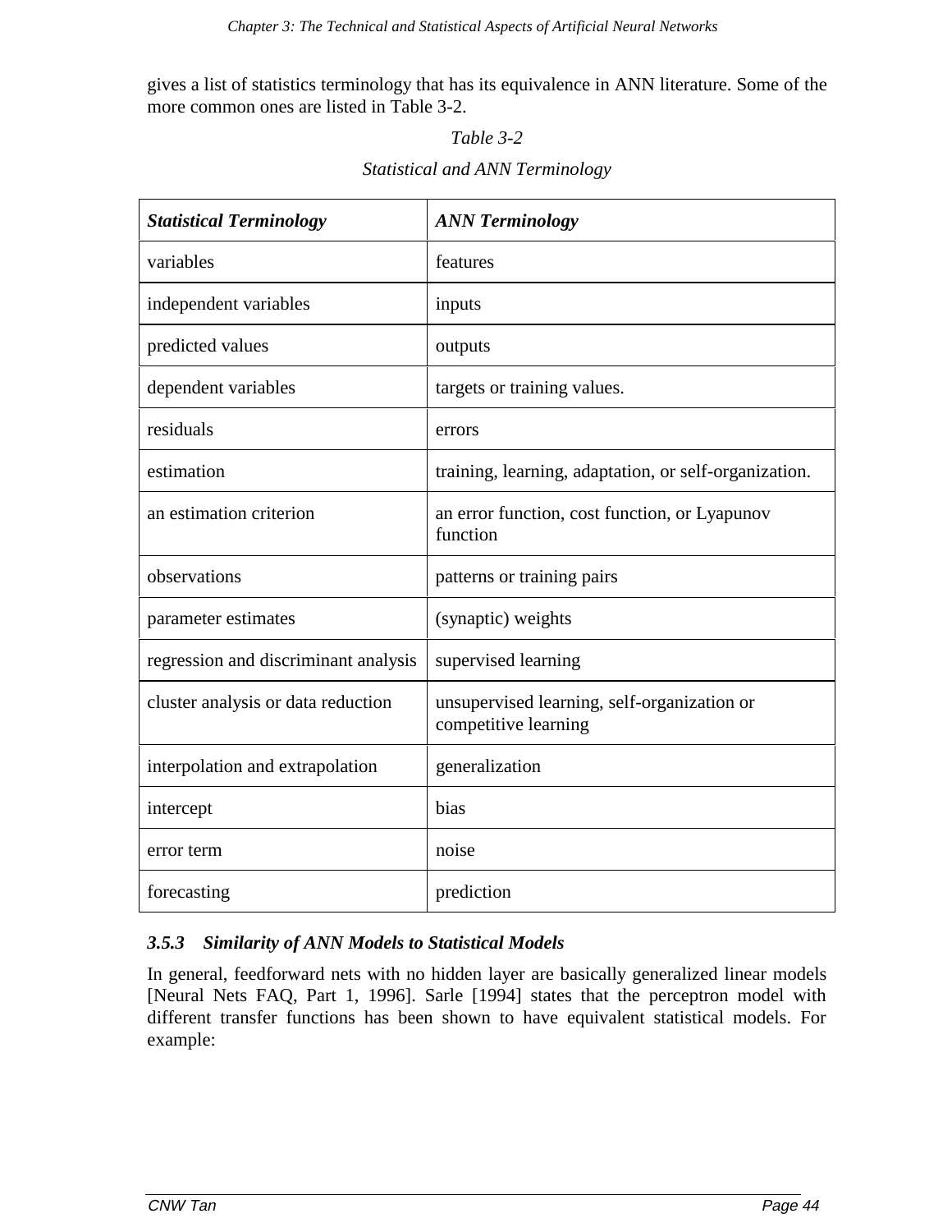gives a list of statistics terminology that has its equivalence in ANN literature. Some of the more common ones are listed in Table 3-2.

*Table 3-2*

*Statistical and ANN Terminology*

| ***Statistical Terminology*** | ***ANN Terminology*** |
|---|---|
| variables | features |
| independent variables | inputs |
| predicted values | outputs |
| dependent variables | targets or training values. |
| residuals | errors |
| estimation | training, learning, adaptation, or self-organization. |
| an estimation criterion | an error function, cost function, or Lyapunov function |
| observations | patterns or training pairs |
| parameter estimates | (synaptic) weights |
| regression and discriminant analysis | supervised learning |
| cluster analysis or data reduction | unsupervised learning, self-organization or competitive learning |
| interpolation and extrapolation | generalization |
| intercept | bias |
| error term | noise |
| forecasting | prediction |

### *3.5.3 Similarity of ANN Models to Statistical Models*

In general, feedforward nets with no hidden layer are basically generalized linear models [Neural Nets FAQ, Part 1, 1996]. Sarle [1994] states that the perceptron model with different transfer functions has been shown to have equivalent statistical models. For example: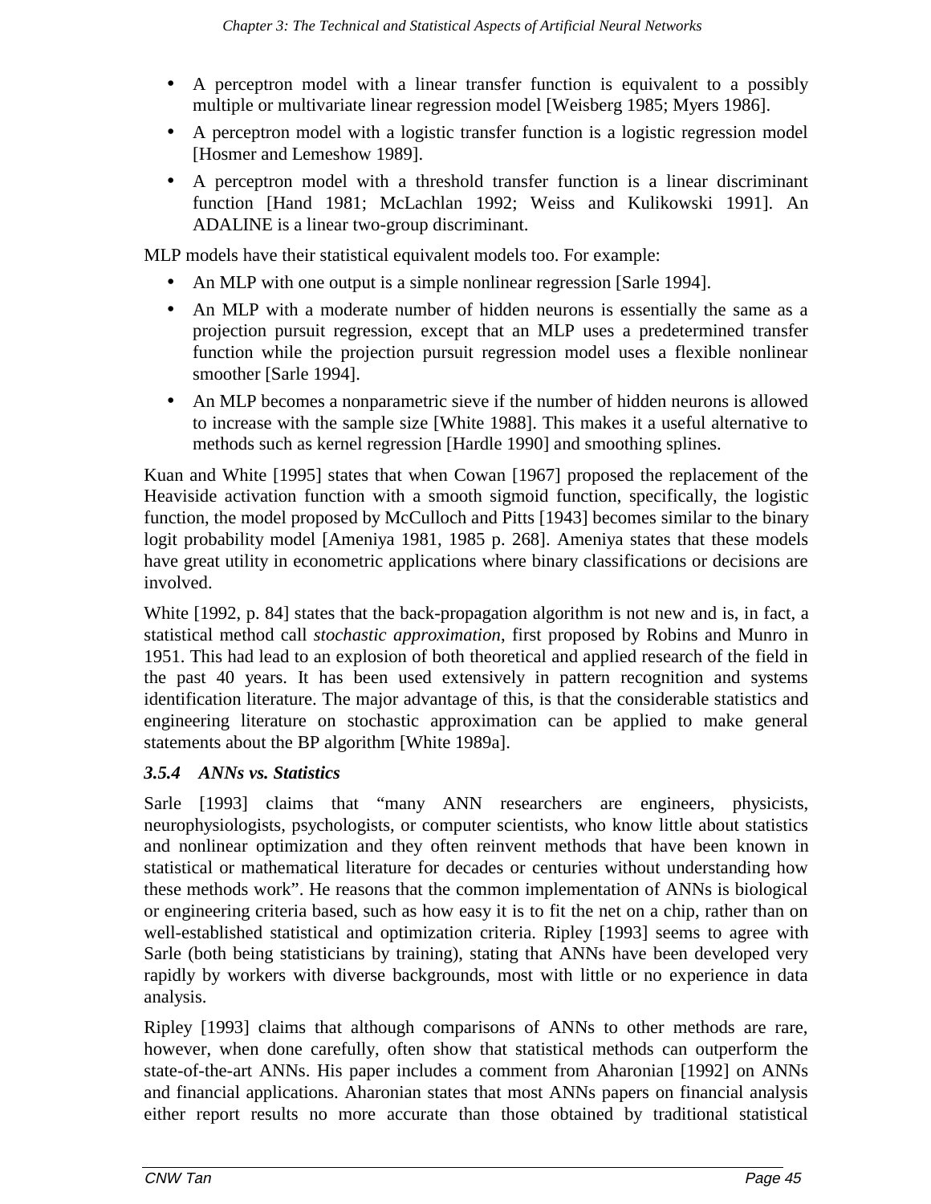- A perceptron model with a linear transfer function is equivalent to a possibly multiple or multivariate linear regression model [Weisberg 1985; Myers 1986].
- A perceptron model with a logistic transfer function is a logistic regression model [Hosmer and Lemeshow 1989].
- A perceptron model with a threshold transfer function is a linear discriminant function [Hand 1981; McLachlan 1992; Weiss and Kulikowski 1991]. An ADALINE is a linear two-group discriminant.

MLP models have their statistical equivalent models too. For example:

- An MLP with one output is a simple nonlinear regression [Sarle 1994].
- An MLP with a moderate number of hidden neurons is essentially the same as a projection pursuit regression, except that an MLP uses a predetermined transfer function while the projection pursuit regression model uses a flexible nonlinear smoother [Sarle 1994].
- An MLP becomes a nonparametric sieve if the number of hidden neurons is allowed to increase with the sample size [White 1988]. This makes it a useful alternative to methods such as kernel regression [Hardle 1990] and smoothing splines.

Kuan and White [1995] states that when Cowan [1967] proposed the replacement of the Heaviside activation function with a smooth sigmoid function, specifically, the logistic function, the model proposed by McCulloch and Pitts [1943] becomes similar to the binary logit probability model [Ameniya 1981, 1985 p. 268]. Ameniya states that these models have great utility in econometric applications where binary classifications or decisions are involved.

White [1992, p. 84] states that the back-propagation algorithm is not new and is, in fact, a statistical method call *stochastic approximation*, first proposed by Robins and Munro in 1951. This had lead to an explosion of both theoretical and applied research of the field in the past 40 years. It has been used extensively in pattern recognition and systems identification literature. The major advantage of this, is that the considerable statistics and engineering literature on stochastic approximation can be applied to make general statements about the BP algorithm [White 1989a].

### 3.5.4 ANNs vs. Statistics

Sarle [1993] claims that "many ANN researchers are engineers, physicists, neurophysiologists, psychologists, or computer scientists, who know little about statistics and nonlinear optimization and they often reinvent methods that have been known in statistical or mathematical literature for decades or centuries without understanding how these methods work". He reasons that the common implementation of ANNs is biological or engineering criteria based, such as how easy it is to fit the net on a chip, rather than on well-established statistical and optimization criteria. Ripley [1993] seems to agree with Sarle (both being statisticians by training), stating that ANNs have been developed very rapidly by workers with diverse backgrounds, most with little or no experience in data analysis.

Ripley [1993] claims that although comparisons of ANNs to other methods are rare, however, when done carefully, often show that statistical methods can outperform the state-of-the-art ANNs. His paper includes a comment from Aharonian [1992] on ANNs and financial applications. Aharonian states that most ANNs papers on financial analysis either report results no more accurate than those obtained by traditional statistical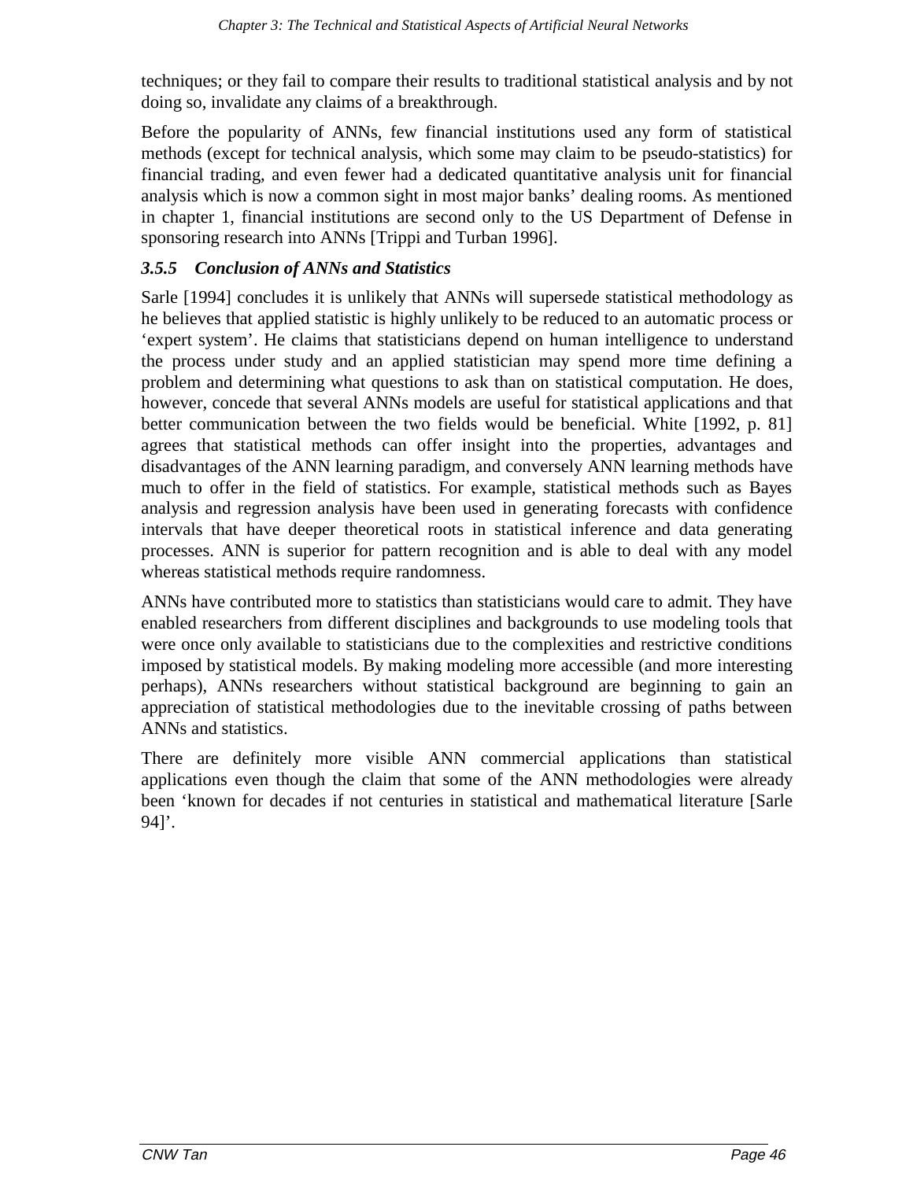techniques; or they fail to compare their results to traditional statistical analysis and by not doing so, invalidate any claims of a breakthrough.

Before the popularity of ANNs, few financial institutions used any form of statistical methods (except for technical analysis, which some may claim to be pseudo-statistics) for financial trading, and even fewer had a dedicated quantitative analysis unit for financial analysis which is now a common sight in most major banks' dealing rooms. As mentioned in chapter 1, financial institutions are second only to the US Department of Defense in sponsoring research into ANNs [Trippi and Turban 1996].

### *3.5.5 Conclusion of ANNs and Statistics*

Sarle [1994] concludes it is unlikely that ANNs will supersede statistical methodology as he believes that applied statistic is highly unlikely to be reduced to an automatic process or 'expert system'. He claims that statisticians depend on human intelligence to understand the process under study and an applied statistician may spend more time defining a problem and determining what questions to ask than on statistical computation. He does, however, concede that several ANNs models are useful for statistical applications and that better communication between the two fields would be beneficial. White [1992, p. 81] agrees that statistical methods can offer insight into the properties, advantages and disadvantages of the ANN learning paradigm, and conversely ANN learning methods have much to offer in the field of statistics. For example, statistical methods such as Bayes analysis and regression analysis have been used in generating forecasts with confidence intervals that have deeper theoretical roots in statistical inference and data generating processes. ANN is superior for pattern recognition and is able to deal with any model whereas statistical methods require randomness.

ANNs have contributed more to statistics than statisticians would care to admit. They have enabled researchers from different disciplines and backgrounds to use modeling tools that were once only available to statisticians due to the complexities and restrictive conditions imposed by statistical models. By making modeling more accessible (and more interesting perhaps), ANNs researchers without statistical background are beginning to gain an appreciation of statistical methodologies due to the inevitable crossing of paths between ANNs and statistics.

There are definitely more visible ANN commercial applications than statistical applications even though the claim that some of the ANN methodologies were already been 'known for decades if not centuries in statistical and mathematical literature [Sarle 94]'.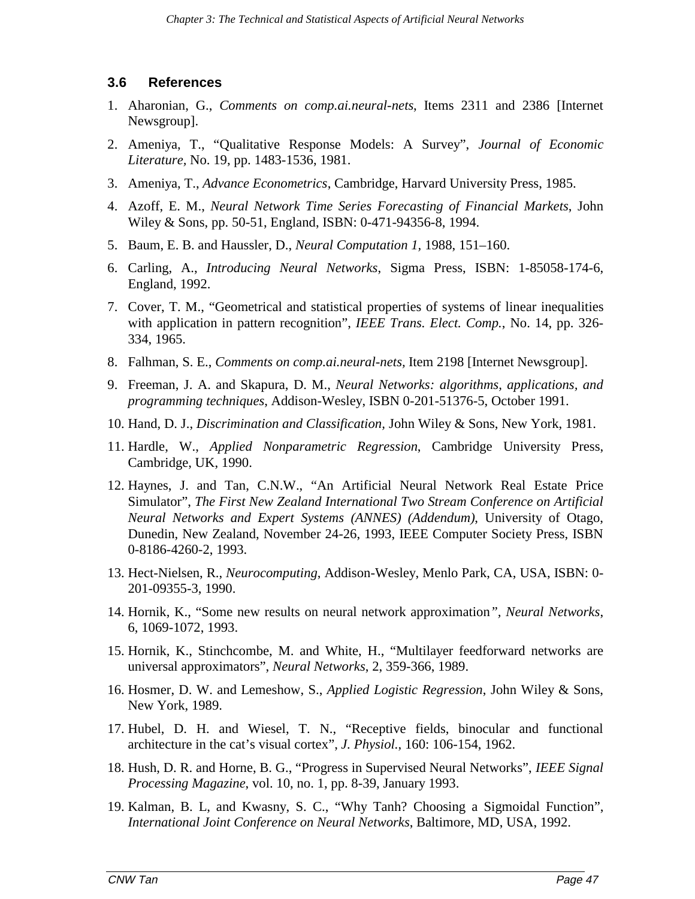## 3.6 References

1. Aharonian, G., *Comments on comp.ai.neural-nets*, Items 2311 and 2386 [Internet Newsgroup].
2. Ameniya, T., "Qualitative Response Models: A Survey", *Journal of Economic Literature*, No. 19, pp. 1483-1536, 1981.
3. Ameniya, T., *Advance Econometrics*, Cambridge, Harvard University Press, 1985.
4. Azoff, E. M., *Neural Network Time Series Forecasting of Financial Markets*, John Wiley & Sons, pp. 50-51, England, ISBN: 0-471-94356-8, 1994.
5. Baum, E. B. and Haussler, D., *Neural Computation 1*, 1988, 151–160.
6. Carling, A., *Introducing Neural Networks*, Sigma Press, ISBN: 1-85058-174-6, England, 1992.
7. Cover, T. M., "Geometrical and statistical properties of systems of linear inequalities with application in pattern recognition", *IEEE Trans. Elect. Comp.*, No. 14, pp. 326-334, 1965.
8. Falhman, S. E., *Comments on comp.ai.neural-nets*, Item 2198 [Internet Newsgroup].
9. Freeman, J. A. and Skapura, D. M., *Neural Networks: algorithms, applications, and programming techniques*, Addison-Wesley, ISBN 0-201-51376-5, October 1991.
10. Hand, D. J., *Discrimination and Classification*, John Wiley & Sons, New York, 1981.
11. Hardle, W., *Applied Nonparametric Regression*, Cambridge University Press, Cambridge, UK, 1990.
12. Haynes, J. and Tan, C.N.W., "An Artificial Neural Network Real Estate Price Simulator", *The First New Zealand International Two Stream Conference on Artificial Neural Networks and Expert Systems (ANNES) (Addendum)*, University of Otago, Dunedin, New Zealand, November 24-26, 1993, IEEE Computer Society Press, ISBN 0-8186-4260-2, 1993.
13. Hect-Nielsen, R., *Neurocomputing*, Addison-Wesley, Menlo Park, CA, USA, ISBN: 0-201-09355-3, 1990.
14. Hornik, K., "Some new results on neural network approximation", *Neural Networks*, 6, 1069-1072, 1993.
15. Hornik, K., Stinchcombe, M. and White, H., "Multilayer feedforward networks are universal approximators", *Neural Networks*, 2, 359-366, 1989.
16. Hosmer, D. W. and Lemeshow, S., *Applied Logistic Regression*, John Wiley & Sons, New York, 1989.
17. Hubel, D. H. and Wiesel, T. N., "Receptive fields, binocular and functional architecture in the cat's visual cortex", *J. Physiol.*, 160: 106-154, 1962.
18. Hush, D. R. and Horne, B. G., "Progress in Supervised Neural Networks", *IEEE Signal Processing Magazine*, vol. 10, no. 1, pp. 8-39, January 1993.
19. Kalman, B. L, and Kwasny, S. C., "Why Tanh? Choosing a Sigmoidal Function", *International Joint Conference on Neural Networks*, Baltimore, MD, USA, 1992.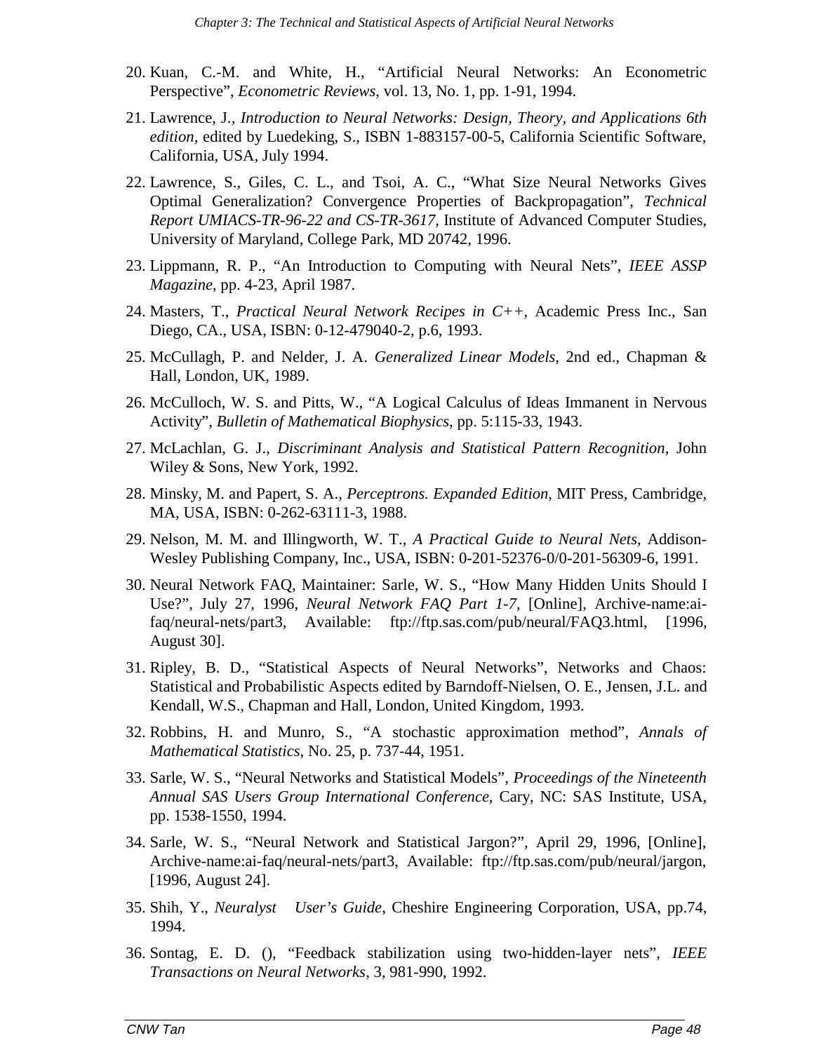20. Kuan, C.-M. and White, H., "Artificial Neural Networks: An Econometric Perspective", *Econometric Reviews*, vol. 13, No. 1, pp. 1-91, 1994.
21. Lawrence, J., *Introduction to Neural Networks: Design, Theory, and Applications 6th edition*, edited by Luedeking, S., ISBN 1-883157-00-5, California Scientific Software, California, USA, July 1994.
22. Lawrence, S., Giles, C. L., and Tsoi, A. C., "What Size Neural Networks Gives Optimal Generalization? Convergence Properties of Backpropagation", *Technical Report UMIACS-TR-96-22 and CS-TR-3617*, Institute of Advanced Computer Studies, University of Maryland, College Park, MD 20742, 1996.
23. Lippmann, R. P., "An Introduction to Computing with Neural Nets", *IEEE ASSP Magazine*, pp. 4-23, April 1987.
24. Masters, T., *Practical Neural Network Recipes in C++*, Academic Press Inc., San Diego, CA., USA, ISBN: 0-12-479040-2, p.6, 1993.
25. McCullagh, P. and Nelder, J. A. *Generalized Linear Models*, 2nd ed., Chapman & Hall, London, UK, 1989.
26. McCulloch, W. S. and Pitts, W., "A Logical Calculus of Ideas Immanent in Nervous Activity", *Bulletin of Mathematical Biophysics*, pp. 5:115-33, 1943.
27. McLachlan, G. J., *Discriminant Analysis and Statistical Pattern Recognition*, John Wiley & Sons, New York, 1992.
28. Minsky, M. and Papert, S. A., *Perceptrons. Expanded Edition*, MIT Press, Cambridge, MA, USA, ISBN: 0-262-63111-3, 1988.
29. Nelson, M. M. and Illingworth, W. T., *A Practical Guide to Neural Nets*, Addison-Wesley Publishing Company, Inc., USA, ISBN: 0-201-52376-0/0-201-56309-6, 1991.
30. Neural Network FAQ, Maintainer: Sarle, W. S., "How Many Hidden Units Should I Use?", July 27, 1996, *Neural Network FAQ Part 1-7*, [Online], Archive-name:ai-faq/neural-nets/part3, Available: ftp://ftp.sas.com/pub/neural/FAQ3.html, [1996, August 30].
31. Ripley, B. D., "Statistical Aspects of Neural Networks", Networks and Chaos: Statistical and Probabilistic Aspects edited by Barndoff-Nielsen, O. E., Jensen, J.L. and Kendall, W.S., Chapman and Hall, London, United Kingdom, 1993.
32. Robbins, H. and Munro, S., "A stochastic approximation method", *Annals of Mathematical Statistics*, No. 25, p. 737-44, 1951.
33. Sarle, W. S., "Neural Networks and Statistical Models", *Proceedings of the Nineteenth Annual SAS Users Group International Conference*, Cary, NC: SAS Institute, USA, pp. 1538-1550, 1994.
34. Sarle, W. S., "Neural Network and Statistical Jargon?", April 29, 1996, [Online], Archive-name:ai-faq/neural-nets/part3, Available: ftp://ftp.sas.com/pub/neural/jargon, [1996, August 24].
35. Shih, Y., *Neuralyst User's Guide*, Cheshire Engineering Corporation, USA, pp.74, 1994.
36. Sontag, E. D. (), "Feedback stabilization using two-hidden-layer nets", *IEEE Transactions on Neural Networks*, 3, 981-990, 1992.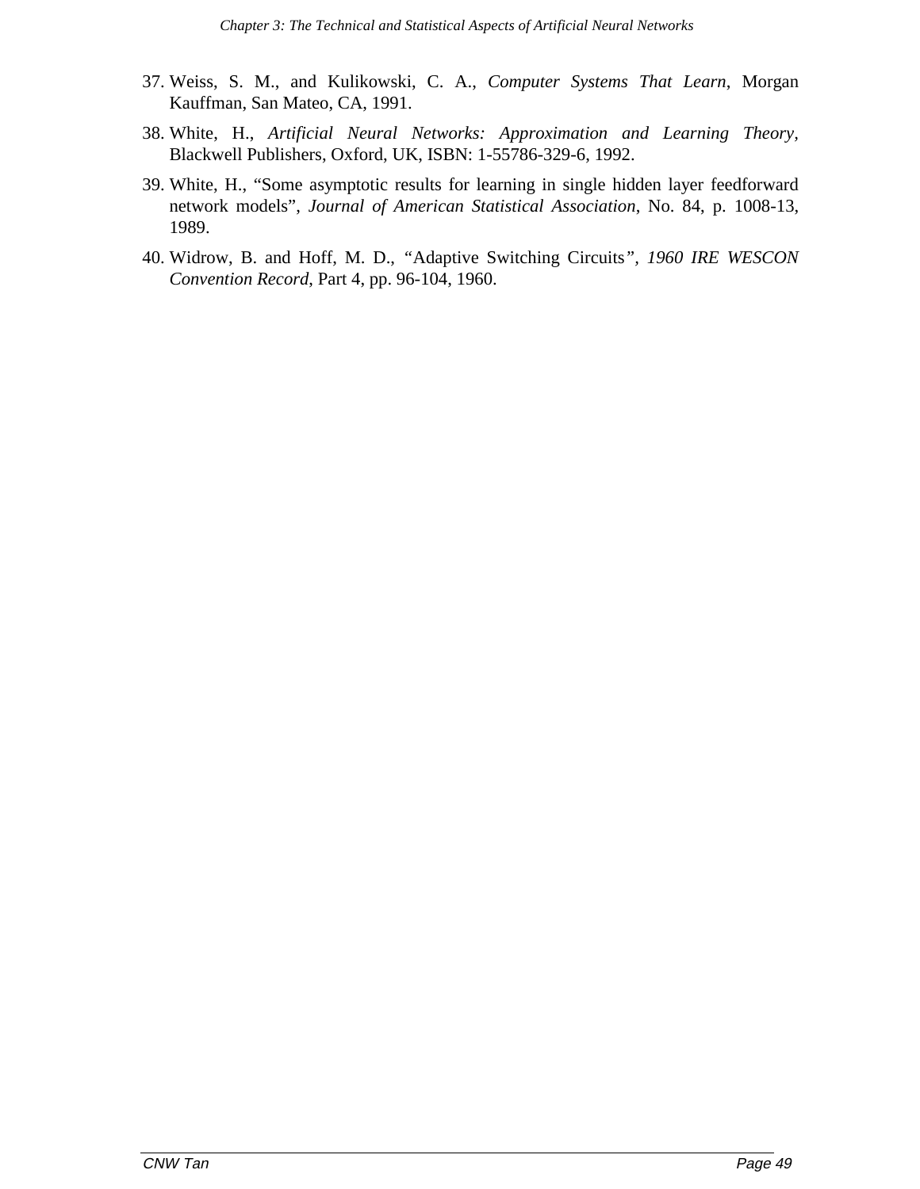37. Weiss, S. M., and Kulikowski, C. A., *Computer Systems That Learn*, Morgan Kauffman, San Mateo, CA, 1991.
38. White, H., *Artificial Neural Networks: Approximation and Learning Theory,* Blackwell Publishers, Oxford, UK, ISBN: 1-55786-329-6, 1992.
39. White, H., "Some asymptotic results for learning in single hidden layer feedforward network models", *Journal of American Statistical Association*, No. 84, p. 1008-13, 1989.
40. Widrow, B. and Hoff, M. D., "Adaptive Switching Circuits", *1960 IRE WESCON Convention Record*, Part 4, pp. 96-104, 1960.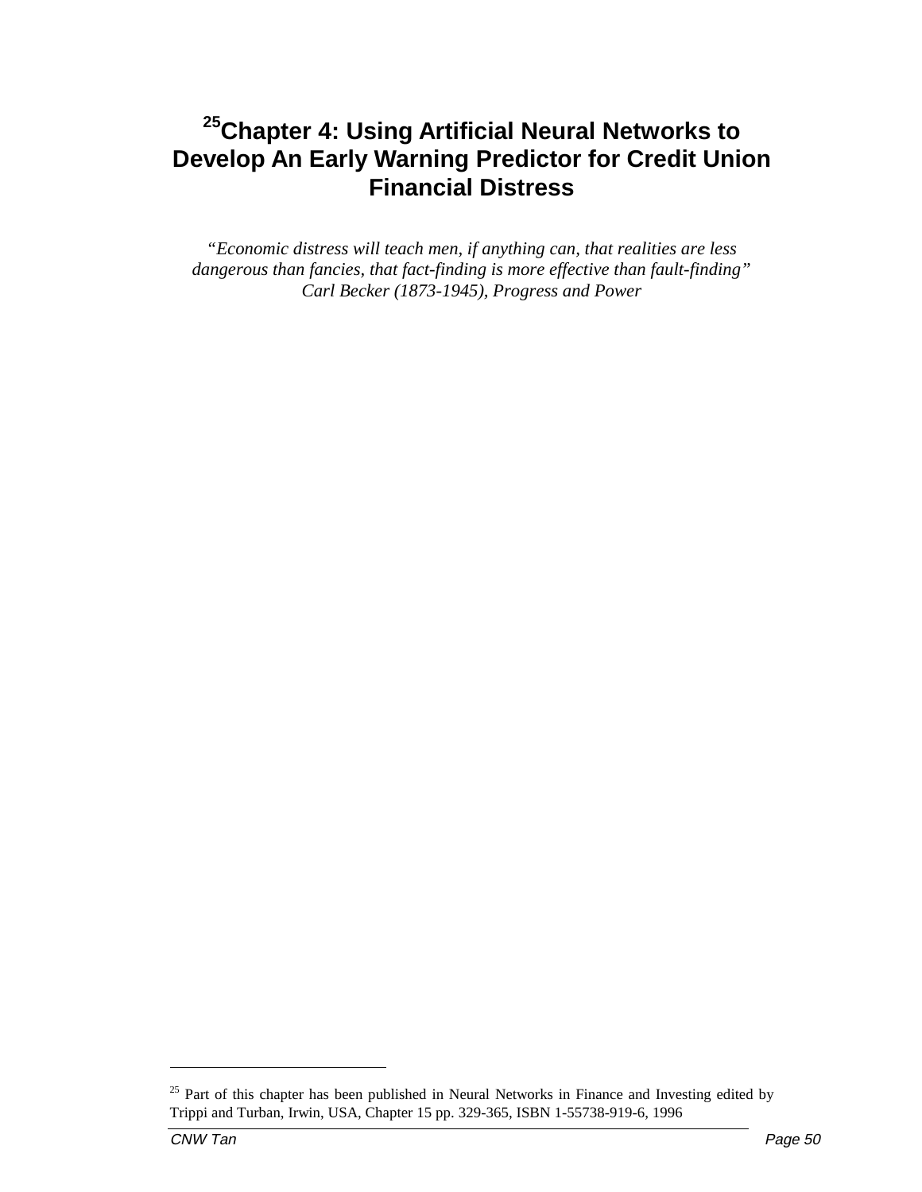# [25]Chapter 4: Using Artificial Neural Networks to Develop An Early Warning Predictor for Credit Union Financial Distress

*"Economic distress will teach men, if anything can, that realities are less dangerous than fancies, that fact-finding is more effective than fault-finding"*
*Carl Becker (1873-1945), Progress and Power*

[25] Part of this chapter has been published in Neural Networks in Finance and Investing edited by Trippi and Turban, Irwin, USA, Chapter 15 pp. 329-365, ISBN 1-55738-919-6, 1996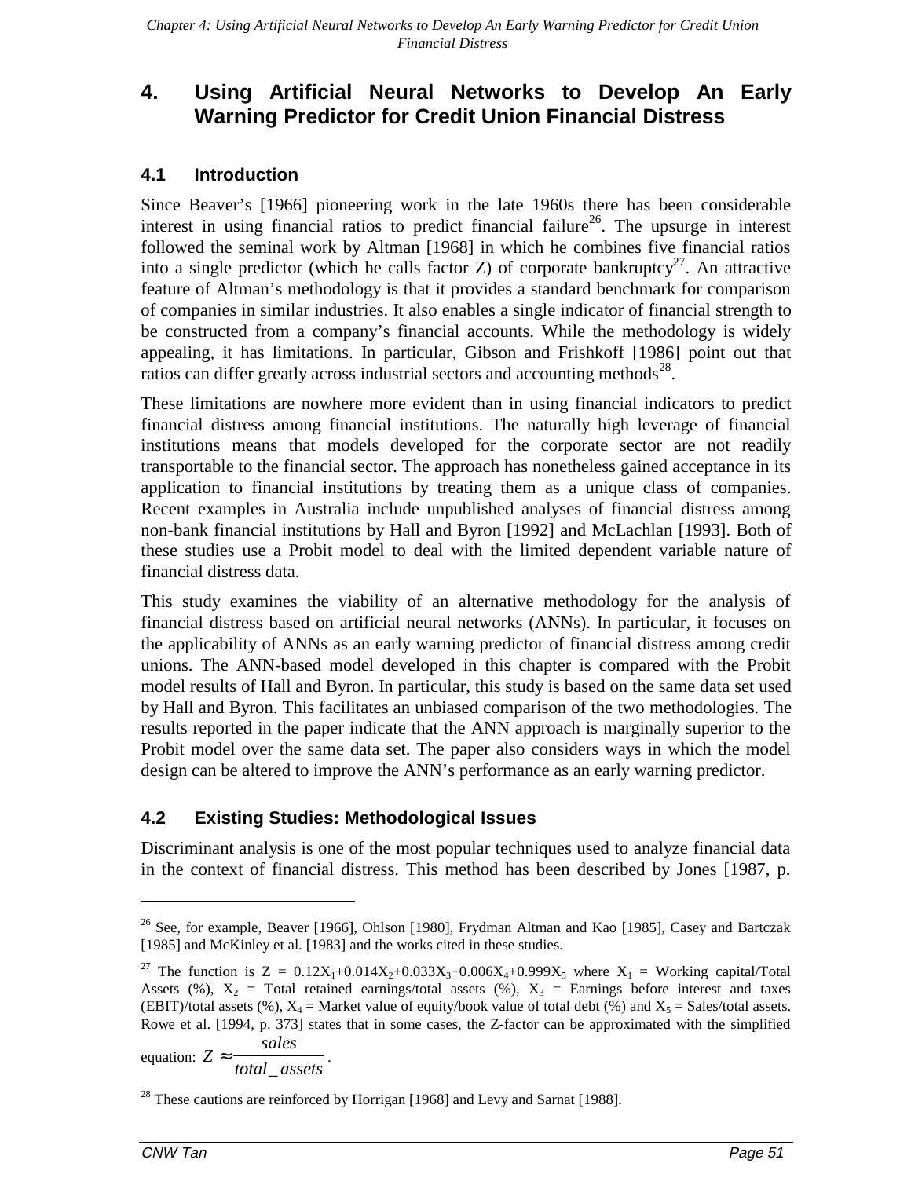# 4. Using Artificial Neural Networks to Develop An Early Warning Predictor for Credit Union Financial Distress

## 4.1 Introduction

Since Beaver's [1966] pioneering work in the late 1960s there has been considerable interest in using financial ratios to predict financial failure[26]. The upsurge in interest followed the seminal work by Altman [1968] in which he combines five financial ratios into a single predictor (which he calls factor Z) of corporate bankruptcy[27]. An attractive feature of Altman's methodology is that it provides a standard benchmark for comparison of companies in similar industries. It also enables a single indicator of financial strength to be constructed from a company's financial accounts. While the methodology is widely appealing, it has limitations. In particular, Gibson and Frishkoff [1986] point out that ratios can differ greatly across industrial sectors and accounting methods[28].

These limitations are nowhere more evident than in using financial indicators to predict financial distress among financial institutions. The naturally high leverage of financial institutions means that models developed for the corporate sector are not readily transportable to the financial sector. The approach has nonetheless gained acceptance in its application to financial institutions by treating them as a unique class of companies. Recent examples in Australia include unpublished analyses of financial distress among non-bank financial institutions by Hall and Byron [1992] and McLachlan [1993]. Both of these studies use a Probit model to deal with the limited dependent variable nature of financial distress data.

This study examines the viability of an alternative methodology for the analysis of financial distress based on artificial neural networks (ANNs). In particular, it focuses on the applicability of ANNs as an early warning predictor of financial distress among credit unions. The ANN-based model developed in this chapter is compared with the Probit model results of Hall and Byron. In particular, this study is based on the same data set used by Hall and Byron. This facilitates an unbiased comparison of the two methodologies. The results reported in the paper indicate that the ANN approach is marginally superior to the Probit model over the same data set. The paper also considers ways in which the model design can be altered to improve the ANN's performance as an early warning predictor.

## 4.2 Existing Studies: Methodological Issues

Discriminant analysis is one of the most popular techniques used to analyze financial data in the context of financial distress. This method has been described by Jones [1987, p.

---

[26] See, for example, Beaver [1966], Ohlson [1980], Frydman Altman and Kao [1985], Casey and Bartczak [1985] and McKinley et al. [1983] and the works cited in these studies.

[27] The function is $Z = 0.12X_1+0.014X_2+0.033X_3+0.006X_4+0.999X_5$ where $X_1$ = Working capital/Total Assets (%), $X_2$ = Total retained earnings/total assets (%), $X_3$ = Earnings before interest and taxes (EBIT)/total assets (%), $X_4$ = Market value of equity/book value of total debt (%) and $X_5$ = Sales/total assets. Rowe et al. [1994, p. 373] states that in some cases, the Z-factor can be approximated with the simplified equation: $Z \approx \frac{sales}{total\_assets}$.

[28] These cautions are reinforced by Horrigan [1968] and Levy and Sarnat [1988].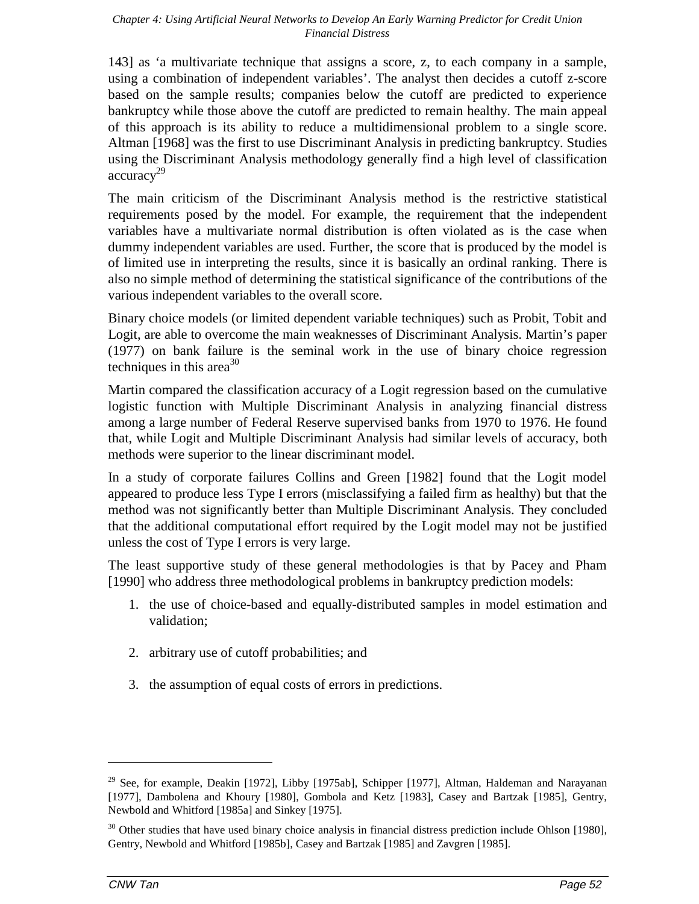143] as 'a multivariate technique that assigns a score, z, to each company in a sample, using a combination of independent variables'. The analyst then decides a cutoff z-score based on the sample results; companies below the cutoff are predicted to experience bankruptcy while those above the cutoff are predicted to remain healthy. The main appeal of this approach is its ability to reduce a multidimensional problem to a single score. Altman [1968] was the first to use Discriminant Analysis in predicting bankruptcy. Studies using the Discriminant Analysis methodology generally find a high level of classification accuracy[29]

The main criticism of the Discriminant Analysis method is the restrictive statistical requirements posed by the model. For example, the requirement that the independent variables have a multivariate normal distribution is often violated as is the case when dummy independent variables are used. Further, the score that is produced by the model is of limited use in interpreting the results, since it is basically an ordinal ranking. There is also no simple method of determining the statistical significance of the contributions of the various independent variables to the overall score.

Binary choice models (or limited dependent variable techniques) such as Probit, Tobit and Logit, are able to overcome the main weaknesses of Discriminant Analysis. Martin's paper (1977) on bank failure is the seminal work in the use of binary choice regression techniques in this area[30]

Martin compared the classification accuracy of a Logit regression based on the cumulative logistic function with Multiple Discriminant Analysis in analyzing financial distress among a large number of Federal Reserve supervised banks from 1970 to 1976. He found that, while Logit and Multiple Discriminant Analysis had similar levels of accuracy, both methods were superior to the linear discriminant model.

In a study of corporate failures Collins and Green [1982] found that the Logit model appeared to produce less Type I errors (misclassifying a failed firm as healthy) but that the method was not significantly better than Multiple Discriminant Analysis. They concluded that the additional computational effort required by the Logit model may not be justified unless the cost of Type I errors is very large.

The least supportive study of these general methodologies is that by Pacey and Pham [1990] who address three methodological problems in bankruptcy prediction models:

1. the use of choice-based and equally-distributed samples in model estimation and validation;
2. arbitrary use of cutoff probabilities; and
3. the assumption of equal costs of errors in predictions.

---

[29] See, for example, Deakin [1972], Libby [1975ab], Schipper [1977], Altman, Haldeman and Narayanan [1977], Dambolena and Khoury [1980], Gombola and Ketz [1983], Casey and Bartzak [1985], Gentry, Newbold and Whitford [1985a] and Sinkey [1975].

[30] Other studies that have used binary choice analysis in financial distress prediction include Ohlson [1980], Gentry, Newbold and Whitford [1985b], Casey and Bartzak [1985] and Zavgren [1985].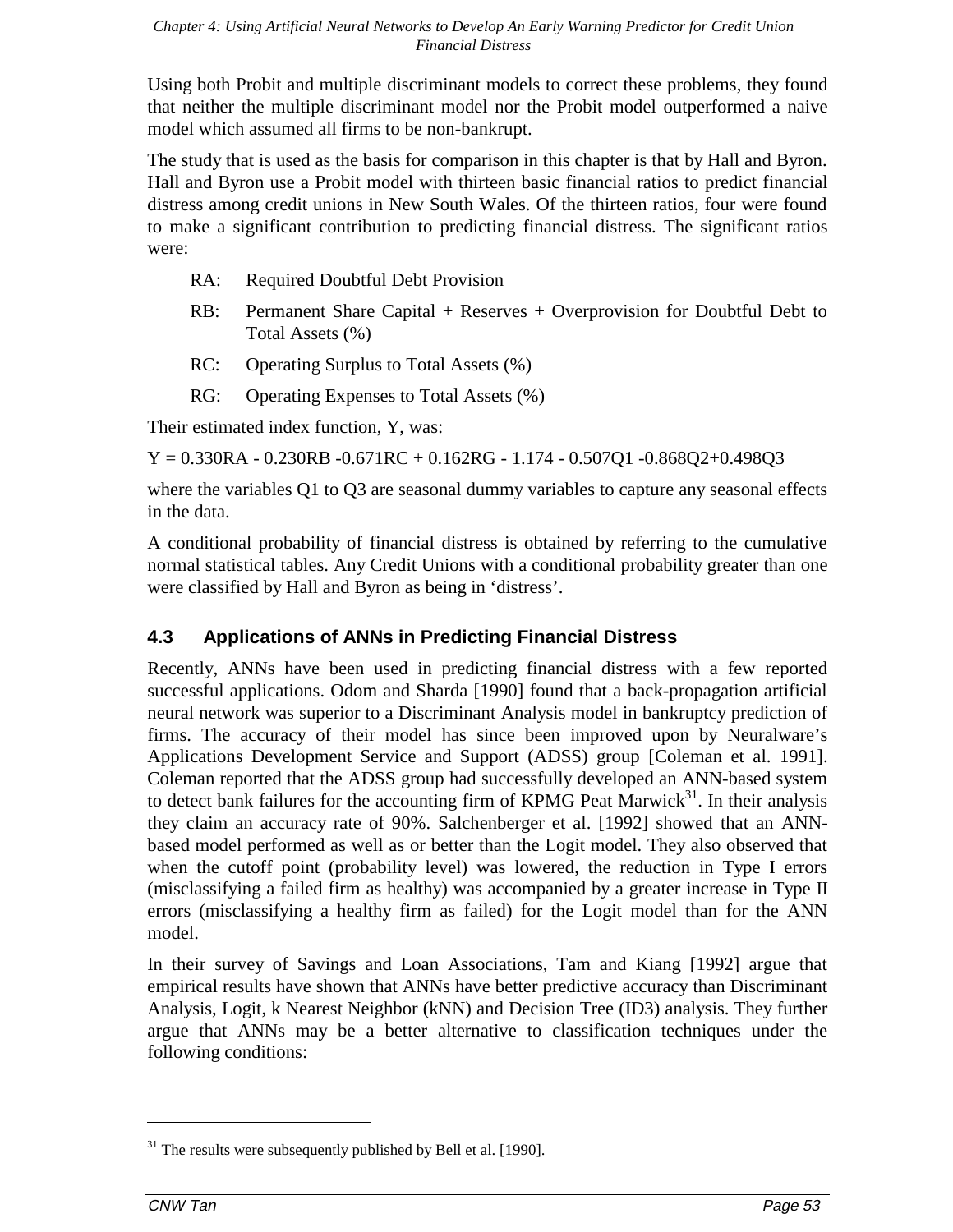Using both Probit and multiple discriminant models to correct these problems, they found that neither the multiple discriminant model nor the Probit model outperformed a naive model which assumed all firms to be non-bankrupt.

The study that is used as the basis for comparison in this chapter is that by Hall and Byron. Hall and Byron use a Probit model with thirteen basic financial ratios to predict financial distress among credit unions in New South Wales. Of the thirteen ratios, four were found to make a significant contribution to predicting financial distress. The significant ratios were:

- RA: Required Doubtful Debt Provision
- RB: Permanent Share Capital + Reserves + Overprovision for Doubtful Debt to Total Assets (%)
- RC: Operating Surplus to Total Assets (%)
- RG: Operating Expenses to Total Assets (%)

Their estimated index function, Y, was:

$$Y = 0.330RA - 0.230RB - 0.671RC + 0.162RG - 1.174 - 0.507Q1 - 0.868Q2 + 0.498Q3$$

where the variables Q1 to Q3 are seasonal dummy variables to capture any seasonal effects in the data.

A conditional probability of financial distress is obtained by referring to the cumulative normal statistical tables. Any Credit Unions with a conditional probability greater than one were classified by Hall and Byron as being in 'distress'.

## 4.3 Applications of ANNs in Predicting Financial Distress

Recently, ANNs have been used in predicting financial distress with a few reported successful applications. Odom and Sharda [1990] found that a back-propagation artificial neural network was superior to a Discriminant Analysis model in bankruptcy prediction of firms. The accuracy of their model has since been improved upon by Neuralware's Applications Development Service and Support (ADSS) group [Coleman et al. 1991]. Coleman reported that the ADSS group had successfully developed an ANN-based system to detect bank failures for the accounting firm of KPMG Peat Marwick[31]. In their analysis they claim an accuracy rate of 90%. Salchenberger et al. [1992] showed that an ANN-based model performed as well as or better than the Logit model. They also observed that when the cutoff point (probability level) was lowered, the reduction in Type I errors (misclassifying a failed firm as healthy) was accompanied by a greater increase in Type II errors (misclassifying a healthy firm as failed) for the Logit model than for the ANN model.

In their survey of Savings and Loan Associations, Tam and Kiang [1992] argue that empirical results have shown that ANNs have better predictive accuracy than Discriminant Analysis, Logit, k Nearest Neighbor (kNN) and Decision Tree (ID3) analysis. They further argue that ANNs may be a better alternative to classification techniques under the following conditions:

[31] The results were subsequently published by Bell et al. [1990].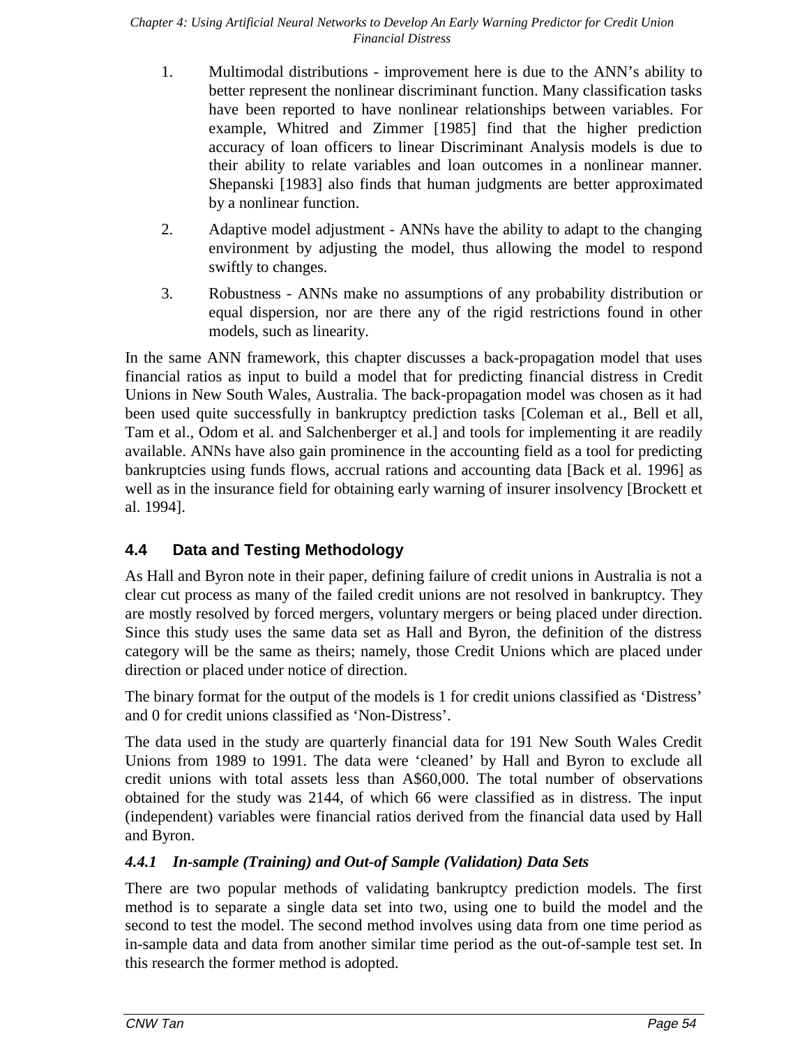1. Multimodal distributions - improvement here is due to the ANN's ability to better represent the nonlinear discriminant function. Many classification tasks have been reported to have nonlinear relationships between variables. For example, Whitred and Zimmer [1985] find that the higher prediction accuracy of loan officers to linear Discriminant Analysis models is due to their ability to relate variables and loan outcomes in a nonlinear manner. Shepanski [1983] also finds that human judgments are better approximated by a nonlinear function.
2. Adaptive model adjustment - ANNs have the ability to adapt to the changing environment by adjusting the model, thus allowing the model to respond swiftly to changes.
3. Robustness - ANNs make no assumptions of any probability distribution or equal dispersion, nor are there any of the rigid restrictions found in other models, such as linearity.

In the same ANN framework, this chapter discusses a back-propagation model that uses financial ratios as input to build a model that for predicting financial distress in Credit Unions in New South Wales, Australia. The back-propagation model was chosen as it had been used quite successfully in bankruptcy prediction tasks [Coleman et al., Bell et all, Tam et al., Odom et al. and Salchenberger et al.] and tools for implementing it are readily available. ANNs have also gain prominence in the accounting field as a tool for predicting bankruptcies using funds flows, accrual rations and accounting data [Back et al. 1996] as well as in the insurance field for obtaining early warning of insurer insolvency [Brockett et al. 1994].

## 4.4 Data and Testing Methodology

As Hall and Byron note in their paper, defining failure of credit unions in Australia is not a clear cut process as many of the failed credit unions are not resolved in bankruptcy. They are mostly resolved by forced mergers, voluntary mergers or being placed under direction. Since this study uses the same data set as Hall and Byron, the definition of the distress category will be the same as theirs; namely, those Credit Unions which are placed under direction or placed under notice of direction.

The binary format for the output of the models is 1 for credit unions classified as 'Distress' and 0 for credit unions classified as 'Non-Distress'.

The data used in the study are quarterly financial data for 191 New South Wales Credit Unions from 1989 to 1991. The data were 'cleaned' by Hall and Byron to exclude all credit unions with total assets less than A$60,000. The total number of observations obtained for the study was 2144, of which 66 were classified as in distress. The input (independent) variables were financial ratios derived from the financial data used by Hall and Byron.

### *4.4.1 In-sample (Training) and Out-of Sample (Validation) Data Sets*

There are two popular methods of validating bankruptcy prediction models. The first method is to separate a single data set into two, using one to build the model and the second to test the model. The second method involves using data from one time period as in-sample data and data from another similar time period as the out-of-sample test set. In this research the former method is adopted.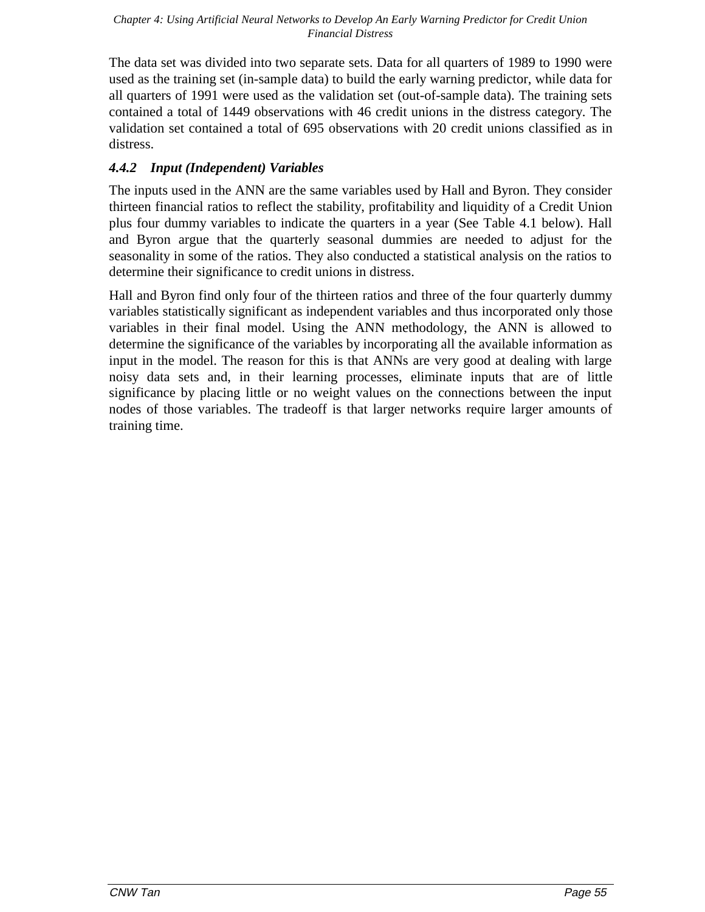The data set was divided into two separate sets. Data for all quarters of 1989 to 1990 were used as the training set (in-sample data) to build the early warning predictor, while data for all quarters of 1991 were used as the validation set (out-of-sample data). The training sets contained a total of 1449 observations with 46 credit unions in the distress category. The validation set contained a total of 695 observations with 20 credit unions classified as in distress.

### *4.4.2 Input (Independent) Variables*

The inputs used in the ANN are the same variables used by Hall and Byron. They consider thirteen financial ratios to reflect the stability, profitability and liquidity of a Credit Union plus four dummy variables to indicate the quarters in a year (See Table 4.1 below). Hall and Byron argue that the quarterly seasonal dummies are needed to adjust for the seasonality in some of the ratios. They also conducted a statistical analysis on the ratios to determine their significance to credit unions in distress.

Hall and Byron find only four of the thirteen ratios and three of the four quarterly dummy variables statistically significant as independent variables and thus incorporated only those variables in their final model. Using the ANN methodology, the ANN is allowed to determine the significance of the variables by incorporating all the available information as input in the model. The reason for this is that ANNs are very good at dealing with large noisy data sets and, in their learning processes, eliminate inputs that are of little significance by placing little or no weight values on the connections between the input nodes of those variables. The tradeoff is that larger networks require larger amounts of training time.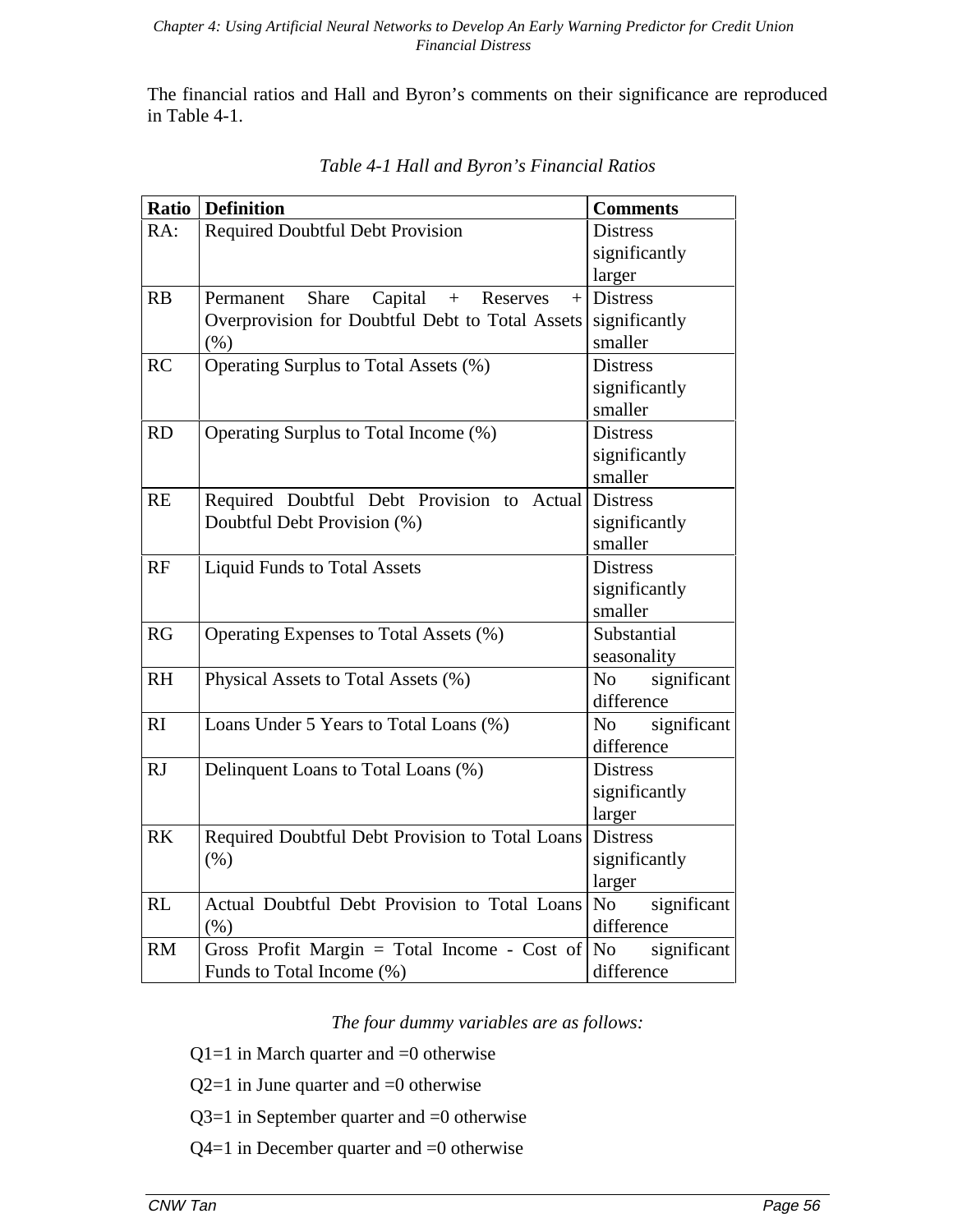The financial ratios and Hall and Byron's comments on their significance are reproduced in Table 4-1.

*Table 4-1 Hall and Byron's Financial Ratios*

| Ratio | Definition | Comments |
|---|---|---|
| RA: | Required Doubtful Debt Provision | Distress significantly larger |
| RB | Permanent Share Capital + Reserves + Overprovision for Doubtful Debt to Total Assets (%) | Distress significantly smaller |
| RC | Operating Surplus to Total Assets (%) | Distress significantly smaller |
| RD | Operating Surplus to Total Income (%) | Distress significantly smaller |
| RE | Required Doubtful Debt Provision to Actual Doubtful Debt Provision (%) | Distress significantly smaller |
| RF | Liquid Funds to Total Assets | Distress significantly smaller |
| RG | Operating Expenses to Total Assets (%) | Substantial seasonality |
| RH | Physical Assets to Total Assets (%) | No significant difference |
| RI | Loans Under 5 Years to Total Loans (%) | No significant difference |
| RJ | Delinquent Loans to Total Loans (%) | Distress significantly larger |
| RK | Required Doubtful Debt Provision to Total Loans (%) | Distress significantly larger |
| RL | Actual Doubtful Debt Provision to Total Loans (%) | No significant difference |
| RM | Gross Profit Margin = Total Income - Cost of Funds to Total Income (%) | No significant difference |

*The four dummy variables are as follows:*

Q1=1 in March quarter and =0 otherwise

Q2=1 in June quarter and =0 otherwise

Q3=1 in September quarter and =0 otherwise

Q4=1 in December quarter and =0 otherwise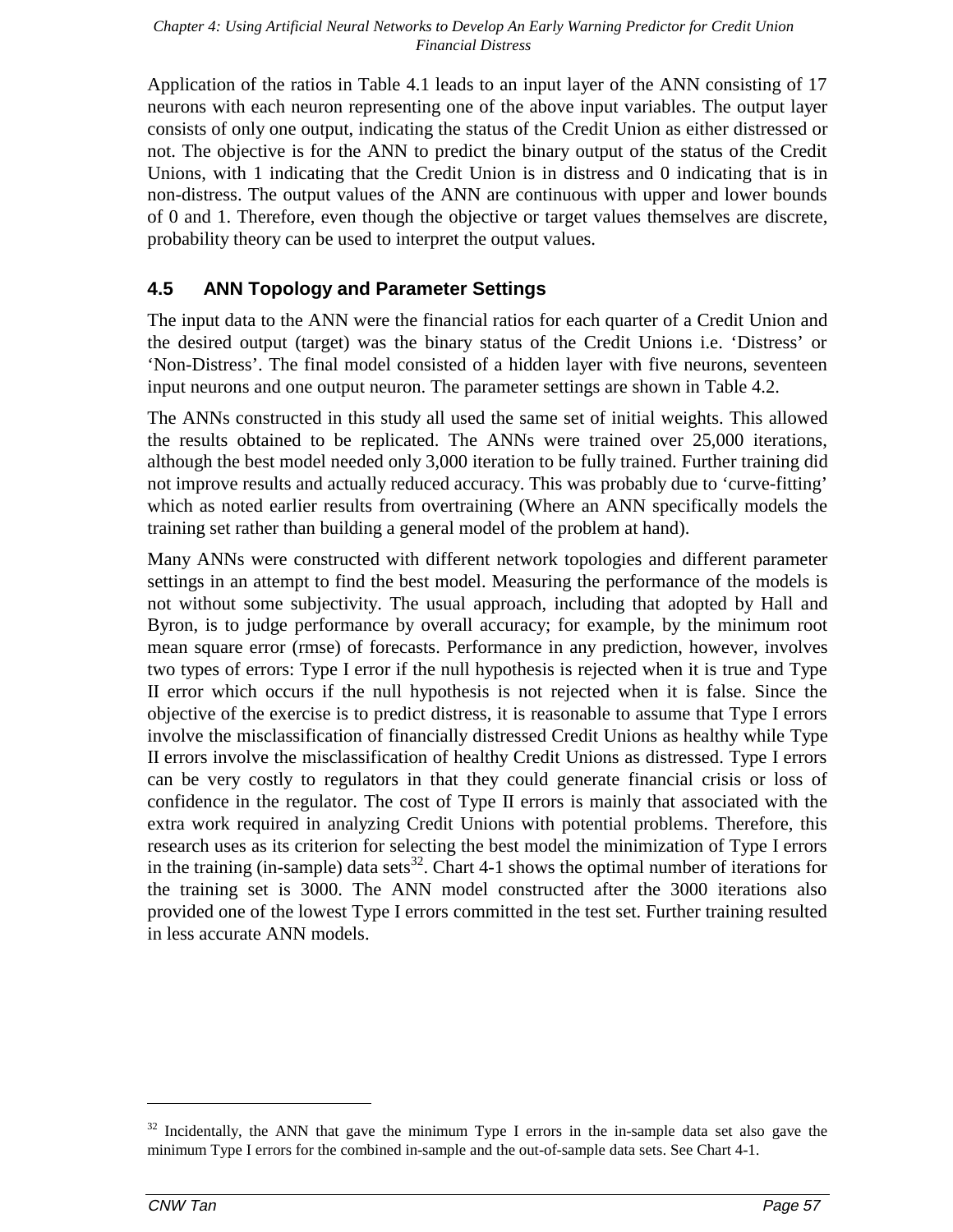Application of the ratios in Table 4.1 leads to an input layer of the ANN consisting of 17 neurons with each neuron representing one of the above input variables. The output layer consists of only one output, indicating the status of the Credit Union as either distressed or not. The objective is for the ANN to predict the binary output of the status of the Credit Unions, with 1 indicating that the Credit Union is in distress and 0 indicating that is in non-distress. The output values of the ANN are continuous with upper and lower bounds of 0 and 1. Therefore, even though the objective or target values themselves are discrete, probability theory can be used to interpret the output values.

## 4.5 ANN Topology and Parameter Settings

The input data to the ANN were the financial ratios for each quarter of a Credit Union and the desired output (target) was the binary status of the Credit Unions i.e. 'Distress' or 'Non-Distress'. The final model consisted of a hidden layer with five neurons, seventeen input neurons and one output neuron. The parameter settings are shown in Table 4.2.

The ANNs constructed in this study all used the same set of initial weights. This allowed the results obtained to be replicated. The ANNs were trained over 25,000 iterations, although the best model needed only 3,000 iteration to be fully trained. Further training did not improve results and actually reduced accuracy. This was probably due to 'curve-fitting' which as noted earlier results from overtraining (Where an ANN specifically models the training set rather than building a general model of the problem at hand).

Many ANNs were constructed with different network topologies and different parameter settings in an attempt to find the best model. Measuring the performance of the models is not without some subjectivity. The usual approach, including that adopted by Hall and Byron, is to judge performance by overall accuracy; for example, by the minimum root mean square error (rmse) of forecasts. Performance in any prediction, however, involves two types of errors: Type I error if the null hypothesis is rejected when it is true and Type II error which occurs if the null hypothesis is not rejected when it is false. Since the objective of the exercise is to predict distress, it is reasonable to assume that Type I errors involve the misclassification of financially distressed Credit Unions as healthy while Type II errors involve the misclassification of healthy Credit Unions as distressed. Type I errors can be very costly to regulators in that they could generate financial crisis or loss of confidence in the regulator. The cost of Type II errors is mainly that associated with the extra work required in analyzing Credit Unions with potential problems. Therefore, this research uses as its criterion for selecting the best model the minimization of Type I errors in the training (in-sample) data sets[32]. Chart 4-1 shows the optimal number of iterations for the training set is 3000. The ANN model constructed after the 3000 iterations also provided one of the lowest Type I errors committed in the test set. Further training resulted in less accurate ANN models.

---

[32] Incidentally, the ANN that gave the minimum Type I errors in the in-sample data set also gave the minimum Type I errors for the combined in-sample and the out-of-sample data sets. See Chart 4-1.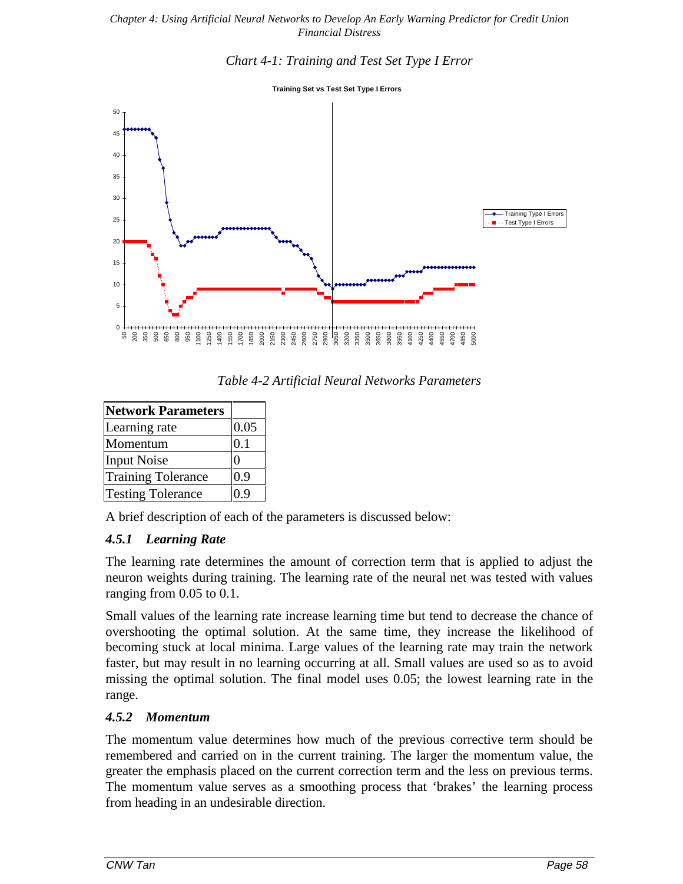*Chart 4-1: Training and Test Set Type I Error*

**Training Set vs Test Set Type I Errors**

*Table 4-2 Artificial Neural Networks Parameters*

| Network Parameters | |
|---|---|
| Learning rate | 0.05 |
| Momentum | 0.1 |
| Input Noise | 0 |
| Training Tolerance | 0.9 |
| Testing Tolerance | 0.9 |

A brief description of each of the parameters is discussed below:

### *4.5.1 Learning Rate*

The learning rate determines the amount of correction term that is applied to adjust the neuron weights during training. The learning rate of the neural net was tested with values ranging from 0.05 to 0.1.

Small values of the learning rate increase learning time but tend to decrease the chance of overshooting the optimal solution. At the same time, they increase the likelihood of becoming stuck at local minima. Large values of the learning rate may train the network faster, but may result in no learning occurring at all. Small values are used so as to avoid missing the optimal solution. The final model uses 0.05; the lowest learning rate in the range.

### *4.5.2 Momentum*

The momentum value determines how much of the previous corrective term should be remembered and carried on in the current training. The larger the momentum value, the greater the emphasis placed on the current correction term and the less on previous terms. The momentum value serves as a smoothing process that 'brakes' the learning process from heading in an undesirable direction.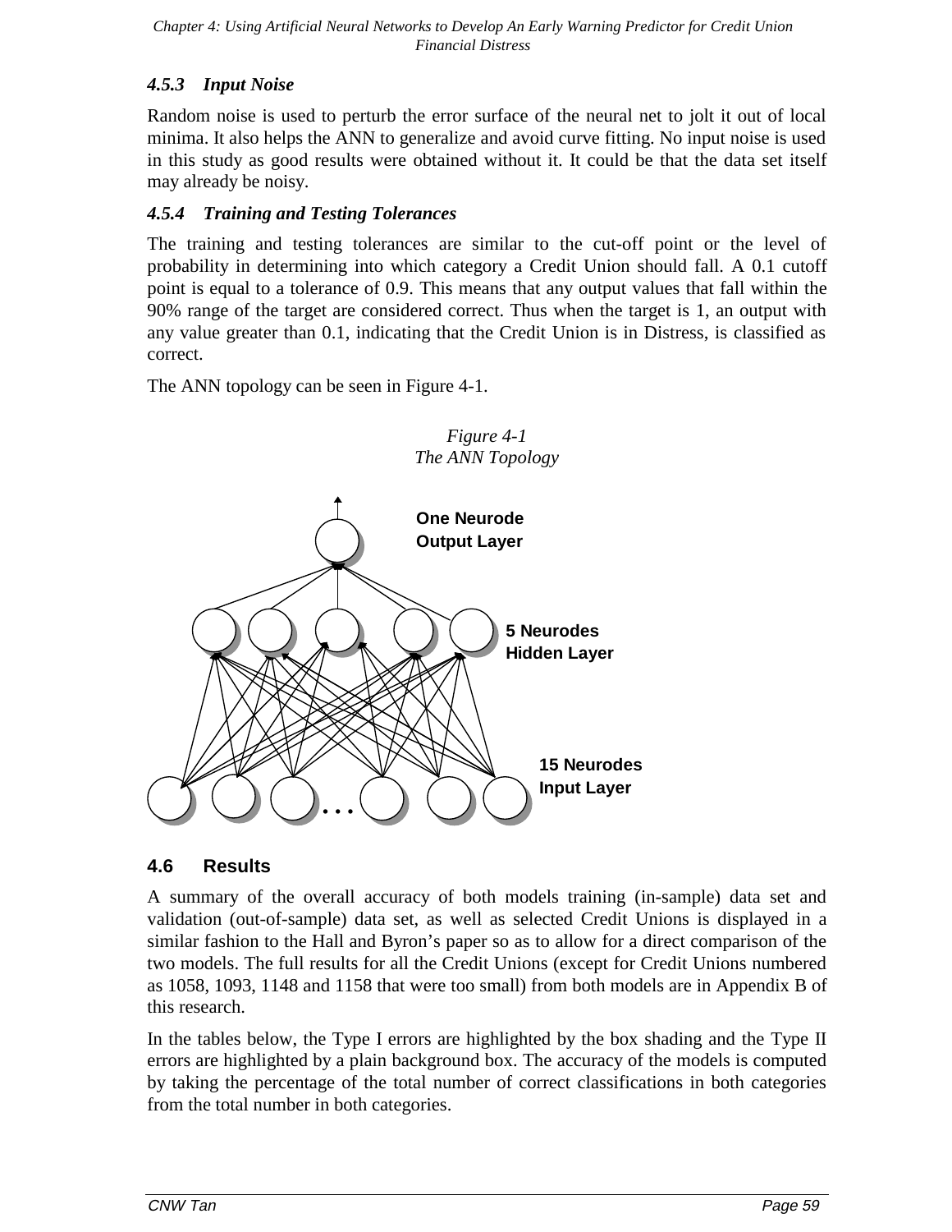### 4.5.3 Input Noise

Random noise is used to perturb the error surface of the neural net to jolt it out of local minima. It also helps the ANN to generalize and avoid curve fitting. No input noise is used in this study as good results were obtained without it. It could be that the data set itself may already be noisy.

### 4.5.4 Training and Testing Tolerances

The training and testing tolerances are similar to the cut-off point or the level of probability in determining into which category a Credit Union should fall. A 0.1 cutoff point is equal to a tolerance of 0.9. This means that any output values that fall within the 90% range of the target are considered correct. Thus when the target is 1, an output with any value greater than 0.1, indicating that the Credit Union is in Distress, is classified as correct.

The ANN topology can be seen in Figure 4-1.

*Figure 4-1*
*The ANN Topology*

**One Neurode Output Layer**

**5 Neurodes Hidden Layer**

**15 Neurodes Input Layer**

## 4.6 Results

A summary of the overall accuracy of both models training (in-sample) data set and validation (out-of-sample) data set, as well as selected Credit Unions is displayed in a similar fashion to the Hall and Byron's paper so as to allow for a direct comparison of the two models. The full results for all the Credit Unions (except for Credit Unions numbered as 1058, 1093, 1148 and 1158 that were too small) from both models are in Appendix B of this research.

In the tables below, the Type I errors are highlighted by the box shading and the Type II errors are highlighted by a plain background box. The accuracy of the models is computed by taking the percentage of the total number of correct classifications in both categories from the total number in both categories.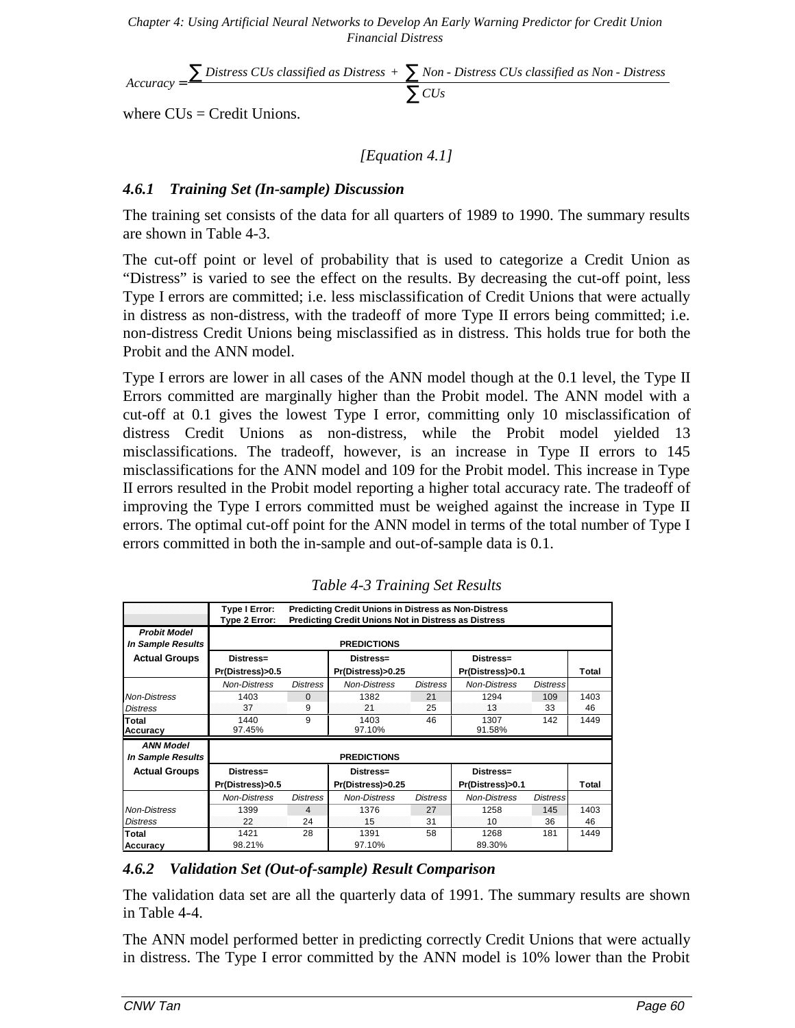$$Accuracy = \frac{\sum Distress\ CUs\ classified\ as\ Distress + \sum Non\text{-}Distress\ CUs\ classified\ as\ Non\text{-}Distress}{\sum CUs}$$

where CUs = Credit Unions.

*[Equation 4.1]*

### *4.6.1 Training Set (In-sample) Discussion*

The training set consists of the data for all quarters of 1989 to 1990. The summary results are shown in Table 4-3.

The cut-off point or level of probability that is used to categorize a Credit Union as "Distress" is varied to see the effect on the results. By decreasing the cut-off point, less Type I errors are committed; i.e. less misclassification of Credit Unions that were actually in distress as non-distress, with the tradeoff of more Type II errors being committed; i.e. non-distress Credit Unions being misclassified as in distress. This holds true for both the Probit and the ANN model.

Type I errors are lower in all cases of the ANN model though at the 0.1 level, the Type II Errors committed are marginally higher than the Probit model. The ANN model with a cut-off at 0.1 gives the lowest Type I error, committing only 10 misclassification of distress Credit Unions as non-distress, while the Probit model yielded 13 misclassifications. The tradeoff, however, is an increase in Type II errors to 145 misclassifications for the ANN model and 109 for the Probit model. This increase in Type II errors resulted in the Probit model reporting a higher total accuracy rate. The tradeoff of improving the Type I errors committed must be weighed against the increase in Type II errors. The optimal cut-off point for the ANN model in terms of the total number of Type I errors committed in both the in-sample and out-of-sample data is 0.1.

*Table 4-3 Training Set Results*

**Type I Error:** Predicting Credit Unions in Distress as Non-Distress
**Type 2 Error:** Predicting Credit Unions Not in Distress as Distress

| ***Probit Model In Sample Results*** | **PREDICTIONS** | | | | | | |
|---|---|---|---|---|---|---|---|
| **Actual Groups** | **Distress= Pr(Distress)>0.5** | | **Distress= Pr(Distress)>0.25** | | **Distress= Pr(Distress)>0.1** | | **Total** |
| | *Non-Distress* | *Distress* | *Non-Distress* | *Distress* | *Non-Distress* | *Distress* | |
| *Non-Distress* | 1403 | 0 | 1382 | 21 | 1294 | 109 | 1403 |
| *Distress* | 37 | 9 | 21 | 25 | 13 | 33 | 46 |
| **Total** | 1440 | 9 | 1403 | 46 | 1307 | 142 | 1449 |
| **Accuracy** | 97.45% | | 97.10% | | 91.58% | | |

| ***ANN Model In Sample Results*** | **PREDICTIONS** | | | | | | |
|---|---|---|---|---|---|---|---|
| **Actual Groups** | **Distress= Pr(Distress)>0.5** | | **Distress= Pr(Distress)>0.25** | | **Distress= Pr(Distress)>0.1** | | **Total** |
| | *Non-Distress* | *Distress* | *Non-Distress* | *Distress* | *Non-Distress* | *Distress* | |
| *Non-Distress* | 1399 | 4 | 1376 | 27 | 1258 | 145 | 1403 |
| *Distress* | 22 | 24 | 15 | 31 | 10 | 36 | 46 |
| **Total** | 1421 | 28 | 1391 | 58 | 1268 | 181 | 1449 |
| **Accuracy** | 98.21% | | 97.10% | | 89.30% | | |

### *4.6.2 Validation Set (Out-of-sample) Result Comparison*

The validation data set are all the quarterly data of 1991. The summary results are shown in Table 4-4.

The ANN model performed better in predicting correctly Credit Unions that were actually in distress. The Type I error committed by the ANN model is 10% lower than the Probit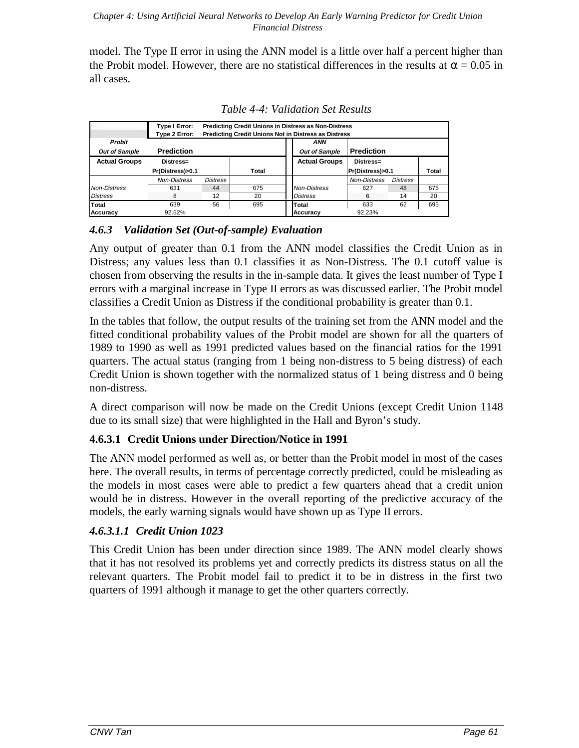model. The Type II error in using the ANN model is a little over half a percent higher than the Probit model. However, there are no statistical differences in the results at $\alpha = 0.05$ in all cases.

*Table 4-4: Validation Set Results*

| | Type I Error: Predicting Credit Unions in Distress as Non-Distress<br>Type 2 Error: Predicting Credit Unions Not in Distress as Distress | | | | | | |
|---|---|---|---|---|---|---|---|
| ***Probit Out of Sample*** | **Prediction** | | | ***ANN Out of Sample*** | **Prediction** | | |
| **Actual Groups** | **Distress= Pr(Distress)>0.1** | | **Total** | **Actual Groups** | **Distress= Pr(Distress)>0.1** | | **Total** |
| | *Non-Distress* | *Distress* | | | *Non-Distress* | *Distress* | |
| *Non-Distress* | 631 | 44 | 675 | *Non-Distress* | 627 | 48 | 675 |
| *Distress* | 8 | 12 | 20 | *Distress* | 6 | 14 | 20 |
| **Total** | 639 | 56 | 695 | **Total** | 633 | 62 | 695 |
| **Accuracy** | 92.52% | | | **Accuracy** | 92.23% | | |

### 4.6.3 *Validation Set (Out-of-sample) Evaluation*

Any output of greater than 0.1 from the ANN model classifies the Credit Union as in Distress; any values less than 0.1 classifies it as Non-Distress. The 0.1 cutoff value is chosen from observing the results in the in-sample data. It gives the least number of Type I errors with a marginal increase in Type II errors as was discussed earlier. The Probit model classifies a Credit Union as Distress if the conditional probability is greater than 0.1.

In the tables that follow, the output results of the training set from the ANN model and the fitted conditional probability values of the Probit model are shown for all the quarters of 1989 to 1990 as well as 1991 predicted values based on the financial ratios for the 1991 quarters. The actual status (ranging from 1 being non-distress to 5 being distress) of each Credit Union is shown together with the normalized status of 1 being distress and 0 being non-distress.

A direct comparison will now be made on the Credit Unions (except Credit Union 1148 due to its small size) that were highlighted in the Hall and Byron's study.

#### 4.6.3.1 Credit Unions under Direction/Notice in 1991

The ANN model performed as well as, or better than the Probit model in most of the cases here. The overall results, in terms of percentage correctly predicted, could be misleading as the models in most cases were able to predict a few quarters ahead that a credit union would be in distress. However in the overall reporting of the predictive accuracy of the models, the early warning signals would have shown up as Type II errors.

##### *4.6.3.1.1 Credit Union 1023*

This Credit Union has been under direction since 1989. The ANN model clearly shows that it has not resolved its problems yet and correctly predicts its distress status on all the relevant quarters. The Probit model fail to predict it to be in distress in the first two quarters of 1991 although it manage to get the other quarters correctly.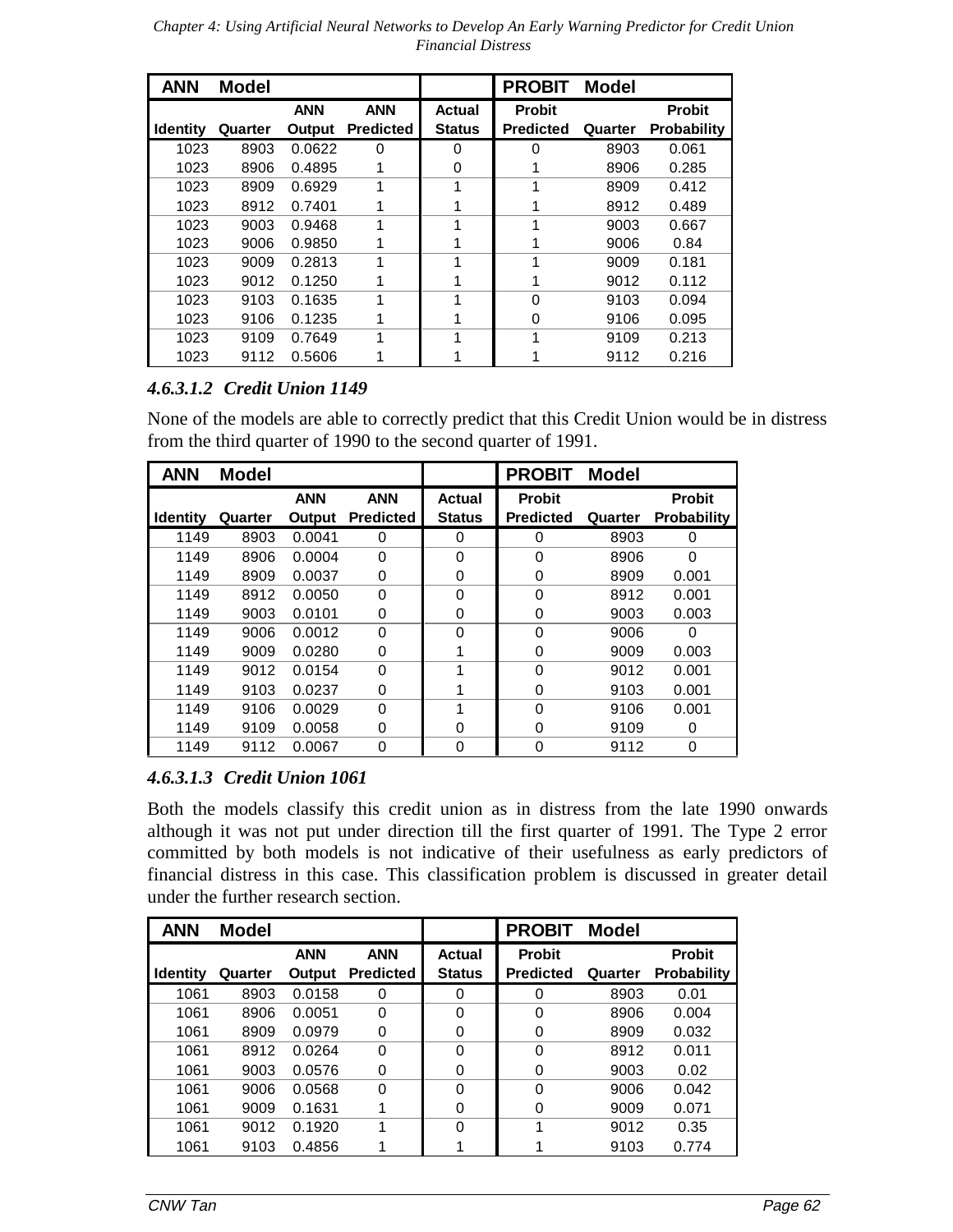| ANN Model | | | | | PROBIT Model | | |
|---|---|---|---|---|---|---|---|
| Identity | Quarter | ANN Output | ANN Predicted | Actual Status | Probit Predicted | Quarter | Probit Probability |
| 1023 | 8903 | 0.0622 | 0 | 0 | 0 | 8903 | 0.061 |
| 1023 | 8906 | 0.4895 | 1 | 0 | 1 | 8906 | 0.285 |
| 1023 | 8909 | 0.6929 | 1 | 1 | 1 | 8909 | 0.412 |
| 1023 | 8912 | 0.7401 | 1 | 1 | 1 | 8912 | 0.489 |
| 1023 | 9003 | 0.9468 | 1 | 1 | 1 | 9003 | 0.667 |
| 1023 | 9006 | 0.9850 | 1 | 1 | 1 | 9006 | 0.84 |
| 1023 | 9009 | 0.2813 | 1 | 1 | 1 | 9009 | 0.181 |
| 1023 | 9012 | 0.1250 | 1 | 1 | 1 | 9012 | 0.112 |
| 1023 | 9103 | 0.1635 | 1 | 1 | 0 | 9103 | 0.094 |
| 1023 | 9106 | 0.1235 | 1 | 1 | 0 | 9106 | 0.095 |
| 1023 | 9109 | 0.7649 | 1 | 1 | 1 | 9109 | 0.213 |
| 1023 | 9112 | 0.5606 | 1 | 1 | 1 | 9112 | 0.216 |

#### *4.6.3.1.2 Credit Union 1149*

None of the models are able to correctly predict that this Credit Union would be in distress from the third quarter of 1990 to the second quarter of 1991.

| ANN Model | | | | | PROBIT Model | | |
|---|---|---|---|---|---|---|---|
| Identity | Quarter | ANN Output | ANN Predicted | Actual Status | Probit Predicted | Quarter | Probit Probability |
| 1149 | 8903 | 0.0041 | 0 | 0 | 0 | 8903 | 0 |
| 1149 | 8906 | 0.0004 | 0 | 0 | 0 | 8906 | 0 |
| 1149 | 8909 | 0.0037 | 0 | 0 | 0 | 8909 | 0.001 |
| 1149 | 8912 | 0.0050 | 0 | 0 | 0 | 8912 | 0.001 |
| 1149 | 9003 | 0.0101 | 0 | 0 | 0 | 9003 | 0.003 |
| 1149 | 9006 | 0.0012 | 0 | 0 | 0 | 9006 | 0 |
| 1149 | 9009 | 0.0280 | 0 | 1 | 0 | 9009 | 0.003 |
| 1149 | 9012 | 0.0154 | 0 | 1 | 0 | 9012 | 0.001 |
| 1149 | 9103 | 0.0237 | 0 | 1 | 0 | 9103 | 0.001 |
| 1149 | 9106 | 0.0029 | 0 | 1 | 0 | 9106 | 0.001 |
| 1149 | 9109 | 0.0058 | 0 | 0 | 0 | 9109 | 0 |
| 1149 | 9112 | 0.0067 | 0 | 0 | 0 | 9112 | 0 |

#### *4.6.3.1.3 Credit Union 1061*

Both the models classify this credit union as in distress from the late 1990 onwards although it was not put under direction till the first quarter of 1991. The Type 2 error committed by both models is not indicative of their usefulness as early predictors of financial distress in this case. This classification problem is discussed in greater detail under the further research section.

| ANN Model | | | | | PROBIT Model | | |
|---|---|---|---|---|---|---|---|
| Identity | Quarter | ANN Output | ANN Predicted | Actual Status | Probit Predicted | Quarter | Probit Probability |
| 1061 | 8903 | 0.0158 | 0 | 0 | 0 | 8903 | 0.01 |
| 1061 | 8906 | 0.0051 | 0 | 0 | 0 | 8906 | 0.004 |
| 1061 | 8909 | 0.0979 | 0 | 0 | 0 | 8909 | 0.032 |
| 1061 | 8912 | 0.0264 | 0 | 0 | 0 | 8912 | 0.011 |
| 1061 | 9003 | 0.0576 | 0 | 0 | 0 | 9003 | 0.02 |
| 1061 | 9006 | 0.0568 | 0 | 0 | 0 | 9006 | 0.042 |
| 1061 | 9009 | 0.1631 | 1 | 0 | 0 | 9009 | 0.071 |
| 1061 | 9012 | 0.1920 | 1 | 0 | 1 | 9012 | 0.35 |
| 1061 | 9103 | 0.4856 | 1 | 1 | 1 | 9103 | 0.774 |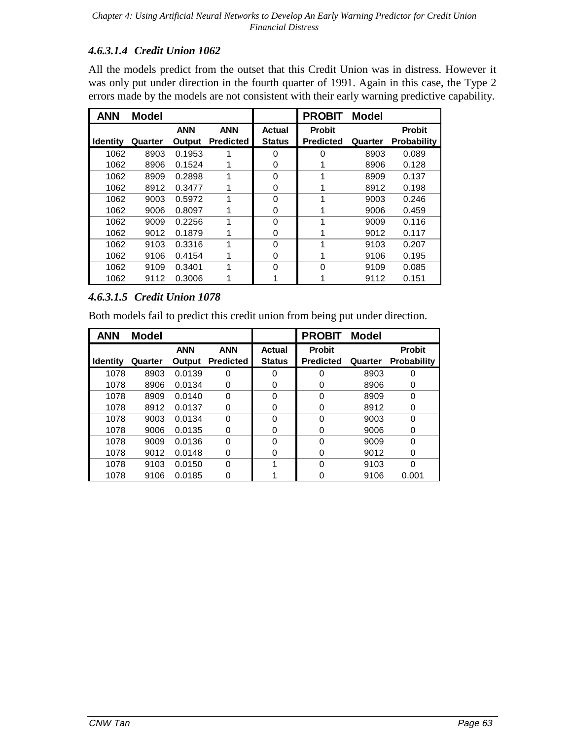#### 4.6.3.1.4 Credit Union 1062

All the models predict from the outset that this Credit Union was in distress. However it was only put under direction in the fourth quarter of 1991. Again in this case, the Type 2 errors made by the models are not consistent with their early warning predictive capability.

| ANN Model | | | | | PROBIT Model | | |
|---|---|---|---|---|---|---|---|
| Identity | Quarter | ANN Output | ANN Predicted | Actual Status | Probit Predicted | Quarter | Probit Probability |
| 1062 | 8903 | 0.1953 | 1 | 0 | 0 | 8903 | 0.089 |
| 1062 | 8906 | 0.1524 | 1 | 0 | 1 | 8906 | 0.128 |
| 1062 | 8909 | 0.2898 | 1 | 0 | 1 | 8909 | 0.137 |
| 1062 | 8912 | 0.3477 | 1 | 0 | 1 | 8912 | 0.198 |
| 1062 | 9003 | 0.5972 | 1 | 0 | 1 | 9003 | 0.246 |
| 1062 | 9006 | 0.8097 | 1 | 0 | 1 | 9006 | 0.459 |
| 1062 | 9009 | 0.2256 | 1 | 0 | 1 | 9009 | 0.116 |
| 1062 | 9012 | 0.1879 | 1 | 0 | 1 | 9012 | 0.117 |
| 1062 | 9103 | 0.3316 | 1 | 0 | 1 | 9103 | 0.207 |
| 1062 | 9106 | 0.4154 | 1 | 0 | 1 | 9106 | 0.195 |
| 1062 | 9109 | 0.3401 | 1 | 0 | 0 | 9109 | 0.085 |
| 1062 | 9112 | 0.3006 | 1 | 1 | 1 | 9112 | 0.151 |

#### 4.6.3.1.5 Credit Union 1078

Both models fail to predict this credit union from being put under direction.

| ANN Model | | | | | PROBIT Model | | |
|---|---|---|---|---|---|---|---|
| Identity | Quarter | ANN Output | ANN Predicted | Actual Status | Probit Predicted | Quarter | Probit Probability |
| 1078 | 8903 | 0.0139 | 0 | 0 | 0 | 8903 | 0 |
| 1078 | 8906 | 0.0134 | 0 | 0 | 0 | 8906 | 0 |
| 1078 | 8909 | 0.0140 | 0 | 0 | 0 | 8909 | 0 |
| 1078 | 8912 | 0.0137 | 0 | 0 | 0 | 8912 | 0 |
| 1078 | 9003 | 0.0134 | 0 | 0 | 0 | 9003 | 0 |
| 1078 | 9006 | 0.0135 | 0 | 0 | 0 | 9006 | 0 |
| 1078 | 9009 | 0.0136 | 0 | 0 | 0 | 9009 | 0 |
| 1078 | 9012 | 0.0148 | 0 | 0 | 0 | 9012 | 0 |
| 1078 | 9103 | 0.0150 | 0 | 1 | 0 | 9103 | 0 |
| 1078 | 9106 | 0.0185 | 0 | 1 | 0 | 9106 | 0.001 |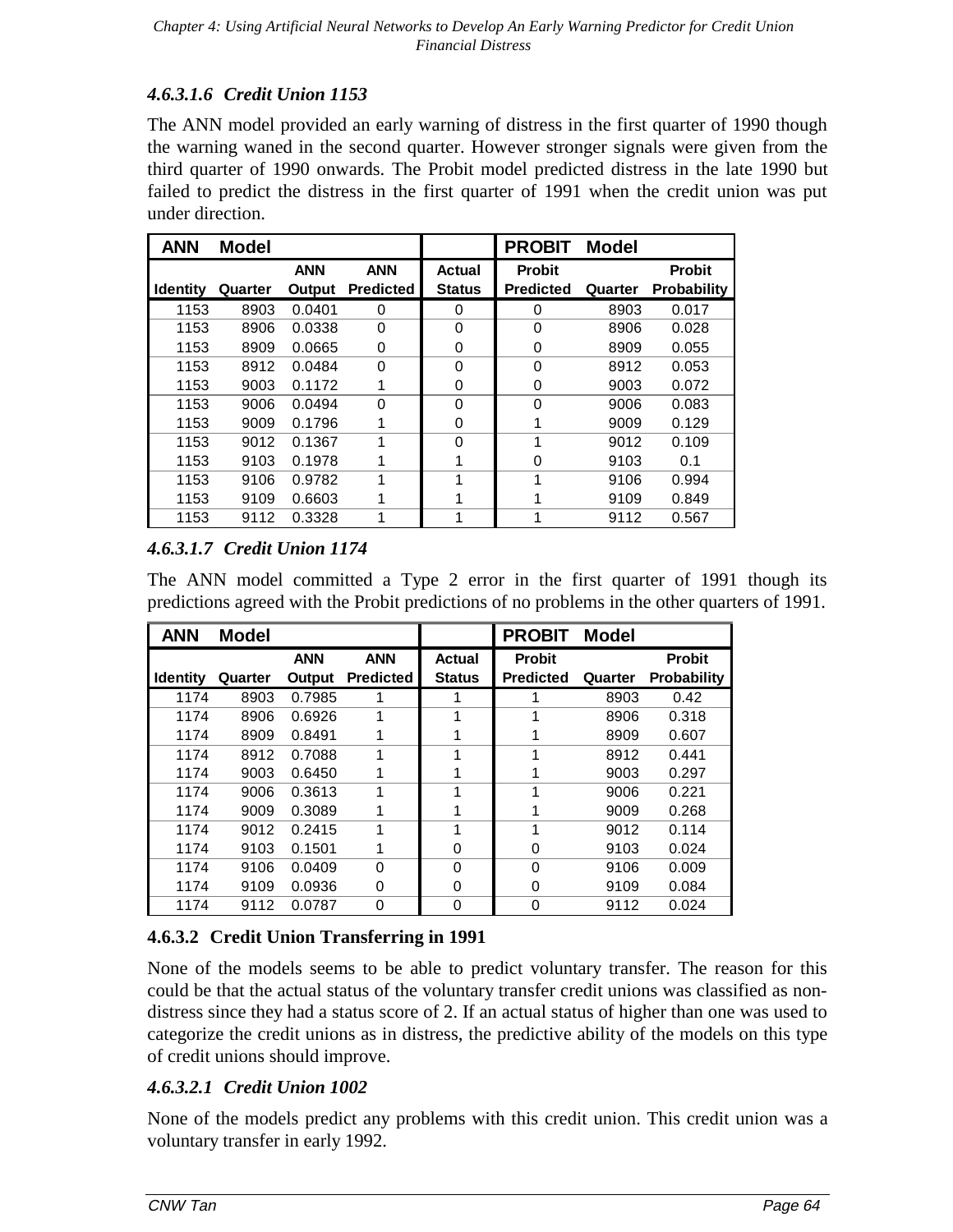#### 4.6.3.1.6 Credit Union 1153

The ANN model provided an early warning of distress in the first quarter of 1990 though the warning waned in the second quarter. However stronger signals were given from the third quarter of 1990 onwards. The Probit model predicted distress in the late 1990 but failed to predict the distress in the first quarter of 1991 when the credit union was put under direction.

| ANN Model | | | | | PROBIT Model | | |
|---|---|---|---|---|---|---|---|
| Identity | Quarter | ANN Output | ANN Predicted | Actual Status | Probit Predicted | Quarter | Probit Probability |
| 1153 | 8903 | 0.0401 | 0 | 0 | 0 | 8903 | 0.017 |
| 1153 | 8906 | 0.0338 | 0 | 0 | 0 | 8906 | 0.028 |
| 1153 | 8909 | 0.0665 | 0 | 0 | 0 | 8909 | 0.055 |
| 1153 | 8912 | 0.0484 | 0 | 0 | 0 | 8912 | 0.053 |
| 1153 | 9003 | 0.1172 | 1 | 0 | 0 | 9003 | 0.072 |
| 1153 | 9006 | 0.0494 | 0 | 0 | 0 | 9006 | 0.083 |
| 1153 | 9009 | 0.1796 | 1 | 0 | 1 | 9009 | 0.129 |
| 1153 | 9012 | 0.1367 | 1 | 0 | 1 | 9012 | 0.109 |
| 1153 | 9103 | 0.1978 | 1 | 1 | 0 | 9103 | 0.1 |
| 1153 | 9106 | 0.9782 | 1 | 1 | 1 | 9106 | 0.994 |
| 1153 | 9109 | 0.6603 | 1 | 1 | 1 | 9109 | 0.849 |
| 1153 | 9112 | 0.3328 | 1 | 1 | 1 | 9112 | 0.567 |

#### 4.6.3.1.7 Credit Union 1174

The ANN model committed a Type 2 error in the first quarter of 1991 though its predictions agreed with the Probit predictions of no problems in the other quarters of 1991.

| ANN Model | | | | | PROBIT Model | | |
|---|---|---|---|---|---|---|---|
| Identity | Quarter | ANN Output | ANN Predicted | Actual Status | Probit Predicted | Quarter | Probit Probability |
| 1174 | 8903 | 0.7985 | 1 | 1 | 1 | 8903 | 0.42 |
| 1174 | 8906 | 0.6926 | 1 | 1 | 1 | 8906 | 0.318 |
| 1174 | 8909 | 0.8491 | 1 | 1 | 1 | 8909 | 0.607 |
| 1174 | 8912 | 0.7088 | 1 | 1 | 1 | 8912 | 0.441 |
| 1174 | 9003 | 0.6450 | 1 | 1 | 1 | 9003 | 0.297 |
| 1174 | 9006 | 0.3613 | 1 | 1 | 1 | 9006 | 0.221 |
| 1174 | 9009 | 0.3089 | 1 | 1 | 1 | 9009 | 0.268 |
| 1174 | 9012 | 0.2415 | 1 | 1 | 1 | 9012 | 0.114 |
| 1174 | 9103 | 0.1501 | 1 | 0 | 0 | 9103 | 0.024 |
| 1174 | 9106 | 0.0409 | 0 | 0 | 0 | 9106 | 0.009 |
| 1174 | 9109 | 0.0936 | 0 | 0 | 0 | 9109 | 0.084 |
| 1174 | 9112 | 0.0787 | 0 | 0 | 0 | 9112 | 0.024 |

### 4.6.3.2 Credit Union Transferring in 1991

None of the models seems to be able to predict voluntary transfer. The reason for this could be that the actual status of the voluntary transfer credit unions was classified as non-distress since they had a status score of 2. If an actual status of higher than one was used to categorize the credit unions as in distress, the predictive ability of the models on this type of credit unions should improve.

#### 4.6.3.2.1 Credit Union 1002

None of the models predict any problems with this credit union. This credit union was a voluntary transfer in early 1992.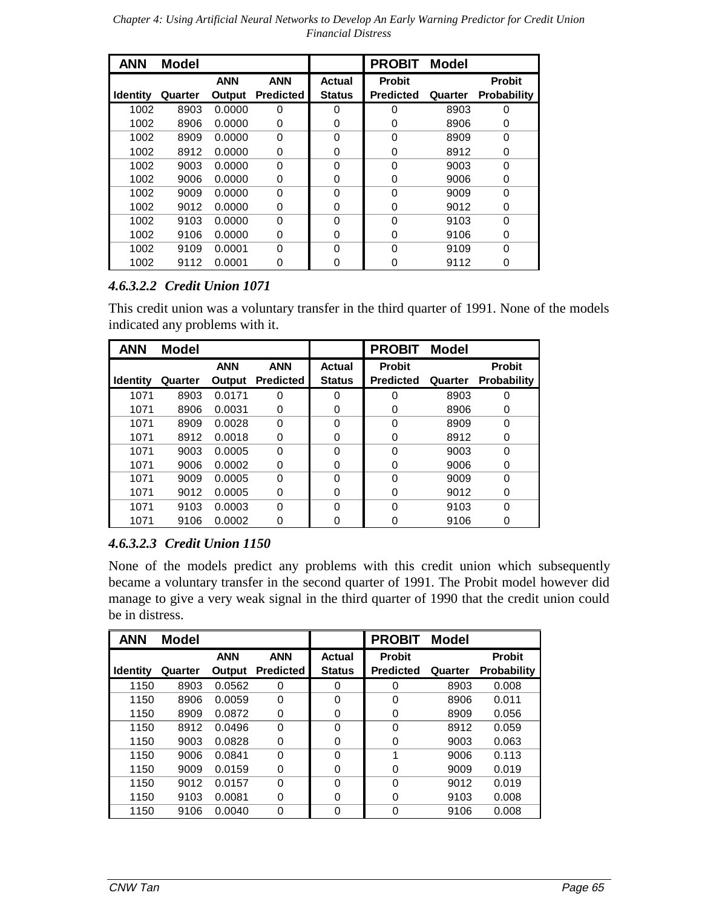| ANN Model | | | | | PROBIT Model | | |
|---|---|---|---|---|---|---|---|
| Identity | Quarter | ANN Output | ANN Predicted | Actual Status | Probit Predicted | Quarter | Probit Probability |
| 1002 | 8903 | 0.0000 | 0 | 0 | 0 | 8903 | 0 |
| 1002 | 8906 | 0.0000 | 0 | 0 | 0 | 8906 | 0 |
| 1002 | 8909 | 0.0000 | 0 | 0 | 0 | 8909 | 0 |
| 1002 | 8912 | 0.0000 | 0 | 0 | 0 | 8912 | 0 |
| 1002 | 9003 | 0.0000 | 0 | 0 | 0 | 9003 | 0 |
| 1002 | 9006 | 0.0000 | 0 | 0 | 0 | 9006 | 0 |
| 1002 | 9009 | 0.0000 | 0 | 0 | 0 | 9009 | 0 |
| 1002 | 9012 | 0.0000 | 0 | 0 | 0 | 9012 | 0 |
| 1002 | 9103 | 0.0000 | 0 | 0 | 0 | 9103 | 0 |
| 1002 | 9106 | 0.0000 | 0 | 0 | 0 | 9106 | 0 |
| 1002 | 9109 | 0.0001 | 0 | 0 | 0 | 9109 | 0 |
| 1002 | 9112 | 0.0001 | 0 | 0 | 0 | 9112 | 0 |

#### *4.6.3.2.2 Credit Union 1071*

This credit union was a voluntary transfer in the third quarter of 1991. None of the models indicated any problems with it.

| ANN Model | | | | | PROBIT Model | | |
|---|---|---|---|---|---|---|---|
| Identity | Quarter | ANN Output | ANN Predicted | Actual Status | Probit Predicted | Quarter | Probit Probability |
| 1071 | 8903 | 0.0171 | 0 | 0 | 0 | 8903 | 0 |
| 1071 | 8906 | 0.0031 | 0 | 0 | 0 | 8906 | 0 |
| 1071 | 8909 | 0.0028 | 0 | 0 | 0 | 8909 | 0 |
| 1071 | 8912 | 0.0018 | 0 | 0 | 0 | 8912 | 0 |
| 1071 | 9003 | 0.0005 | 0 | 0 | 0 | 9003 | 0 |
| 1071 | 9006 | 0.0002 | 0 | 0 | 0 | 9006 | 0 |
| 1071 | 9009 | 0.0005 | 0 | 0 | 0 | 9009 | 0 |
| 1071 | 9012 | 0.0005 | 0 | 0 | 0 | 9012 | 0 |
| 1071 | 9103 | 0.0003 | 0 | 0 | 0 | 9103 | 0 |
| 1071 | 9106 | 0.0002 | 0 | 0 | 0 | 9106 | 0 |

#### *4.6.3.2.3 Credit Union 1150*

None of the models predict any problems with this credit union which subsequently became a voluntary transfer in the second quarter of 1991. The Probit model however did manage to give a very weak signal in the third quarter of 1990 that the credit union could be in distress.

| ANN Model | | | | | PROBIT Model | | |
|---|---|---|---|---|---|---|---|
| Identity | Quarter | ANN Output | ANN Predicted | Actual Status | Probit Predicted | Quarter | Probit Probability |
| 1150 | 8903 | 0.0562 | 0 | 0 | 0 | 8903 | 0.008 |
| 1150 | 8906 | 0.0059 | 0 | 0 | 0 | 8906 | 0.011 |
| 1150 | 8909 | 0.0872 | 0 | 0 | 0 | 8909 | 0.056 |
| 1150 | 8912 | 0.0496 | 0 | 0 | 0 | 8912 | 0.059 |
| 1150 | 9003 | 0.0828 | 0 | 0 | 0 | 9003 | 0.063 |
| 1150 | 9006 | 0.0841 | 0 | 0 | 1 | 9006 | 0.113 |
| 1150 | 9009 | 0.0159 | 0 | 0 | 0 | 9009 | 0.019 |
| 1150 | 9012 | 0.0157 | 0 | 0 | 0 | 9012 | 0.019 |
| 1150 | 9103 | 0.0081 | 0 | 0 | 0 | 9103 | 0.008 |
| 1150 | 9106 | 0.0040 | 0 | 0 | 0 | 9106 | 0.008 |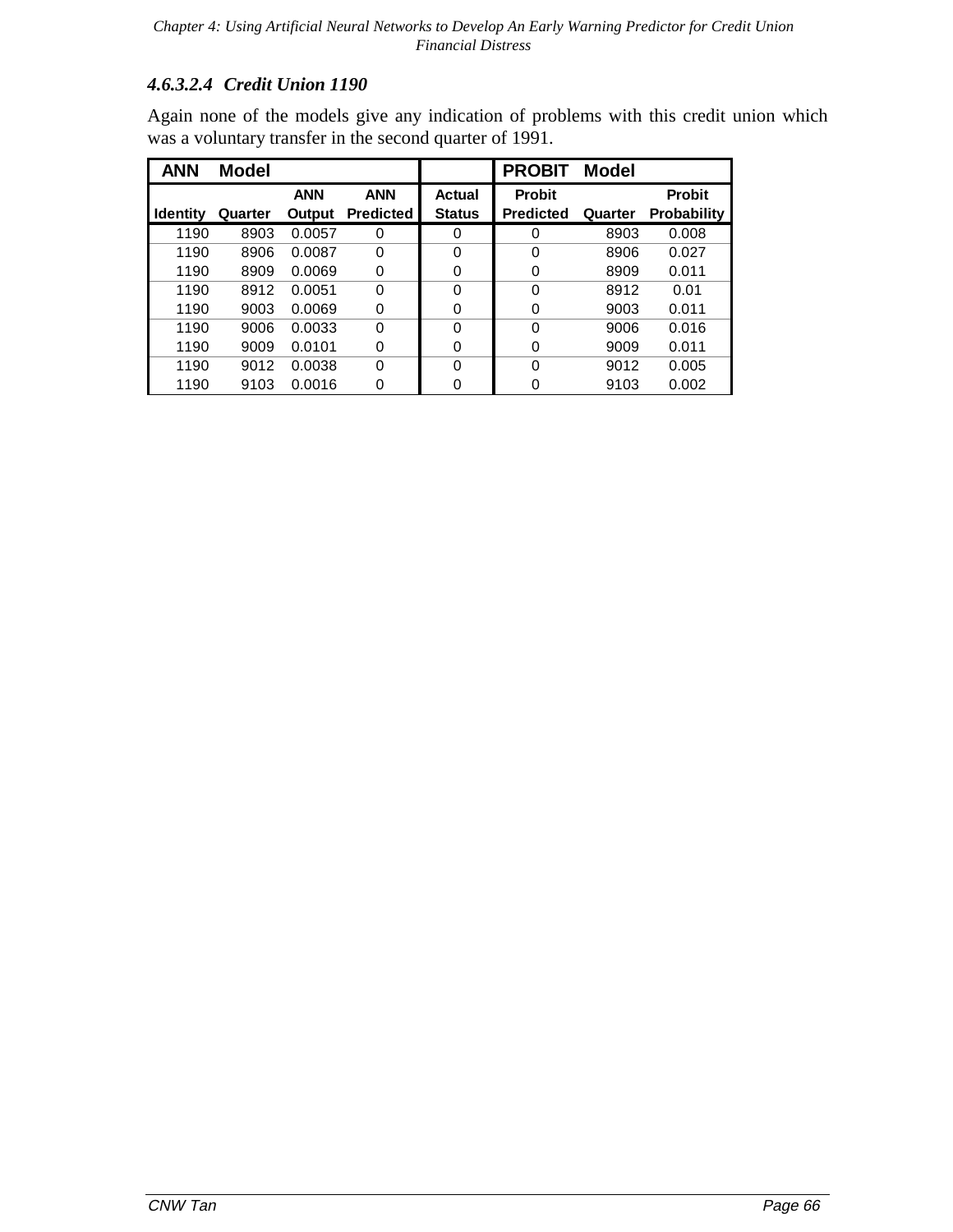#### 4.6.3.2.4 Credit Union 1190

Again none of the models give any indication of problems with this credit union which was a voluntary transfer in the second quarter of 1991.

| ANN Model | | | | | PROBIT Model | | |
|---|---|---|---|---|---|---|---|
| Identity | Quarter | ANN Output | ANN Predicted | Actual Status | Probit Predicted | Quarter | Probit Probability |
| 1190 | 8903 | 0.0057 | 0 | 0 | 0 | 8903 | 0.008 |
| 1190 | 8906 | 0.0087 | 0 | 0 | 0 | 8906 | 0.027 |
| 1190 | 8909 | 0.0069 | 0 | 0 | 0 | 8909 | 0.011 |
| 1190 | 8912 | 0.0051 | 0 | 0 | 0 | 8912 | 0.01 |
| 1190 | 9003 | 0.0069 | 0 | 0 | 0 | 9003 | 0.011 |
| 1190 | 9006 | 0.0033 | 0 | 0 | 0 | 9006 | 0.016 |
| 1190 | 9009 | 0.0101 | 0 | 0 | 0 | 9009 | 0.011 |
| 1190 | 9012 | 0.0038 | 0 | 0 | 0 | 9012 | 0.005 |
| 1190 | 9103 | 0.0016 | 0 | 0 | 0 | 9103 | 0.002 |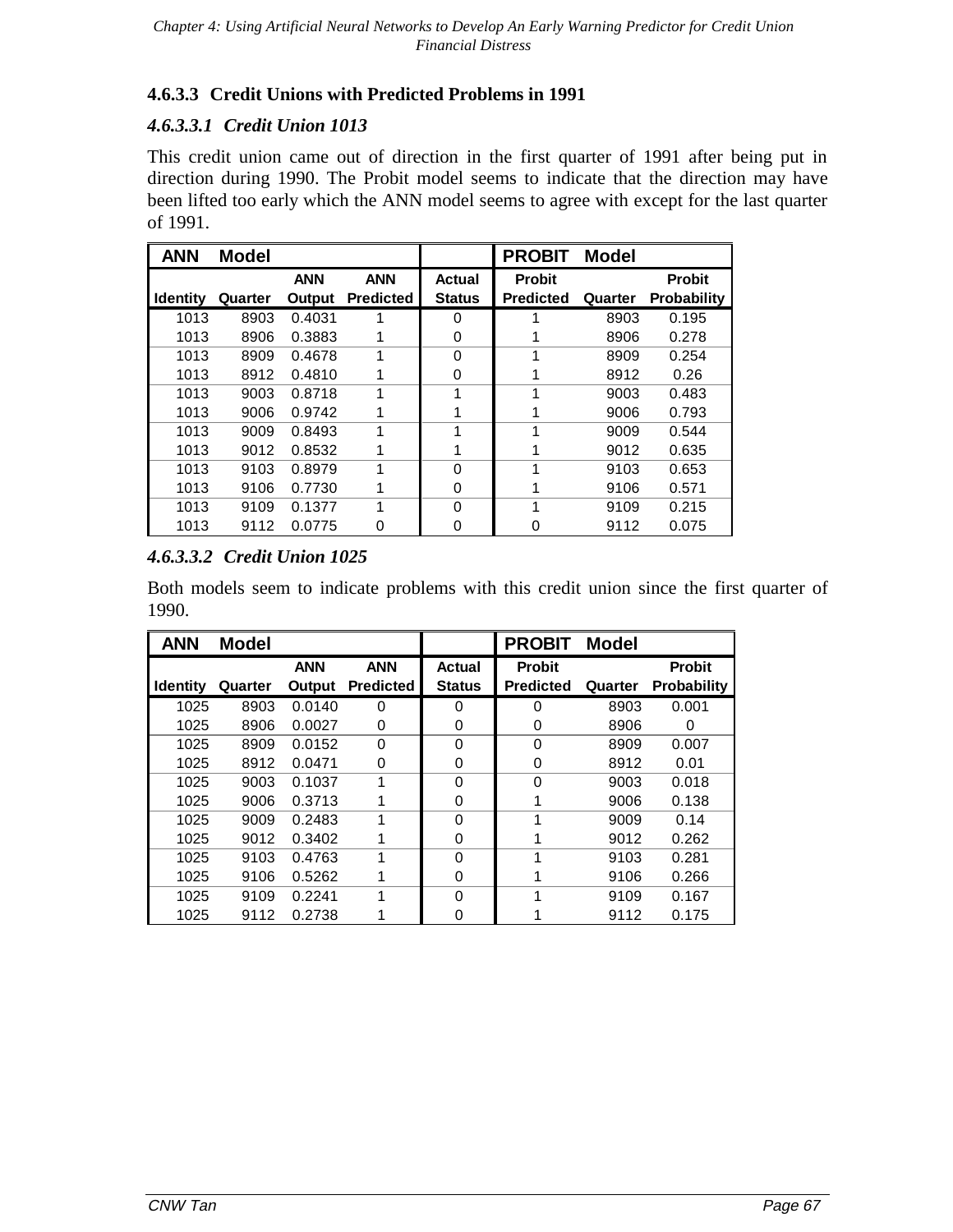#### 4.6.3.3 Credit Unions with Predicted Problems in 1991

##### *4.6.3.3.1 Credit Union 1013*

This credit union came out of direction in the first quarter of 1991 after being put in direction during 1990. The Probit model seems to indicate that the direction may have been lifted too early which the ANN model seems to agree with except for the last quarter of 1991.

| ANN Model | | | | | PROBIT Model | | |
|---|---|---|---|---|---|---|---|
| Identity | Quarter | ANN Output | ANN Predicted | Actual Status | Probit Predicted | Quarter | Probit Probability |
| 1013 | 8903 | 0.4031 | 1 | 0 | 1 | 8903 | 0.195 |
| 1013 | 8906 | 0.3883 | 1 | 0 | 1 | 8906 | 0.278 |
| 1013 | 8909 | 0.4678 | 1 | 0 | 1 | 8909 | 0.254 |
| 1013 | 8912 | 0.4810 | 1 | 0 | 1 | 8912 | 0.26 |
| 1013 | 9003 | 0.8718 | 1 | 1 | 1 | 9003 | 0.483 |
| 1013 | 9006 | 0.9742 | 1 | 1 | 1 | 9006 | 0.793 |
| 1013 | 9009 | 0.8493 | 1 | 1 | 1 | 9009 | 0.544 |
| 1013 | 9012 | 0.8532 | 1 | 1 | 1 | 9012 | 0.635 |
| 1013 | 9103 | 0.8979 | 1 | 0 | 1 | 9103 | 0.653 |
| 1013 | 9106 | 0.7730 | 1 | 0 | 1 | 9106 | 0.571 |
| 1013 | 9109 | 0.1377 | 1 | 0 | 1 | 9109 | 0.215 |
| 1013 | 9112 | 0.0775 | 0 | 0 | 0 | 9112 | 0.075 |

##### *4.6.3.3.2 Credit Union 1025*

Both models seem to indicate problems with this credit union since the first quarter of 1990.

| ANN Model | | | | | PROBIT Model | | |
|---|---|---|---|---|---|---|---|
| Identity | Quarter | ANN Output | ANN Predicted | Actual Status | Probit Predicted | Quarter | Probit Probability |
| 1025 | 8903 | 0.0140 | 0 | 0 | 0 | 8903 | 0.001 |
| 1025 | 8906 | 0.0027 | 0 | 0 | 0 | 8906 | 0 |
| 1025 | 8909 | 0.0152 | 0 | 0 | 0 | 8909 | 0.007 |
| 1025 | 8912 | 0.0471 | 0 | 0 | 0 | 8912 | 0.01 |
| 1025 | 9003 | 0.1037 | 1 | 0 | 0 | 9003 | 0.018 |
| 1025 | 9006 | 0.3713 | 1 | 0 | 1 | 9006 | 0.138 |
| 1025 | 9009 | 0.2483 | 1 | 0 | 1 | 9009 | 0.14 |
| 1025 | 9012 | 0.3402 | 1 | 0 | 1 | 9012 | 0.262 |
| 1025 | 9103 | 0.4763 | 1 | 0 | 1 | 9103 | 0.281 |
| 1025 | 9106 | 0.5262 | 1 | 0 | 1 | 9106 | 0.266 |
| 1025 | 9109 | 0.2241 | 1 | 0 | 1 | 9109 | 0.167 |
| 1025 | 9112 | 0.2738 | 1 | 0 | 1 | 9112 | 0.175 |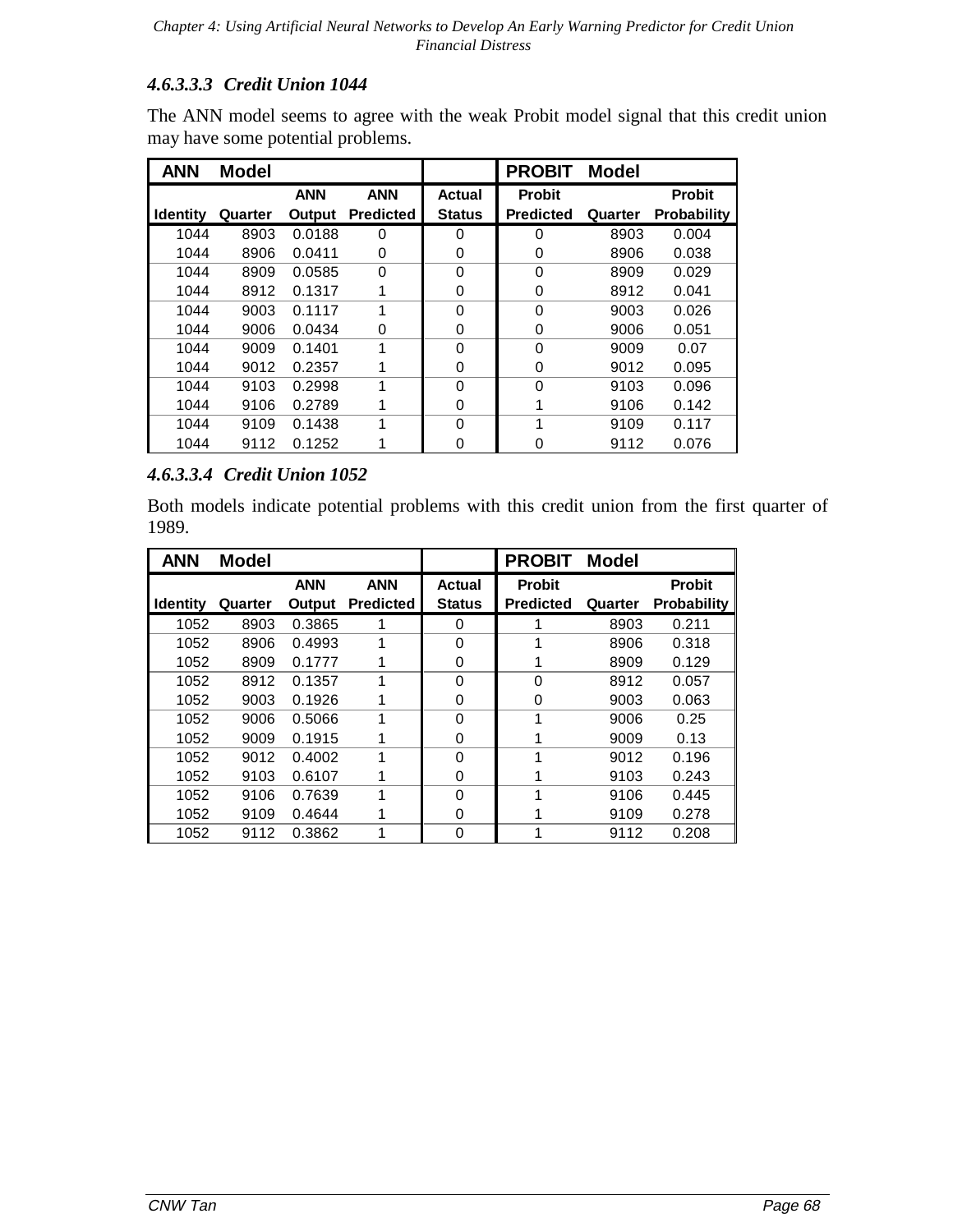#### 4.6.3.3.3 Credit Union 1044

The ANN model seems to agree with the weak Probit model signal that this credit union may have some potential problems.

| ANN Model | | | | | PROBIT Model | | |
|---|---|---|---|---|---|---|---|
| Identity | Quarter | ANN Output | ANN Predicted | Actual Status | Probit Predicted | Quarter | Probit Probability |
| 1044 | 8903 | 0.0188 | 0 | 0 | 0 | 8903 | 0.004 |
| 1044 | 8906 | 0.0411 | 0 | 0 | 0 | 8906 | 0.038 |
| 1044 | 8909 | 0.0585 | 0 | 0 | 0 | 8909 | 0.029 |
| 1044 | 8912 | 0.1317 | 1 | 0 | 0 | 8912 | 0.041 |
| 1044 | 9003 | 0.1117 | 1 | 0 | 0 | 9003 | 0.026 |
| 1044 | 9006 | 0.0434 | 0 | 0 | 0 | 9006 | 0.051 |
| 1044 | 9009 | 0.1401 | 1 | 0 | 0 | 9009 | 0.07 |
| 1044 | 9012 | 0.2357 | 1 | 0 | 0 | 9012 | 0.095 |
| 1044 | 9103 | 0.2998 | 1 | 0 | 0 | 9103 | 0.096 |
| 1044 | 9106 | 0.2789 | 1 | 0 | 1 | 9106 | 0.142 |
| 1044 | 9109 | 0.1438 | 1 | 0 | 1 | 9109 | 0.117 |
| 1044 | 9112 | 0.1252 | 1 | 0 | 0 | 9112 | 0.076 |

#### 4.6.3.3.4 Credit Union 1052

Both models indicate potential problems with this credit union from the first quarter of 1989.

| ANN Model | | | | | PROBIT Model | | |
|---|---|---|---|---|---|---|---|
| Identity | Quarter | ANN Output | ANN Predicted | Actual Status | Probit Predicted | Quarter | Probit Probability |
| 1052 | 8903 | 0.3865 | 1 | 0 | 1 | 8903 | 0.211 |
| 1052 | 8906 | 0.4993 | 1 | 0 | 1 | 8906 | 0.318 |
| 1052 | 8909 | 0.1777 | 1 | 0 | 1 | 8909 | 0.129 |
| 1052 | 8912 | 0.1357 | 1 | 0 | 0 | 8912 | 0.057 |
| 1052 | 9003 | 0.1926 | 1 | 0 | 0 | 9003 | 0.063 |
| 1052 | 9006 | 0.5066 | 1 | 0 | 1 | 9006 | 0.25 |
| 1052 | 9009 | 0.1915 | 1 | 0 | 1 | 9009 | 0.13 |
| 1052 | 9012 | 0.4002 | 1 | 0 | 1 | 9012 | 0.196 |
| 1052 | 9103 | 0.6107 | 1 | 0 | 1 | 9103 | 0.243 |
| 1052 | 9106 | 0.7639 | 1 | 0 | 1 | 9106 | 0.445 |
| 1052 | 9109 | 0.4644 | 1 | 0 | 1 | 9109 | 0.278 |
| 1052 | 9112 | 0.3862 | 1 | 0 | 1 | 9112 | 0.208 |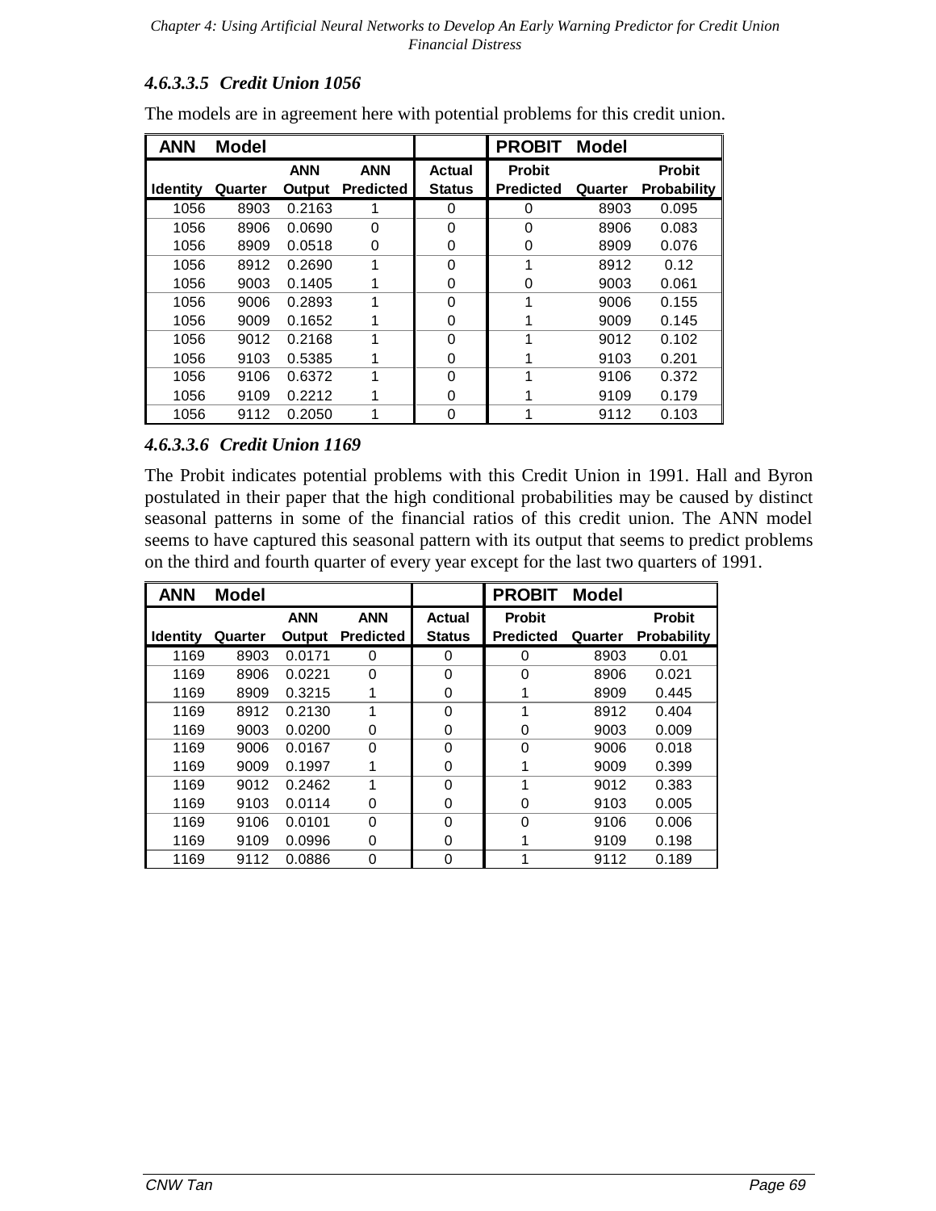#### *4.6.3.3.5 Credit Union 1056*

The models are in agreement here with potential problems for this credit union.

| **ANN Model** | | | | | **PROBIT Model** | | |
|---|---|---|---|---|---|---|---|
| **Identity** | **Quarter** | **ANN Output** | **ANN Predicted** | **Actual Status** | **Probit Predicted** | **Quarter** | **Probit Probability** |
| 1056 | 8903 | 0.2163 | 1 | 0 | 0 | 8903 | 0.095 |
| 1056 | 8906 | 0.0690 | 0 | 0 | 0 | 8906 | 0.083 |
| 1056 | 8909 | 0.0518 | 0 | 0 | 0 | 8909 | 0.076 |
| 1056 | 8912 | 0.2690 | 1 | 0 | 1 | 8912 | 0.12 |
| 1056 | 9003 | 0.1405 | 1 | 0 | 0 | 9003 | 0.061 |
| 1056 | 9006 | 0.2893 | 1 | 0 | 1 | 9006 | 0.155 |
| 1056 | 9009 | 0.1652 | 1 | 0 | 1 | 9009 | 0.145 |
| 1056 | 9012 | 0.2168 | 1 | 0 | 1 | 9012 | 0.102 |
| 1056 | 9103 | 0.5385 | 1 | 0 | 1 | 9103 | 0.201 |
| 1056 | 9106 | 0.6372 | 1 | 0 | 1 | 9106 | 0.372 |
| 1056 | 9109 | 0.2212 | 1 | 0 | 1 | 9109 | 0.179 |
| 1056 | 9112 | 0.2050 | 1 | 0 | 1 | 9112 | 0.103 |

#### *4.6.3.3.6 Credit Union 1169*

The Probit indicates potential problems with this Credit Union in 1991. Hall and Byron postulated in their paper that the high conditional probabilities may be caused by distinct seasonal patterns in some of the financial ratios of this credit union. The ANN model seems to have captured this seasonal pattern with its output that seems to predict problems on the third and fourth quarter of every year except for the last two quarters of 1991.

| **ANN Model** | | | | | **PROBIT Model** | | |
|---|---|---|---|---|---|---|---|
| **Identity** | **Quarter** | **ANN Output** | **ANN Predicted** | **Actual Status** | **Probit Predicted** | **Quarter** | **Probit Probability** |
| 1169 | 8903 | 0.0171 | 0 | 0 | 0 | 8903 | 0.01 |
| 1169 | 8906 | 0.0221 | 0 | 0 | 0 | 8906 | 0.021 |
| 1169 | 8909 | 0.3215 | 1 | 0 | 1 | 8909 | 0.445 |
| 1169 | 8912 | 0.2130 | 1 | 0 | 1 | 8912 | 0.404 |
| 1169 | 9003 | 0.0200 | 0 | 0 | 0 | 9003 | 0.009 |
| 1169 | 9006 | 0.0167 | 0 | 0 | 0 | 9006 | 0.018 |
| 1169 | 9009 | 0.1997 | 1 | 0 | 1 | 9009 | 0.399 |
| 1169 | 9012 | 0.2462 | 1 | 0 | 1 | 9012 | 0.383 |
| 1169 | 9103 | 0.0114 | 0 | 0 | 0 | 9103 | 0.005 |
| 1169 | 9106 | 0.0101 | 0 | 0 | 0 | 9106 | 0.006 |
| 1169 | 9109 | 0.0996 | 0 | 0 | 1 | 9109 | 0.198 |
| 1169 | 9112 | 0.0886 | 0 | 0 | 1 | 9112 | 0.189 |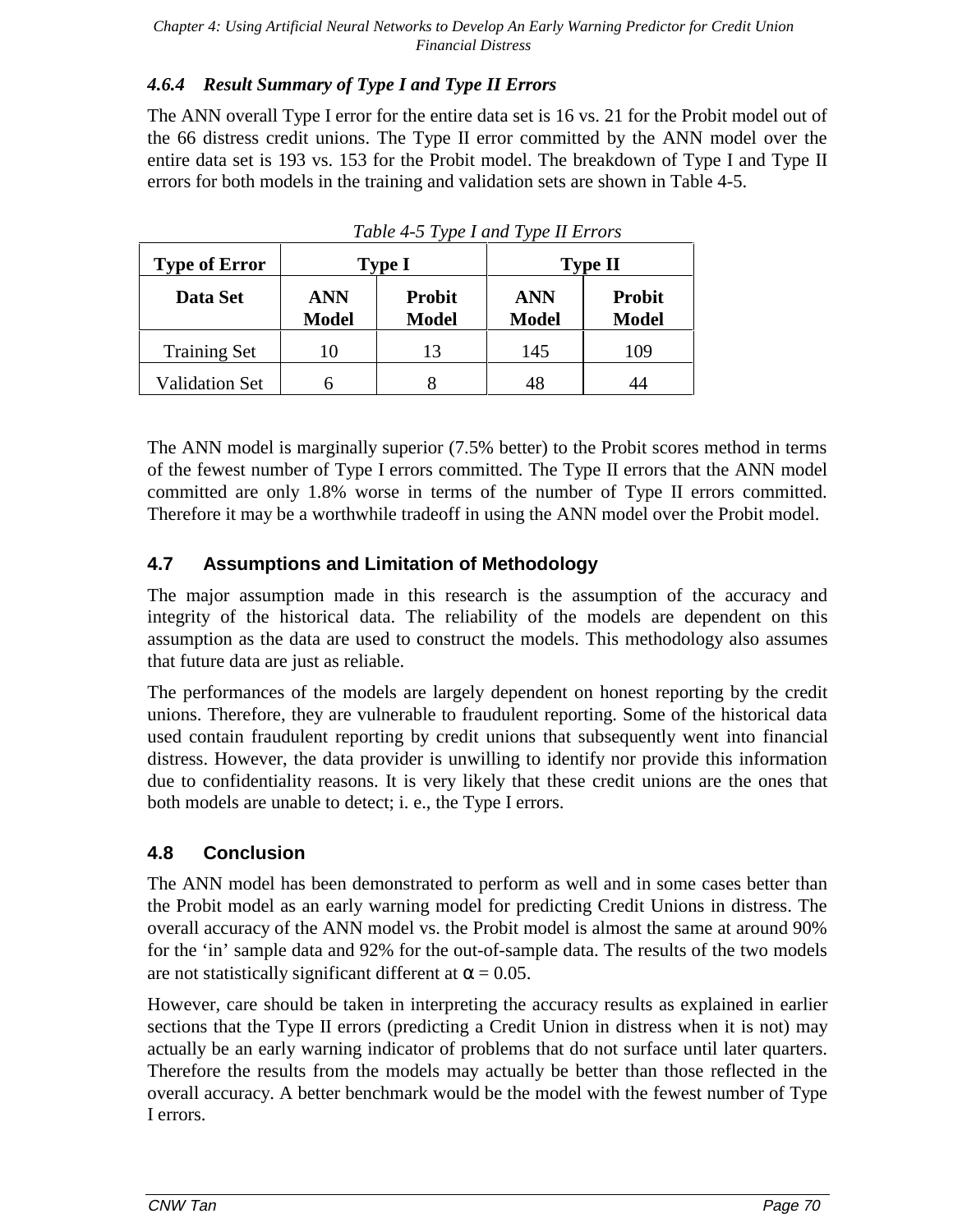### 4.6.4 Result Summary of Type I and Type II Errors

The ANN overall Type I error for the entire data set is 16 vs. 21 for the Probit model out of the 66 distress credit unions. The Type II error committed by the ANN model over the entire data set is 193 vs. 153 for the Probit model. The breakdown of Type I and Type II errors for both models in the training and validation sets are shown in Table 4-5.

*Table 4-5 Type I and Type II Errors*

| **Type of Error** | **Type I** | | **Type II** | |
|---|---|---|---|---|
| **Data Set** | **ANN Model** | **Probit Model** | **ANN Model** | **Probit Model** |
| Training Set | 10 | 13 | 145 | 109 |
| Validation Set | 6 | 8 | 48 | 44 |

The ANN model is marginally superior (7.5% better) to the Probit scores method in terms of the fewest number of Type I errors committed. The Type II errors that the ANN model committed are only 1.8% worse in terms of the number of Type II errors committed. Therefore it may be a worthwhile tradeoff in using the ANN model over the Probit model.

## 4.7 Assumptions and Limitation of Methodology

The major assumption made in this research is the assumption of the accuracy and integrity of the historical data. The reliability of the models are dependent on this assumption as the data are used to construct the models. This methodology also assumes that future data are just as reliable.

The performances of the models are largely dependent on honest reporting by the credit unions. Therefore, they are vulnerable to fraudulent reporting. Some of the historical data used contain fraudulent reporting by credit unions that subsequently went into financial distress. However, the data provider is unwilling to identify nor provide this information due to confidentiality reasons. It is very likely that these credit unions are the ones that both models are unable to detect; i. e., the Type I errors.

## 4.8 Conclusion

The ANN model has been demonstrated to perform as well and in some cases better than the Probit model as an early warning model for predicting Credit Unions in distress. The overall accuracy of the ANN model vs. the Probit model is almost the same at around 90% for the 'in' sample data and 92% for the out-of-sample data. The results of the two models are not statistically significant different at $\alpha = 0.05$.

However, care should be taken in interpreting the accuracy results as explained in earlier sections that the Type II errors (predicting a Credit Union in distress when it is not) may actually be an early warning indicator of problems that do not surface until later quarters. Therefore the results from the models may actually be better than those reflected in the overall accuracy. A better benchmark would be the model with the fewest number of Type I errors.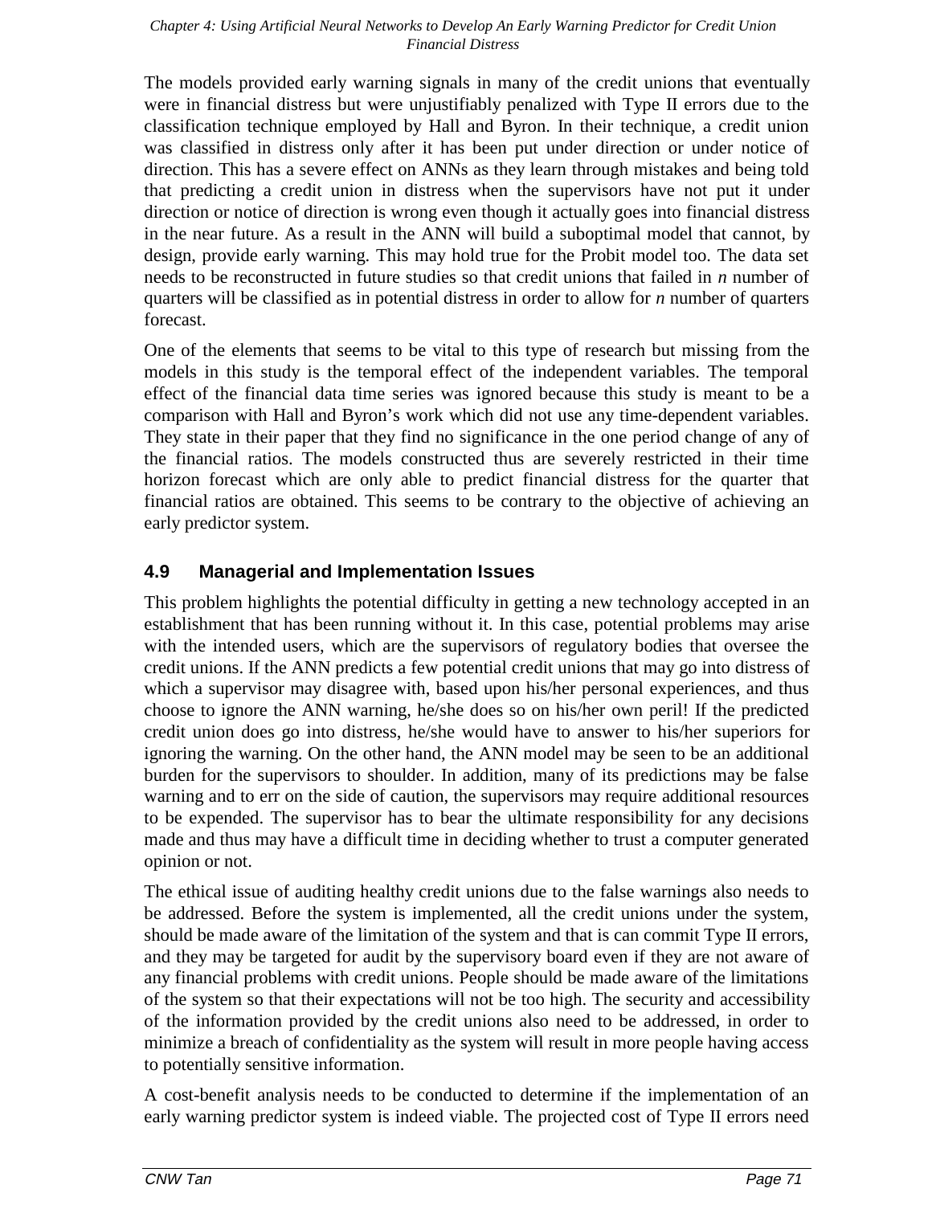The models provided early warning signals in many of the credit unions that eventually were in financial distress but were unjustifiably penalized with Type II errors due to the classification technique employed by Hall and Byron. In their technique, a credit union was classified in distress only after it has been put under direction or under notice of direction. This has a severe effect on ANNs as they learn through mistakes and being told that predicting a credit union in distress when the supervisors have not put it under direction or notice of direction is wrong even though it actually goes into financial distress in the near future. As a result in the ANN will build a suboptimal model that cannot, by design, provide early warning. This may hold true for the Probit model too. The data set needs to be reconstructed in future studies so that credit unions that failed in *n* number of quarters will be classified as in potential distress in order to allow for *n* number of quarters forecast.

One of the elements that seems to be vital to this type of research but missing from the models in this study is the temporal effect of the independent variables. The temporal effect of the financial data time series was ignored because this study is meant to be a comparison with Hall and Byron's work which did not use any time-dependent variables. They state in their paper that they find no significance in the one period change of any of the financial ratios. The models constructed thus are severely restricted in their time horizon forecast which are only able to predict financial distress for the quarter that financial ratios are obtained. This seems to be contrary to the objective of achieving an early predictor system.

## 4.9 Managerial and Implementation Issues

This problem highlights the potential difficulty in getting a new technology accepted in an establishment that has been running without it. In this case, potential problems may arise with the intended users, which are the supervisors of regulatory bodies that oversee the credit unions. If the ANN predicts a few potential credit unions that may go into distress of which a supervisor may disagree with, based upon his/her personal experiences, and thus choose to ignore the ANN warning, he/she does so on his/her own peril! If the predicted credit union does go into distress, he/she would have to answer to his/her superiors for ignoring the warning. On the other hand, the ANN model may be seen to be an additional burden for the supervisors to shoulder. In addition, many of its predictions may be false warning and to err on the side of caution, the supervisors may require additional resources to be expended. The supervisor has to bear the ultimate responsibility for any decisions made and thus may have a difficult time in deciding whether to trust a computer generated opinion or not.

The ethical issue of auditing healthy credit unions due to the false warnings also needs to be addressed. Before the system is implemented, all the credit unions under the system, should be made aware of the limitation of the system and that is can commit Type II errors, and they may be targeted for audit by the supervisory board even if they are not aware of any financial problems with credit unions. People should be made aware of the limitations of the system so that their expectations will not be too high. The security and accessibility of the information provided by the credit unions also need to be addressed, in order to minimize a breach of confidentiality as the system will result in more people having access to potentially sensitive information.

A cost-benefit analysis needs to be conducted to determine if the implementation of an early warning predictor system is indeed viable. The projected cost of Type II errors need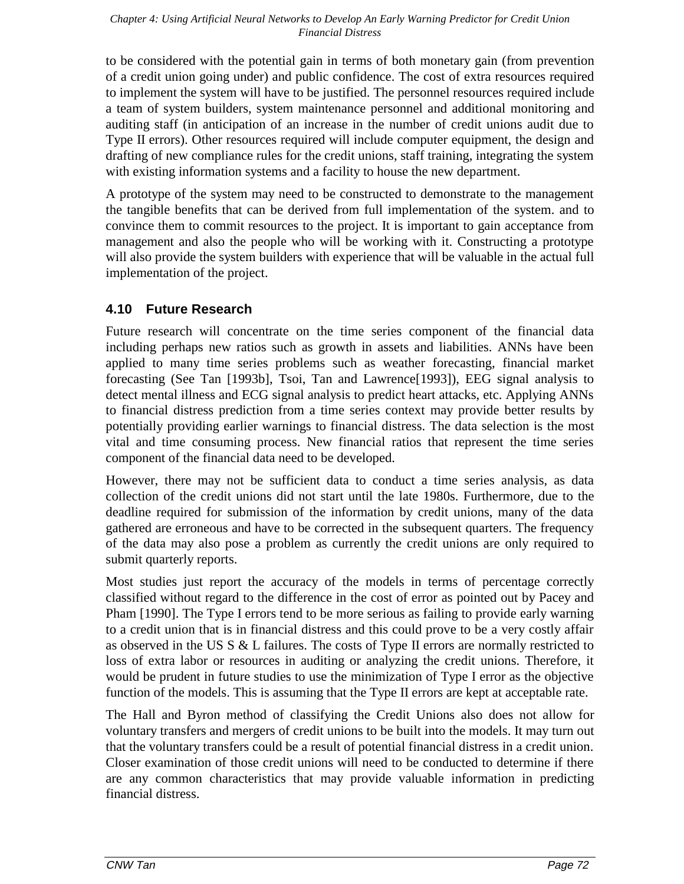to be considered with the potential gain in terms of both monetary gain (from prevention of a credit union going under) and public confidence. The cost of extra resources required to implement the system will have to be justified. The personnel resources required include a team of system builders, system maintenance personnel and additional monitoring and auditing staff (in anticipation of an increase in the number of credit unions audit due to Type II errors). Other resources required will include computer equipment, the design and drafting of new compliance rules for the credit unions, staff training, integrating the system with existing information systems and a facility to house the new department.

A prototype of the system may need to be constructed to demonstrate to the management the tangible benefits that can be derived from full implementation of the system. and to convince them to commit resources to the project. It is important to gain acceptance from management and also the people who will be working with it. Constructing a prototype will also provide the system builders with experience that will be valuable in the actual full implementation of the project.

## 4.10 Future Research

Future research will concentrate on the time series component of the financial data including perhaps new ratios such as growth in assets and liabilities. ANNs have been applied to many time series problems such as weather forecasting, financial market forecasting (See Tan [1993b], Tsoi, Tan and Lawrence[1993]), EEG signal analysis to detect mental illness and ECG signal analysis to predict heart attacks, etc. Applying ANNs to financial distress prediction from a time series context may provide better results by potentially providing earlier warnings to financial distress. The data selection is the most vital and time consuming process. New financial ratios that represent the time series component of the financial data need to be developed.

However, there may not be sufficient data to conduct a time series analysis, as data collection of the credit unions did not start until the late 1980s. Furthermore, due to the deadline required for submission of the information by credit unions, many of the data gathered are erroneous and have to be corrected in the subsequent quarters. The frequency of the data may also pose a problem as currently the credit unions are only required to submit quarterly reports.

Most studies just report the accuracy of the models in terms of percentage correctly classified without regard to the difference in the cost of error as pointed out by Pacey and Pham [1990]. The Type I errors tend to be more serious as failing to provide early warning to a credit union that is in financial distress and this could prove to be a very costly affair as observed in the US S & L failures. The costs of Type II errors are normally restricted to loss of extra labor or resources in auditing or analyzing the credit unions. Therefore, it would be prudent in future studies to use the minimization of Type I error as the objective function of the models. This is assuming that the Type II errors are kept at acceptable rate.

The Hall and Byron method of classifying the Credit Unions also does not allow for voluntary transfers and mergers of credit unions to be built into the models. It may turn out that the voluntary transfers could be a result of potential financial distress in a credit union. Closer examination of those credit unions will need to be conducted to determine if there are any common characteristics that may provide valuable information in predicting financial distress.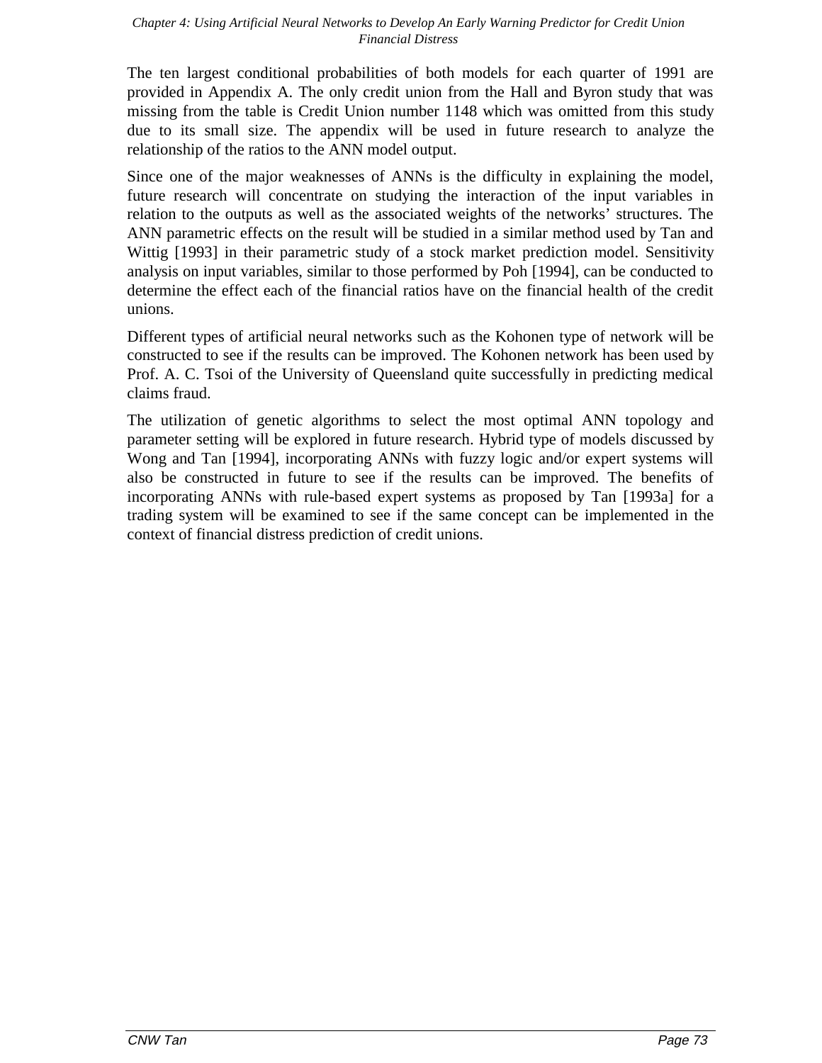The ten largest conditional probabilities of both models for each quarter of 1991 are provided in Appendix A. The only credit union from the Hall and Byron study that was missing from the table is Credit Union number 1148 which was omitted from this study due to its small size. The appendix will be used in future research to analyze the relationship of the ratios to the ANN model output.

Since one of the major weaknesses of ANNs is the difficulty in explaining the model, future research will concentrate on studying the interaction of the input variables in relation to the outputs as well as the associated weights of the networks' structures. The ANN parametric effects on the result will be studied in a similar method used by Tan and Wittig [1993] in their parametric study of a stock market prediction model. Sensitivity analysis on input variables, similar to those performed by Poh [1994], can be conducted to determine the effect each of the financial ratios have on the financial health of the credit unions.

Different types of artificial neural networks such as the Kohonen type of network will be constructed to see if the results can be improved. The Kohonen network has been used by Prof. A. C. Tsoi of the University of Queensland quite successfully in predicting medical claims fraud.

The utilization of genetic algorithms to select the most optimal ANN topology and parameter setting will be explored in future research. Hybrid type of models discussed by Wong and Tan [1994], incorporating ANNs with fuzzy logic and/or expert systems will also be constructed in future to see if the results can be improved. The benefits of incorporating ANNs with rule-based expert systems as proposed by Tan [1993a] for a trading system will be examined to see if the same concept can be implemented in the context of financial distress prediction of credit unions.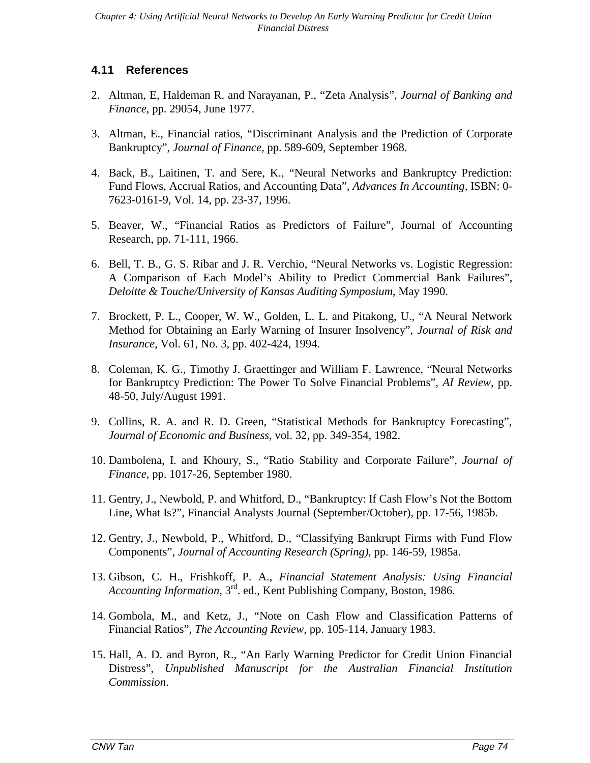## 4.11 References

2. Altman, E, Haldeman R. and Narayanan, P., "Zeta Analysis", *Journal of Banking and Finance*, pp. 29054, June 1977.

3. Altman, E., Financial ratios, "Discriminant Analysis and the Prediction of Corporate Bankruptcy", *Journal of Finance*, pp. 589-609, September 1968.

4. Back, B., Laitinen, T. and Sere, K., "Neural Networks and Bankruptcy Prediction: Fund Flows, Accrual Ratios, and Accounting Data", *Advances In Accounting*, ISBN: 0-7623-0161-9, Vol. 14, pp. 23-37, 1996.

5. Beaver, W., "Financial Ratios as Predictors of Failure", Journal of Accounting Research, pp. 71-111, 1966.

6. Bell, T. B., G. S. Ribar and J. R. Verchio, "Neural Networks vs. Logistic Regression: A Comparison of Each Model's Ability to Predict Commercial Bank Failures", *Deloitte & Touche/University of Kansas Auditing Symposium*, May 1990.

7. Brockett, P. L., Cooper, W. W., Golden, L. L. and Pitakong, U., "A Neural Network Method for Obtaining an Early Warning of Insurer Insolvency", *Journal of Risk and Insurance*, Vol. 61, No. 3, pp. 402-424, 1994.

8. Coleman, K. G., Timothy J. Graettinger and William F. Lawrence, "Neural Networks for Bankruptcy Prediction: The Power To Solve Financial Problems", *AI Review*, pp. 48-50, July/August 1991.

9. Collins, R. A. and R. D. Green, "Statistical Methods for Bankruptcy Forecasting", *Journal of Economic and Business*, vol. 32, pp. 349-354, 1982.

10. Dambolena, I. and Khoury, S., "Ratio Stability and Corporate Failure", *Journal of Finance*, pp. 1017-26, September 1980.

11. Gentry, J., Newbold, P. and Whitford, D., "Bankruptcy: If Cash Flow's Not the Bottom Line, What Is?", Financial Analysts Journal (September/October), pp. 17-56, 1985b.

12. Gentry, J., Newbold, P., Whitford, D., "Classifying Bankrupt Firms with Fund Flow Components", *Journal of Accounting Research (Spring)*, pp. 146-59, 1985a.

13. Gibson, C. H., Frishkoff, P. A., *Financial Statement Analysis: Using Financial Accounting Information*, 3rd. ed., Kent Publishing Company, Boston, 1986.

14. Gombola, M., and Ketz, J., "Note on Cash Flow and Classification Patterns of Financial Ratios", *The Accounting Review*, pp. 105-114, January 1983.

15. Hall, A. D. and Byron, R., "An Early Warning Predictor for Credit Union Financial Distress", *Unpublished Manuscript for the Australian Financial Institution Commission*.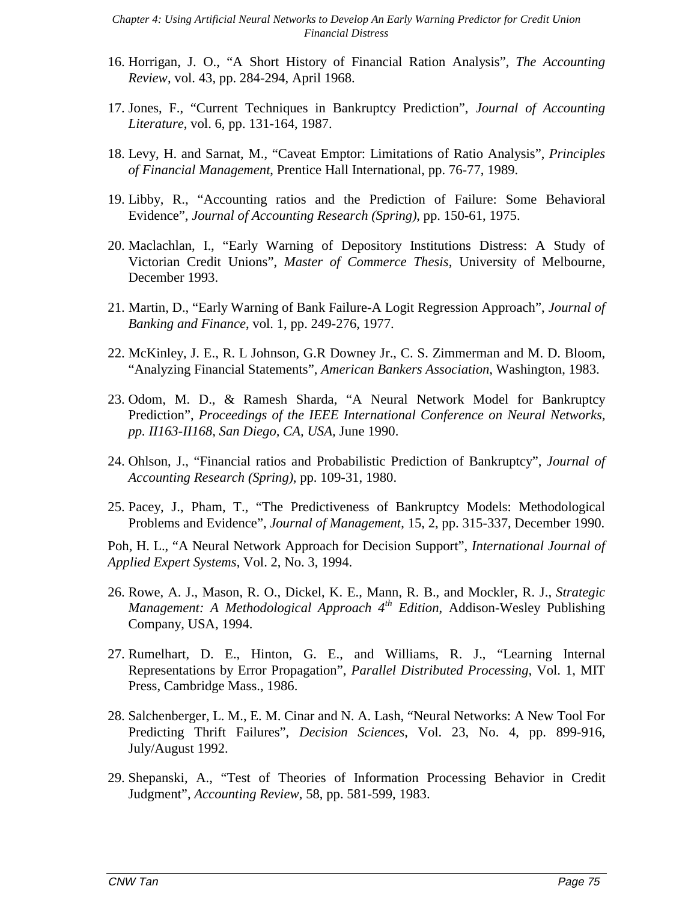16. Horrigan, J. O., "A Short History of Financial Ration Analysis", *The Accounting Review*, vol. 43, pp. 284-294, April 1968.

17. Jones, F., "Current Techniques in Bankruptcy Prediction", *Journal of Accounting Literature*, vol. 6, pp. 131-164, 1987.

18. Levy, H. and Sarnat, M., "Caveat Emptor: Limitations of Ratio Analysis", *Principles of Financial Management*, Prentice Hall International, pp. 76-77, 1989.

19. Libby, R., "Accounting ratios and the Prediction of Failure: Some Behavioral Evidence", *Journal of Accounting Research (Spring)*, pp. 150-61, 1975.

20. Maclachlan, I., "Early Warning of Depository Institutions Distress: A Study of Victorian Credit Unions", *Master of Commerce Thesis*, University of Melbourne, December 1993.

21. Martin, D., "Early Warning of Bank Failure-A Logit Regression Approach", *Journal of Banking and Finance*, vol. 1, pp. 249-276, 1977.

22. McKinley, J. E., R. L Johnson, G.R Downey Jr., C. S. Zimmerman and M. D. Bloom, "Analyzing Financial Statements", *American Bankers Association*, Washington, 1983.

23. Odom, M. D., & Ramesh Sharda, "A Neural Network Model for Bankruptcy Prediction", *Proceedings of the IEEE International Conference on Neural Networks, pp. II163-II168, San Diego, CA, USA*, June 1990.

24. Ohlson, J., "Financial ratios and Probabilistic Prediction of Bankruptcy", *Journal of Accounting Research (Spring)*, pp. 109-31, 1980.

25. Pacey, J., Pham, T., "The Predictiveness of Bankruptcy Models: Methodological Problems and Evidence", *Journal of Management*, 15, 2, pp. 315-337, December 1990.

Poh, H. L., "A Neural Network Approach for Decision Support", *International Journal of Applied Expert Systems*, Vol. 2, No. 3, 1994.

26. Rowe, A. J., Mason, R. O., Dickel, K. E., Mann, R. B., and Mockler, R. J., *Strategic Management: A Methodological Approach 4th Edition*, Addison-Wesley Publishing Company, USA, 1994.

27. Rumelhart, D. E., Hinton, G. E., and Williams, R. J., "Learning Internal Representations by Error Propagation", *Parallel Distributed Processing*, Vol. 1, MIT Press, Cambridge Mass., 1986.

28. Salchenberger, L. M., E. M. Cinar and N. A. Lash, "Neural Networks: A New Tool For Predicting Thrift Failures", *Decision Sciences*, Vol. 23, No. 4, pp. 899-916, July/August 1992.

29. Shepanski, A., "Test of Theories of Information Processing Behavior in Credit Judgment", *Accounting Review*, 58, pp. 581-599, 1983.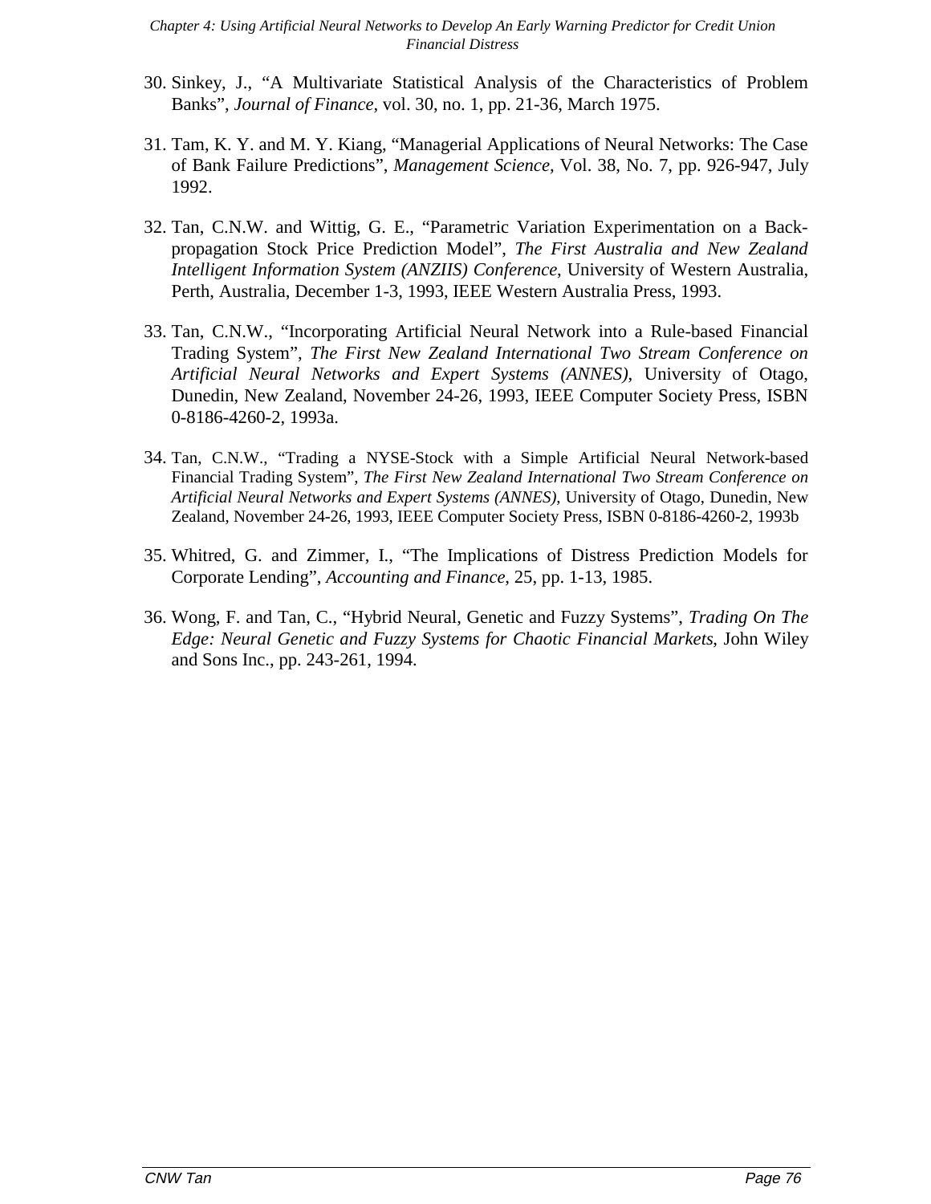30. Sinkey, J., “A Multivariate Statistical Analysis of the Characteristics of Problem Banks”, *Journal of Finance*, vol. 30, no. 1, pp. 21-36, March 1975.

31. Tam, K. Y. and M. Y. Kiang, “Managerial Applications of Neural Networks: The Case of Bank Failure Predictions”, *Management Science*, Vol. 38, No. 7, pp. 926-947, July 1992.

32. Tan, C.N.W. and Wittig, G. E., “Parametric Variation Experimentation on a Back-propagation Stock Price Prediction Model”, *The First Australia and New Zealand Intelligent Information System (ANZIIS) Conference*, University of Western Australia, Perth, Australia, December 1-3, 1993, IEEE Western Australia Press, 1993.

33. Tan, C.N.W., “Incorporating Artificial Neural Network into a Rule-based Financial Trading System”, *The First New Zealand International Two Stream Conference on Artificial Neural Networks and Expert Systems (ANNES)*, University of Otago, Dunedin, New Zealand, November 24-26, 1993, IEEE Computer Society Press, ISBN 0-8186-4260-2, 1993a.

34. Tan, C.N.W., “Trading a NYSE-Stock with a Simple Artificial Neural Network-based Financial Trading System”, *The First New Zealand International Two Stream Conference on Artificial Neural Networks and Expert Systems (ANNES)*, University of Otago, Dunedin, New Zealand, November 24-26, 1993, IEEE Computer Society Press, ISBN 0-8186-4260-2, 1993b

35. Whitred, G. and Zimmer, I., “The Implications of Distress Prediction Models for Corporate Lending”, *Accounting and Finance*, 25, pp. 1-13, 1985.

36. Wong, F. and Tan, C., “Hybrid Neural, Genetic and Fuzzy Systems”, *Trading On The Edge: Neural Genetic and Fuzzy Systems for Chaotic Financial Markets*, John Wiley and Sons Inc., pp. 243-261, 1994.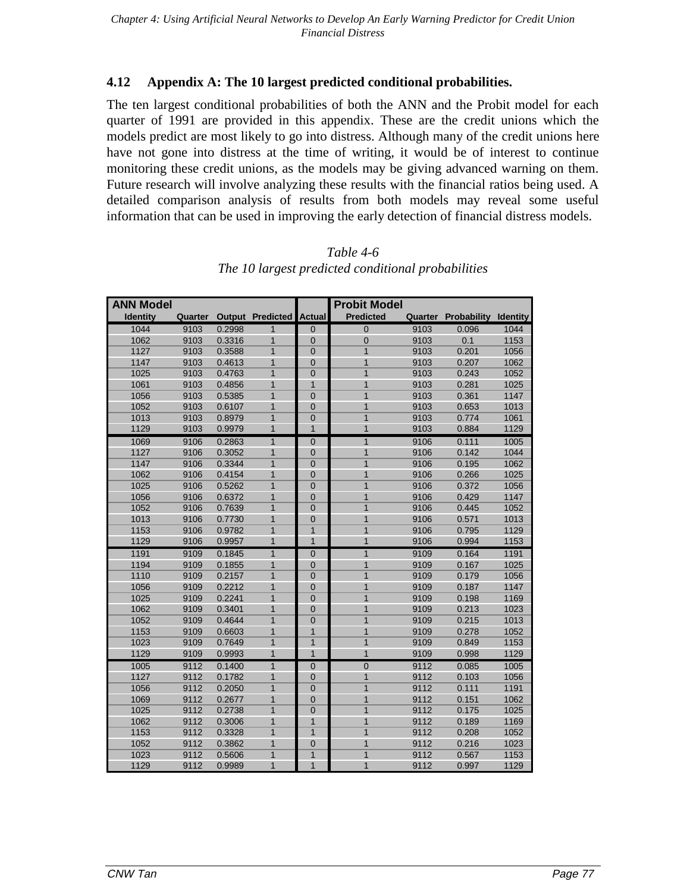## 4.12 Appendix A: The 10 largest predicted conditional probabilities.

The ten largest conditional probabilities of both the ANN and the Probit model for each quarter of 1991 are provided in this appendix. These are the credit unions which the models predict are most likely to go into distress. Although many of the credit unions here have not gone into distress at the time of writing, it would be of interest to continue monitoring these credit unions, as the models may be giving advanced warning on them. Future research will involve analyzing these results with the financial ratios being used. A detailed comparison analysis of results from both models may reveal some useful information that can be used in improving the early detection of financial distress models.

*Table 4-6*
*The 10 largest predicted conditional probabilities*

| ANN Model | | | | | Probit Model | | | |
|---|---|---|---|---|---|---|---|---|
| Identity | Quarter | Output | Predicted | Actual | Predicted | Quarter | Probability | Identity |
| 1044 | 9103 | 0.2998 | 1 | 0 | 0 | 9103 | 0.096 | 1044 |
| 1062 | 9103 | 0.3316 | 1 | 0 | 0 | 9103 | 0.1 | 1153 |
| 1127 | 9103 | 0.3588 | 1 | 0 | 1 | 9103 | 0.201 | 1056 |
| 1147 | 9103 | 0.4613 | 1 | 0 | 1 | 9103 | 0.207 | 1062 |
| 1025 | 9103 | 0.4763 | 1 | 0 | 1 | 9103 | 0.243 | 1052 |
| 1061 | 9103 | 0.4856 | 1 | 1 | 1 | 9103 | 0.281 | 1025 |
| 1056 | 9103 | 0.5385 | 1 | 0 | 1 | 9103 | 0.361 | 1147 |
| 1052 | 9103 | 0.6107 | 1 | 0 | 1 | 9103 | 0.653 | 1013 |
| 1013 | 9103 | 0.8979 | 1 | 0 | 1 | 9103 | 0.774 | 1061 |
| 1129 | 9103 | 0.9979 | 1 | 1 | 1 | 9103 | 0.884 | 1129 |
| 1069 | 9106 | 0.2863 | 1 | 0 | 1 | 9106 | 0.111 | 1005 |
| 1127 | 9106 | 0.3052 | 1 | 0 | 1 | 9106 | 0.142 | 1044 |
| 1147 | 9106 | 0.3344 | 1 | 0 | 1 | 9106 | 0.195 | 1062 |
| 1062 | 9106 | 0.4154 | 1 | 0 | 1 | 9106 | 0.266 | 1025 |
| 1025 | 9106 | 0.5262 | 1 | 0 | 1 | 9106 | 0.372 | 1056 |
| 1056 | 9106 | 0.6372 | 1 | 0 | 1 | 9106 | 0.429 | 1147 |
| 1052 | 9106 | 0.7639 | 1 | 0 | 1 | 9106 | 0.445 | 1052 |
| 1013 | 9106 | 0.7730 | 1 | 0 | 1 | 9106 | 0.571 | 1013 |
| 1153 | 9106 | 0.9782 | 1 | 1 | 1 | 9106 | 0.795 | 1129 |
| 1129 | 9106 | 0.9957 | 1 | 1 | 1 | 9106 | 0.994 | 1153 |
| 1191 | 9109 | 0.1845 | 1 | 0 | 1 | 9109 | 0.164 | 1191 |
| 1194 | 9109 | 0.1855 | 1 | 0 | 1 | 9109 | 0.167 | 1025 |
| 1110 | 9109 | 0.2157 | 1 | 0 | 1 | 9109 | 0.179 | 1056 |
| 1056 | 9109 | 0.2212 | 1 | 0 | 1 | 9109 | 0.187 | 1147 |
| 1025 | 9109 | 0.2241 | 1 | 0 | 1 | 9109 | 0.198 | 1169 |
| 1062 | 9109 | 0.3401 | 1 | 0 | 1 | 9109 | 0.213 | 1023 |
| 1052 | 9109 | 0.4644 | 1 | 0 | 1 | 9109 | 0.215 | 1013 |
| 1153 | 9109 | 0.6603 | 1 | 1 | 1 | 9109 | 0.278 | 1052 |
| 1023 | 9109 | 0.7649 | 1 | 1 | 1 | 9109 | 0.849 | 1153 |
| 1129 | 9109 | 0.9993 | 1 | 1 | 1 | 9109 | 0.998 | 1129 |
| 1005 | 9112 | 0.1400 | 1 | 0 | 0 | 9112 | 0.085 | 1005 |
| 1127 | 9112 | 0.1782 | 1 | 0 | 1 | 9112 | 0.103 | 1056 |
| 1056 | 9112 | 0.2050 | 1 | 0 | 1 | 9112 | 0.111 | 1191 |
| 1069 | 9112 | 0.2677 | 1 | 0 | 1 | 9112 | 0.151 | 1062 |
| 1025 | 9112 | 0.2738 | 1 | 0 | 1 | 9112 | 0.175 | 1025 |
| 1062 | 9112 | 0.3006 | 1 | 1 | 1 | 9112 | 0.189 | 1169 |
| 1153 | 9112 | 0.3328 | 1 | 1 | 1 | 9112 | 0.208 | 1052 |
| 1052 | 9112 | 0.3862 | 1 | 0 | 1 | 9112 | 0.216 | 1023 |
| 1023 | 9112 | 0.5606 | 1 | 1 | 1 | 9112 | 0.567 | 1153 |
| 1129 | 9112 | 0.9989 | 1 | 1 | 1 | 9112 | 0.997 | 1129 |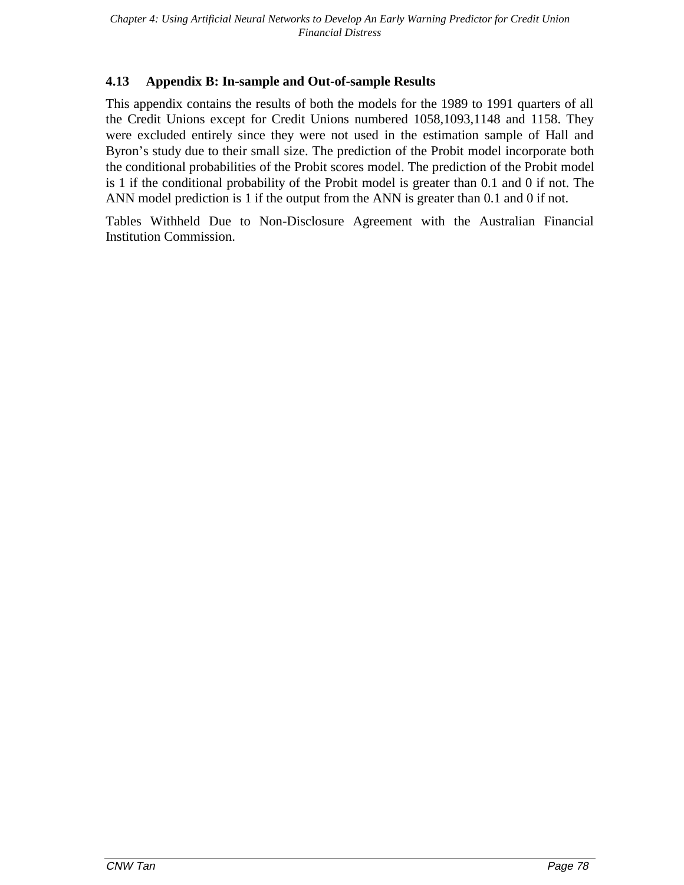## 4.13 Appendix B: In-sample and Out-of-sample Results

This appendix contains the results of both the models for the 1989 to 1991 quarters of all the Credit Unions except for Credit Unions numbered 1058,1093,1148 and 1158. They were excluded entirely since they were not used in the estimation sample of Hall and Byron's study due to their small size. The prediction of the Probit model incorporate both the conditional probabilities of the Probit scores model. The prediction of the Probit model is 1 if the conditional probability of the Probit model is greater than 0.1 and 0 if not. The ANN model prediction is 1 if the output from the ANN is greater than 0.1 and 0 if not.

Tables Withheld Due to Non-Disclosure Agreement with the Australian Financial Institution Commission.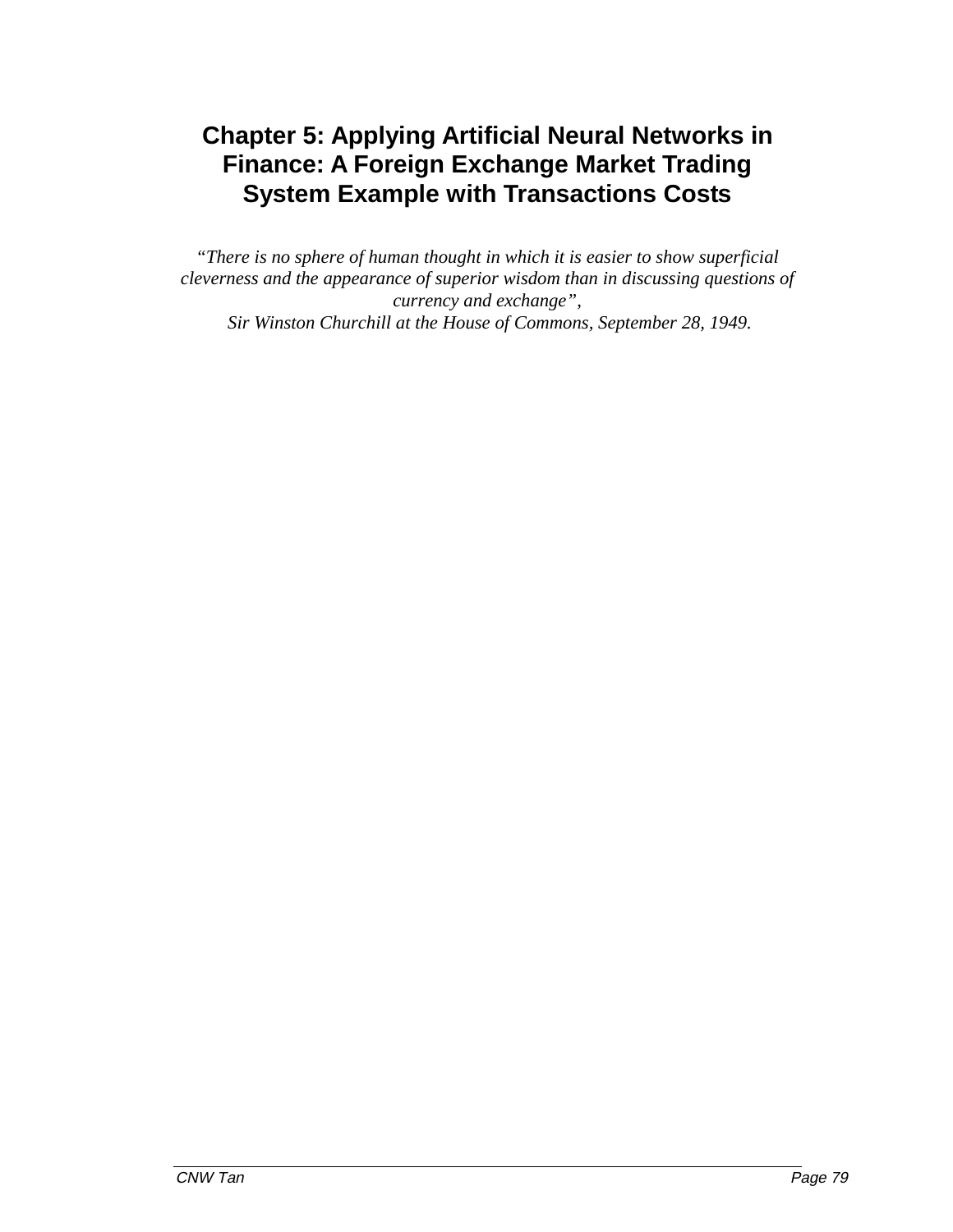# Chapter 5: Applying Artificial Neural Networks in Finance: A Foreign Exchange Market Trading System Example with Transactions Costs

*"There is no sphere of human thought in which it is easier to show superficial cleverness and the appearance of superior wisdom than in discussing questions of currency and exchange",*
*Sir Winston Churchill at the House of Commons, September 28, 1949.*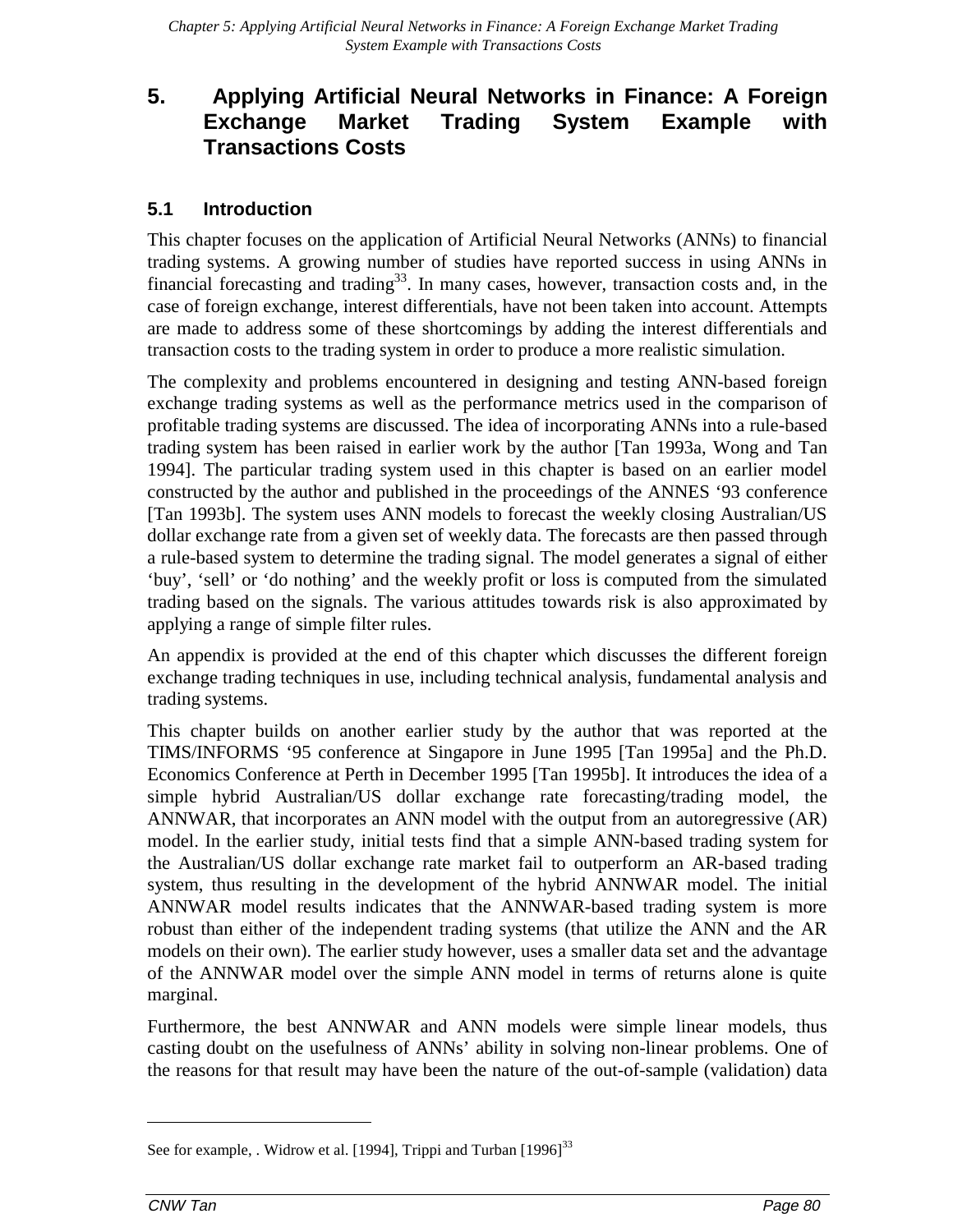# 5. Applying Artificial Neural Networks in Finance: A Foreign Exchange Market Trading System Example with Transactions Costs

## 5.1 Introduction

This chapter focuses on the application of Artificial Neural Networks (ANNs) to financial trading systems. A growing number of studies have reported success in using ANNs in financial forecasting and trading[33]. In many cases, however, transaction costs and, in the case of foreign exchange, interest differentials, have not been taken into account. Attempts are made to address some of these shortcomings by adding the interest differentials and transaction costs to the trading system in order to produce a more realistic simulation.

The complexity and problems encountered in designing and testing ANN-based foreign exchange trading systems as well as the performance metrics used in the comparison of profitable trading systems are discussed. The idea of incorporating ANNs into a rule-based trading system has been raised in earlier work by the author [Tan 1993a, Wong and Tan 1994]. The particular trading system used in this chapter is based on an earlier model constructed by the author and published in the proceedings of the ANNES '93 conference [Tan 1993b]. The system uses ANN models to forecast the weekly closing Australian/US dollar exchange rate from a given set of weekly data. The forecasts are then passed through a rule-based system to determine the trading signal. The model generates a signal of either 'buy', 'sell' or 'do nothing' and the weekly profit or loss is computed from the simulated trading based on the signals. The various attitudes towards risk is also approximated by applying a range of simple filter rules.

An appendix is provided at the end of this chapter which discusses the different foreign exchange trading techniques in use, including technical analysis, fundamental analysis and trading systems.

This chapter builds on another earlier study by the author that was reported at the TIMS/INFORMS '95 conference at Singapore in June 1995 [Tan 1995a] and the Ph.D. Economics Conference at Perth in December 1995 [Tan 1995b]. It introduces the idea of a simple hybrid Australian/US dollar exchange rate forecasting/trading model, the ANNWAR, that incorporates an ANN model with the output from an autoregressive (AR) model. In the earlier study, initial tests find that a simple ANN-based trading system for the Australian/US dollar exchange rate market fail to outperform an AR-based trading system, thus resulting in the development of the hybrid ANNWAR model. The initial ANNWAR model results indicates that the ANNWAR-based trading system is more robust than either of the independent trading systems (that utilize the ANN and the AR models on their own). The earlier study however, uses a smaller data set and the advantage of the ANNWAR model over the simple ANN model in terms of returns alone is quite marginal.

Furthermore, the best ANNWAR and ANN models were simple linear models, thus casting doubt on the usefulness of ANNs' ability in solving non-linear problems. One of the reasons for that result may have been the nature of the out-of-sample (validation) data

---

See for example, . Widrow et al. [1994], Trippi and Turban [1996][33]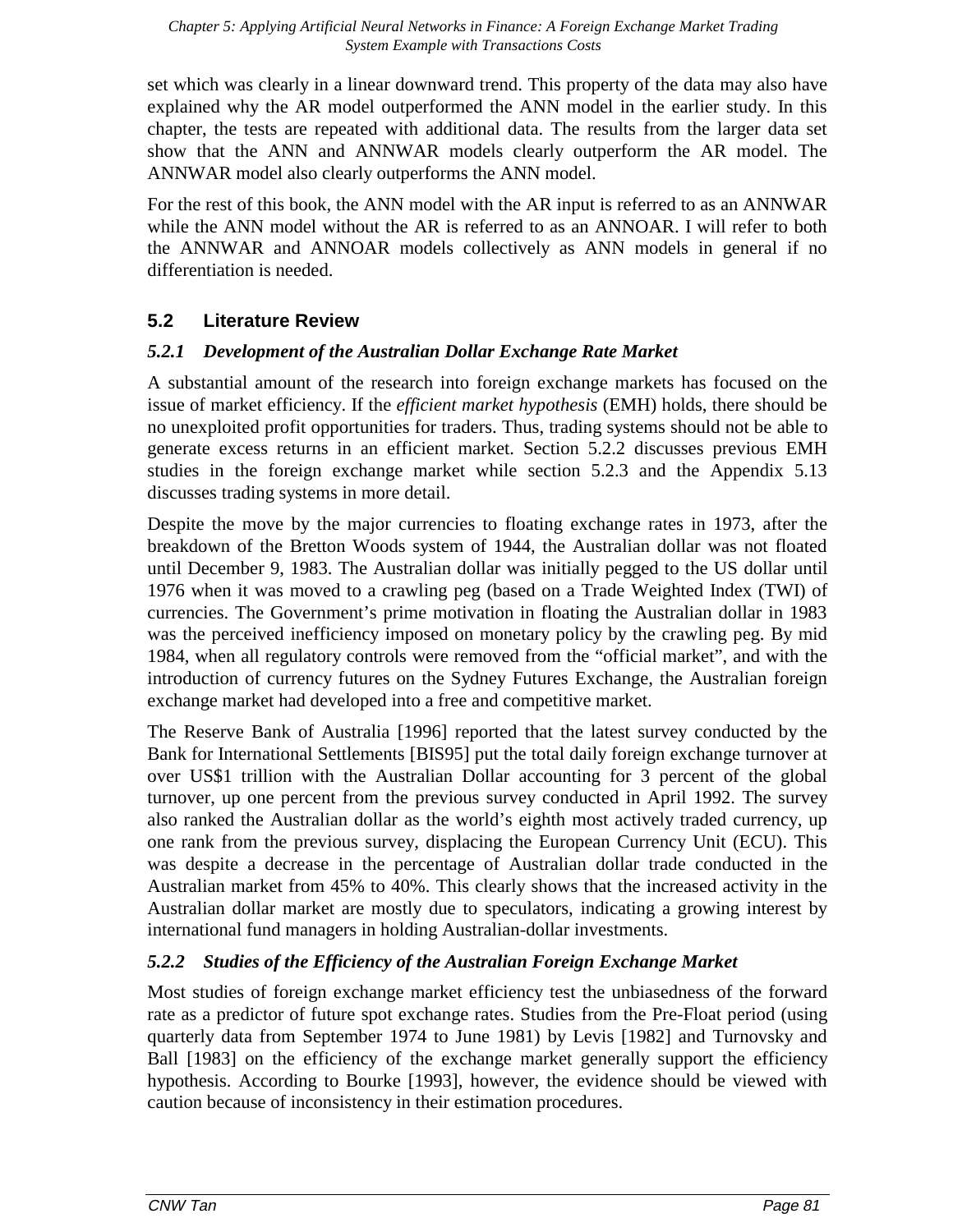set which was clearly in a linear downward trend. This property of the data may also have explained why the AR model outperformed the ANN model in the earlier study. In this chapter, the tests are repeated with additional data. The results from the larger data set show that the ANN and ANNWAR models clearly outperform the AR model. The ANNWAR model also clearly outperforms the ANN model.

For the rest of this book, the ANN model with the AR input is referred to as an ANNWAR while the ANN model without the AR is referred to as an ANNOAR. I will refer to both the ANNWAR and ANNOAR models collectively as ANN models in general if no differentiation is needed.

## 5.2 Literature Review

### *5.2.1 Development of the Australian Dollar Exchange Rate Market*

A substantial amount of the research into foreign exchange markets has focused on the issue of market efficiency. If the *efficient market hypothesis* (EMH) holds, there should be no unexploited profit opportunities for traders. Thus, trading systems should not be able to generate excess returns in an efficient market. Section 5.2.2 discusses previous EMH studies in the foreign exchange market while section 5.2.3 and the Appendix 5.13 discusses trading systems in more detail.

Despite the move by the major currencies to floating exchange rates in 1973, after the breakdown of the Bretton Woods system of 1944, the Australian dollar was not floated until December 9, 1983. The Australian dollar was initially pegged to the US dollar until 1976 when it was moved to a crawling peg (based on a Trade Weighted Index (TWI) of currencies. The Government's prime motivation in floating the Australian dollar in 1983 was the perceived inefficiency imposed on monetary policy by the crawling peg. By mid 1984, when all regulatory controls were removed from the "official market", and with the introduction of currency futures on the Sydney Futures Exchange, the Australian foreign exchange market had developed into a free and competitive market.

The Reserve Bank of Australia [1996] reported that the latest survey conducted by the Bank for International Settlements [BIS95] put the total daily foreign exchange turnover at over US$1 trillion with the Australian Dollar accounting for 3 percent of the global turnover, up one percent from the previous survey conducted in April 1992. The survey also ranked the Australian dollar as the world's eighth most actively traded currency, up one rank from the previous survey, displacing the European Currency Unit (ECU). This was despite a decrease in the percentage of Australian dollar trade conducted in the Australian market from 45% to 40%. This clearly shows that the increased activity in the Australian dollar market are mostly due to speculators, indicating a growing interest by international fund managers in holding Australian-dollar investments.

### *5.2.2 Studies of the Efficiency of the Australian Foreign Exchange Market*

Most studies of foreign exchange market efficiency test the unbiasedness of the forward rate as a predictor of future spot exchange rates. Studies from the Pre-Float period (using quarterly data from September 1974 to June 1981) by Levis [1982] and Turnovsky and Ball [1983] on the efficiency of the exchange market generally support the efficiency hypothesis. According to Bourke [1993], however, the evidence should be viewed with caution because of inconsistency in their estimation procedures.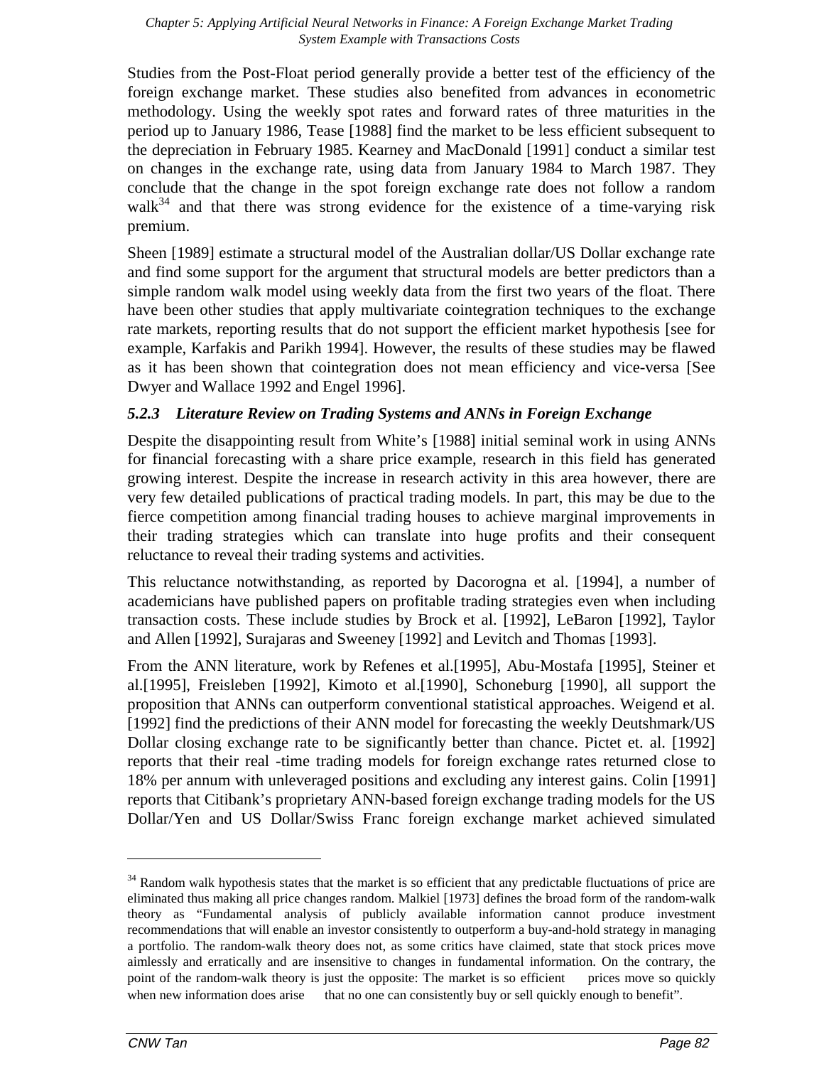Studies from the Post-Float period generally provide a better test of the efficiency of the foreign exchange market. These studies also benefited from advances in econometric methodology. Using the weekly spot rates and forward rates of three maturities in the period up to January 1986, Tease [1988] find the market to be less efficient subsequent to the depreciation in February 1985. Kearney and MacDonald [1991] conduct a similar test on changes in the exchange rate, using data from January 1984 to March 1987. They conclude that the change in the spot foreign exchange rate does not follow a random walk[34] and that there was strong evidence for the existence of a time-varying risk premium.

Sheen [1989] estimate a structural model of the Australian dollar/US Dollar exchange rate and find some support for the argument that structural models are better predictors than a simple random walk model using weekly data from the first two years of the float. There have been other studies that apply multivariate cointegration techniques to the exchange rate markets, reporting results that do not support the efficient market hypothesis [see for example, Karfakis and Parikh 1994]. However, the results of these studies may be flawed as it has been shown that cointegration does not mean efficiency and vice-versa [See Dwyer and Wallace 1992 and Engel 1996].

### *5.2.3 Literature Review on Trading Systems and ANNs in Foreign Exchange*

Despite the disappointing result from White's [1988] initial seminal work in using ANNs for financial forecasting with a share price example, research in this field has generated growing interest. Despite the increase in research activity in this area however, there are very few detailed publications of practical trading models. In part, this may be due to the fierce competition among financial trading houses to achieve marginal improvements in their trading strategies which can translate into huge profits and their consequent reluctance to reveal their trading systems and activities.

This reluctance notwithstanding, as reported by Dacorogna et al. [1994], a number of academicians have published papers on profitable trading strategies even when including transaction costs. These include studies by Brock et al. [1992], LeBaron [1992], Taylor and Allen [1992], Surajaras and Sweeney [1992] and Levitch and Thomas [1993].

From the ANN literature, work by Refenes et al.[1995], Abu-Mostafa [1995], Steiner et al.[1995], Freisleben [1992], Kimoto et al.[1990], Schoneburg [1990], all support the proposition that ANNs can outperform conventional statistical approaches. Weigend et al. [1992] find the predictions of their ANN model for forecasting the weekly Deutshmark/US Dollar closing exchange rate to be significantly better than chance. Pictet et. al. [1992] reports that their real -time trading models for foreign exchange rates returned close to 18% per annum with unleveraged positions and excluding any interest gains. Colin [1991] reports that Citibank's proprietary ANN-based foreign exchange trading models for the US Dollar/Yen and US Dollar/Swiss Franc foreign exchange market achieved simulated

---

[34] Random walk hypothesis states that the market is so efficient that any predictable fluctuations of price are eliminated thus making all price changes random. Malkiel [1973] defines the broad form of the random-walk theory as "Fundamental analysis of publicly available information cannot produce investment recommendations that will enable an investor consistently to outperform a buy-and-hold strategy in managing a portfolio. The random-walk theory does not, as some critics have claimed, state that stock prices move aimlessly and erratically and are insensitive to changes in fundamental information. On the contrary, the point of the random-walk theory is just the opposite: The market is so efficient prices move so quickly when new information does arise that no one can consistently buy or sell quickly enough to benefit".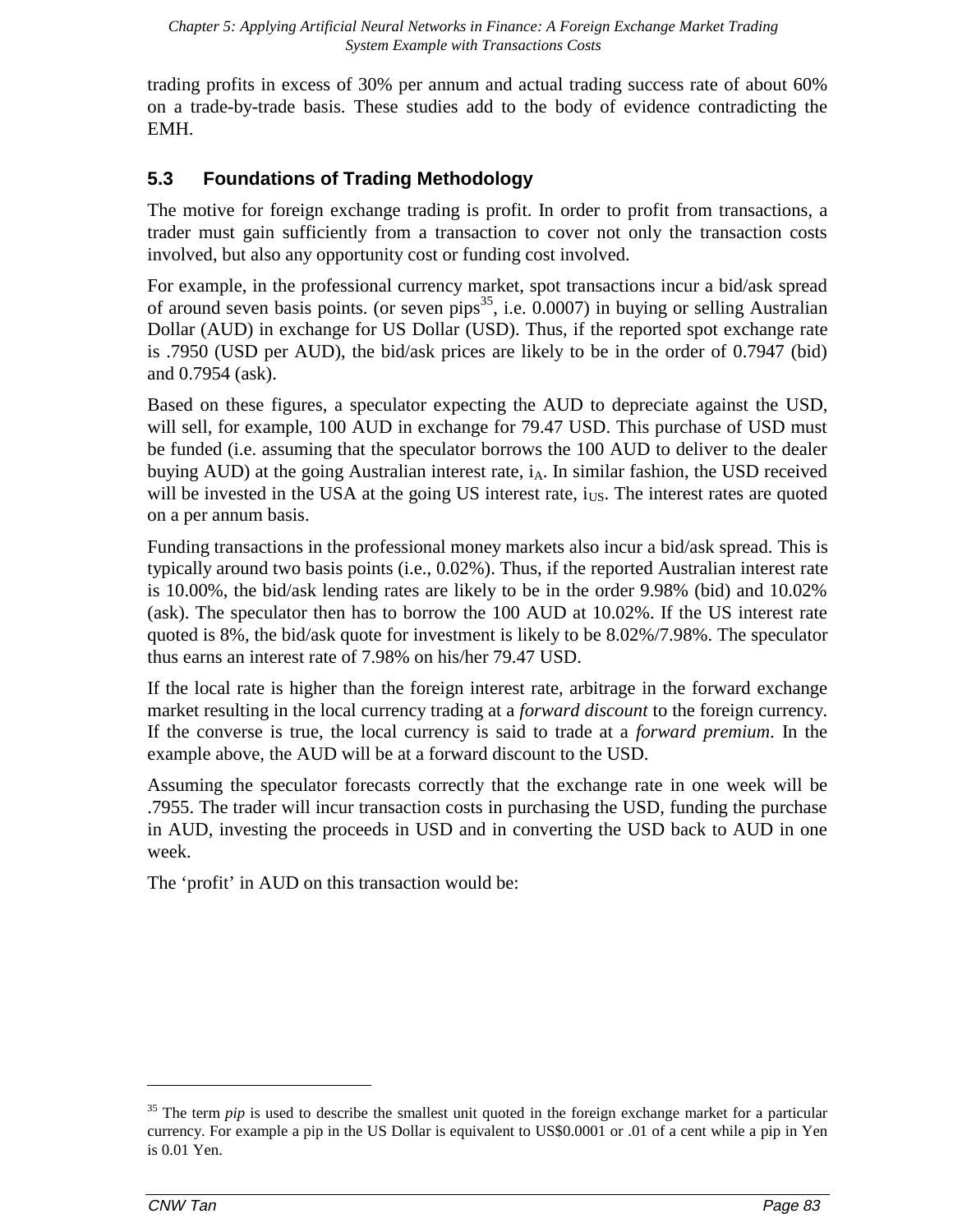trading profits in excess of 30% per annum and actual trading success rate of about 60% on a trade-by-trade basis. These studies add to the body of evidence contradicting the EMH.

## 5.3 Foundations of Trading Methodology

The motive for foreign exchange trading is profit. In order to profit from transactions, a trader must gain sufficiently from a transaction to cover not only the transaction costs involved, but also any opportunity cost or funding cost involved.

For example, in the professional currency market, spot transactions incur a bid/ask spread of around seven basis points. (or seven pips[35], i.e. 0.0007) in buying or selling Australian Dollar (AUD) in exchange for US Dollar (USD). Thus, if the reported spot exchange rate is .7950 (USD per AUD), the bid/ask prices are likely to be in the order of 0.7947 (bid) and 0.7954 (ask).

Based on these figures, a speculator expecting the AUD to depreciate against the USD, will sell, for example, 100 AUD in exchange for 79.47 USD. This purchase of USD must be funded (i.e. assuming that the speculator borrows the 100 AUD to deliver to the dealer buying AUD) at the going Australian interest rate, $i_A$. In similar fashion, the USD received will be invested in the USA at the going US interest rate, $i_{US}$. The interest rates are quoted on a per annum basis.

Funding transactions in the professional money markets also incur a bid/ask spread. This is typically around two basis points (i.e., 0.02%). Thus, if the reported Australian interest rate is 10.00%, the bid/ask lending rates are likely to be in the order 9.98% (bid) and 10.02% (ask). The speculator then has to borrow the 100 AUD at 10.02%. If the US interest rate quoted is 8%, the bid/ask quote for investment is likely to be 8.02%/7.98%. The speculator thus earns an interest rate of 7.98% on his/her 79.47 USD.

If the local rate is higher than the foreign interest rate, arbitrage in the forward exchange market resulting in the local currency trading at a *forward discount* to the foreign currency. If the converse is true, the local currency is said to trade at a *forward premium*. In the example above, the AUD will be at a forward discount to the USD.

Assuming the speculator forecasts correctly that the exchange rate in one week will be .7955. The trader will incur transaction costs in purchasing the USD, funding the purchase in AUD, investing the proceeds in USD and in converting the USD back to AUD in one week.

The 'profit' in AUD on this transaction would be:

---

[35] The term *pip* is used to describe the smallest unit quoted in the foreign exchange market for a particular currency. For example a pip in the US Dollar is equivalent to US$0.0001 or .01 of a cent while a pip in Yen is 0.01 Yen.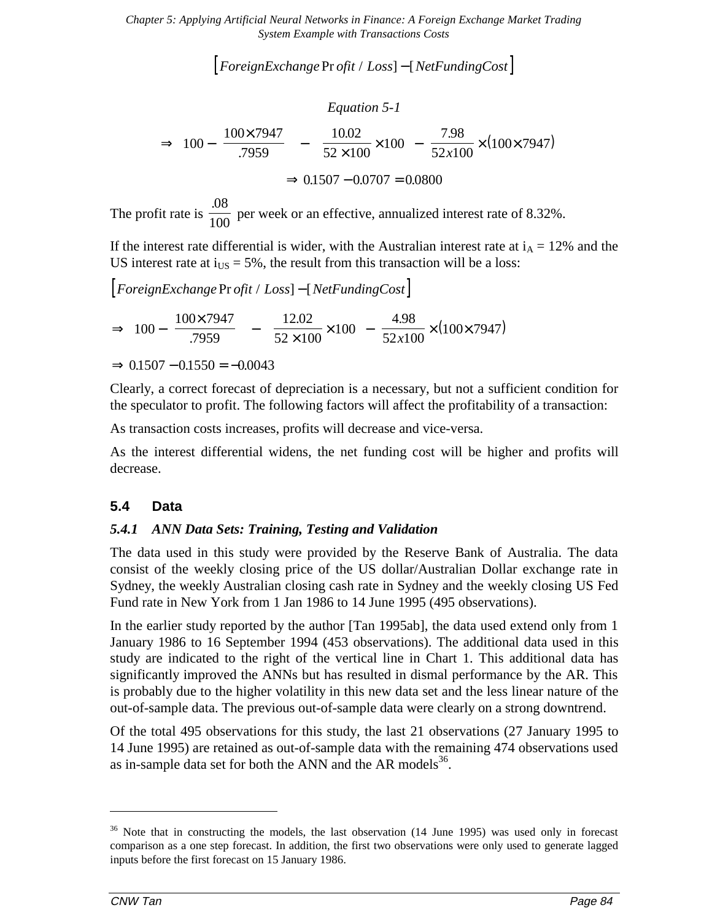$$\left[ ForeignExchange\ Profit / Loss \right] - \left[ NetFundingCost \right]$$

*Equation 5-1*

$$\Rightarrow \quad 100 - \frac{100 \times 7947}{.7959} \quad - \quad \frac{10.02}{52 \times 100} \times 100 \;\; - \frac{7.98}{52x100} \times (100 \times 7947)$$

$$\Rightarrow 0.1507 - 0.0707 = 0.0800$$

The profit rate is $\frac{.08}{100}$ per week or an effective, annualized interest rate of 8.32%.

If the interest rate differential is wider, with the Australian interest rate at $i_A$ = 12% and the US interest rate at $i_{US}$ = 5%, the result from this transaction will be a loss:

$$\left[ ForeignExchange\ Profit / Loss \right] - \left[ NetFundingCost \right]$$

$$\Rightarrow \quad 100 - \frac{100 \times 7947}{.7959} \quad - \quad \frac{12.02}{52 \times 100} \times 100 \;\; - \frac{4.98}{52x100} \times (100 \times 7947)$$

$$\Rightarrow 0.1507 - 0.1550 = -0.0043$$

Clearly, a correct forecast of depreciation is a necessary, but not a sufficient condition for the speculator to profit. The following factors will affect the profitability of a transaction:

As transaction costs increases, profits will decrease and vice-versa.

As the interest differential widens, the net funding cost will be higher and profits will decrease.

## 5.4 Data

### *5.4.1 ANN Data Sets: Training, Testing and Validation*

The data used in this study were provided by the Reserve Bank of Australia. The data consist of the weekly closing price of the US dollar/Australian Dollar exchange rate in Sydney, the weekly Australian closing cash rate in Sydney and the weekly closing US Fed Fund rate in New York from 1 Jan 1986 to 14 June 1995 (495 observations).

In the earlier study reported by the author [Tan 1995ab], the data used extend only from 1 January 1986 to 16 September 1994 (453 observations). The additional data used in this study are indicated to the right of the vertical line in Chart 1. This additional data has significantly improved the ANNs but has resulted in dismal performance by the AR. This is probably due to the higher volatility in this new data set and the less linear nature of the out-of-sample data. The previous out-of-sample data were clearly on a strong downtrend.

Of the total 495 observations for this study, the last 21 observations (27 January 1995 to 14 June 1995) are retained as out-of-sample data with the remaining 474 observations used as in-sample data set for both the ANN and the AR models[36].

---

[36] Note that in constructing the models, the last observation (14 June 1995) was used only in forecast comparison as a one step forecast. In addition, the first two observations were only used to generate lagged inputs before the first forecast on 15 January 1986.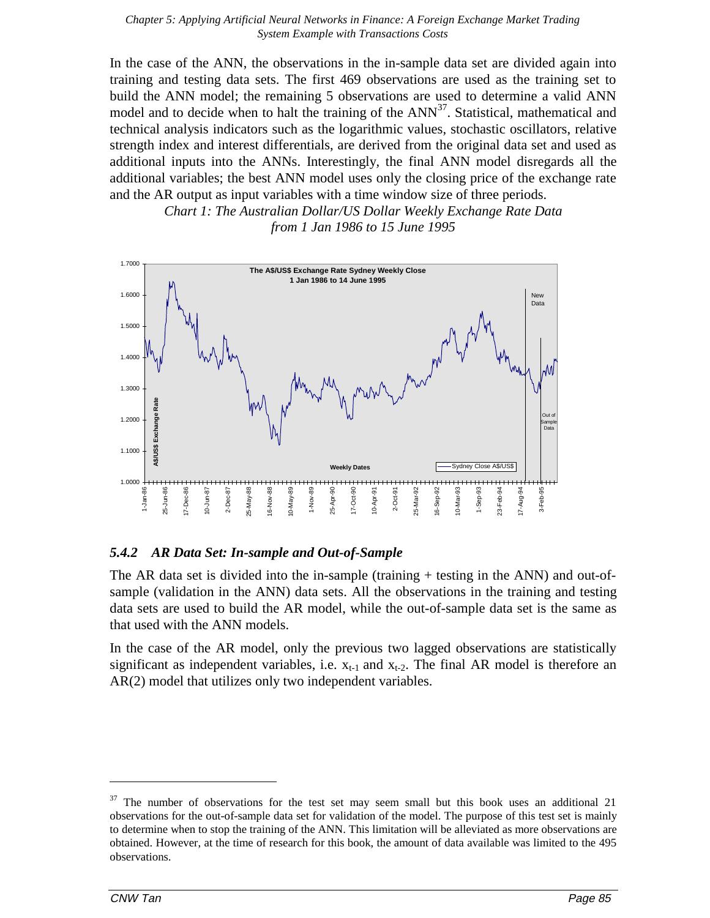In the case of the ANN, the observations in the in-sample data set are divided again into training and testing data sets. The first 469 observations are used as the training set to build the ANN model; the remaining 5 observations are used to determine a valid ANN model and to decide when to halt the training of the ANN[37]. Statistical, mathematical and technical analysis indicators such as the logarithmic values, stochastic oscillators, relative strength index and interest differentials, are derived from the original data set and used as additional inputs into the ANNs. Interestingly, the final ANN model disregards all the additional variables; the best ANN model uses only the closing price of the exchange rate and the AR output as input variables with a time window size of three periods.

*Chart 1: The Australian Dollar/US Dollar Weekly Exchange Rate Data from 1 Jan 1986 to 15 June 1995*

### *5.4.2 AR Data Set: In-sample and Out-of-Sample*

The AR data set is divided into the in-sample (training + testing in the ANN) and out-of-sample (validation in the ANN) data sets. All the observations in the training and testing data sets are used to build the AR model, while the out-of-sample data set is the same as that used with the ANN models.

In the case of the AR model, only the previous two lagged observations are statistically significant as independent variables, i.e. $x_{t-1}$ and $x_{t-2}$. The final AR model is therefore an AR(2) model that utilizes only two independent variables.

---

[37] The number of observations for the test set may seem small but this book uses an additional 21 observations for the out-of-sample data set for validation of the model. The purpose of this test set is mainly to determine when to stop the training of the ANN. This limitation will be alleviated as more observations are obtained. However, at the time of research for this book, the amount of data available was limited to the 495 observations.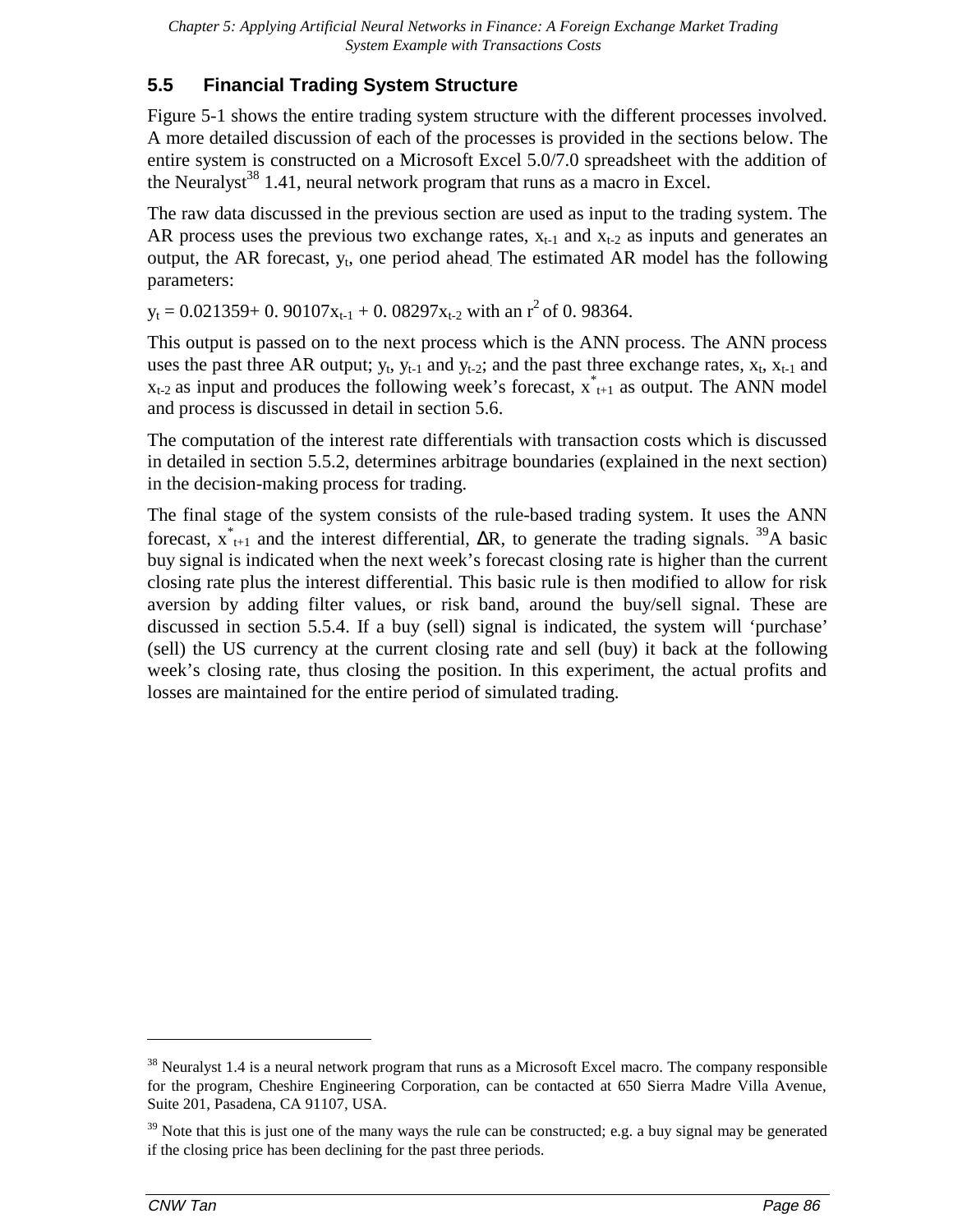## 5.5 Financial Trading System Structure

Figure 5-1 shows the entire trading system structure with the different processes involved. A more detailed discussion of each of the processes is provided in the sections below. The entire system is constructed on a Microsoft Excel 5.0/7.0 spreadsheet with the addition of the Neuralyst[38] 1.41, neural network program that runs as a macro in Excel.

The raw data discussed in the previous section are used as input to the trading system. The AR process uses the previous two exchange rates, $x_{t-1}$ and $x_{t-2}$ as inputs and generates an output, the AR forecast, $y_t$, one period ahead. The estimated AR model has the following parameters:

$y_t = 0.021359 + 0.90107x_{t-1} + 0.08297x_{t-2}$ with an $r^2$ of 0.98364.

This output is passed on to the next process which is the ANN process. The ANN process uses the past three AR output; $y_t$, $y_{t-1}$ and $y_{t-2}$; and the past three exchange rates, $x_t$, $x_{t-1}$ and $x_{t-2}$ as input and produces the following week's forecast, $x^*_{t+1}$ as output. The ANN model and process is discussed in detail in section 5.6.

The computation of the interest rate differentials with transaction costs which is discussed in detailed in section 5.5.2, determines arbitrage boundaries (explained in the next section) in the decision-making process for trading.

The final stage of the system consists of the rule-based trading system. It uses the ANN forecast, $x^*_{t+1}$ and the interest differential, $\Delta R$, to generate the trading signals. [39]A basic buy signal is indicated when the next week's forecast closing rate is higher than the current closing rate plus the interest differential. This basic rule is then modified to allow for risk aversion by adding filter values, or risk band, around the buy/sell signal. These are discussed in section 5.5.4. If a buy (sell) signal is indicated, the system will 'purchase' (sell) the US currency at the current closing rate and sell (buy) it back at the following week's closing rate, thus closing the position. In this experiment, the actual profits and losses are maintained for the entire period of simulated trading.

---

[38] Neuralyst 1.4 is a neural network program that runs as a Microsoft Excel macro. The company responsible for the program, Cheshire Engineering Corporation, can be contacted at 650 Sierra Madre Villa Avenue, Suite 201, Pasadena, CA 91107, USA.

[39] Note that this is just one of the many ways the rule can be constructed; e.g. a buy signal may be generated if the closing price has been declining for the past three periods.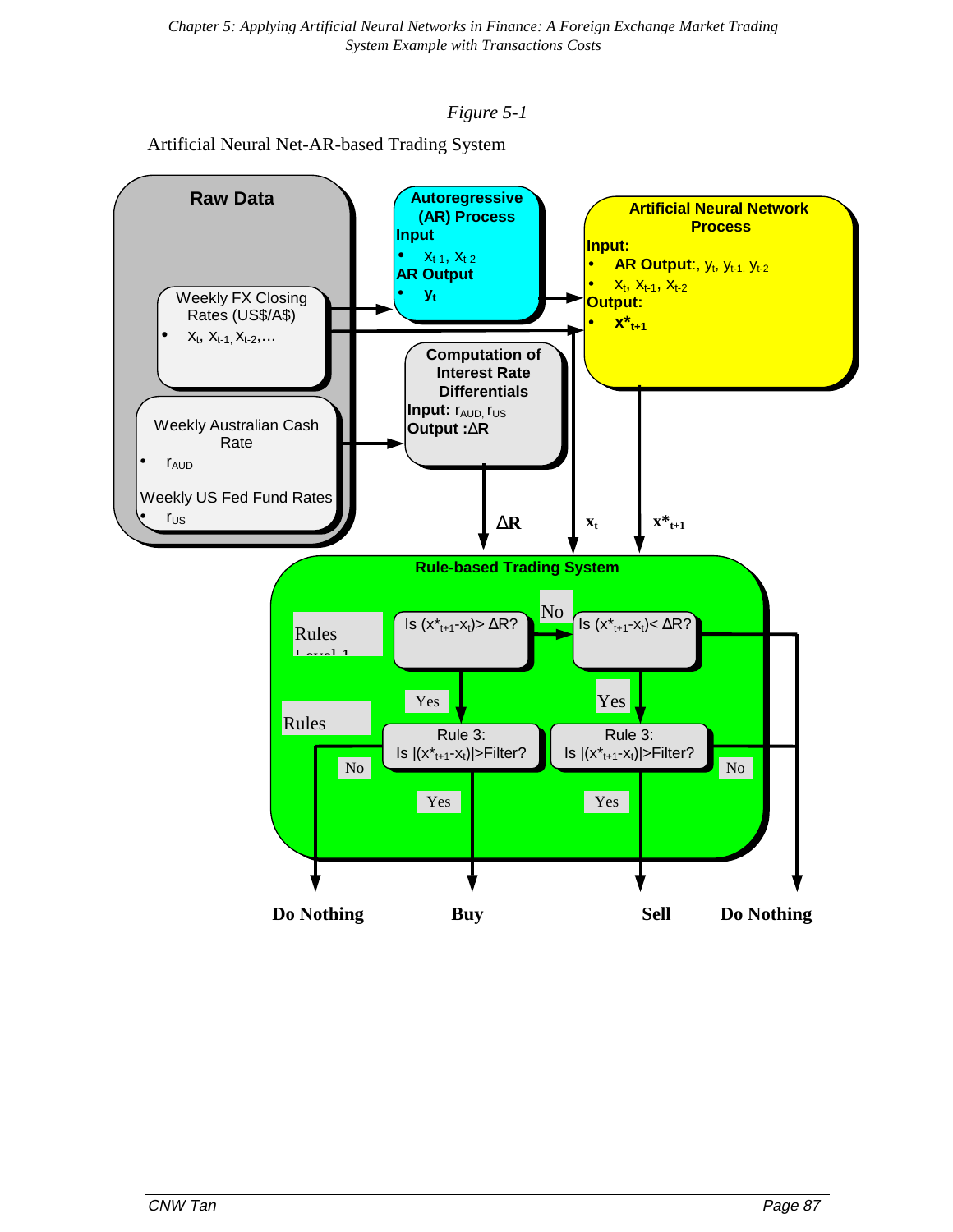*Figure 5-1*

Artificial Neural Net-AR-based Trading System

**Raw Data**

Weekly FX Closing Rates (US$/A$)
- $x_t$, $x_{t-1}$, $x_{t-2}$,…

Weekly Australian Cash Rate
- $r_{AUD}$

Weekly US Fed Fund Rates
- $r_{US}$

**Autoregressive (AR) Process**
**Input**
- $x_{t-1}$, $x_{t-2}$

**AR Output**
- $y_t$

**Artificial Neural Network Process**
**Input:**
- **AR Output**:, $y_t$, $y_{t-1}$, $y_{t-2}$
- $x_t$, $x_{t-1}$, $x_{t-2}$

**Output:**
- $x^*_{t+1}$

**Computation of Interest Rate Differentials**
**Input:** $r_{AUD}$, $r_{US}$
**Output :** $\Delta R$

$\Delta R$ $x_t$ $x^*_{t+1}$

**Rule-based Trading System**

Rules Level 1

Is $(x^*_{t+1}-x_t) > \Delta R$? — No → Is $(x^*_{t+1}-x_t) < \Delta R$? — No → Do Nothing

Rules

Yes → Rule 3: Is $|(x^*_{t+1}-x_t)|$>Filter? — No → Do Nothing; Yes → Buy

Yes → Rule 3: Is $|(x^*_{t+1}-x_t)|$>Filter? — No → Do Nothing; Yes → Sell

**Do Nothing** **Buy** **Sell** **Do Nothing**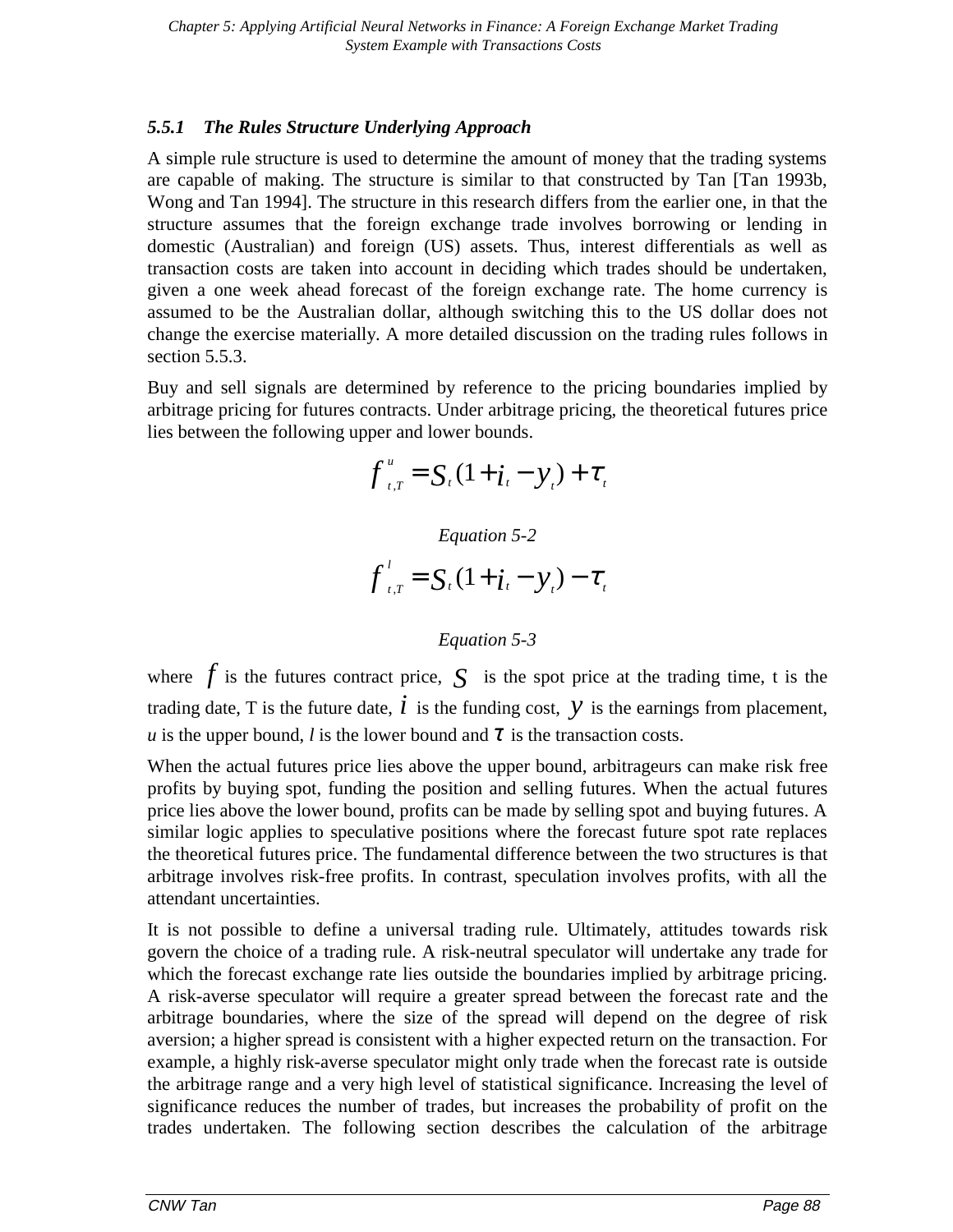### 5.5.1 The Rules Structure Underlying Approach

A simple rule structure is used to determine the amount of money that the trading systems are capable of making. The structure is similar to that constructed by Tan [Tan 1993b, Wong and Tan 1994]. The structure in this research differs from the earlier one, in that the structure assumes that the foreign exchange trade involves borrowing or lending in domestic (Australian) and foreign (US) assets. Thus, interest differentials as well as transaction costs are taken into account in deciding which trades should be undertaken, given a one week ahead forecast of the foreign exchange rate. The home currency is assumed to be the Australian dollar, although switching this to the US dollar does not change the exercise materially. A more detailed discussion on the trading rules follows in section 5.5.3.

Buy and sell signals are determined by reference to the pricing boundaries implied by arbitrage pricing for futures contracts. Under arbitrage pricing, the theoretical futures price lies between the following upper and lower bounds.

$$f^{u}_{t,T} = S_t(1 + i_t - y_t) + \tau_t$$

*Equation 5-2*

$$f^{l}_{t,T} = S_t(1 + i_t - y_t) - \tau_t$$

*Equation 5-3*

where $f$ is the futures contract price, $S$ is the spot price at the trading time, t is the trading date, T is the future date, $i$ is the funding cost, $y$ is the earnings from placement, *u* is the upper bound, *l* is the lower bound and $\tau$ is the transaction costs.

When the actual futures price lies above the upper bound, arbitrageurs can make risk free profits by buying spot, funding the position and selling futures. When the actual futures price lies above the lower bound, profits can be made by selling spot and buying futures. A similar logic applies to speculative positions where the forecast future spot rate replaces the theoretical futures price. The fundamental difference between the two structures is that arbitrage involves risk-free profits. In contrast, speculation involves profits, with all the attendant uncertainties.

It is not possible to define a universal trading rule. Ultimately, attitudes towards risk govern the choice of a trading rule. A risk-neutral speculator will undertake any trade for which the forecast exchange rate lies outside the boundaries implied by arbitrage pricing. A risk-averse speculator will require a greater spread between the forecast rate and the arbitrage boundaries, where the size of the spread will depend on the degree of risk aversion; a higher spread is consistent with a higher expected return on the transaction. For example, a highly risk-averse speculator might only trade when the forecast rate is outside the arbitrage range and a very high level of statistical significance. Increasing the level of significance reduces the number of trades, but increases the probability of profit on the trades undertaken. The following section describes the calculation of the arbitrage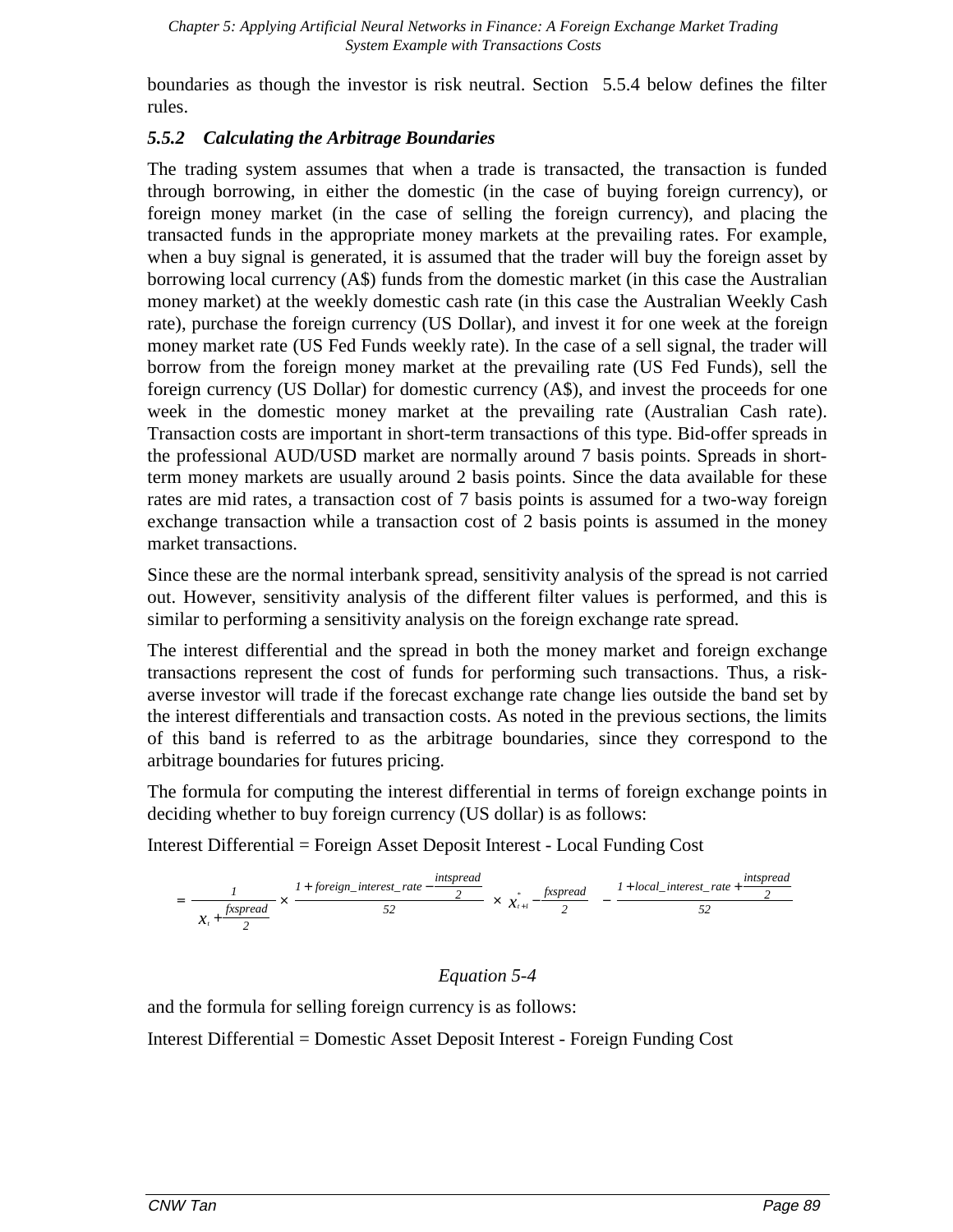boundaries as though the investor is risk neutral. Section 5.5.4 below defines the filter rules.

### *5.5.2 Calculating the Arbitrage Boundaries*

The trading system assumes that when a trade is transacted, the transaction is funded through borrowing, in either the domestic (in the case of buying foreign currency), or foreign money market (in the case of selling the foreign currency), and placing the transacted funds in the appropriate money markets at the prevailing rates. For example, when a buy signal is generated, it is assumed that the trader will buy the foreign asset by borrowing local currency (A$) funds from the domestic market (in this case the Australian money market) at the weekly domestic cash rate (in this case the Australian Weekly Cash rate), purchase the foreign currency (US Dollar), and invest it for one week at the foreign money market rate (US Fed Funds weekly rate). In the case of a sell signal, the trader will borrow from the foreign money market at the prevailing rate (US Fed Funds), sell the foreign currency (US Dollar) for domestic currency (A$), and invest the proceeds for one week in the domestic money market at the prevailing rate (Australian Cash rate). Transaction costs are important in short-term transactions of this type. Bid-offer spreads in the professional AUD/USD market are normally around 7 basis points. Spreads in short-term money markets are usually around 2 basis points. Since the data available for these rates are mid rates, a transaction cost of 7 basis points is assumed for a two-way foreign exchange transaction while a transaction cost of 2 basis points is assumed in the money market transactions.

Since these are the normal interbank spread, sensitivity analysis of the spread is not carried out. However, sensitivity analysis of the different filter values is performed, and this is similar to performing a sensitivity analysis on the foreign exchange rate spread.

The interest differential and the spread in both the money market and foreign exchange transactions represent the cost of funds for performing such transactions. Thus, a risk-averse investor will trade if the forecast exchange rate change lies outside the band set by the interest differentials and transaction costs. As noted in the previous sections, the limits of this band is referred to as the arbitrage boundaries, since they correspond to the arbitrage boundaries for futures pricing.

The formula for computing the interest differential in terms of foreign exchange points in deciding whether to buy foreign currency (US dollar) is as follows:

Interest Differential = Foreign Asset Deposit Interest - Local Funding Cost

$$= \frac{1}{x_t + \frac{fxspread}{2}} \times \frac{1 + foreign\_interest\_rate - \frac{intspread}{2}}{52} \times x^*_{t+1} - \frac{fxspread}{2} - \frac{1 + local\_interest\_rate + \frac{intspread}{2}}{52}$$

*Equation 5-4*

and the formula for selling foreign currency is as follows:

Interest Differential = Domestic Asset Deposit Interest - Foreign Funding Cost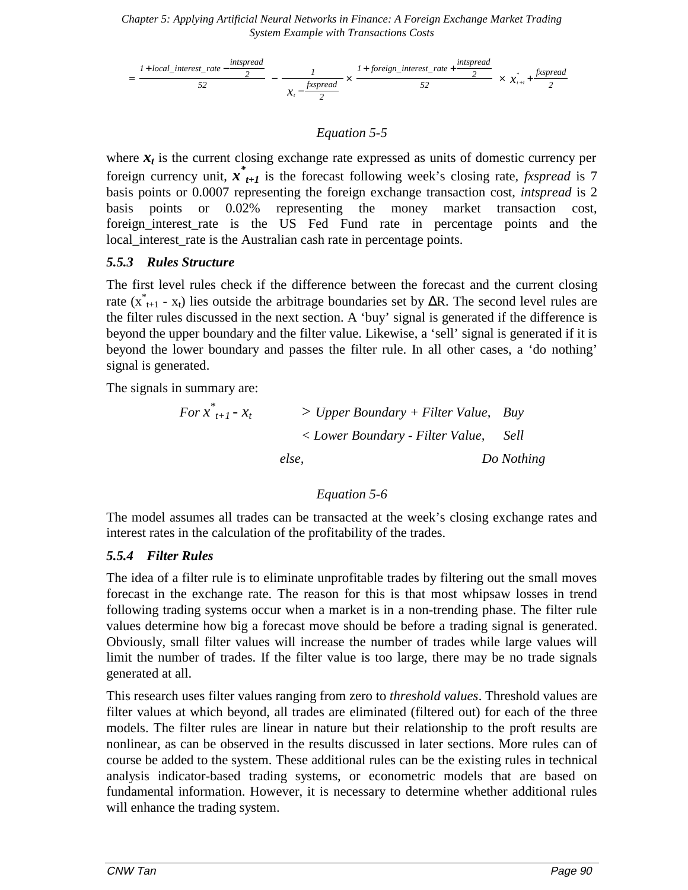$$= \frac{1 + local\_interest\_rate - \frac{intspread}{2}}{52} - \frac{1}{x_t - \frac{fxspread}{2}} \times \frac{1 + foreign\_interest\_rate + \frac{intspread}{2}}{52} \times x^*_{t+1} + \frac{fxspread}{2}$$

*Equation 5-5*

where $x_t$ is the current closing exchange rate expressed as units of domestic currency per foreign currency unit, $x^*_{t+1}$ is the forecast following week's closing rate, *fxspread* is 7 basis points or 0.0007 representing the foreign exchange transaction cost, *intspread* is 2 basis points or 0.02% representing the money market transaction cost, foreign_interest_rate is the US Fed Fund rate in percentage points and the local_interest_rate is the Australian cash rate in percentage points.

### *5.5.3 Rules Structure*

The first level rules check if the difference between the forecast and the current closing rate ($x^*_{t+1} - x_t$) lies outside the arbitrage boundaries set by $\Delta R$. The second level rules are the filter rules discussed in the next section. A 'buy' signal is generated if the difference is beyond the upper boundary and the filter value. Likewise, a 'sell' signal is generated if it is beyond the lower boundary and passes the filter rule. In all other cases, a 'do nothing' signal is generated.

The signals in summary are:

$$\text{For } x^*_{t+1} - x_t \quad \begin{cases} > \text{Upper Boundary + Filter Value}, & \text{Buy} \\ < \text{Lower Boundary - Filter Value}, & \text{Sell} \\ \text{else}, & \text{Do Nothing} \end{cases}$$

*Equation 5-6*

The model assumes all trades can be transacted at the week's closing exchange rates and interest rates in the calculation of the profitability of the trades.

### *5.5.4 Filter Rules*

The idea of a filter rule is to eliminate unprofitable trades by filtering out the small moves forecast in the exchange rate. The reason for this is that most whipsaw losses in trend following trading systems occur when a market is in a non-trending phase. The filter rule values determine how big a forecast move should be before a trading signal is generated. Obviously, small filter values will increase the number of trades while large values will limit the number of trades. If the filter value is too large, there may be no trade signals generated at all.

This research uses filter values ranging from zero to *threshold values*. Threshold values are filter values at which beyond, all trades are eliminated (filtered out) for each of the three models. The filter rules are linear in nature but their relationship to the proft results are nonlinear, as can be observed in the results discussed in later sections. More rules can of course be added to the system. These additional rules can be the existing rules in technical analysis indicator-based trading systems, or econometric models that are based on fundamental information. However, it is necessary to determine whether additional rules will enhance the trading system.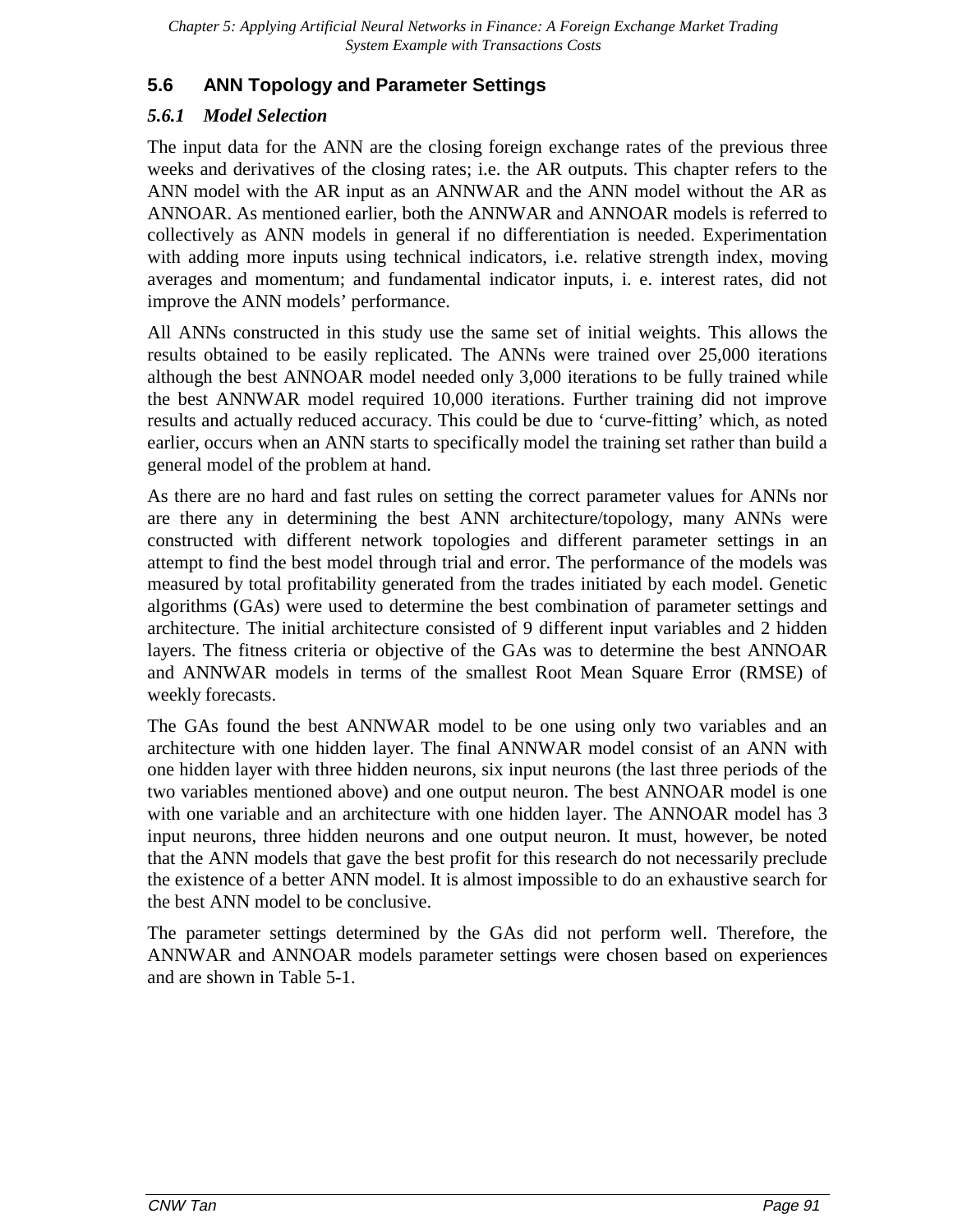## 5.6 ANN Topology and Parameter Settings

### *5.6.1 Model Selection*

The input data for the ANN are the closing foreign exchange rates of the previous three weeks and derivatives of the closing rates; i.e. the AR outputs. This chapter refers to the ANN model with the AR input as an ANNWAR and the ANN model without the AR as ANNOAR. As mentioned earlier, both the ANNWAR and ANNOAR models is referred to collectively as ANN models in general if no differentiation is needed. Experimentation with adding more inputs using technical indicators, i.e. relative strength index, moving averages and momentum; and fundamental indicator inputs, i. e. interest rates, did not improve the ANN models' performance.

All ANNs constructed in this study use the same set of initial weights. This allows the results obtained to be easily replicated. The ANNs were trained over 25,000 iterations although the best ANNOAR model needed only 3,000 iterations to be fully trained while the best ANNWAR model required 10,000 iterations. Further training did not improve results and actually reduced accuracy. This could be due to 'curve-fitting' which, as noted earlier, occurs when an ANN starts to specifically model the training set rather than build a general model of the problem at hand.

As there are no hard and fast rules on setting the correct parameter values for ANNs nor are there any in determining the best ANN architecture/topology, many ANNs were constructed with different network topologies and different parameter settings in an attempt to find the best model through trial and error. The performance of the models was measured by total profitability generated from the trades initiated by each model. Genetic algorithms (GAs) were used to determine the best combination of parameter settings and architecture. The initial architecture consisted of 9 different input variables and 2 hidden layers. The fitness criteria or objective of the GAs was to determine the best ANNOAR and ANNWAR models in terms of the smallest Root Mean Square Error (RMSE) of weekly forecasts.

The GAs found the best ANNWAR model to be one using only two variables and an architecture with one hidden layer. The final ANNWAR model consist of an ANN with one hidden layer with three hidden neurons, six input neurons (the last three periods of the two variables mentioned above) and one output neuron. The best ANNOAR model is one with one variable and an architecture with one hidden layer. The ANNOAR model has 3 input neurons, three hidden neurons and one output neuron. It must, however, be noted that the ANN models that gave the best profit for this research do not necessarily preclude the existence of a better ANN model. It is almost impossible to do an exhaustive search for the best ANN model to be conclusive.

The parameter settings determined by the GAs did not perform well. Therefore, the ANNWAR and ANNOAR models parameter settings were chosen based on experiences and are shown in Table 5-1.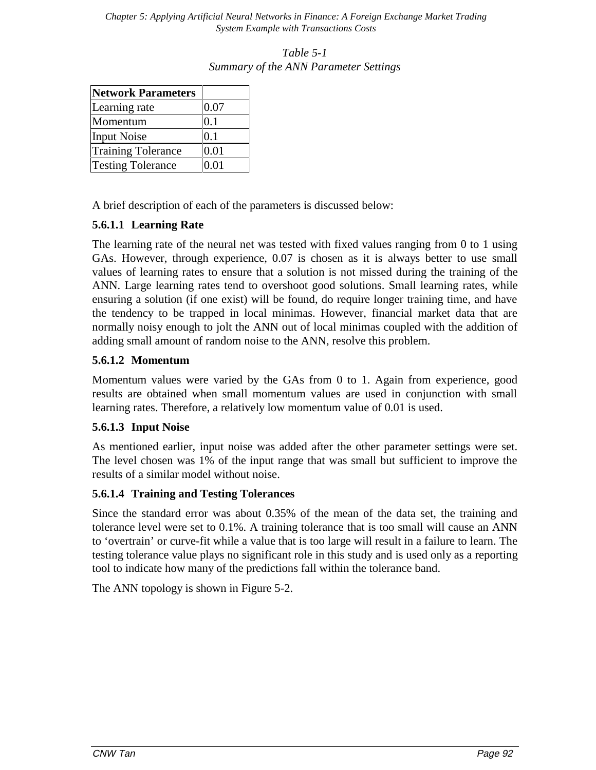*Table 5-1*
*Summary of the ANN Parameter Settings*

| Network Parameters | |
|---|---|
| Learning rate | 0.07 |
| Momentum | 0.1 |
| Input Noise | 0.1 |
| Training Tolerance | 0.01 |
| Testing Tolerance | 0.01 |

A brief description of each of the parameters is discussed below:

#### 5.6.1.1 Learning Rate

The learning rate of the neural net was tested with fixed values ranging from 0 to 1 using GAs. However, through experience, 0.07 is chosen as it is always better to use small values of learning rates to ensure that a solution is not missed during the training of the ANN. Large learning rates tend to overshoot good solutions. Small learning rates, while ensuring a solution (if one exist) will be found, do require longer training time, and have the tendency to be trapped in local minimas. However, financial market data that are normally noisy enough to jolt the ANN out of local minimas coupled with the addition of adding small amount of random noise to the ANN, resolve this problem.

#### 5.6.1.2 Momentum

Momentum values were varied by the GAs from 0 to 1. Again from experience, good results are obtained when small momentum values are used in conjunction with small learning rates. Therefore, a relatively low momentum value of 0.01 is used.

#### 5.6.1.3 Input Noise

As mentioned earlier, input noise was added after the other parameter settings were set. The level chosen was 1% of the input range that was small but sufficient to improve the results of a similar model without noise.

#### 5.6.1.4 Training and Testing Tolerances

Since the standard error was about 0.35% of the mean of the data set, the training and tolerance level were set to 0.1%. A training tolerance that is too small will cause an ANN to 'overtrain' or curve-fit while a value that is too large will result in a failure to learn. The testing tolerance value plays no significant role in this study and is used only as a reporting tool to indicate how many of the predictions fall within the tolerance band.

The ANN topology is shown in Figure 5-2.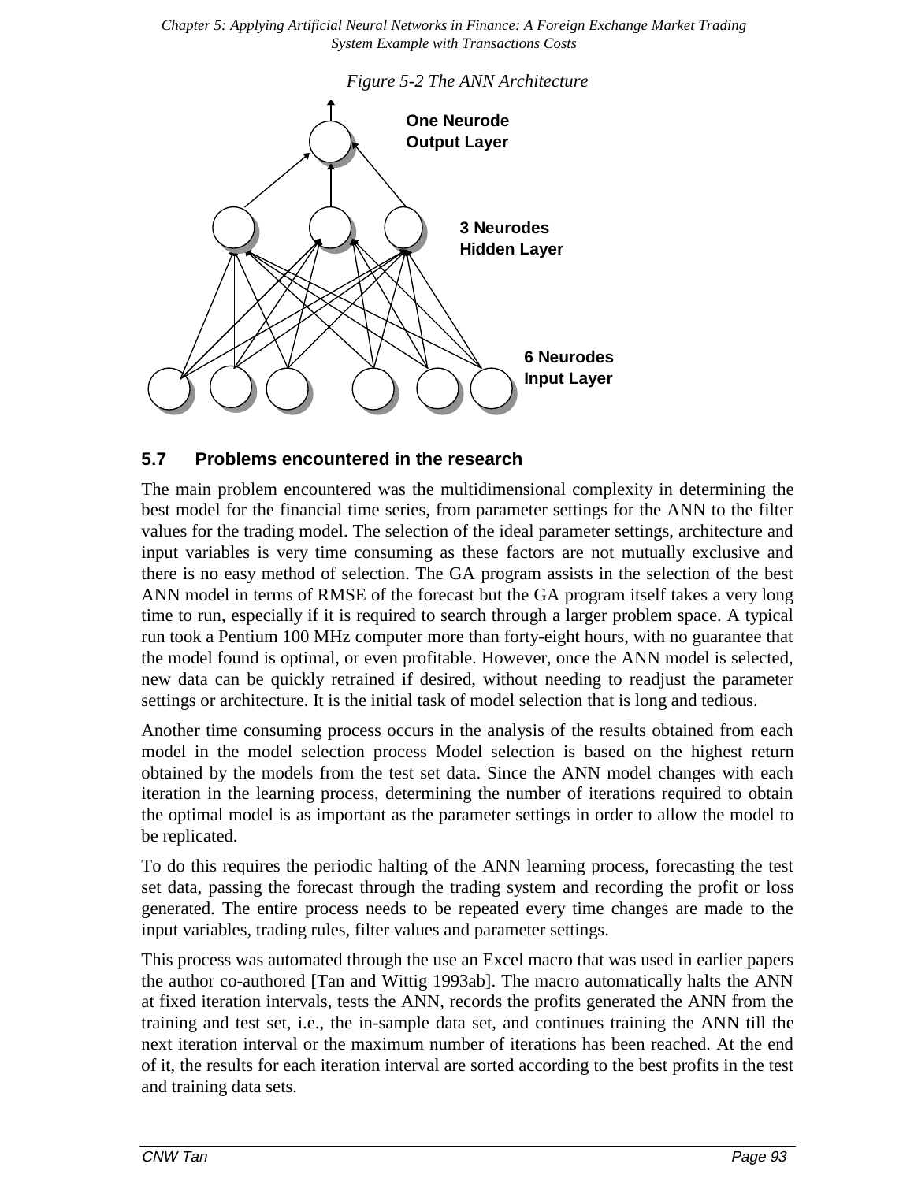*Figure 5-2 The ANN Architecture*

One Neurode Output Layer

3 Neurodes Hidden Layer

6 Neurodes Input Layer

### 5.7 Problems encountered in the research

The main problem encountered was the multidimensional complexity in determining the best model for the financial time series, from parameter settings for the ANN to the filter values for the trading model. The selection of the ideal parameter settings, architecture and input variables is very time consuming as these factors are not mutually exclusive and there is no easy method of selection. The GA program assists in the selection of the best ANN model in terms of RMSE of the forecast but the GA program itself takes a very long time to run, especially if it is required to search through a larger problem space. A typical run took a Pentium 100 MHz computer more than forty-eight hours, with no guarantee that the model found is optimal, or even profitable. However, once the ANN model is selected, new data can be quickly retrained if desired, without needing to readjust the parameter settings or architecture. It is the initial task of model selection that is long and tedious.

Another time consuming process occurs in the analysis of the results obtained from each model in the model selection process Model selection is based on the highest return obtained by the models from the test set data. Since the ANN model changes with each iteration in the learning process, determining the number of iterations required to obtain the optimal model is as important as the parameter settings in order to allow the model to be replicated.

To do this requires the periodic halting of the ANN learning process, forecasting the test set data, passing the forecast through the trading system and recording the profit or loss generated. The entire process needs to be repeated every time changes are made to the input variables, trading rules, filter values and parameter settings.

This process was automated through the use an Excel macro that was used in earlier papers the author co-authored [Tan and Wittig 1993ab]. The macro automatically halts the ANN at fixed iteration intervals, tests the ANN, records the profits generated the ANN from the training and test set, i.e., the in-sample data set, and continues training the ANN till the next iteration interval or the maximum number of iterations has been reached. At the end of it, the results for each iteration interval are sorted according to the best profits in the test and training data sets.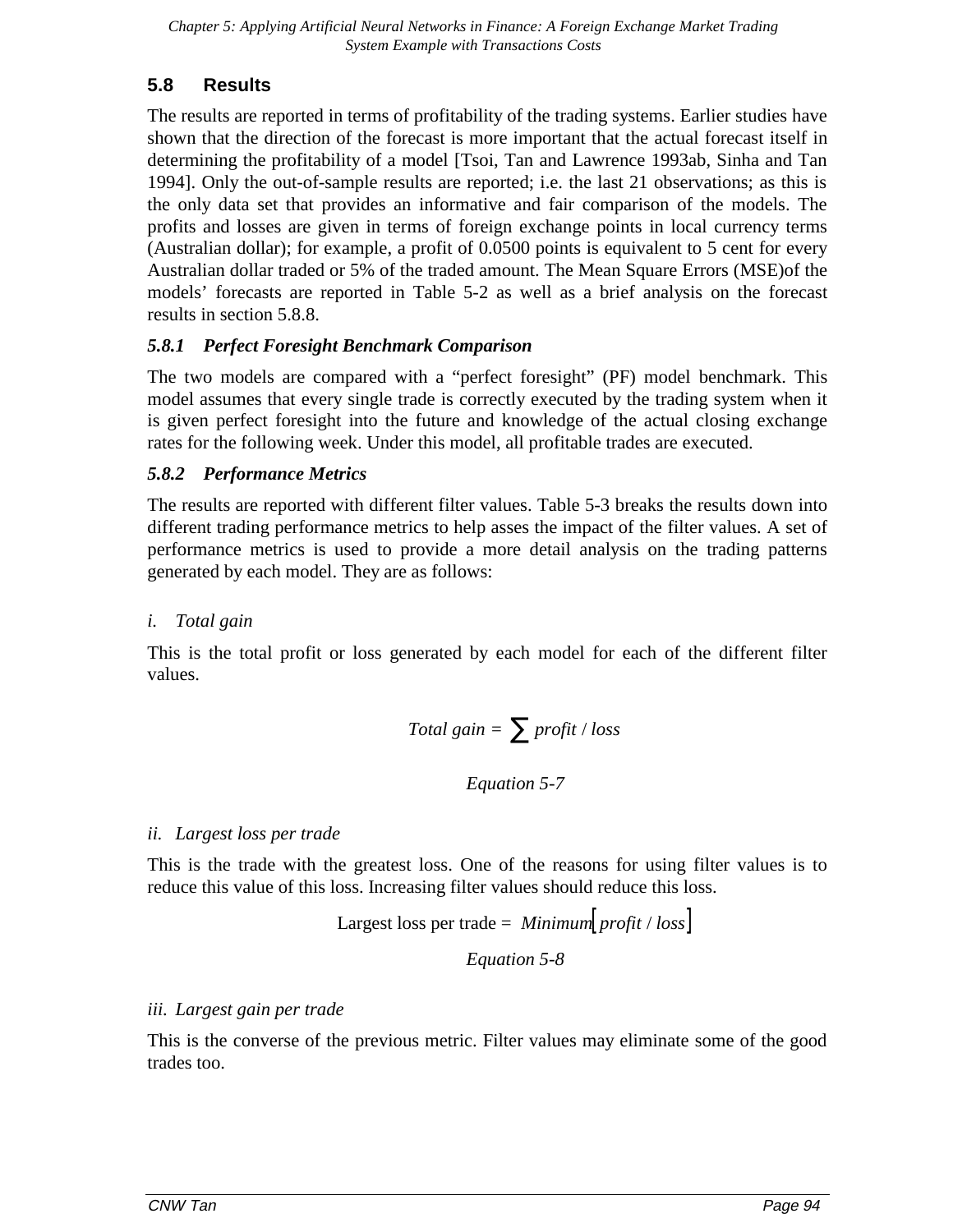## 5.8 Results

The results are reported in terms of profitability of the trading systems. Earlier studies have shown that the direction of the forecast is more important that the actual forecast itself in determining the profitability of a model [Tsoi, Tan and Lawrence 1993ab, Sinha and Tan 1994]. Only the out-of-sample results are reported; i.e. the last 21 observations; as this is the only data set that provides an informative and fair comparison of the models. The profits and losses are given in terms of foreign exchange points in local currency terms (Australian dollar); for example, a profit of 0.0500 points is equivalent to 5 cent for every Australian dollar traded or 5% of the traded amount. The Mean Square Errors (MSE)of the models' forecasts are reported in Table 5-2 as well as a brief analysis on the forecast results in section 5.8.8.

### *5.8.1 Perfect Foresight Benchmark Comparison*

The two models are compared with a "perfect foresight" (PF) model benchmark. This model assumes that every single trade is correctly executed by the trading system when it is given perfect foresight into the future and knowledge of the actual closing exchange rates for the following week. Under this model, all profitable trades are executed.

### *5.8.2 Performance Metrics*

The results are reported with different filter values. Table 5-3 breaks the results down into different trading performance metrics to help asses the impact of the filter values. A set of performance metrics is used to provide a more detail analysis on the trading patterns generated by each model. They are as follows:

*i. Total gain*

This is the total profit or loss generated by each model for each of the different filter values.

$$\text{Total gain} = \sum profit / loss$$

*Equation 5-7*

*ii. Largest loss per trade*

This is the trade with the greatest loss. One of the reasons for using filter values is to reduce this value of this loss. Increasing filter values should reduce this loss.

$$\text{Largest loss per trade} = Minimum\left[profit / loss\right]$$

*Equation 5-8*

*iii. Largest gain per trade*

This is the converse of the previous metric. Filter values may eliminate some of the good trades too.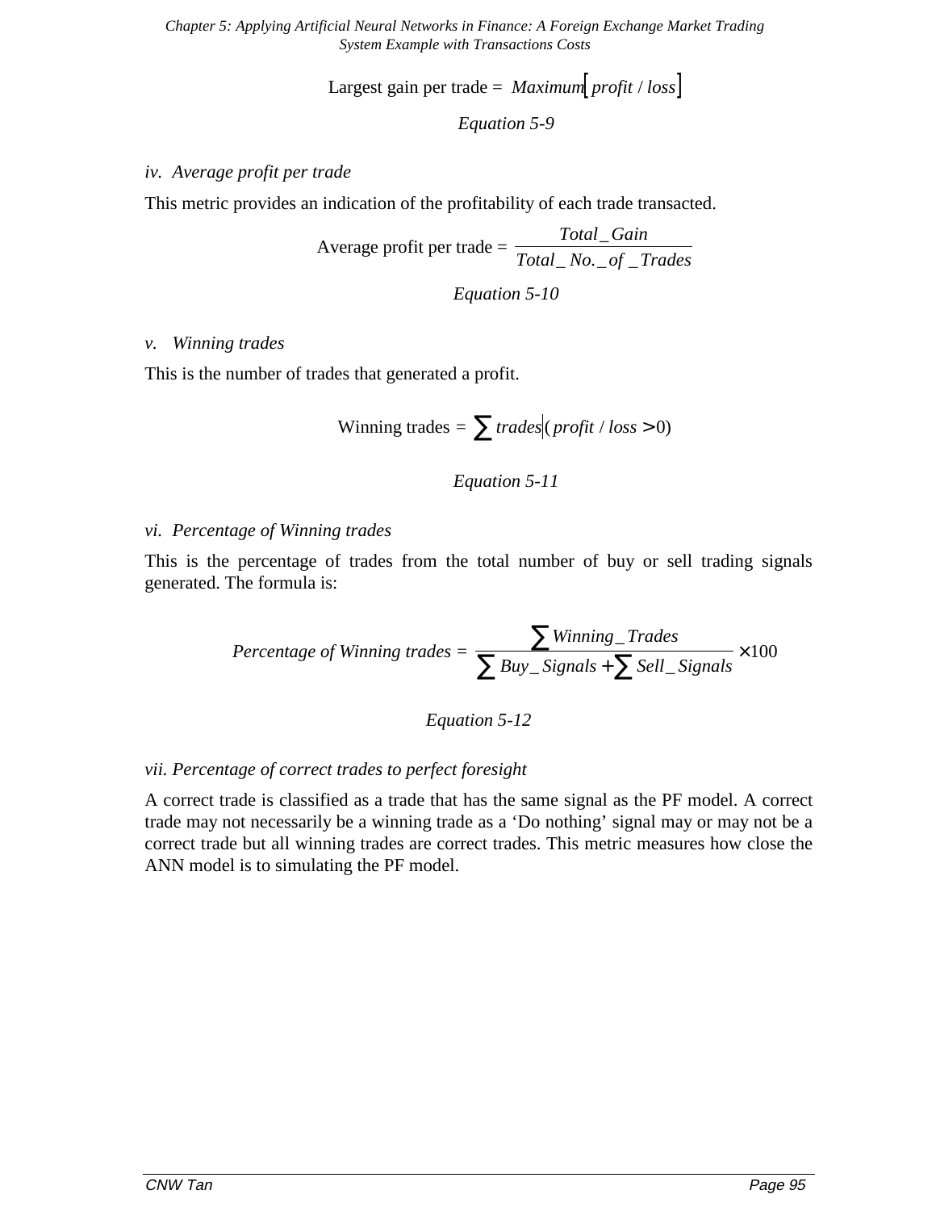$$\text{Largest gain per trade} = Maximum\left[profit / loss\right]$$

*Equation 5-9*

*iv. Average profit per trade*

This metric provides an indication of the profitability of each trade transacted.

$$\text{Average profit per trade} = \frac{Total\_Gain}{Total\_No.\_of\_Trades}$$

*Equation 5-10*

*v. Winning trades*

This is the number of trades that generated a profit.

$$\text{Winning trades} = \sum trades \big| (profit / loss > 0)$$

*Equation 5-11*

*vi. Percentage of Winning trades*

This is the percentage of trades from the total number of buy or sell trading signals generated. The formula is:

$$Percentage\ of\ Winning\ trades = \frac{\sum Winning\_Trades}{\sum Buy\_Signals + \sum Sell\_Signals} \times 100$$

*Equation 5-12*

*vii. Percentage of correct trades to perfect foresight*

A correct trade is classified as a trade that has the same signal as the PF model. A correct trade may not necessarily be a winning trade as a 'Do nothing' signal may or may not be a correct trade but all winning trades are correct trades. This metric measures how close the ANN model is to simulating the PF model.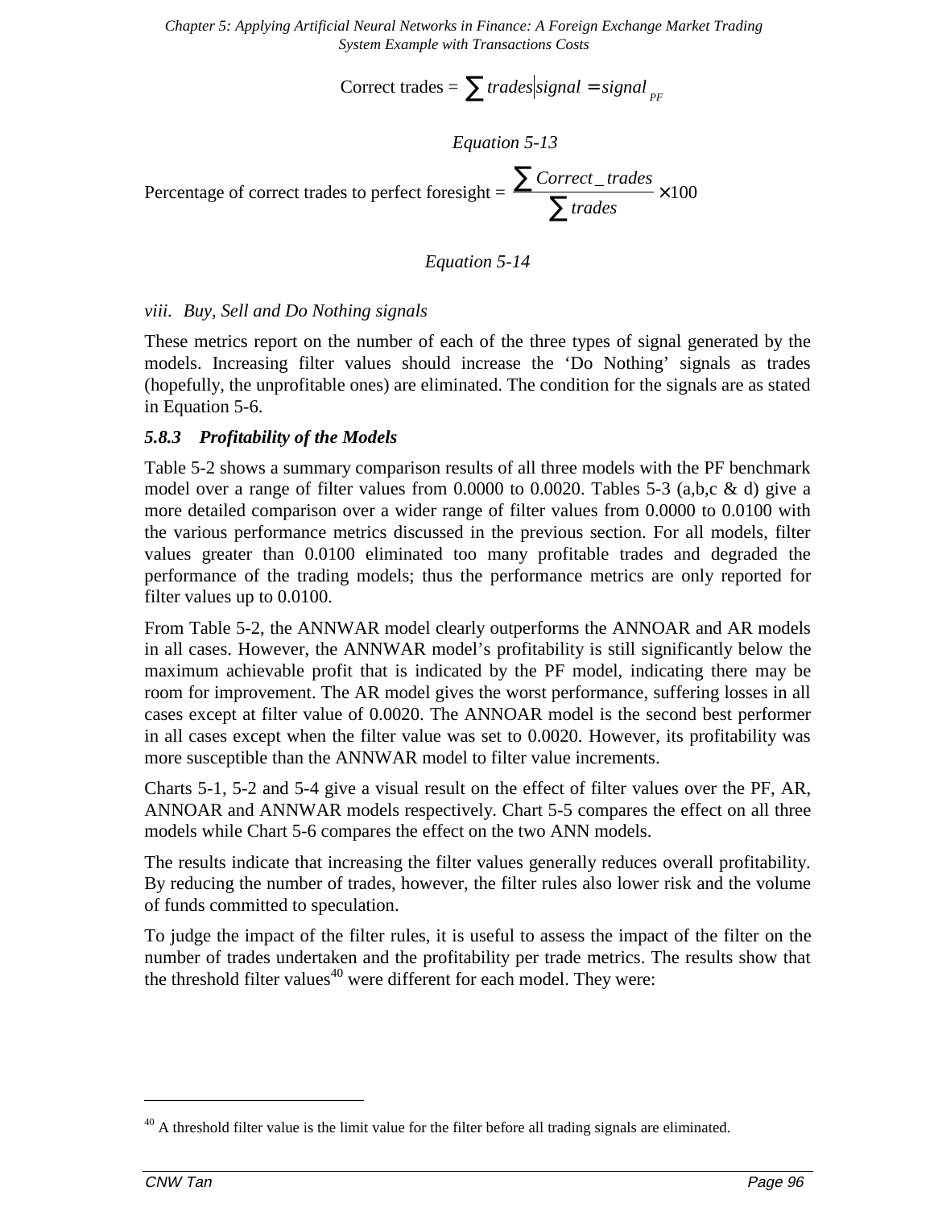$$\text{Correct trades} = \sum trades \middle| signal = signal_{PF}$$

*Equation 5-13*

$$\text{Percentage of correct trades to perfect foresight} = \frac{\sum Correct\_trades}{\sum trades} \times 100$$

*Equation 5-14*

*viii. Buy, Sell and Do Nothing signals*

These metrics report on the number of each of the three types of signal generated by the models. Increasing filter values should increase the 'Do Nothing' signals as trades (hopefully, the unprofitable ones) are eliminated. The condition for the signals are as stated in Equation 5-6.

### 5.8.3 Profitability of the Models

Table 5-2 shows a summary comparison results of all three models with the PF benchmark model over a range of filter values from 0.0000 to 0.0020. Tables 5-3 (a,b,c & d) give a more detailed comparison over a wider range of filter values from 0.0000 to 0.0100 with the various performance metrics discussed in the previous section. For all models, filter values greater than 0.0100 eliminated too many profitable trades and degraded the performance of the trading models; thus the performance metrics are only reported for filter values up to 0.0100.

From Table 5-2, the ANNWAR model clearly outperforms the ANNOAR and AR models in all cases. However, the ANNWAR model's profitability is still significantly below the maximum achievable profit that is indicated by the PF model, indicating there may be room for improvement. The AR model gives the worst performance, suffering losses in all cases except at filter value of 0.0020. The ANNOAR model is the second best performer in all cases except when the filter value was set to 0.0020. However, its profitability was more susceptible than the ANNWAR model to filter value increments.

Charts 5-1, 5-2 and 5-4 give a visual result on the effect of filter values over the PF, AR, ANNOAR and ANNWAR models respectively. Chart 5-5 compares the effect on all three models while Chart 5-6 compares the effect on the two ANN models.

The results indicate that increasing the filter values generally reduces overall profitability. By reducing the number of trades, however, the filter rules also lower risk and the volume of funds committed to speculation.

To judge the impact of the filter rules, it is useful to assess the impact of the filter on the number of trades undertaken and the profitability per trade metrics. The results show that the threshold filter values[40] were different for each model. They were:

[40] A threshold filter value is the limit value for the filter before all trading signals are eliminated.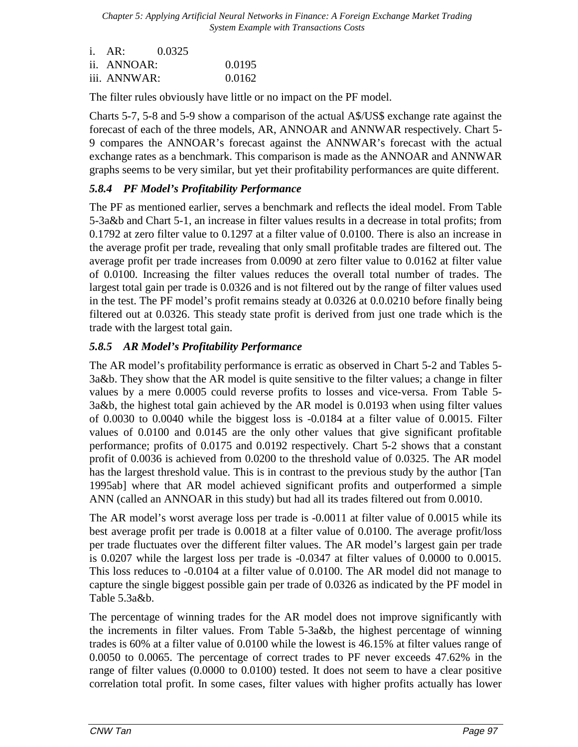i. AR: 0.0325
ii. ANNOAR: 0.0195
iii. ANNWAR: 0.0162

The filter rules obviously have little or no impact on the PF model.

Charts 5-7, 5-8 and 5-9 show a comparison of the actual A$/US$ exchange rate against the forecast of each of the three models, AR, ANNOAR and ANNWAR respectively. Chart 5-9 compares the ANNOAR's forecast against the ANNWAR's forecast with the actual exchange rates as a benchmark. This comparison is made as the ANNOAR and ANNWAR graphs seems to be very similar, but yet their profitability performances are quite different.

### *5.8.4 PF Model's Profitability Performance*

The PF as mentioned earlier, serves a benchmark and reflects the ideal model. From Table 5-3a&b and Chart 5-1, an increase in filter values results in a decrease in total profits; from 0.1792 at zero filter value to 0.1297 at a filter value of 0.0100. There is also an increase in the average profit per trade, revealing that only small profitable trades are filtered out. The average profit per trade increases from 0.0090 at zero filter value to 0.0162 at filter value of 0.0100. Increasing the filter values reduces the overall total number of trades. The largest total gain per trade is 0.0326 and is not filtered out by the range of filter values used in the test. The PF model's profit remains steady at 0.0326 at 0.0.0210 before finally being filtered out at 0.0326. This steady state profit is derived from just one trade which is the trade with the largest total gain.

### *5.8.5 AR Model's Profitability Performance*

The AR model's profitability performance is erratic as observed in Chart 5-2 and Tables 5-3a&b. They show that the AR model is quite sensitive to the filter values; a change in filter values by a mere 0.0005 could reverse profits to losses and vice-versa. From Table 5-3a&b, the highest total gain achieved by the AR model is 0.0193 when using filter values of 0.0030 to 0.0040 while the biggest loss is -0.0184 at a filter value of 0.0015. Filter values of 0.0100 and 0.0145 are the only other values that give significant profitable performance; profits of 0.0175 and 0.0192 respectively. Chart 5-2 shows that a constant profit of 0.0036 is achieved from 0.0200 to the threshold value of 0.0325. The AR model has the largest threshold value. This is in contrast to the previous study by the author [Tan 1995ab] where that AR model achieved significant profits and outperformed a simple ANN (called an ANNOAR in this study) but had all its trades filtered out from 0.0010.

The AR model's worst average loss per trade is -0.0011 at filter value of 0.0015 while its best average profit per trade is 0.0018 at a filter value of 0.0100. The average profit/loss per trade fluctuates over the different filter values. The AR model's largest gain per trade is 0.0207 while the largest loss per trade is -0.0347 at filter values of 0.0000 to 0.0015. This loss reduces to -0.0104 at a filter value of 0.0100. The AR model did not manage to capture the single biggest possible gain per trade of 0.0326 as indicated by the PF model in Table 5.3a&b.

The percentage of winning trades for the AR model does not improve significantly with the increments in filter values. From Table 5-3a&b, the highest percentage of winning trades is 60% at a filter value of 0.0100 while the lowest is 46.15% at filter values range of 0.0050 to 0.0065. The percentage of correct trades to PF never exceeds 47.62% in the range of filter values (0.0000 to 0.0100) tested. It does not seem to have a clear positive correlation total profit. In some cases, filter values with higher profits actually has lower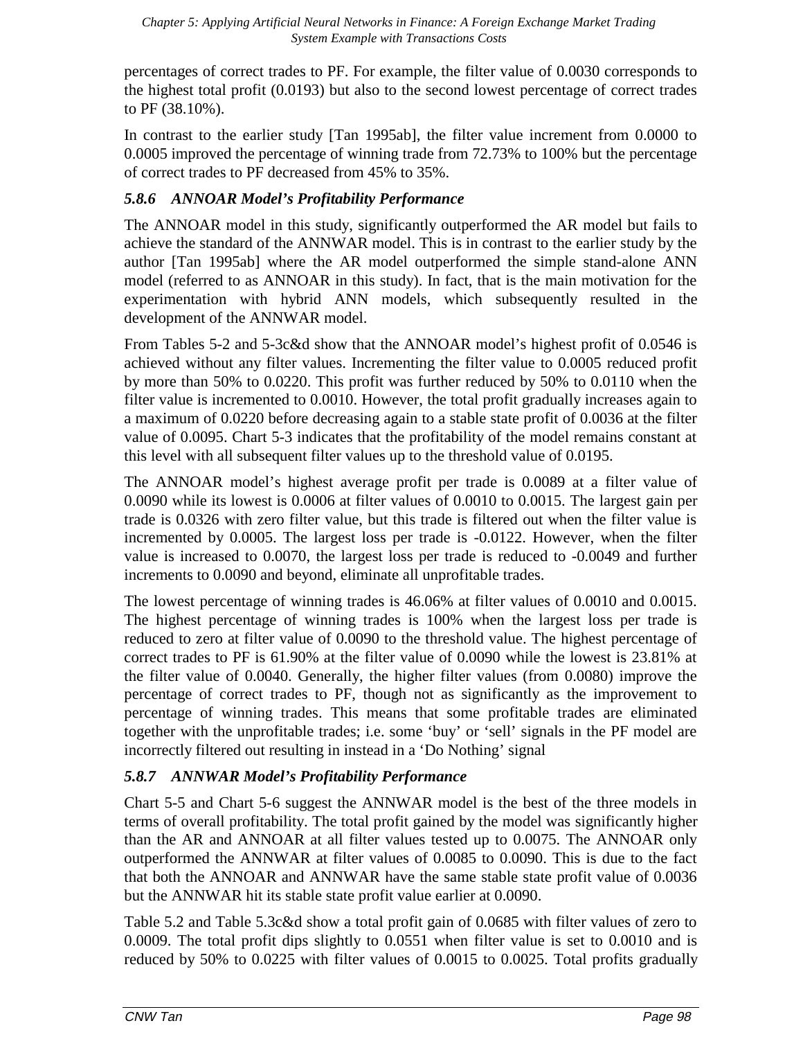percentages of correct trades to PF. For example, the filter value of 0.0030 corresponds to the highest total profit (0.0193) but also to the second lowest percentage of correct trades to PF (38.10%).

In contrast to the earlier study [Tan 1995ab], the filter value increment from 0.0000 to 0.0005 improved the percentage of winning trade from 72.73% to 100% but the percentage of correct trades to PF decreased from 45% to 35%.

### *5.8.6 ANNOAR Model's Profitability Performance*

The ANNOAR model in this study, significantly outperformed the AR model but fails to achieve the standard of the ANNWAR model. This is in contrast to the earlier study by the author [Tan 1995ab] where the AR model outperformed the simple stand-alone ANN model (referred to as ANNOAR in this study). In fact, that is the main motivation for the experimentation with hybrid ANN models, which subsequently resulted in the development of the ANNWAR model.

From Tables 5-2 and 5-3c&d show that the ANNOAR model's highest profit of 0.0546 is achieved without any filter values. Incrementing the filter value to 0.0005 reduced profit by more than 50% to 0.0220. This profit was further reduced by 50% to 0.0110 when the filter value is incremented to 0.0010. However, the total profit gradually increases again to a maximum of 0.0220 before decreasing again to a stable state profit of 0.0036 at the filter value of 0.0095. Chart 5-3 indicates that the profitability of the model remains constant at this level with all subsequent filter values up to the threshold value of 0.0195.

The ANNOAR model's highest average profit per trade is 0.0089 at a filter value of 0.0090 while its lowest is 0.0006 at filter values of 0.0010 to 0.0015. The largest gain per trade is 0.0326 with zero filter value, but this trade is filtered out when the filter value is incremented by 0.0005. The largest loss per trade is -0.0122. However, when the filter value is increased to 0.0070, the largest loss per trade is reduced to -0.0049 and further increments to 0.0090 and beyond, eliminate all unprofitable trades.

The lowest percentage of winning trades is 46.06% at filter values of 0.0010 and 0.0015. The highest percentage of winning trades is 100% when the largest loss per trade is reduced to zero at filter value of 0.0090 to the threshold value. The highest percentage of correct trades to PF is 61.90% at the filter value of 0.0090 while the lowest is 23.81% at the filter value of 0.0040. Generally, the higher filter values (from 0.0080) improve the percentage of correct trades to PF, though not as significantly as the improvement to percentage of winning trades. This means that some profitable trades are eliminated together with the unprofitable trades; i.e. some 'buy' or 'sell' signals in the PF model are incorrectly filtered out resulting in instead in a 'Do Nothing' signal

### *5.8.7 ANNWAR Model's Profitability Performance*

Chart 5-5 and Chart 5-6 suggest the ANNWAR model is the best of the three models in terms of overall profitability. The total profit gained by the model was significantly higher than the AR and ANNOAR at all filter values tested up to 0.0075. The ANNOAR only outperformed the ANNWAR at filter values of 0.0085 to 0.0090. This is due to the fact that both the ANNOAR and ANNWAR have the same stable state profit value of 0.0036 but the ANNWAR hit its stable state profit value earlier at 0.0090.

Table 5.2 and Table 5.3c&d show a total profit gain of 0.0685 with filter values of zero to 0.0009. The total profit dips slightly to 0.0551 when filter value is set to 0.0010 and is reduced by 50% to 0.0225 with filter values of 0.0015 to 0.0025. Total profits gradually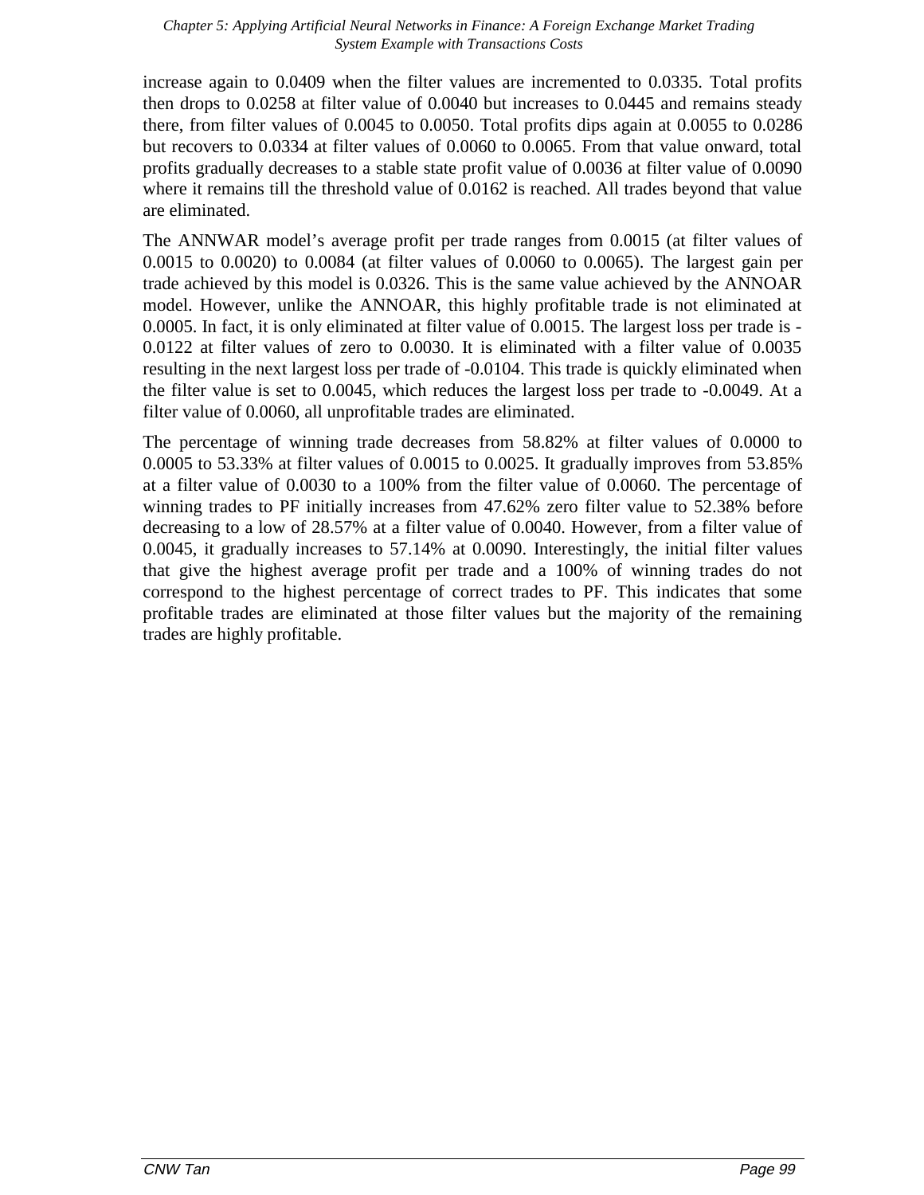increase again to 0.0409 when the filter values are incremented to 0.0335. Total profits then drops to 0.0258 at filter value of 0.0040 but increases to 0.0445 and remains steady there, from filter values of 0.0045 to 0.0050. Total profits dips again at 0.0055 to 0.0286 but recovers to 0.0334 at filter values of 0.0060 to 0.0065. From that value onward, total profits gradually decreases to a stable state profit value of 0.0036 at filter value of 0.0090 where it remains till the threshold value of 0.0162 is reached. All trades beyond that value are eliminated.

The ANNWAR model's average profit per trade ranges from 0.0015 (at filter values of 0.0015 to 0.0020) to 0.0084 (at filter values of 0.0060 to 0.0065). The largest gain per trade achieved by this model is 0.0326. This is the same value achieved by the ANNOAR model. However, unlike the ANNOAR, this highly profitable trade is not eliminated at 0.0005. In fact, it is only eliminated at filter value of 0.0015. The largest loss per trade is -0.0122 at filter values of zero to 0.0030. It is eliminated with a filter value of 0.0035 resulting in the next largest loss per trade of -0.0104. This trade is quickly eliminated when the filter value is set to 0.0045, which reduces the largest loss per trade to -0.0049. At a filter value of 0.0060, all unprofitable trades are eliminated.

The percentage of winning trade decreases from 58.82% at filter values of 0.0000 to 0.0005 to 53.33% at filter values of 0.0015 to 0.0025. It gradually improves from 53.85% at a filter value of 0.0030 to a 100% from the filter value of 0.0060. The percentage of winning trades to PF initially increases from 47.62% zero filter value to 52.38% before decreasing to a low of 28.57% at a filter value of 0.0040. However, from a filter value of 0.0045, it gradually increases to 57.14% at 0.0090. Interestingly, the initial filter values that give the highest average profit per trade and a 100% of winning trades do not correspond to the highest percentage of correct trades to PF. This indicates that some profitable trades are eliminated at those filter values but the majority of the remaining trades are highly profitable.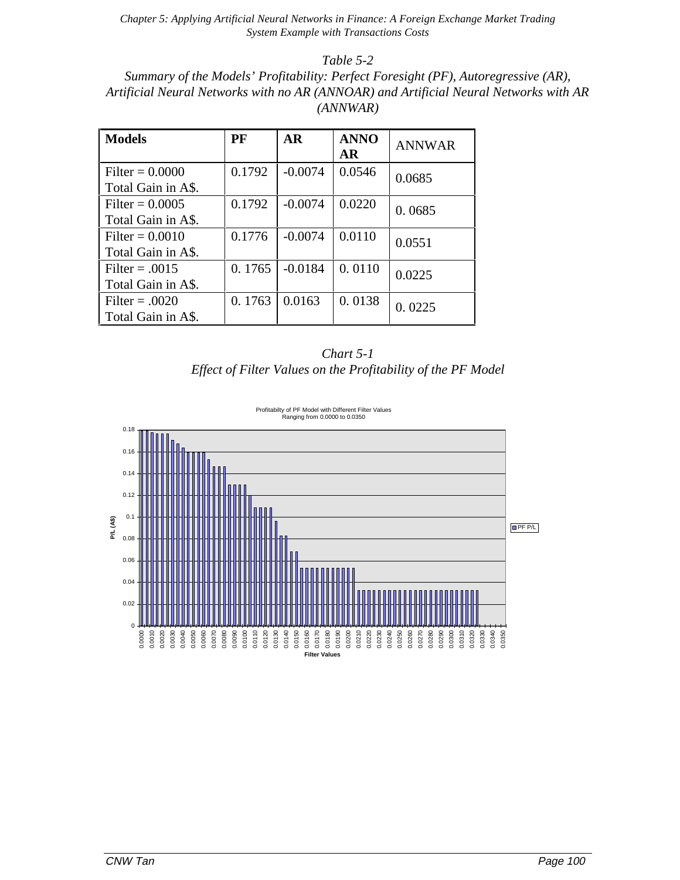*Table 5-2*

*Summary of the Models' Profitability: Perfect Foresight (PF), Autoregressive (AR), Artificial Neural Networks with no AR (ANNOAR) and Artificial Neural Networks with AR (ANNWAR)*

| **Models** | **PF** | **AR** | **ANNOAR** | ANNWAR |
|---|---|---|---|---|
| Filter = 0.0000 Total Gain in A$. | 0.1792 | -0.0074 | 0.0546 | 0.0685 |
| Filter = 0.0005 Total Gain in A$. | 0.1792 | -0.0074 | 0.0220 | 0. 0685 |
| Filter = 0.0010 Total Gain in A$. | 0.1776 | -0.0074 | 0.0110 | 0.0551 |
| Filter = .0015 Total Gain in A$. | 0. 1765 | -0.0184 | 0. 0110 | 0.0225 |
| Filter = .0020 Total Gain in A$. | 0. 1763 | 0.0163 | 0. 0138 | 0. 0225 |

*Chart 5-1*

*Effect of Filter Values on the Profitability of the PF Model*

Profitabilty of PF Model with Different Filter Values Ranging from 0.0000 to 0.0350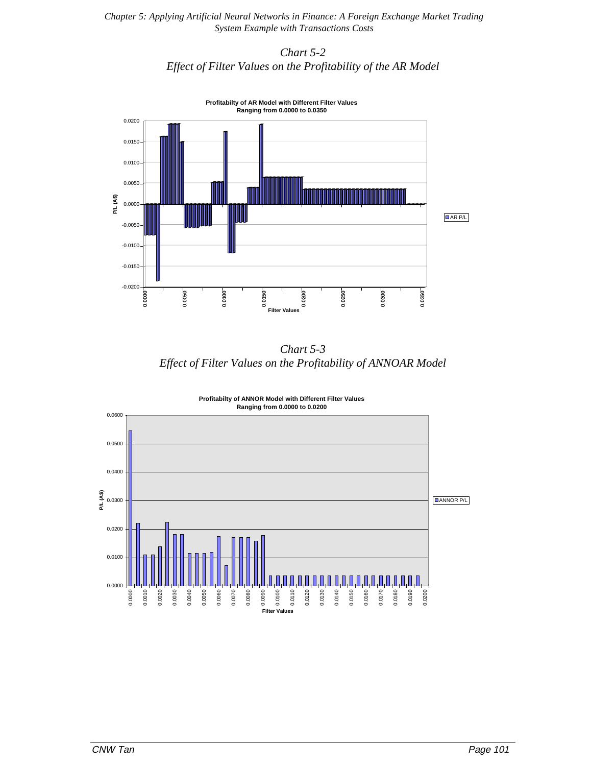*Chart 5-2*
*Effect of Filter Values on the Profitability of the AR Model*

**Profitabilty of AR Model with Different Filter Values Ranging from 0.0000 to 0.0350**

P/L (A$)

0.0200
0.0150
0.0100
0.0050
0.0000
-0.0050
-0.0100
-0.0150
-0.0200

0.0000 0.0050 0.0100 0.0150 0.0200 0.0250 0.0300 0.0350

Filter Values

AR P/L

*Chart 5-3*
*Effect of Filter Values on the Profitability of ANNOAR Model*

**Profitabilty of ANNOR Model with Different Filter Values Ranging from 0.0000 to 0.0200**

P/L (A$)

0.0600
0.0500
0.0400
0.0300
0.0200
0.0100
0.0000

0.0000 0.0010 0.0020 0.0030 0.0040 0.0050 0.0060 0.0070 0.0080 0.0090 0.0100 0.0110 0.0120 0.0130 0.0140 0.0150 0.0160 0.0170 0.0180 0.0190 0.0200

Filter Values

ANNOR P/L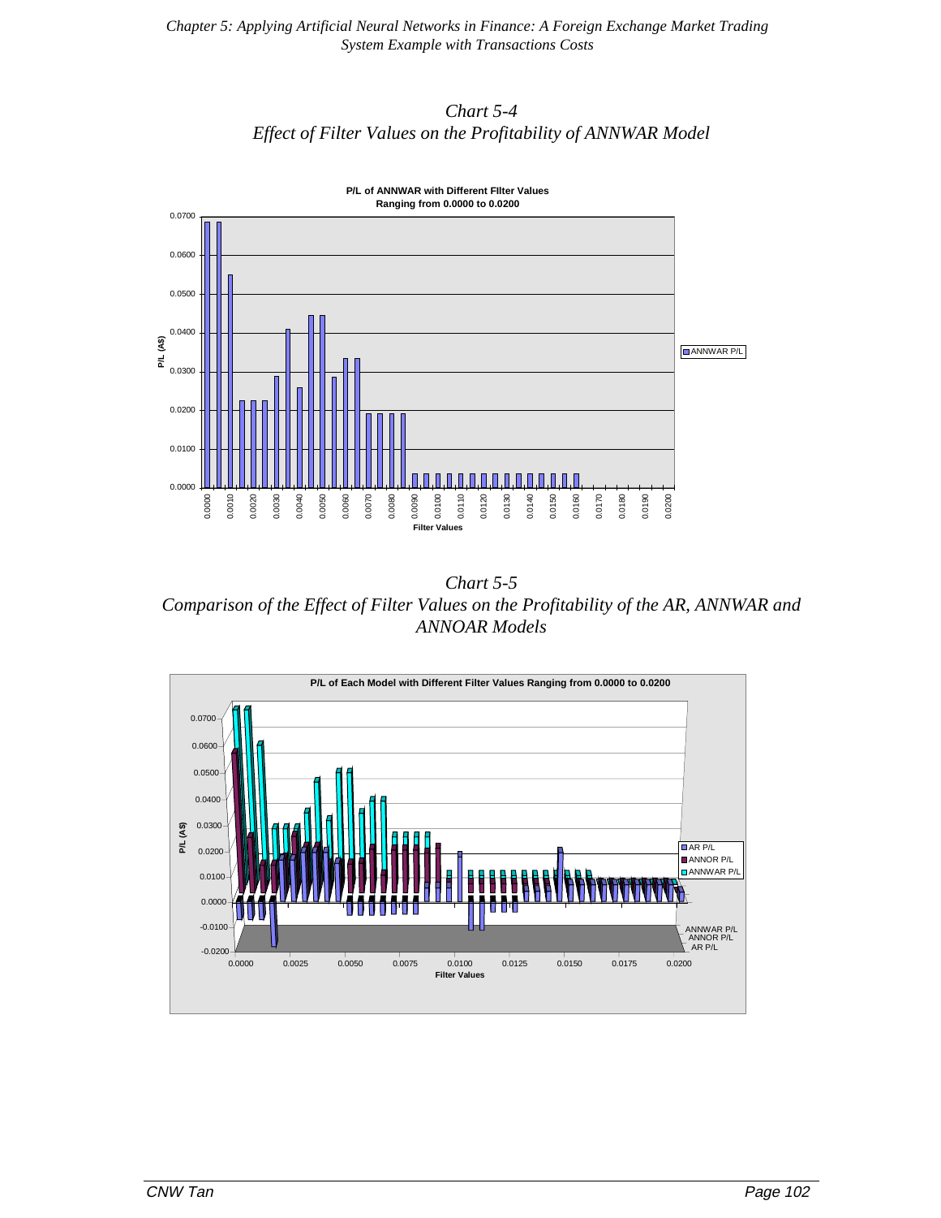*Chart 5-4*
*Effect of Filter Values on the Profitability of ANNWAR Model*

*Chart 5-5*
*Comparison of the Effect of Filter Values on the Profitability of the AR, ANNWAR and ANNOAR Models*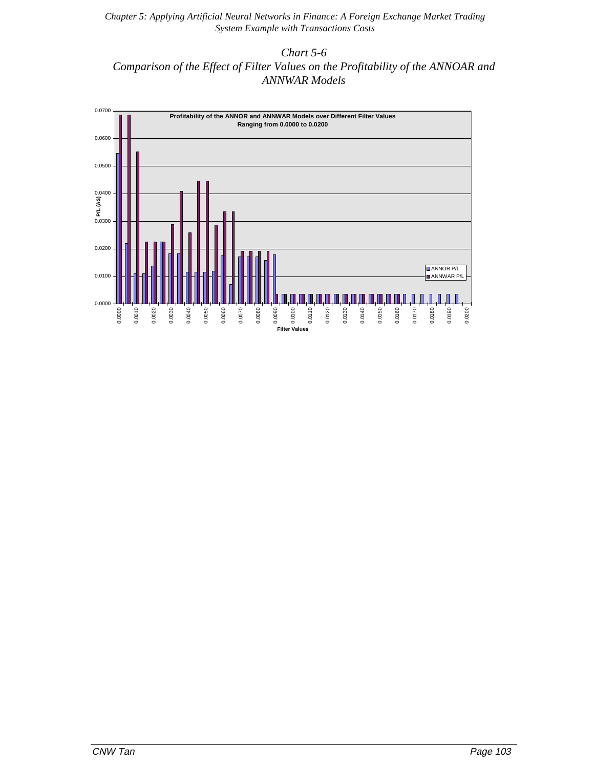*Chart 5-6*
*Comparison of the Effect of Filter Values on the Profitability of the ANNOAR and ANNWAR Models*

**Profitability of the ANNOR and ANNWAR Models over Different Filter Values Ranging from 0.0000 to 0.0200**

P/L (A$)

0.0700
0.0600
0.0500
0.0400
0.0300
0.0200
0.0100
0.0000

ANNOR P/L
ANNWAR P/L

0.0000 0.0010 0.0020 0.0030 0.0040 0.0050 0.0060 0.0070 0.0080 0.0090 0.0100 0.0110 0.0120 0.0130 0.0140 0.0150 0.0160 0.0170 0.0180 0.0190 0.0200

Filter Values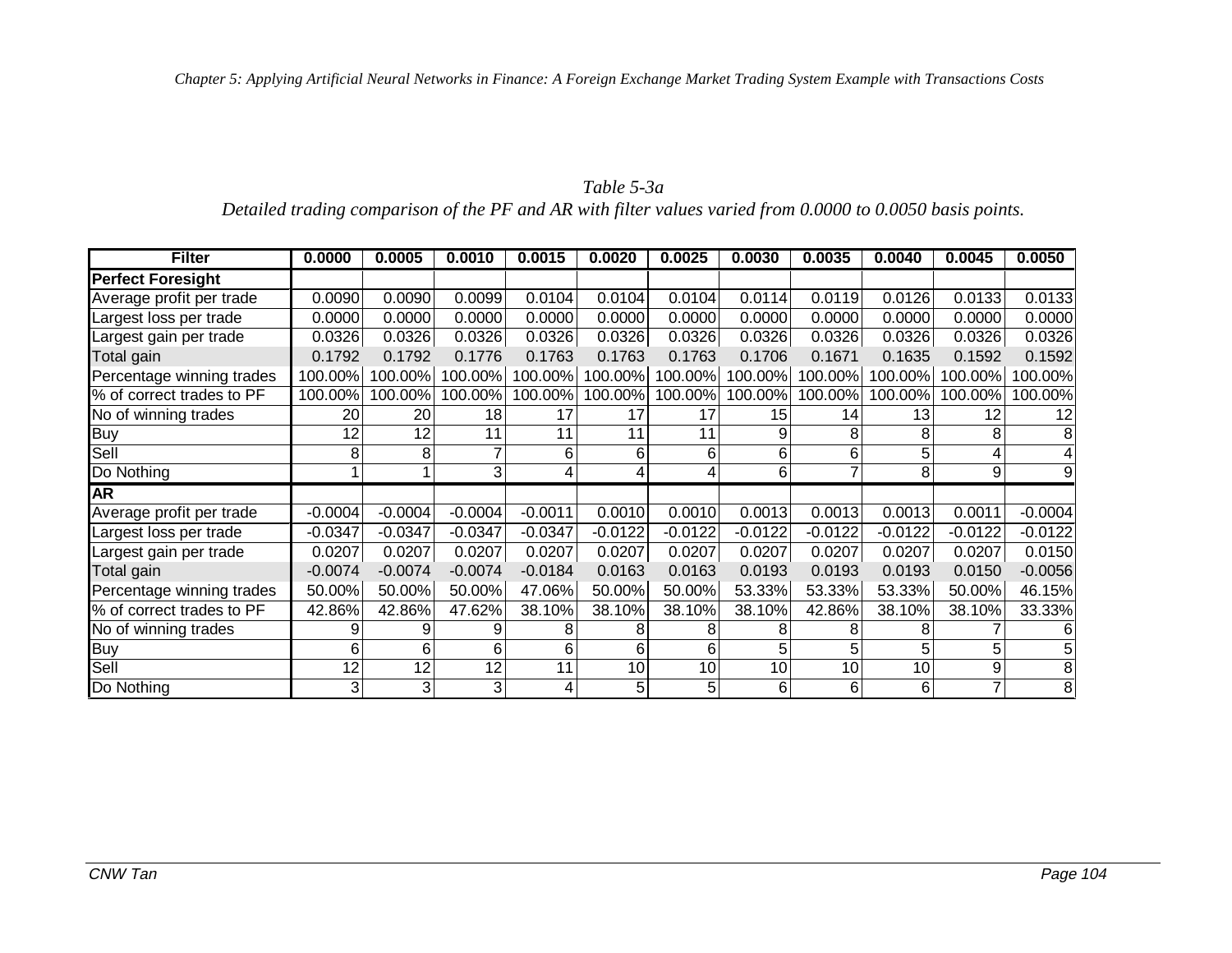*Table 5-3a*

*Detailed trading comparison of the PF and AR with filter values varied from 0.0000 to 0.0050 basis points.*

| Filter | 0.0000 | 0.0005 | 0.0010 | 0.0015 | 0.0020 | 0.0025 | 0.0030 | 0.0035 | 0.0040 | 0.0045 | 0.0050 |
|---|---|---|---|---|---|---|---|---|---|---|---|
| **Perfect Foresight** | | | | | | | | | | | |
| Average profit per trade | 0.0090 | 0.0090 | 0.0099 | 0.0104 | 0.0104 | 0.0104 | 0.0114 | 0.0119 | 0.0126 | 0.0133 | 0.0133 |
| Largest loss per trade | 0.0000 | 0.0000 | 0.0000 | 0.0000 | 0.0000 | 0.0000 | 0.0000 | 0.0000 | 0.0000 | 0.0000 | 0.0000 |
| Largest gain per trade | 0.0326 | 0.0326 | 0.0326 | 0.0326 | 0.0326 | 0.0326 | 0.0326 | 0.0326 | 0.0326 | 0.0326 | 0.0326 |
| Total gain | 0.1792 | 0.1792 | 0.1776 | 0.1763 | 0.1763 | 0.1763 | 0.1706 | 0.1671 | 0.1635 | 0.1592 | 0.1592 |
| Percentage winning trades | 100.00% | 100.00% | 100.00% | 100.00% | 100.00% | 100.00% | 100.00% | 100.00% | 100.00% | 100.00% | 100.00% |
| % of correct trades to PF | 100.00% | 100.00% | 100.00% | 100.00% | 100.00% | 100.00% | 100.00% | 100.00% | 100.00% | 100.00% | 100.00% |
| No of winning trades | 20 | 20 | 18 | 17 | 17 | 17 | 15 | 14 | 13 | 12 | 12 |
| Buy | 12 | 12 | 11 | 11 | 11 | 11 | 9 | 8 | 8 | 8 | 8 |
| Sell | 8 | 8 | 7 | 6 | 6 | 6 | 6 | 6 | 5 | 4 | 4 |
| Do Nothing | 1 | 1 | 3 | 4 | 4 | 4 | 6 | 7 | 8 | 9 | 9 |
| **AR** | | | | | | | | | | | |
| Average profit per trade | -0.0004 | -0.0004 | -0.0004 | -0.0011 | 0.0010 | 0.0010 | 0.0013 | 0.0013 | 0.0013 | 0.0011 | -0.0004 |
| Largest loss per trade | -0.0347 | -0.0347 | -0.0347 | -0.0347 | -0.0122 | -0.0122 | -0.0122 | -0.0122 | -0.0122 | -0.0122 | -0.0122 |
| Largest gain per trade | 0.0207 | 0.0207 | 0.0207 | 0.0207 | 0.0207 | 0.0207 | 0.0207 | 0.0207 | 0.0207 | 0.0207 | 0.0150 |
| Total gain | -0.0074 | -0.0074 | -0.0074 | -0.0184 | 0.0163 | 0.0163 | 0.0193 | 0.0193 | 0.0193 | 0.0150 | -0.0056 |
| Percentage winning trades | 50.00% | 50.00% | 50.00% | 47.06% | 50.00% | 50.00% | 53.33% | 53.33% | 53.33% | 50.00% | 46.15% |
| % of correct trades to PF | 42.86% | 42.86% | 47.62% | 38.10% | 38.10% | 38.10% | 38.10% | 42.86% | 38.10% | 38.10% | 33.33% |
| No of winning trades | 9 | 9 | 9 | 8 | 8 | 8 | 8 | 8 | 8 | 7 | 6 |
| Buy | 6 | 6 | 6 | 6 | 6 | 6 | 5 | 5 | 5 | 5 | 5 |
| Sell | 12 | 12 | 12 | 11 | 10 | 10 | 10 | 10 | 10 | 9 | 8 |
| Do Nothing | 3 | 3 | 3 | 4 | 5 | 5 | 6 | 6 | 6 | 7 | 8 |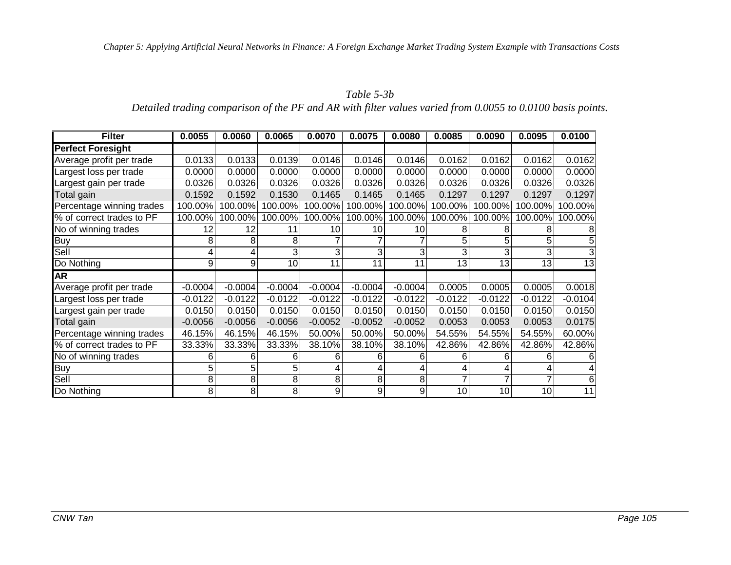*Table 5-3b*

*Detailed trading comparison of the PF and AR with filter values varied from 0.0055 to 0.0100 basis points.*

| Filter | 0.0055 | 0.0060 | 0.0065 | 0.0070 | 0.0075 | 0.0080 | 0.0085 | 0.0090 | 0.0095 | 0.0100 |
|---|---|---|---|---|---|---|---|---|---|---|
| **Perfect Foresight** | | | | | | | | | | |
| Average profit per trade | 0.0133 | 0.0133 | 0.0139 | 0.0146 | 0.0146 | 0.0146 | 0.0162 | 0.0162 | 0.0162 | 0.0162 |
| Largest loss per trade | 0.0000 | 0.0000 | 0.0000 | 0.0000 | 0.0000 | 0.0000 | 0.0000 | 0.0000 | 0.0000 | 0.0000 |
| Largest gain per trade | 0.0326 | 0.0326 | 0.0326 | 0.0326 | 0.0326 | 0.0326 | 0.0326 | 0.0326 | 0.0326 | 0.0326 |
| Total gain | 0.1592 | 0.1592 | 0.1530 | 0.1465 | 0.1465 | 0.1465 | 0.1297 | 0.1297 | 0.1297 | 0.1297 |
| Percentage winning trades | 100.00% | 100.00% | 100.00% | 100.00% | 100.00% | 100.00% | 100.00% | 100.00% | 100.00% | 100.00% |
| % of correct trades to PF | 100.00% | 100.00% | 100.00% | 100.00% | 100.00% | 100.00% | 100.00% | 100.00% | 100.00% | 100.00% |
| No of winning trades | 12 | 12 | 11 | 10 | 10 | 10 | 8 | 8 | 8 | 8 |
| Buy | 8 | 8 | 8 | 7 | 7 | 7 | 5 | 5 | 5 | 5 |
| Sell | 4 | 4 | 3 | 3 | 3 | 3 | 3 | 3 | 3 | 3 |
| Do Nothing | 9 | 9 | 10 | 11 | 11 | 11 | 13 | 13 | 13 | 13 |
| **AR** | | | | | | | | | | |
| Average profit per trade | -0.0004 | -0.0004 | -0.0004 | -0.0004 | -0.0004 | -0.0004 | 0.0005 | 0.0005 | 0.0005 | 0.0018 |
| Largest loss per trade | -0.0122 | -0.0122 | -0.0122 | -0.0122 | -0.0122 | -0.0122 | -0.0122 | -0.0122 | -0.0122 | -0.0104 |
| Largest gain per trade | 0.0150 | 0.0150 | 0.0150 | 0.0150 | 0.0150 | 0.0150 | 0.0150 | 0.0150 | 0.0150 | 0.0150 |
| Total gain | -0.0056 | -0.0056 | -0.0056 | -0.0052 | -0.0052 | -0.0052 | 0.0053 | 0.0053 | 0.0053 | 0.0175 |
| Percentage winning trades | 46.15% | 46.15% | 46.15% | 50.00% | 50.00% | 50.00% | 54.55% | 54.55% | 54.55% | 60.00% |
| % of correct trades to PF | 33.33% | 33.33% | 33.33% | 38.10% | 38.10% | 38.10% | 42.86% | 42.86% | 42.86% | 42.86% |
| No of winning trades | 6 | 6 | 6 | 6 | 6 | 6 | 6 | 6 | 6 | 6 |
| Buy | 5 | 5 | 5 | 4 | 4 | 4 | 4 | 4 | 4 | 4 |
| Sell | 8 | 8 | 8 | 8 | 8 | 8 | 7 | 7 | 7 | 6 |
| Do Nothing | 8 | 8 | 8 | 9 | 9 | 9 | 10 | 10 | 10 | 11 |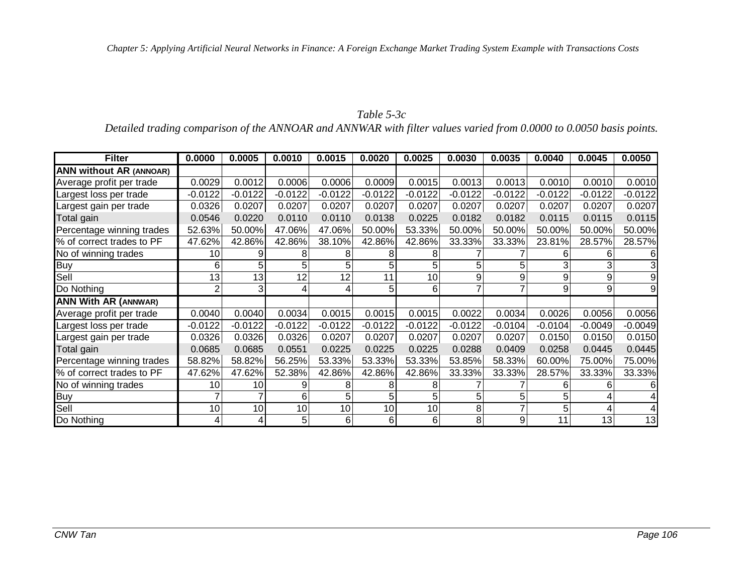*Table 5-3c*

*Detailed trading comparison of the ANNOAR and ANNWAR with filter values varied from 0.0000 to 0.0050 basis points.*

| Filter | 0.0000 | 0.0005 | 0.0010 | 0.0015 | 0.0020 | 0.0025 | 0.0030 | 0.0035 | 0.0040 | 0.0045 | 0.0050 |
|---|---|---|---|---|---|---|---|---|---|---|---|
| **ANN without AR (ANNOAR)** | | | | | | | | | | | |
| Average profit per trade | 0.0029 | 0.0012 | 0.0006 | 0.0006 | 0.0009 | 0.0015 | 0.0013 | 0.0013 | 0.0010 | 0.0010 | 0.0010 |
| Largest loss per trade | -0.0122 | -0.0122 | -0.0122 | -0.0122 | -0.0122 | -0.0122 | -0.0122 | -0.0122 | -0.0122 | -0.0122 | -0.0122 |
| Largest gain per trade | 0.0326 | 0.0207 | 0.0207 | 0.0207 | 0.0207 | 0.0207 | 0.0207 | 0.0207 | 0.0207 | 0.0207 | 0.0207 |
| Total gain | 0.0546 | 0.0220 | 0.0110 | 0.0110 | 0.0138 | 0.0225 | 0.0182 | 0.0182 | 0.0115 | 0.0115 | 0.0115 |
| Percentage winning trades | 52.63% | 50.00% | 47.06% | 47.06% | 50.00% | 53.33% | 50.00% | 50.00% | 50.00% | 50.00% | 50.00% |
| % of correct trades to PF | 47.62% | 42.86% | 42.86% | 38.10% | 42.86% | 42.86% | 33.33% | 33.33% | 23.81% | 28.57% | 28.57% |
| No of winning trades | 10 | 9 | 8 | 8 | 8 | 8 | 7 | 7 | 6 | 6 | 6 |
| Buy | 6 | 5 | 5 | 5 | 5 | 5 | 5 | 5 | 3 | 3 | 3 |
| Sell | 13 | 13 | 12 | 12 | 11 | 10 | 9 | 9 | 9 | 9 | 9 |
| Do Nothing | 2 | 3 | 4 | 4 | 5 | 6 | 7 | 7 | 9 | 9 | 9 |
| **ANN With AR (ANNWAR)** | | | | | | | | | | | |
| Average profit per trade | 0.0040 | 0.0040 | 0.0034 | 0.0015 | 0.0015 | 0.0015 | 0.0022 | 0.0034 | 0.0026 | 0.0056 | 0.0056 |
| Largest loss per trade | -0.0122 | -0.0122 | -0.0122 | -0.0122 | -0.0122 | -0.0122 | -0.0122 | -0.0104 | -0.0104 | -0.0049 | -0.0049 |
| Largest gain per trade | 0.0326 | 0.0326 | 0.0326 | 0.0207 | 0.0207 | 0.0207 | 0.0207 | 0.0207 | 0.0150 | 0.0150 | 0.0150 |
| Total gain | 0.0685 | 0.0685 | 0.0551 | 0.0225 | 0.0225 | 0.0225 | 0.0288 | 0.0409 | 0.0258 | 0.0445 | 0.0445 |
| Percentage winning trades | 58.82% | 58.82% | 56.25% | 53.33% | 53.33% | 53.33% | 53.85% | 58.33% | 60.00% | 75.00% | 75.00% |
| % of correct trades to PF | 47.62% | 47.62% | 52.38% | 42.86% | 42.86% | 42.86% | 33.33% | 33.33% | 28.57% | 33.33% | 33.33% |
| No of winning trades | 10 | 10 | 9 | 8 | 8 | 8 | 7 | 7 | 6 | 6 | 6 |
| Buy | 7 | 7 | 6 | 5 | 5 | 5 | 5 | 5 | 5 | 4 | 4 |
| Sell | 10 | 10 | 10 | 10 | 10 | 10 | 8 | 7 | 5 | 4 | 4 |
| Do Nothing | 4 | 4 | 5 | 6 | 6 | 6 | 8 | 9 | 11 | 13 | 13 |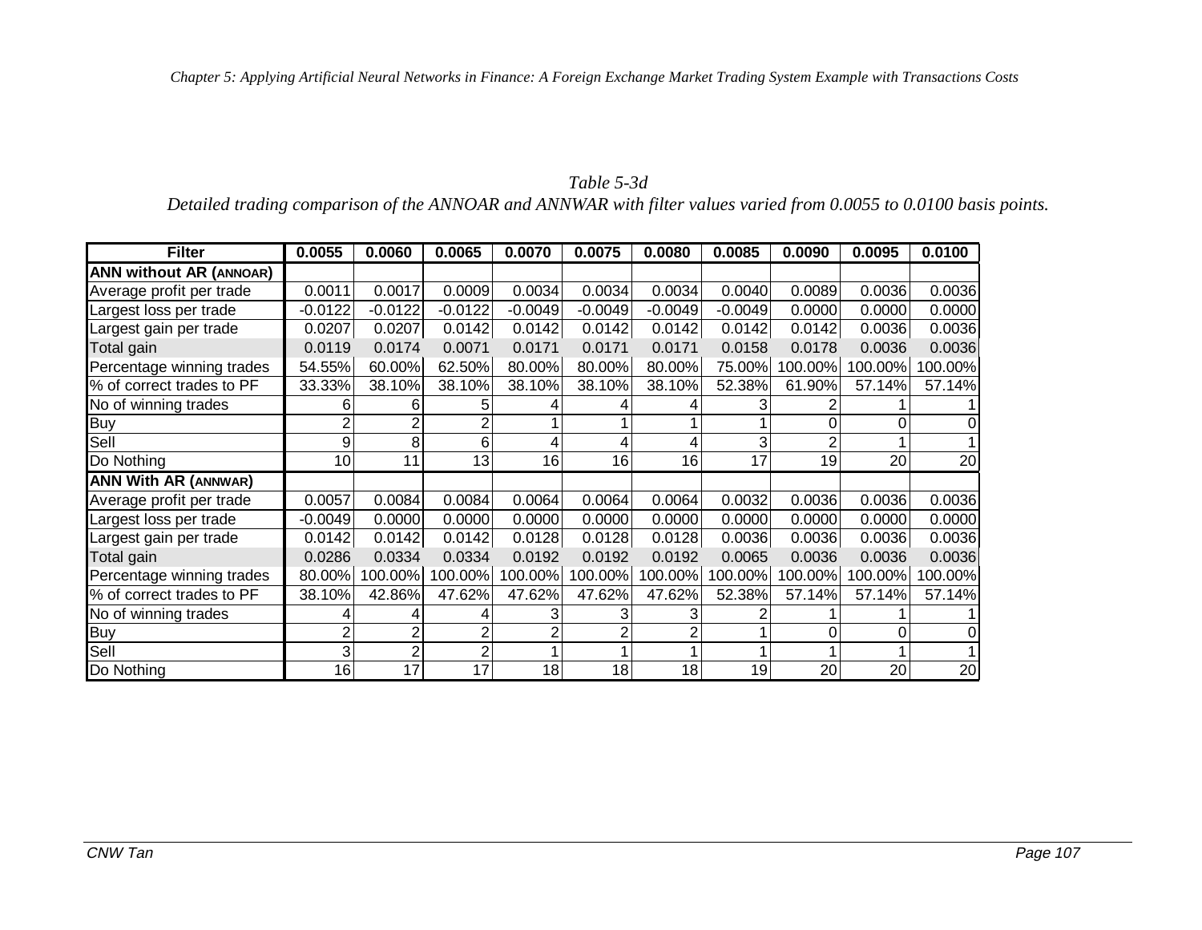*Table 5-3d*
*Detailed trading comparison of the ANNOAR and ANNWAR with filter values varied from 0.0055 to 0.0100 basis points.*

| Filter | 0.0055 | 0.0060 | 0.0065 | 0.0070 | 0.0075 | 0.0080 | 0.0085 | 0.0090 | 0.0095 | 0.0100 |
|---|---|---|---|---|---|---|---|---|---|---|
| **ANN without AR (ANNOAR)** | | | | | | | | | | |
| Average profit per trade | 0.0011 | 0.0017 | 0.0009 | 0.0034 | 0.0034 | 0.0034 | 0.0040 | 0.0089 | 0.0036 | 0.0036 |
| Largest loss per trade | -0.0122 | -0.0122 | -0.0122 | -0.0049 | -0.0049 | -0.0049 | -0.0049 | 0.0000 | 0.0000 | 0.0000 |
| Largest gain per trade | 0.0207 | 0.0207 | 0.0142 | 0.0142 | 0.0142 | 0.0142 | 0.0142 | 0.0142 | 0.0036 | 0.0036 |
| Total gain | 0.0119 | 0.0174 | 0.0071 | 0.0171 | 0.0171 | 0.0171 | 0.0158 | 0.0178 | 0.0036 | 0.0036 |
| Percentage winning trades | 54.55% | 60.00% | 62.50% | 80.00% | 80.00% | 80.00% | 75.00% | 100.00% | 100.00% | 100.00% |
| % of correct trades to PF | 33.33% | 38.10% | 38.10% | 38.10% | 38.10% | 38.10% | 52.38% | 61.90% | 57.14% | 57.14% |
| No of winning trades | 6 | 6 | 5 | 4 | 4 | 4 | 3 | 2 | 1 | 1 |
| Buy | 2 | 2 | 2 | 1 | 1 | 1 | 1 | 0 | 0 | 0 |
| Sell | 9 | 8 | 6 | 4 | 4 | 4 | 3 | 2 | 1 | 1 |
| Do Nothing | 10 | 11 | 13 | 16 | 16 | 16 | 17 | 19 | 20 | 20 |
| **ANN With AR (ANNWAR)** | | | | | | | | | | |
| Average profit per trade | 0.0057 | 0.0084 | 0.0084 | 0.0064 | 0.0064 | 0.0064 | 0.0032 | 0.0036 | 0.0036 | 0.0036 |
| Largest loss per trade | -0.0049 | 0.0000 | 0.0000 | 0.0000 | 0.0000 | 0.0000 | 0.0000 | 0.0000 | 0.0000 | 0.0000 |
| Largest gain per trade | 0.0142 | 0.0142 | 0.0142 | 0.0128 | 0.0128 | 0.0128 | 0.0036 | 0.0036 | 0.0036 | 0.0036 |
| Total gain | 0.0286 | 0.0334 | 0.0334 | 0.0192 | 0.0192 | 0.0192 | 0.0065 | 0.0036 | 0.0036 | 0.0036 |
| Percentage winning trades | 80.00% | 100.00% | 100.00% | 100.00% | 100.00% | 100.00% | 100.00% | 100.00% | 100.00% | 100.00% |
| % of correct trades to PF | 38.10% | 42.86% | 47.62% | 47.62% | 47.62% | 47.62% | 52.38% | 57.14% | 57.14% | 57.14% |
| No of winning trades | 4 | 4 | 4 | 3 | 3 | 3 | 2 | 1 | 1 | 1 |
| Buy | 2 | 2 | 2 | 2 | 2 | 2 | 1 | 0 | 0 | 0 |
| Sell | 3 | 2 | 2 | 1 | 1 | 1 | 1 | 1 | 1 | 1 |
| Do Nothing | 16 | 17 | 17 | 18 | 18 | 18 | 19 | 20 | 20 | 20 |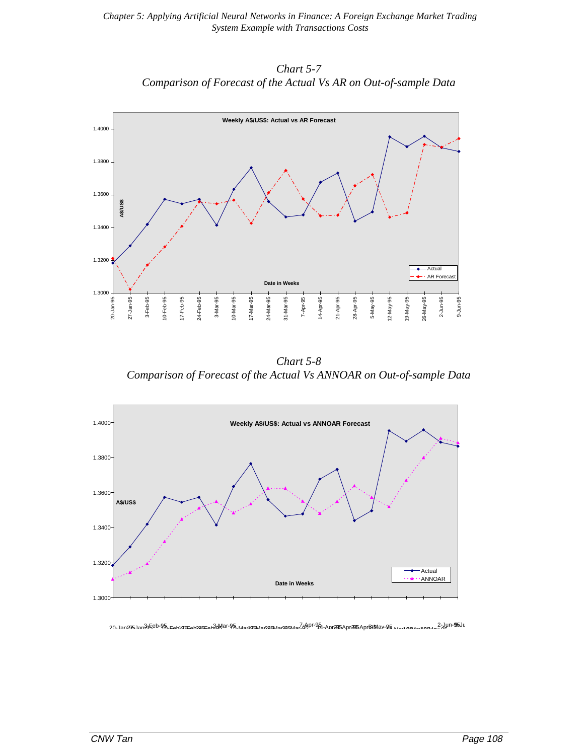*Chart 5-7*
*Comparison of Forecast of the Actual Vs AR on Out-of-sample Data*

*Chart 5-8*
*Comparison of Forecast of the Actual Vs ANNOAR on Out-of-sample Data*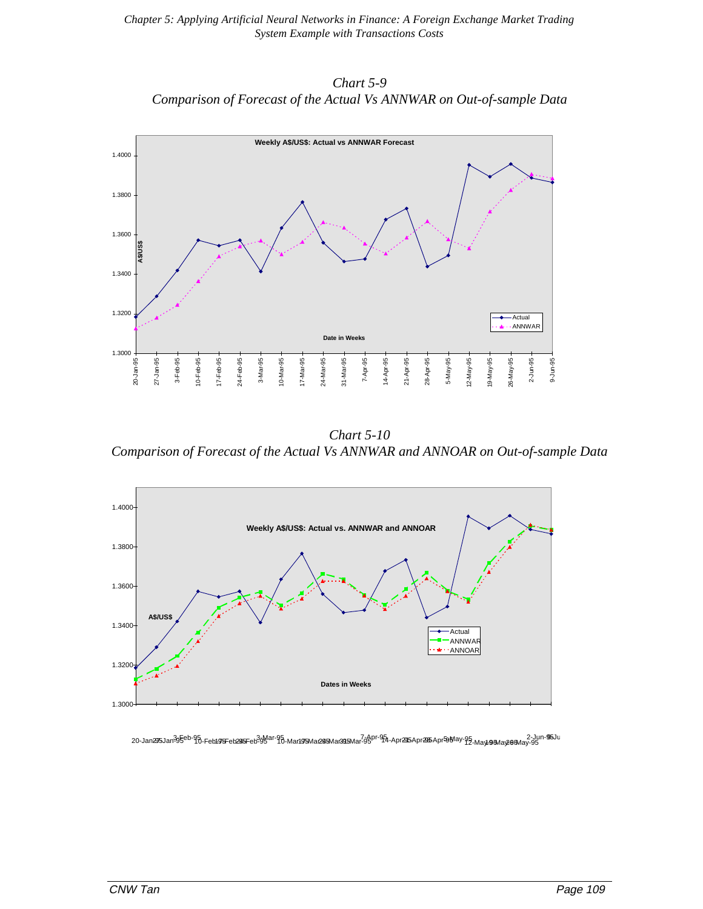*Chart 5-9*

*Comparison of Forecast of the Actual Vs ANNWAR on Out-of-sample Data*

*Chart 5-10*

*Comparison of Forecast of the Actual Vs ANNWAR and ANNOAR on Out-of-sample Data*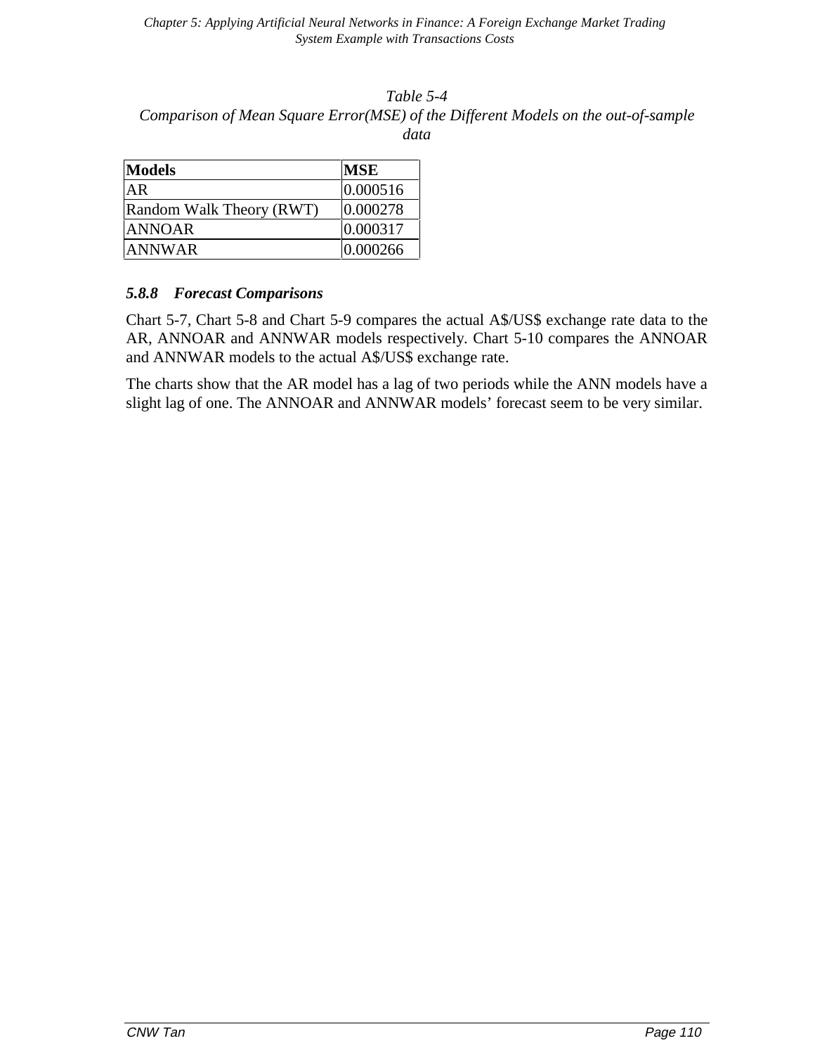*Table 5-4*
*Comparison of Mean Square Error(MSE) of the Different Models on the out-of-sample data*

| **Models** | **MSE** |
|---|---|
| AR | 0.000516 |
| Random Walk Theory (RWT) | 0.000278 |
| ANNOAR | 0.000317 |
| ANNWAR | 0.000266 |

### *5.8.8 Forecast Comparisons*

Chart 5-7, Chart 5-8 and Chart 5-9 compares the actual A$/US$ exchange rate data to the AR, ANNOAR and ANNWAR models respectively. Chart 5-10 compares the ANNOAR and ANNWAR models to the actual A$/US$ exchange rate.

The charts show that the AR model has a lag of two periods while the ANN models have a slight lag of one. The ANNOAR and ANNWAR models' forecast seem to be very similar.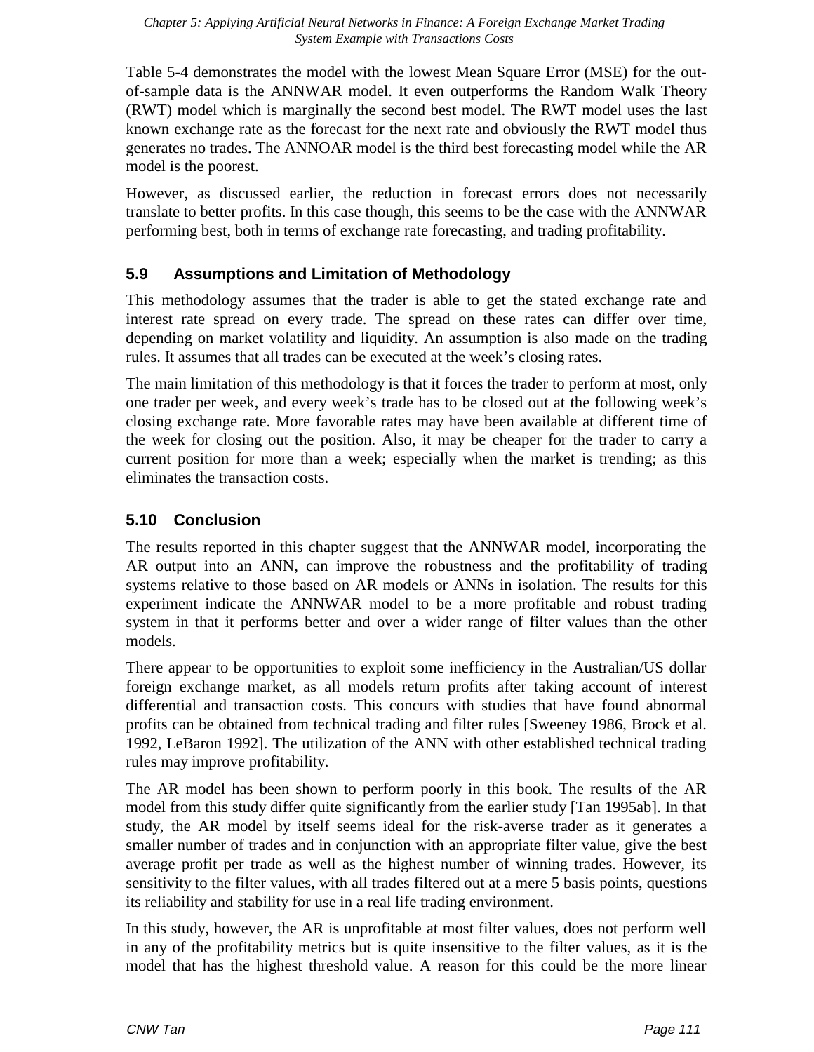Table 5-4 demonstrates the model with the lowest Mean Square Error (MSE) for the out-of-sample data is the ANNWAR model. It even outperforms the Random Walk Theory (RWT) model which is marginally the second best model. The RWT model uses the last known exchange rate as the forecast for the next rate and obviously the RWT model thus generates no trades. The ANNOAR model is the third best forecasting model while the AR model is the poorest.

However, as discussed earlier, the reduction in forecast errors does not necessarily translate to better profits. In this case though, this seems to be the case with the ANNWAR performing best, both in terms of exchange rate forecasting, and trading profitability.

## 5.9 Assumptions and Limitation of Methodology

This methodology assumes that the trader is able to get the stated exchange rate and interest rate spread on every trade. The spread on these rates can differ over time, depending on market volatility and liquidity. An assumption is also made on the trading rules. It assumes that all trades can be executed at the week's closing rates.

The main limitation of this methodology is that it forces the trader to perform at most, only one trader per week, and every week's trade has to be closed out at the following week's closing exchange rate. More favorable rates may have been available at different time of the week for closing out the position. Also, it may be cheaper for the trader to carry a current position for more than a week; especially when the market is trending; as this eliminates the transaction costs.

## 5.10 Conclusion

The results reported in this chapter suggest that the ANNWAR model, incorporating the AR output into an ANN, can improve the robustness and the profitability of trading systems relative to those based on AR models or ANNs in isolation. The results for this experiment indicate the ANNWAR model to be a more profitable and robust trading system in that it performs better and over a wider range of filter values than the other models.

There appear to be opportunities to exploit some inefficiency in the Australian/US dollar foreign exchange market, as all models return profits after taking account of interest differential and transaction costs. This concurs with studies that have found abnormal profits can be obtained from technical trading and filter rules [Sweeney 1986, Brock et al. 1992, LeBaron 1992]. The utilization of the ANN with other established technical trading rules may improve profitability.

The AR model has been shown to perform poorly in this book. The results of the AR model from this study differ quite significantly from the earlier study [Tan 1995ab]. In that study, the AR model by itself seems ideal for the risk-averse trader as it generates a smaller number of trades and in conjunction with an appropriate filter value, give the best average profit per trade as well as the highest number of winning trades. However, its sensitivity to the filter values, with all trades filtered out at a mere 5 basis points, questions its reliability and stability for use in a real life trading environment.

In this study, however, the AR is unprofitable at most filter values, does not perform well in any of the profitability metrics but is quite insensitive to the filter values, as it is the model that has the highest threshold value. A reason for this could be the more linear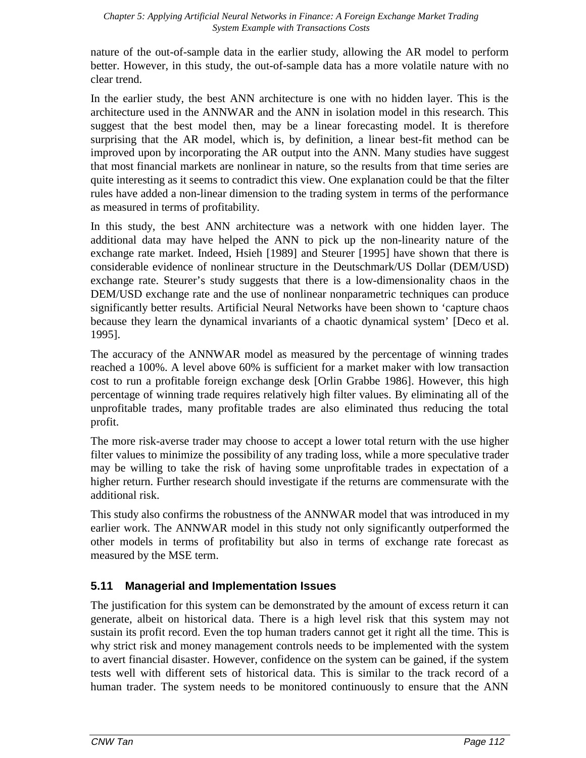nature of the out-of-sample data in the earlier study, allowing the AR model to perform better. However, in this study, the out-of-sample data has a more volatile nature with no clear trend.

In the earlier study, the best ANN architecture is one with no hidden layer. This is the architecture used in the ANNWAR and the ANN in isolation model in this research. This suggest that the best model then, may be a linear forecasting model. It is therefore surprising that the AR model, which is, by definition, a linear best-fit method can be improved upon by incorporating the AR output into the ANN. Many studies have suggest that most financial markets are nonlinear in nature, so the results from that time series are quite interesting as it seems to contradict this view. One explanation could be that the filter rules have added a non-linear dimension to the trading system in terms of the performance as measured in terms of profitability.

In this study, the best ANN architecture was a network with one hidden layer. The additional data may have helped the ANN to pick up the non-linearity nature of the exchange rate market. Indeed, Hsieh [1989] and Steurer [1995] have shown that there is considerable evidence of nonlinear structure in the Deutschmark/US Dollar (DEM/USD) exchange rate. Steurer's study suggests that there is a low-dimensionality chaos in the DEM/USD exchange rate and the use of nonlinear nonparametric techniques can produce significantly better results. Artificial Neural Networks have been shown to 'capture chaos because they learn the dynamical invariants of a chaotic dynamical system' [Deco et al. 1995].

The accuracy of the ANNWAR model as measured by the percentage of winning trades reached a 100%. A level above 60% is sufficient for a market maker with low transaction cost to run a profitable foreign exchange desk [Orlin Grabbe 1986]. However, this high percentage of winning trade requires relatively high filter values. By eliminating all of the unprofitable trades, many profitable trades are also eliminated thus reducing the total profit.

The more risk-averse trader may choose to accept a lower total return with the use higher filter values to minimize the possibility of any trading loss, while a more speculative trader may be willing to take the risk of having some unprofitable trades in expectation of a higher return. Further research should investigate if the returns are commensurate with the additional risk.

This study also confirms the robustness of the ANNWAR model that was introduced in my earlier work. The ANNWAR model in this study not only significantly outperformed the other models in terms of profitability but also in terms of exchange rate forecast as measured by the MSE term.

### 5.11 Managerial and Implementation Issues

The justification for this system can be demonstrated by the amount of excess return it can generate, albeit on historical data. There is a high level risk that this system may not sustain its profit record. Even the top human traders cannot get it right all the time. This is why strict risk and money management controls needs to be implemented with the system to avert financial disaster. However, confidence on the system can be gained, if the system tests well with different sets of historical data. This is similar to the track record of a human trader. The system needs to be monitored continuously to ensure that the ANN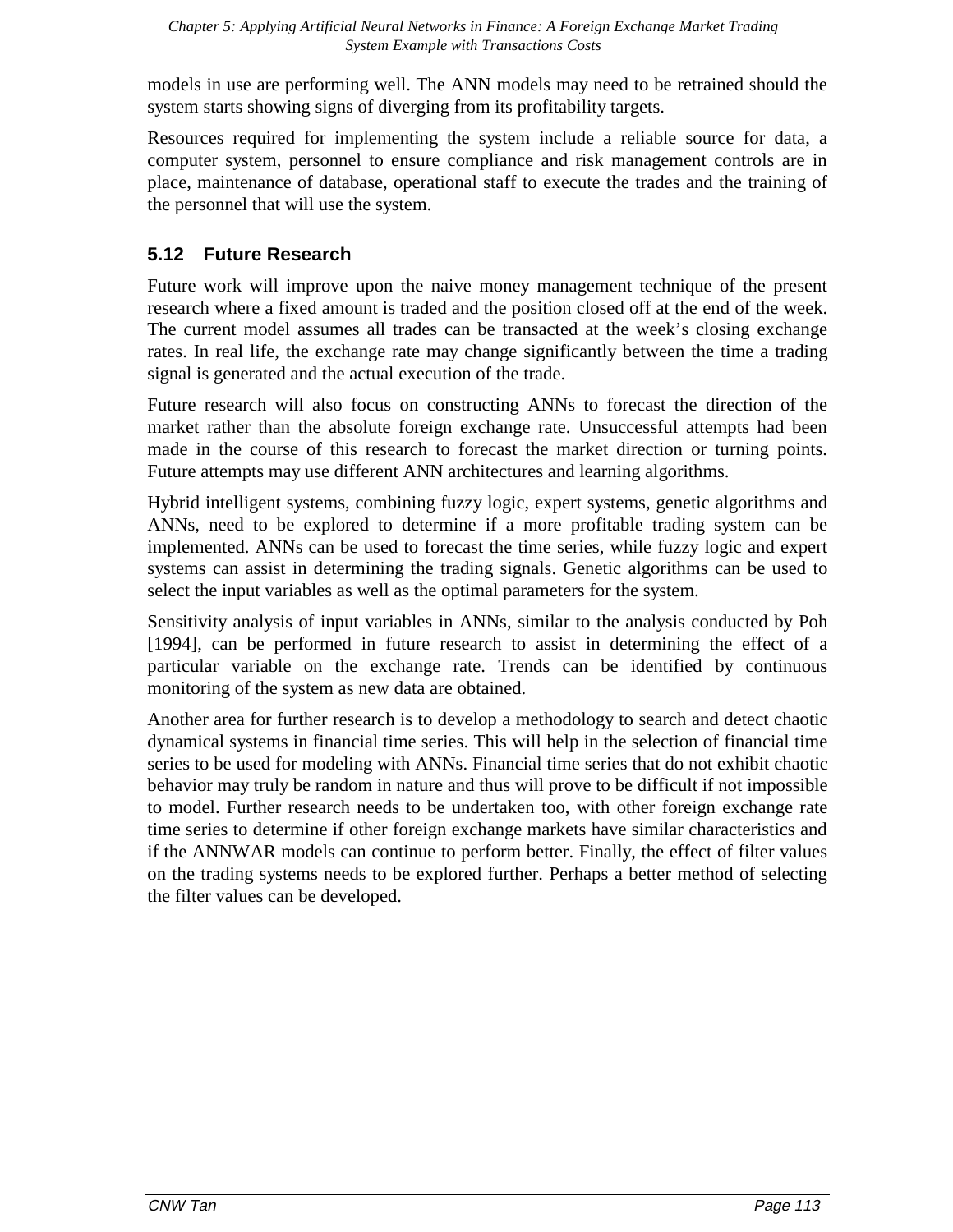models in use are performing well. The ANN models may need to be retrained should the system starts showing signs of diverging from its profitability targets.

Resources required for implementing the system include a reliable source for data, a computer system, personnel to ensure compliance and risk management controls are in place, maintenance of database, operational staff to execute the trades and the training of the personnel that will use the system.

### 5.12 Future Research

Future work will improve upon the naive money management technique of the present research where a fixed amount is traded and the position closed off at the end of the week. The current model assumes all trades can be transacted at the week's closing exchange rates. In real life, the exchange rate may change significantly between the time a trading signal is generated and the actual execution of the trade.

Future research will also focus on constructing ANNs to forecast the direction of the market rather than the absolute foreign exchange rate. Unsuccessful attempts had been made in the course of this research to forecast the market direction or turning points. Future attempts may use different ANN architectures and learning algorithms.

Hybrid intelligent systems, combining fuzzy logic, expert systems, genetic algorithms and ANNs, need to be explored to determine if a more profitable trading system can be implemented. ANNs can be used to forecast the time series, while fuzzy logic and expert systems can assist in determining the trading signals. Genetic algorithms can be used to select the input variables as well as the optimal parameters for the system.

Sensitivity analysis of input variables in ANNs, similar to the analysis conducted by Poh [1994], can be performed in future research to assist in determining the effect of a particular variable on the exchange rate. Trends can be identified by continuous monitoring of the system as new data are obtained.

Another area for further research is to develop a methodology to search and detect chaotic dynamical systems in financial time series. This will help in the selection of financial time series to be used for modeling with ANNs. Financial time series that do not exhibit chaotic behavior may truly be random in nature and thus will prove to be difficult if not impossible to model. Further research needs to be undertaken too, with other foreign exchange rate time series to determine if other foreign exchange markets have similar characteristics and if the ANNWAR models can continue to perform better. Finally, the effect of filter values on the trading systems needs to be explored further. Perhaps a better method of selecting the filter values can be developed.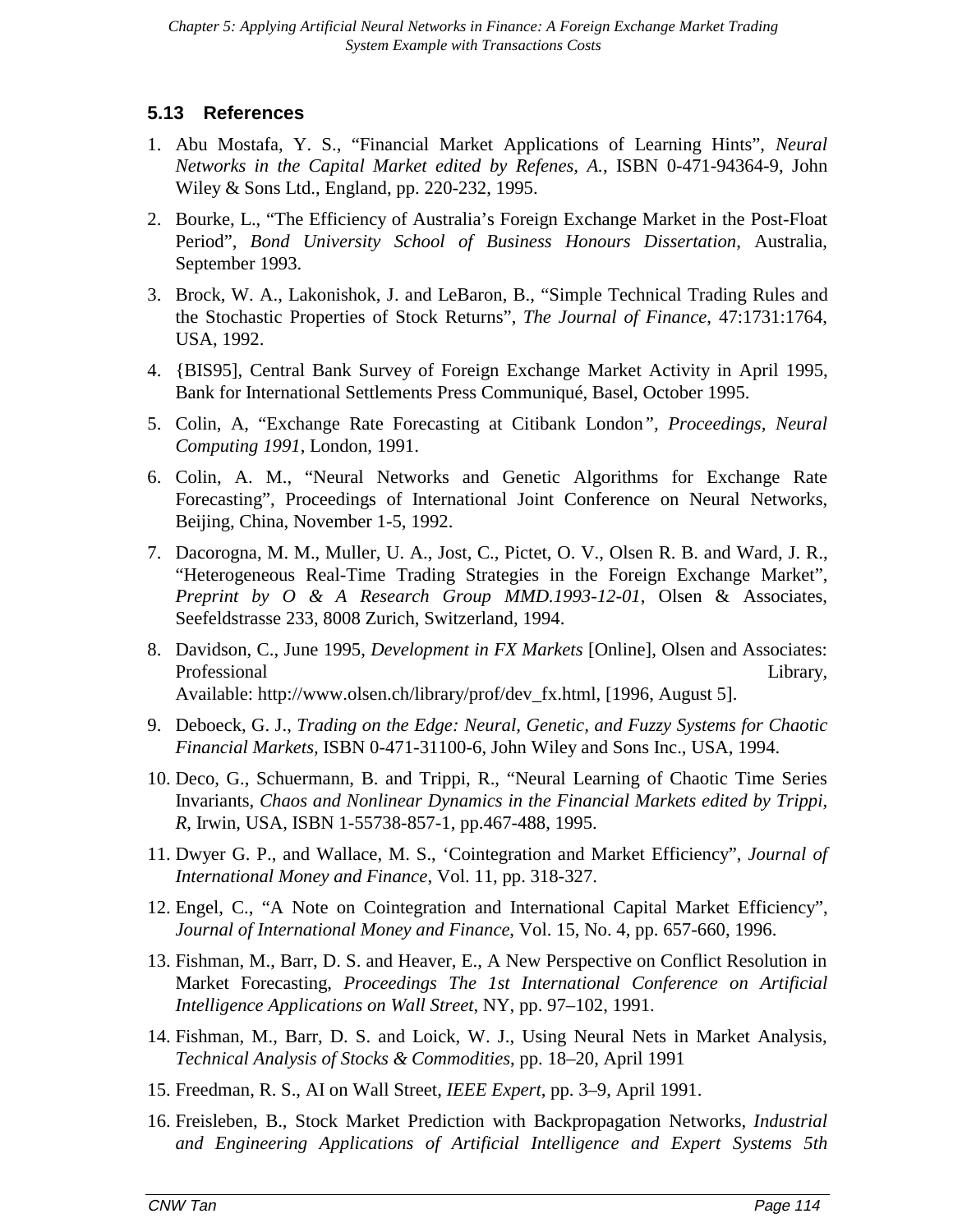## 5.13 References

1. Abu Mostafa, Y. S., "Financial Market Applications of Learning Hints", *Neural Networks in the Capital Market edited by Refenes, A.*, ISBN 0-471-94364-9, John Wiley & Sons Ltd., England, pp. 220-232, 1995.
2. Bourke, L., "The Efficiency of Australia's Foreign Exchange Market in the Post-Float Period", *Bond University School of Business Honours Dissertation*, Australia, September 1993.
3. Brock, W. A., Lakonishok, J. and LeBaron, B., "Simple Technical Trading Rules and the Stochastic Properties of Stock Returns", *The Journal of Finance*, 47:1731:1764, USA, 1992.
4. {BIS95], Central Bank Survey of Foreign Exchange Market Activity in April 1995, Bank for International Settlements Press Communiqué, Basel, October 1995.
5. Colin, A, "Exchange Rate Forecasting at Citibank London*", Proceedings, Neural Computing 1991*, London, 1991.
6. Colin, A. M., "Neural Networks and Genetic Algorithms for Exchange Rate Forecasting", Proceedings of International Joint Conference on Neural Networks, Beijing, China, November 1-5, 1992.
7. Dacorogna, M. M., Muller, U. A., Jost, C., Pictet, O. V., Olsen R. B. and Ward, J. R., "Heterogeneous Real-Time Trading Strategies in the Foreign Exchange Market", *Preprint by O & A Research Group MMD.1993-12-01*, Olsen & Associates, Seefeldstrasse 233, 8008 Zurich, Switzerland, 1994.
8. Davidson, C., June 1995, *Development in FX Markets* [Online], Olsen and Associates: Professional Library, Available: http://www.olsen.ch/library/prof/dev_fx.html, [1996, August 5].
9. Deboeck, G. J., *Trading on the Edge: Neural, Genetic, and Fuzzy Systems for Chaotic Financial Markets*, ISBN 0-471-31100-6, John Wiley and Sons Inc., USA, 1994.
10. Deco, G., Schuermann, B. and Trippi, R., "Neural Learning of Chaotic Time Series Invariants, *Chaos and Nonlinear Dynamics in the Financial Markets edited by Trippi, R*, Irwin, USA, ISBN 1-55738-857-1, pp.467-488, 1995.
11. Dwyer G. P., and Wallace, M. S., 'Cointegration and Market Efficiency", *Journal of International Money and Finance*, Vol. 11, pp. 318-327.
12. Engel, C., "A Note on Cointegration and International Capital Market Efficiency", *Journal of International Money and Finance*, Vol. 15, No. 4, pp. 657-660, 1996.
13. Fishman, M., Barr, D. S. and Heaver, E., A New Perspective on Conflict Resolution in Market Forecasting, *Proceedings The 1st International Conference on Artificial Intelligence Applications on Wall Street*, NY, pp. 97–102, 1991.
14. Fishman, M., Barr, D. S. and Loick, W. J., Using Neural Nets in Market Analysis, *Technical Analysis of Stocks & Commodities*, pp. 18–20, April 1991
15. Freedman, R. S., AI on Wall Street, *IEEE Expert*, pp. 3–9, April 1991.
16. Freisleben, B., Stock Market Prediction with Backpropagation Networks, *Industrial and Engineering Applications of Artificial Intelligence and Expert Systems 5th*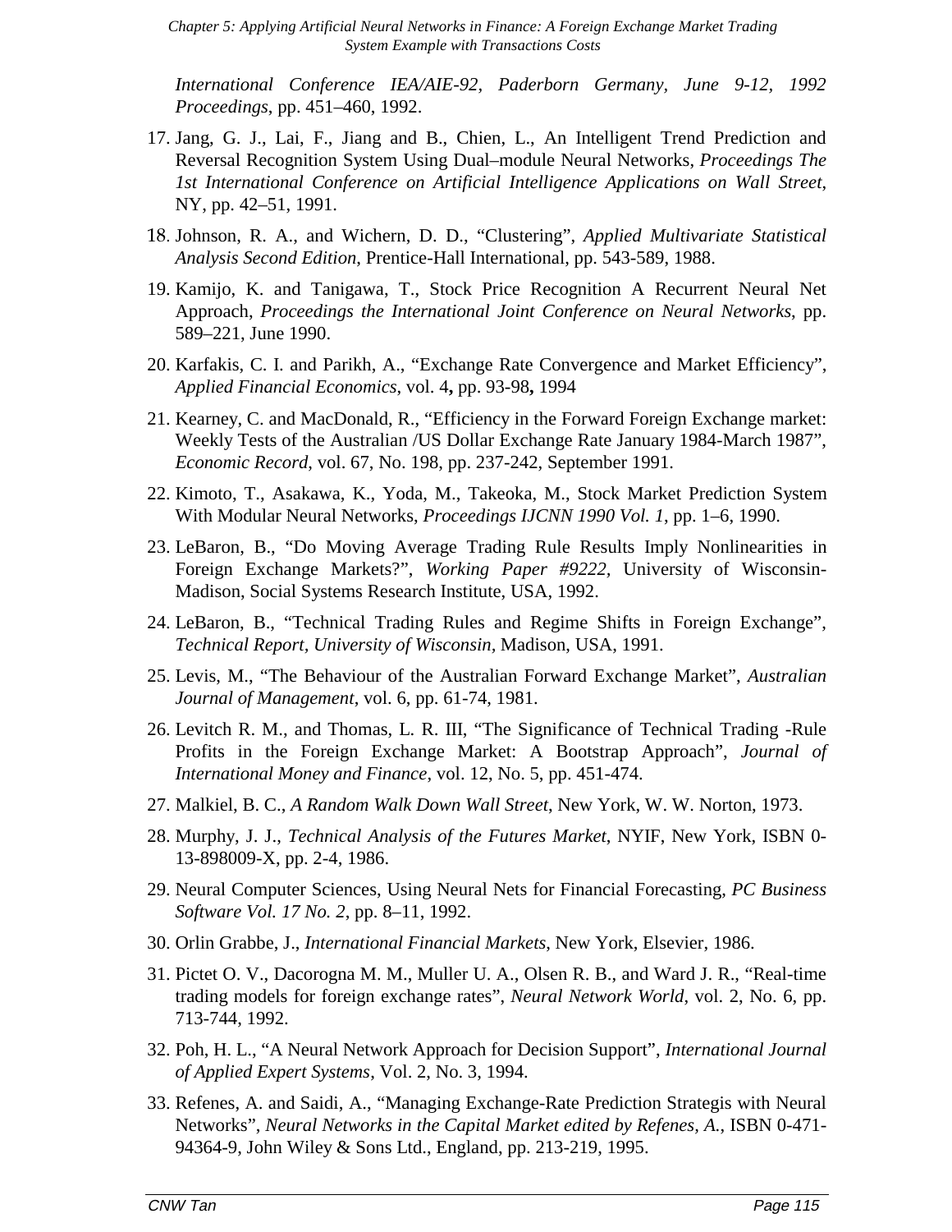*International Conference IEA/AIE-92, Paderborn Germany, June 9-12, 1992 Proceedings*, pp. 451–460, 1992.

17. Jang, G. J., Lai, F., Jiang and B., Chien, L., An Intelligent Trend Prediction and Reversal Recognition System Using Dual–module Neural Networks, *Proceedings The 1st International Conference on Artificial Intelligence Applications on Wall Street*, NY, pp. 42–51, 1991.
18. Johnson, R. A., and Wichern, D. D., "Clustering", *Applied Multivariate Statistical Analysis Second Edition*, Prentice-Hall International, pp. 543-589, 1988.
19. Kamijo, K. and Tanigawa, T., Stock Price Recognition A Recurrent Neural Net Approach, *Proceedings the International Joint Conference on Neural Networks*, pp. 589–221, June 1990.
20. Karfakis, C. I. and Parikh, A., "Exchange Rate Convergence and Market Efficiency", *Applied Financial Economics*, vol. 4**,** pp. 93-98**,** 1994
21. Kearney, C. and MacDonald, R., "Efficiency in the Forward Foreign Exchange market: Weekly Tests of the Australian /US Dollar Exchange Rate January 1984-March 1987", *Economic Record*, vol. 67, No. 198, pp. 237-242, September 1991.
22. Kimoto, T., Asakawa, K., Yoda, M., Takeoka, M., Stock Market Prediction System With Modular Neural Networks, *Proceedings IJCNN 1990 Vol. 1*, pp. 1–6, 1990.
23. LeBaron, B., "Do Moving Average Trading Rule Results Imply Nonlinearities in Foreign Exchange Markets?", *Working Paper #9222,* University of Wisconsin-Madison, Social Systems Research Institute, USA, 1992.
24. LeBaron, B., "Technical Trading Rules and Regime Shifts in Foreign Exchange", *Technical Report, University of Wisconsin*, Madison, USA, 1991.
25. Levis, M., "The Behaviour of the Australian Forward Exchange Market", *Australian Journal of Management*, vol. 6, pp. 61-74, 1981.
26. Levitch R. M., and Thomas, L. R. III, "The Significance of Technical Trading -Rule Profits in the Foreign Exchange Market: A Bootstrap Approach", *Journal of International Money and Finance*, vol. 12, No. 5, pp. 451-474.
27. Malkiel, B. C., *A Random Walk Down Wall Street*, New York, W. W. Norton, 1973.
28. Murphy, J. J., *Technical Analysis of the Futures Market*, NYIF, New York, ISBN 0-13-898009-X, pp. 2-4, 1986.
29. Neural Computer Sciences, Using Neural Nets for Financial Forecasting, *PC Business Software Vol. 17 No. 2*, pp. 8–11, 1992.
30. Orlin Grabbe, J., *International Financial Markets*, New York, Elsevier, 1986.
31. Pictet O. V., Dacorogna M. M., Muller U. A., Olsen R. B., and Ward J. R., "Real-time trading models for foreign exchange rates", *Neural Network World*, vol. 2, No. 6, pp. 713-744, 1992.
32. Poh, H. L., "A Neural Network Approach for Decision Support", *International Journal of Applied Expert Systems*, Vol. 2, No. 3, 1994.
33. Refenes, A. and Saidi, A., "Managing Exchange-Rate Prediction Strategis with Neural Networks", *Neural Networks in the Capital Market edited by Refenes, A.*, ISBN 0-471-94364-9, John Wiley & Sons Ltd., England, pp. 213-219, 1995.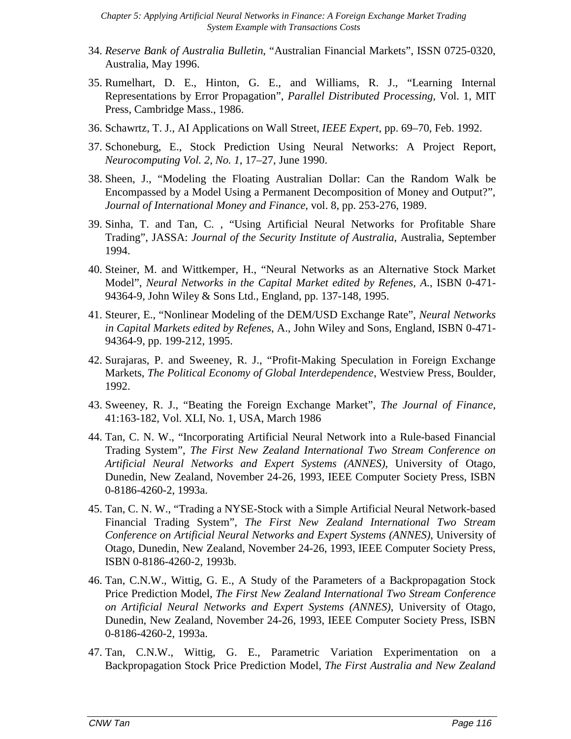34. *Reserve Bank of Australia Bulletin*, “Australian Financial Markets”, ISSN 0725-0320, Australia, May 1996.

35. Rumelhart, D. E., Hinton, G. E., and Williams, R. J., “Learning Internal Representations by Error Propagation”, *Parallel Distributed Processing*, Vol. 1, MIT Press, Cambridge Mass., 1986.

36. Schawrtz, T. J., AI Applications on Wall Street, *IEEE Expert*, pp. 69–70, Feb. 1992.

37. Schoneburg, E., Stock Prediction Using Neural Networks: A Project Report, *Neurocomputing Vol. 2, No. 1*, 17–27, June 1990.

38. Sheen, J., “Modeling the Floating Australian Dollar: Can the Random Walk be Encompassed by a Model Using a Permanent Decomposition of Money and Output?”, *Journal of International Money and Finance*, vol. 8, pp. 253-276, 1989.

39. Sinha, T. and Tan, C. , “Using Artificial Neural Networks for Profitable Share Trading”, JASSA: *Journal of the Security Institute of Australia*, Australia, September 1994.

40. Steiner, M. and Wittkemper, H., “Neural Networks as an Alternative Stock Market Model”, *Neural Networks in the Capital Market edited by Refenes, A.*, ISBN 0-471-94364-9, John Wiley & Sons Ltd., England, pp. 137-148, 1995.

41. Steurer, E., “Nonlinear Modeling of the DEM/USD Exchange Rate”, *Neural Networks in Capital Markets edited by Refenes*, A., John Wiley and Sons, England, ISBN 0-471-94364-9, pp. 199-212, 1995.

42. Surajaras, P. and Sweeney, R. J., “Profit-Making Speculation in Foreign Exchange Markets, *The Political Economy of Global Interdependence*, Westview Press, Boulder, 1992.

43. Sweeney, R. J., “Beating the Foreign Exchange Market”, *The Journal of Finance*, 41:163-182, Vol. XLI, No. 1, USA, March 1986

44. Tan, C. N. W., “Incorporating Artificial Neural Network into a Rule-based Financial Trading System”, *The First New Zealand International Two Stream Conference on Artificial Neural Networks and Expert Systems (ANNES)*, University of Otago, Dunedin, New Zealand, November 24-26, 1993, IEEE Computer Society Press, ISBN 0-8186-4260-2, 1993a.

45. Tan, C. N. W., “Trading a NYSE-Stock with a Simple Artificial Neural Network-based Financial Trading System”, *The First New Zealand International Two Stream Conference on Artificial Neural Networks and Expert Systems (ANNES)*, University of Otago, Dunedin, New Zealand, November 24-26, 1993, IEEE Computer Society Press, ISBN 0-8186-4260-2, 1993b.

46. Tan, C.N.W., Wittig, G. E., A Study of the Parameters of a Backpropagation Stock Price Prediction Model, *The First New Zealand International Two Stream Conference on Artificial Neural Networks and Expert Systems (ANNES)*, University of Otago, Dunedin, New Zealand, November 24-26, 1993, IEEE Computer Society Press, ISBN 0-8186-4260-2, 1993a.

47. Tan, C.N.W., Wittig, G. E., Parametric Variation Experimentation on a Backpropagation Stock Price Prediction Model, *The First Australia and New Zealand*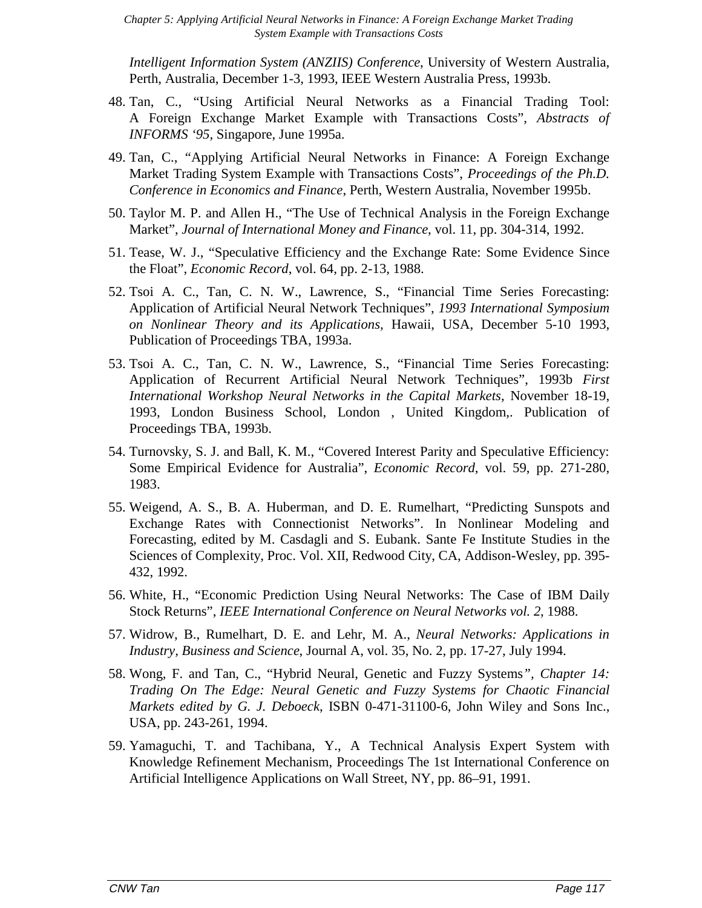*Intelligent Information System (ANZIIS) Conference*, University of Western Australia, Perth, Australia, December 1-3, 1993, IEEE Western Australia Press, 1993b.

48. Tan, C., “Using Artificial Neural Networks as a Financial Trading Tool: A Foreign Exchange Market Example with Transactions Costs”, *Abstracts of INFORMS ‘95*, Singapore, June 1995a.

49. Tan, C., “Applying Artificial Neural Networks in Finance: A Foreign Exchange Market Trading System Example with Transactions Costs”, *Proceedings of the Ph.D. Conference in Economics and Finance*, Perth, Western Australia, November 1995b.

50. Taylor M. P. and Allen H., “The Use of Technical Analysis in the Foreign Exchange Market”, *Journal of International Money and Finance*, vol. 11, pp. 304-314, 1992.

51. Tease, W. J., “Speculative Efficiency and the Exchange Rate: Some Evidence Since the Float”, *Economic Record*, vol. 64, pp. 2-13, 1988.

52. Tsoi A. C., Tan, C. N. W., Lawrence, S., “Financial Time Series Forecasting: Application of Artificial Neural Network Techniques”, *1993 International Symposium on Nonlinear Theory and its Applications*, Hawaii, USA, December 5-10 1993, Publication of Proceedings TBA, 1993a.

53. Tsoi A. C., Tan, C. N. W., Lawrence, S., “Financial Time Series Forecasting: Application of Recurrent Artificial Neural Network Techniques”, 1993b *First International Workshop Neural Networks in the Capital Markets*, November 18-19, 1993, London Business School, London , United Kingdom,. Publication of Proceedings TBA, 1993b.

54. Turnovsky, S. J. and Ball, K. M., “Covered Interest Parity and Speculative Efficiency: Some Empirical Evidence for Australia”, *Economic Record*, vol. 59, pp. 271-280, 1983.

55. Weigend, A. S., B. A. Huberman, and D. E. Rumelhart, “Predicting Sunspots and Exchange Rates with Connectionist Networks”. In Nonlinear Modeling and Forecasting, edited by M. Casdagli and S. Eubank. Sante Fe Institute Studies in the Sciences of Complexity, Proc. Vol. XII, Redwood City, CA, Addison-Wesley, pp. 395-432, 1992.

56. White, H., “Economic Prediction Using Neural Networks: The Case of IBM Daily Stock Returns”, *IEEE International Conference on Neural Networks vol. 2*, 1988.

57. Widrow, B., Rumelhart, D. E. and Lehr, M. A., *Neural Networks: Applications in Industry, Business and Science*, Journal A, vol. 35, No. 2, pp. 17-27, July 1994.

58. Wong, F. and Tan, C., “Hybrid Neural, Genetic and Fuzzy Systems”, *Chapter 14: Trading On The Edge: Neural Genetic and Fuzzy Systems for Chaotic Financial Markets edited by G. J. Deboeck*, ISBN 0-471-31100-6, John Wiley and Sons Inc., USA, pp. 243-261, 1994.

59. Yamaguchi, T. and Tachibana, Y., A Technical Analysis Expert System with Knowledge Refinement Mechanism, Proceedings The 1st International Conference on Artificial Intelligence Applications on Wall Street, NY, pp. 86–91, 1991.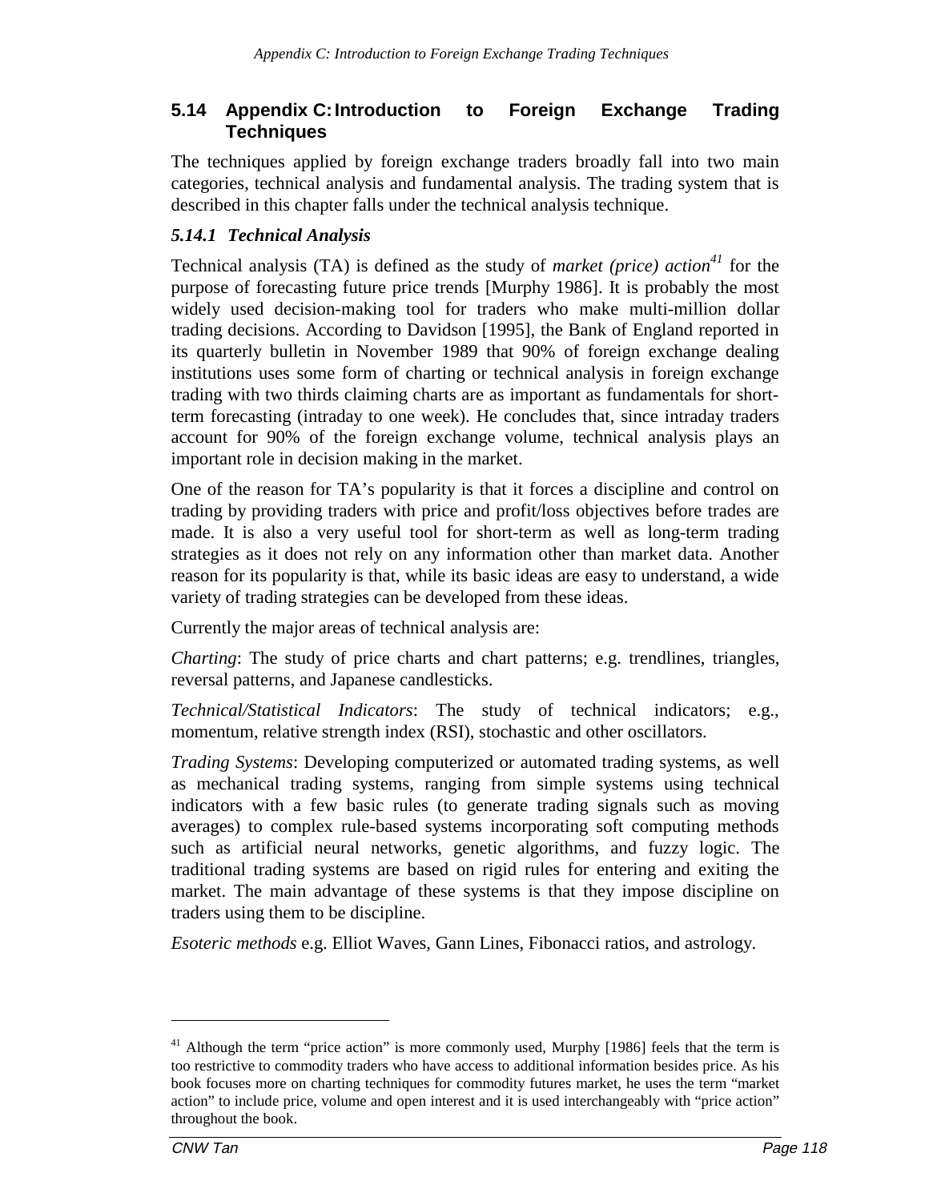## 5.14 Appendix C: Introduction to Foreign Exchange Trading Techniques

The techniques applied by foreign exchange traders broadly fall into two main categories, technical analysis and fundamental analysis. The trading system that is described in this chapter falls under the technical analysis technique.

### *5.14.1 Technical Analysis*

Technical analysis (TA) is defined as the study of *market (price) action*[41] for the purpose of forecasting future price trends [Murphy 1986]. It is probably the most widely used decision-making tool for traders who make multi-million dollar trading decisions. According to Davidson [1995], the Bank of England reported in its quarterly bulletin in November 1989 that 90% of foreign exchange dealing institutions uses some form of charting or technical analysis in foreign exchange trading with two thirds claiming charts are as important as fundamentals for short-term forecasting (intraday to one week). He concludes that, since intraday traders account for 90% of the foreign exchange volume, technical analysis plays an important role in decision making in the market.

One of the reason for TA's popularity is that it forces a discipline and control on trading by providing traders with price and profit/loss objectives before trades are made. It is also a very useful tool for short-term as well as long-term trading strategies as it does not rely on any information other than market data. Another reason for its popularity is that, while its basic ideas are easy to understand, a wide variety of trading strategies can be developed from these ideas.

Currently the major areas of technical analysis are:

*Charting*: The study of price charts and chart patterns; e.g. trendlines, triangles, reversal patterns, and Japanese candlesticks.

*Technical/Statistical Indicators*: The study of technical indicators; e.g., momentum, relative strength index (RSI), stochastic and other oscillators.

*Trading Systems*: Developing computerized or automated trading systems, as well as mechanical trading systems, ranging from simple systems using technical indicators with a few basic rules (to generate trading signals such as moving averages) to complex rule-based systems incorporating soft computing methods such as artificial neural networks, genetic algorithms, and fuzzy logic. The traditional trading systems are based on rigid rules for entering and exiting the market. The main advantage of these systems is that they impose discipline on traders using them to be discipline.

*Esoteric methods* e.g. Elliot Waves, Gann Lines, Fibonacci ratios, and astrology.

---

[41] Although the term "price action" is more commonly used, Murphy [1986] feels that the term is too restrictive to commodity traders who have access to additional information besides price. As his book focuses more on charting techniques for commodity futures market, he uses the term "market action" to include price, volume and open interest and it is used interchangeably with "price action" throughout the book.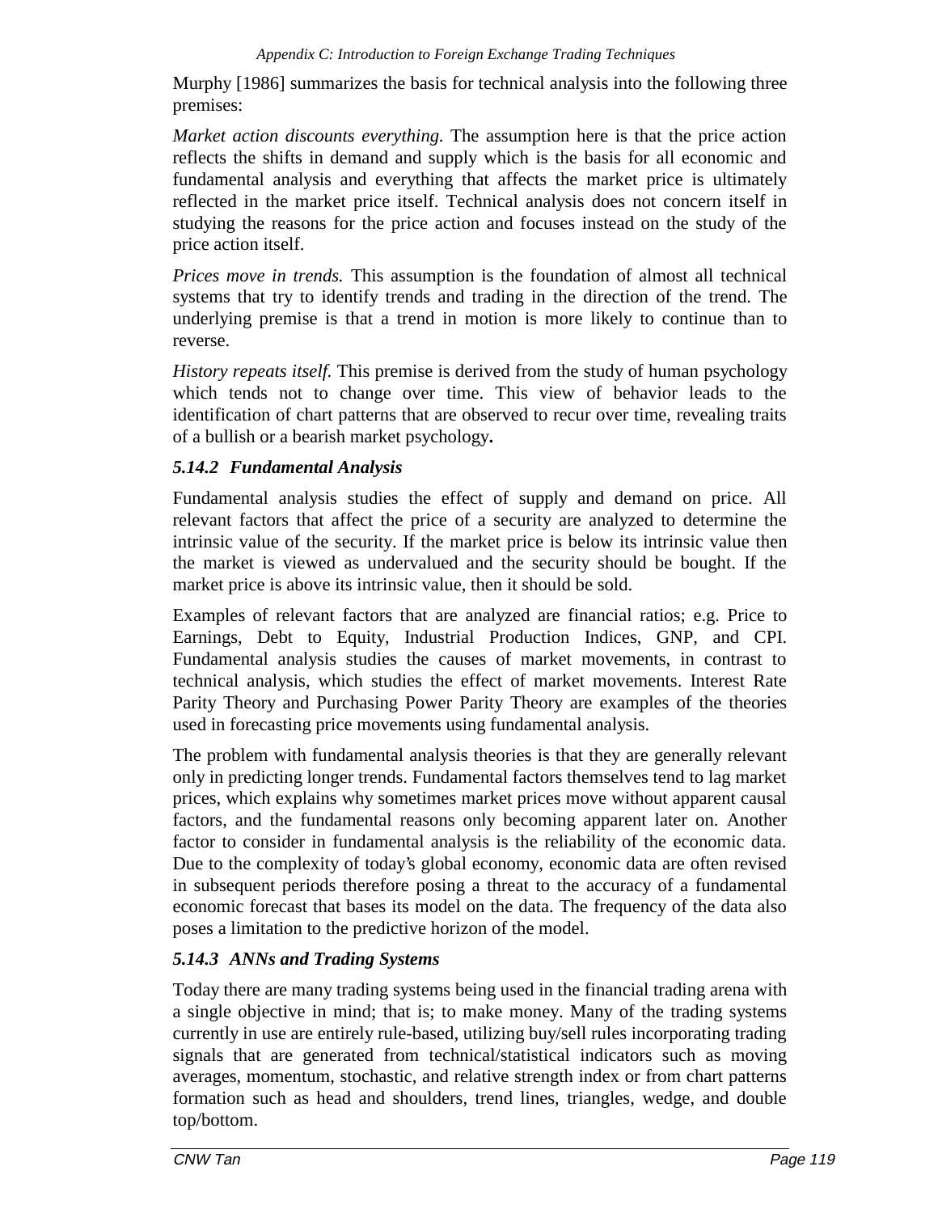Murphy [1986] summarizes the basis for technical analysis into the following three premises:

*Market action discounts everything.* The assumption here is that the price action reflects the shifts in demand and supply which is the basis for all economic and fundamental analysis and everything that affects the market price is ultimately reflected in the market price itself. Technical analysis does not concern itself in studying the reasons for the price action and focuses instead on the study of the price action itself.

*Prices move in trends.* This assumption is the foundation of almost all technical systems that try to identify trends and trading in the direction of the trend. The underlying premise is that a trend in motion is more likely to continue than to reverse.

*History repeats itself.* This premise is derived from the study of human psychology which tends not to change over time. This view of behavior leads to the identification of chart patterns that are observed to recur over time, revealing traits of a bullish or a bearish market psychology**.**

### *5.14.2 Fundamental Analysis*

Fundamental analysis studies the effect of supply and demand on price. All relevant factors that affect the price of a security are analyzed to determine the intrinsic value of the security. If the market price is below its intrinsic value then the market is viewed as undervalued and the security should be bought. If the market price is above its intrinsic value, then it should be sold.

Examples of relevant factors that are analyzed are financial ratios; e.g. Price to Earnings, Debt to Equity, Industrial Production Indices, GNP, and CPI. Fundamental analysis studies the causes of market movements, in contrast to technical analysis, which studies the effect of market movements. Interest Rate Parity Theory and Purchasing Power Parity Theory are examples of the theories used in forecasting price movements using fundamental analysis.

The problem with fundamental analysis theories is that they are generally relevant only in predicting longer trends. Fundamental factors themselves tend to lag market prices, which explains why sometimes market prices move without apparent causal factors, and the fundamental reasons only becoming apparent later on. Another factor to consider in fundamental analysis is the reliability of the economic data. Due to the complexity of today's global economy, economic data are often revised in subsequent periods therefore posing a threat to the accuracy of a fundamental economic forecast that bases its model on the data. The frequency of the data also poses a limitation to the predictive horizon of the model.

### *5.14.3 ANNs and Trading Systems*

Today there are many trading systems being used in the financial trading arena with a single objective in mind; that is; to make money. Many of the trading systems currently in use are entirely rule-based, utilizing buy/sell rules incorporating trading signals that are generated from technical/statistical indicators such as moving averages, momentum, stochastic, and relative strength index or from chart patterns formation such as head and shoulders, trend lines, triangles, wedge, and double top/bottom.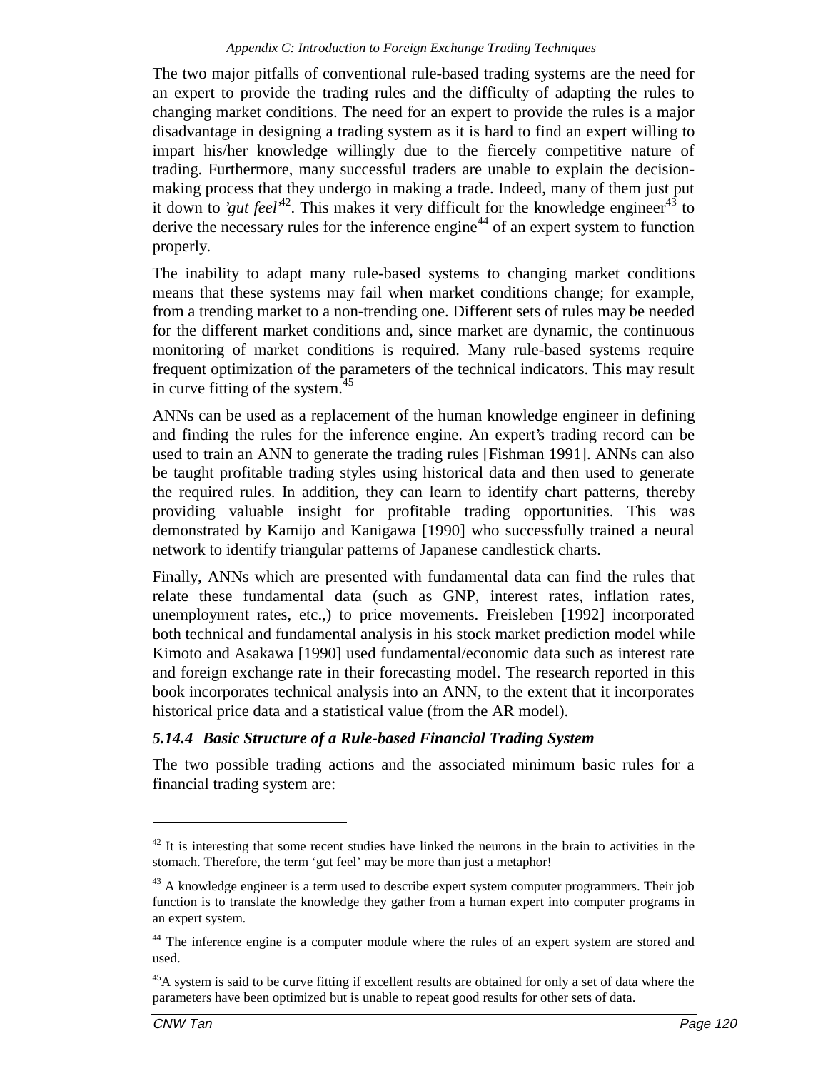The two major pitfalls of conventional rule-based trading systems are the need for an expert to provide the trading rules and the difficulty of adapting the rules to changing market conditions. The need for an expert to provide the rules is a major disadvantage in designing a trading system as it is hard to find an expert willing to impart his/her knowledge willingly due to the fiercely competitive nature of trading. Furthermore, many successful traders are unable to explain the decision-making process that they undergo in making a trade. Indeed, many of them just put it down to *'gut feel'*[42]. This makes it very difficult for the knowledge engineer[43] to derive the necessary rules for the inference engine[44] of an expert system to function properly.

The inability to adapt many rule-based systems to changing market conditions means that these systems may fail when market conditions change; for example, from a trending market to a non-trending one. Different sets of rules may be needed for the different market conditions and, since market are dynamic, the continuous monitoring of market conditions is required. Many rule-based systems require frequent optimization of the parameters of the technical indicators. This may result in curve fitting of the system.[45]

ANNs can be used as a replacement of the human knowledge engineer in defining and finding the rules for the inference engine. An expert's trading record can be used to train an ANN to generate the trading rules [Fishman 1991]. ANNs can also be taught profitable trading styles using historical data and then used to generate the required rules. In addition, they can learn to identify chart patterns, thereby providing valuable insight for profitable trading opportunities. This was demonstrated by Kamijo and Kanigawa [1990] who successfully trained a neural network to identify triangular patterns of Japanese candlestick charts.

Finally, ANNs which are presented with fundamental data can find the rules that relate these fundamental data (such as GNP, interest rates, inflation rates, unemployment rates, etc.,) to price movements. Freisleben [1992] incorporated both technical and fundamental analysis in his stock market prediction model while Kimoto and Asakawa [1990] used fundamental/economic data such as interest rate and foreign exchange rate in their forecasting model. The research reported in this book incorporates technical analysis into an ANN, to the extent that it incorporates historical price data and a statistical value (from the AR model).

### *5.14.4 Basic Structure of a Rule-based Financial Trading System*

The two possible trading actions and the associated minimum basic rules for a financial trading system are:

---

[42] It is interesting that some recent studies have linked the neurons in the brain to activities in the stomach. Therefore, the term 'gut feel' may be more than just a metaphor!

[43] A knowledge engineer is a term used to describe expert system computer programmers. Their job function is to translate the knowledge they gather from a human expert into computer programs in an expert system.

[44] The inference engine is a computer module where the rules of an expert system are stored and used.

[45] A system is said to be curve fitting if excellent results are obtained for only a set of data where the parameters have been optimized but is unable to repeat good results for other sets of data.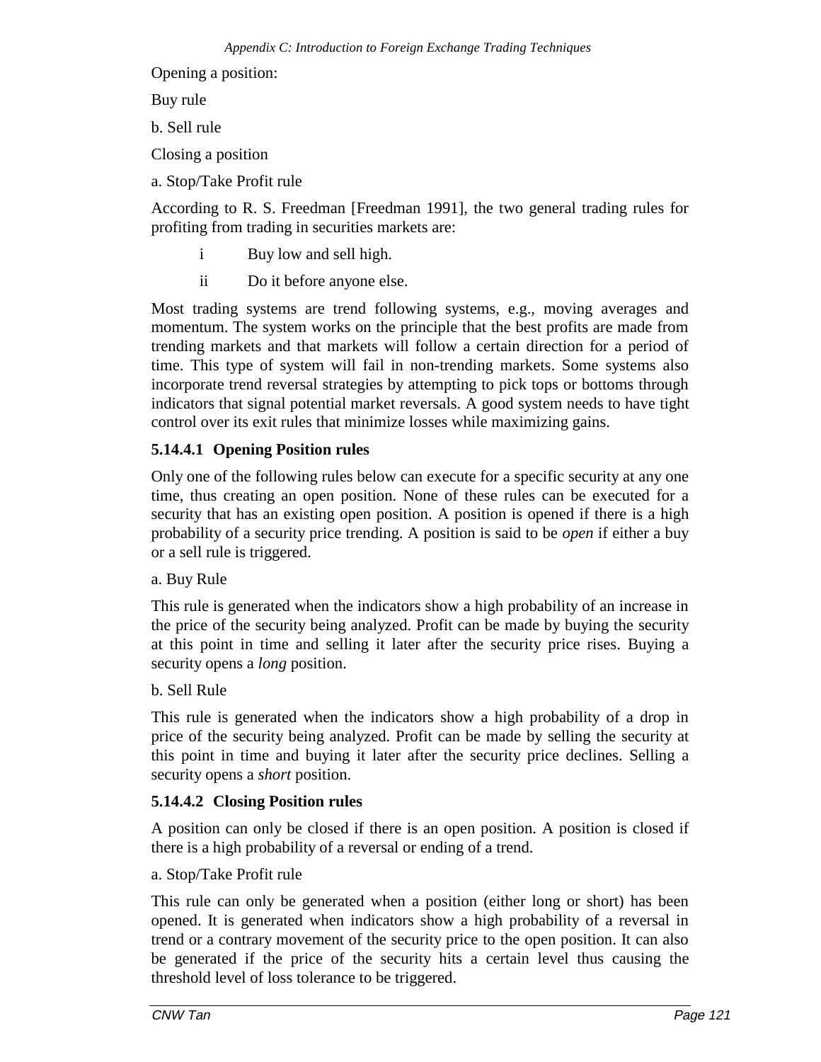Opening a position:

Buy rule

b. Sell rule

Closing a position

a. Stop/Take Profit rule

According to R. S. Freedman [Freedman 1991], the two general trading rules for profiting from trading in securities markets are:

i Buy low and sell high.

ii Do it before anyone else.

Most trading systems are trend following systems, e.g., moving averages and momentum. The system works on the principle that the best profits are made from trending markets and that markets will follow a certain direction for a period of time. This type of system will fail in non-trending markets. Some systems also incorporate trend reversal strategies by attempting to pick tops or bottoms through indicators that signal potential market reversals. A good system needs to have tight control over its exit rules that minimize losses while maximizing gains.

#### 5.14.4.1 Opening Position rules

Only one of the following rules below can execute for a specific security at any one time, thus creating an open position. None of these rules can be executed for a security that has an existing open position. A position is opened if there is a high probability of a security price trending. A position is said to be *open* if either a buy or a sell rule is triggered.

a. Buy Rule

This rule is generated when the indicators show a high probability of an increase in the price of the security being analyzed. Profit can be made by buying the security at this point in time and selling it later after the security price rises. Buying a security opens a *long* position.

b. Sell Rule

This rule is generated when the indicators show a high probability of a drop in price of the security being analyzed. Profit can be made by selling the security at this point in time and buying it later after the security price declines. Selling a security opens a *short* position.

#### 5.14.4.2 Closing Position rules

A position can only be closed if there is an open position. A position is closed if there is a high probability of a reversal or ending of a trend.

a. Stop/Take Profit rule

This rule can only be generated when a position (either long or short) has been opened. It is generated when indicators show a high probability of a reversal in trend or a contrary movement of the security price to the open position. It can also be generated if the price of the security hits a certain level thus causing the threshold level of loss tolerance to be triggered.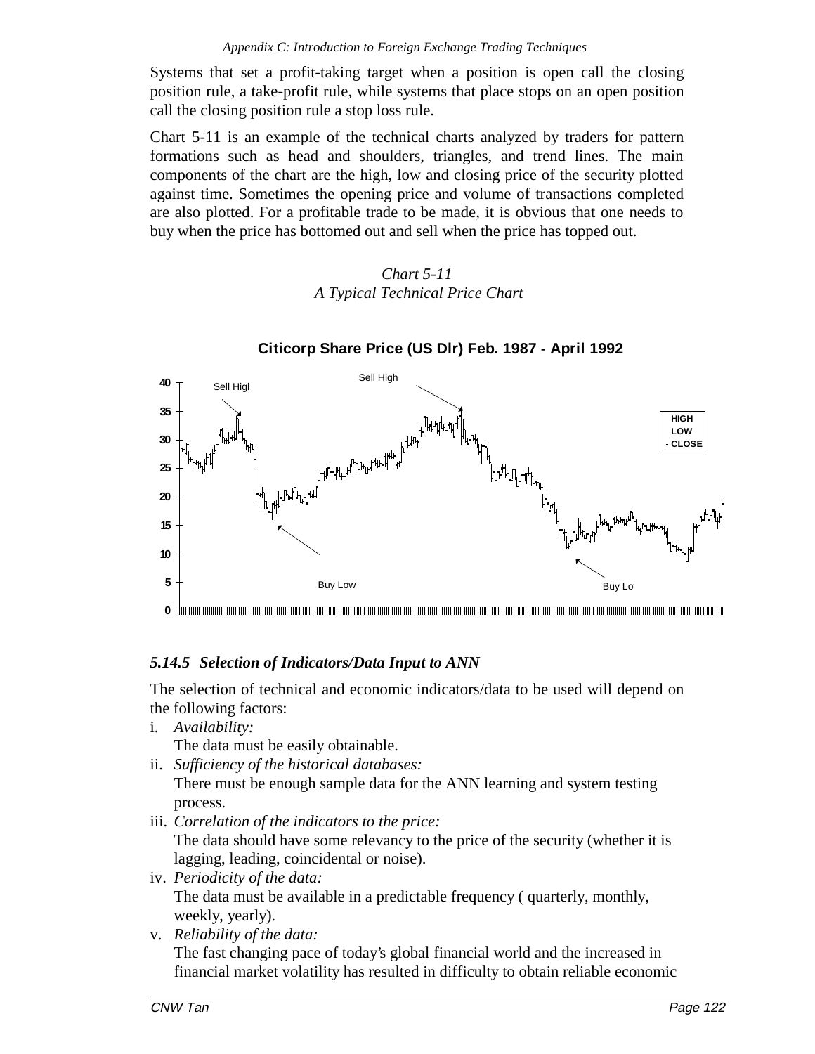Systems that set a profit-taking target when a position is open call the closing position rule, a take-profit rule, while systems that place stops on an open position call the closing position rule a stop loss rule.

Chart 5-11 is an example of the technical charts analyzed by traders for pattern formations such as head and shoulders, triangles, and trend lines. The main components of the chart are the high, low and closing price of the security plotted against time. Sometimes the opening price and volume of transactions completed are also plotted. For a profitable trade to be made, it is obvious that one needs to buy when the price has bottomed out and sell when the price has topped out.

*Chart 5-11*
*A Typical Technical Price Chart*

**Citicorp Share Price (US Dlr) Feb. 1987 - April 1992**

### *5.14.5 Selection of Indicators/Data Input to ANN*

The selection of technical and economic indicators/data to be used will depend on the following factors:

i. *Availability:*
   The data must be easily obtainable.
ii. *Sufficiency of the historical databases:*
   There must be enough sample data for the ANN learning and system testing process.
iii. *Correlation of the indicators to the price:*
   The data should have some relevancy to the price of the security (whether it is lagging, leading, coincidental or noise).
iv. *Periodicity of the data:*
   The data must be available in a predictable frequency ( quarterly, monthly, weekly, yearly).
v. *Reliability of the data:*
   The fast changing pace of today's global financial world and the increased in financial market volatility has resulted in difficulty to obtain reliable economic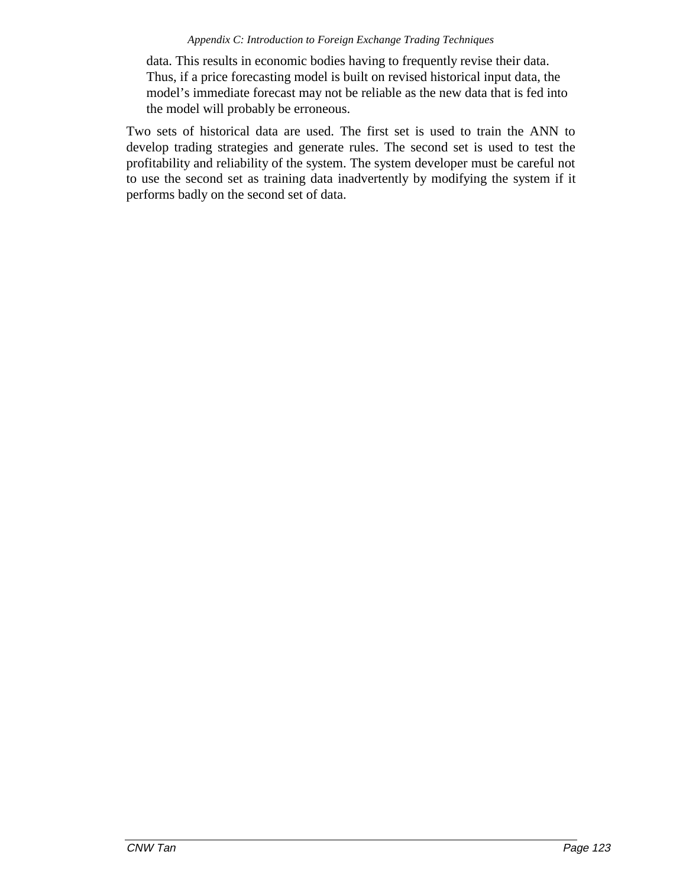data. This results in economic bodies having to frequently revise their data. Thus, if a price forecasting model is built on revised historical input data, the model's immediate forecast may not be reliable as the new data that is fed into the model will probably be erroneous.

Two sets of historical data are used. The first set is used to train the ANN to develop trading strategies and generate rules. The second set is used to test the profitability and reliability of the system. The system developer must be careful not to use the second set as training data inadvertently by modifying the system if it performs badly on the second set of data.